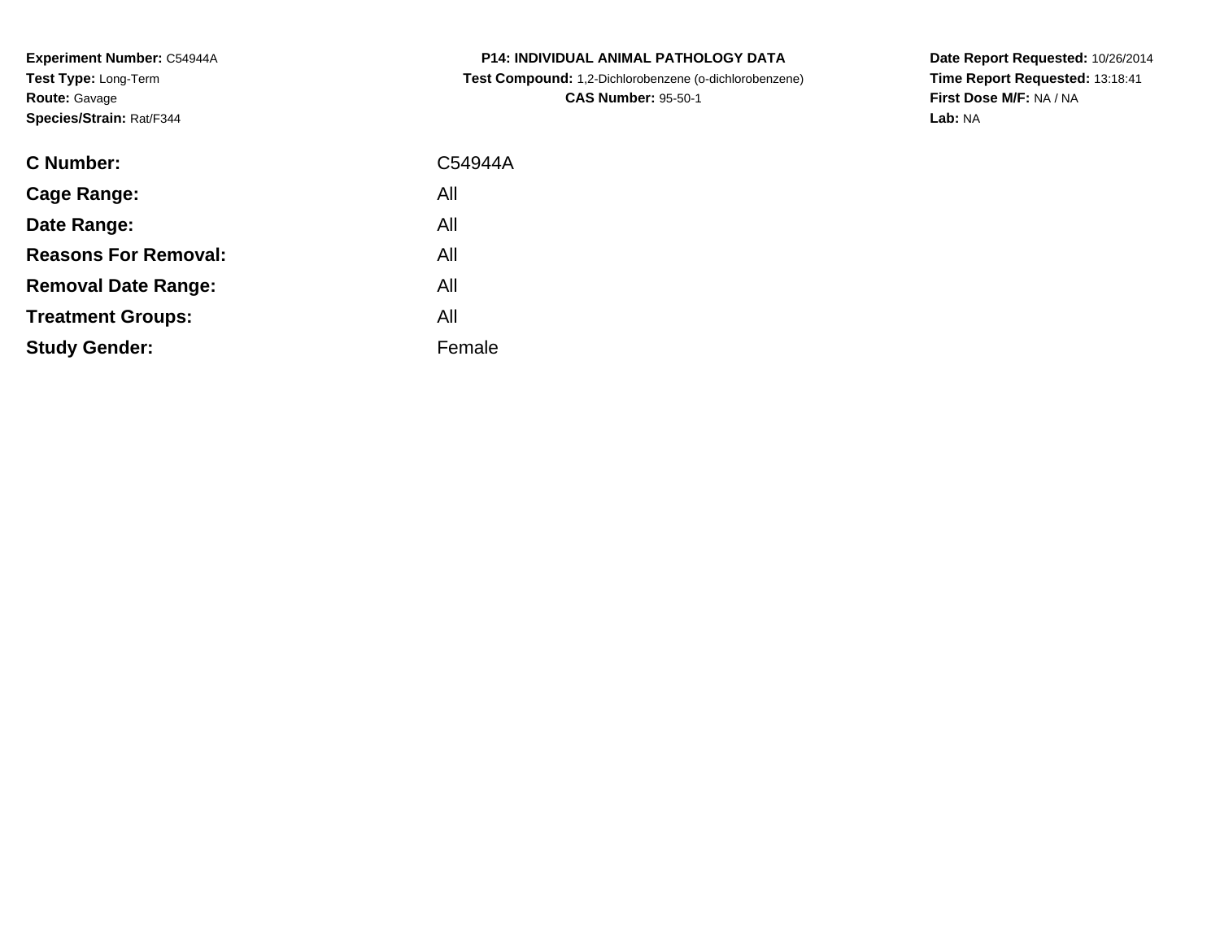**Experiment Number:** C54944A
**Test Type:** Long-Term
**Route:** Gavage
**Species/Strain:** Rat/F344

**P14: INDIVIDUAL ANIMAL PATHOLOGY DATA**
**Test Compound:** 1,2-Dichlorobenzene (o-dichlorobenzene)
**CAS Number:** 95-50-1

**Date Report Requested:** 10/26/2014
**Time Report Requested:** 13:18:41
**First Dose M/F:** NA / NA
**Lab:** NA

| | |
|---|---|
| **C Number:** | C54944A |
| **Cage Range:** | All |
| **Date Range:** | All |
| **Reasons For Removal:** | All |
| **Removal Date Range:** | All |
| **Treatment Groups:** | All |
| **Study Gender:** | Female |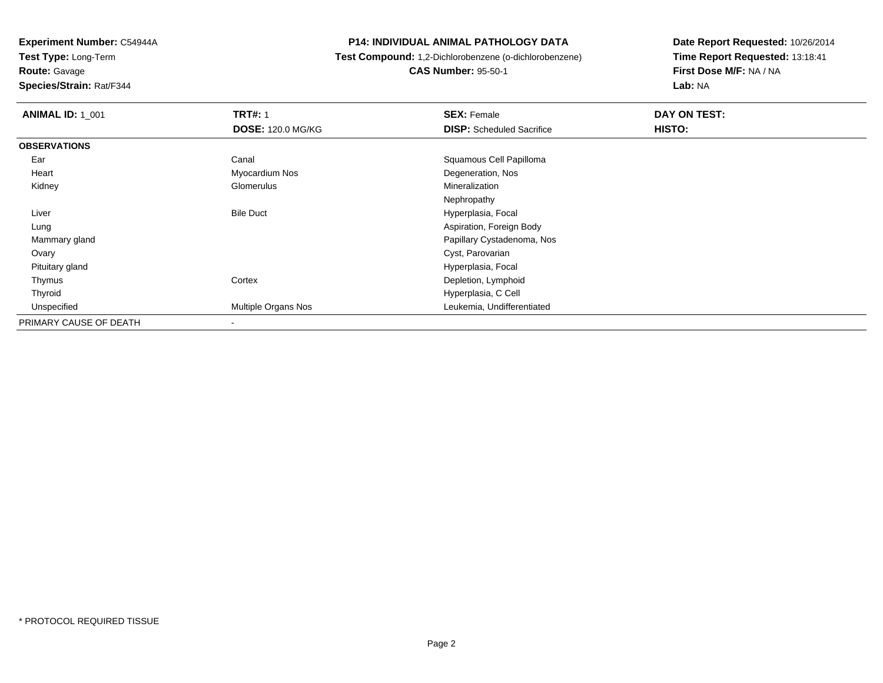**Experiment Number:** C54944A
**Test Type:** Long-Term
**Route:** Gavage
**Species/Strain:** Rat/F344

**P14: INDIVIDUAL ANIMAL PATHOLOGY DATA**
**Test Compound:** 1,2-Dichlorobenzene (o-dichlorobenzene)
**CAS Number:** 95-50-1

**Date Report Requested:** 10/26/2014
**Time Report Requested:** 13:18:41
**First Dose M/F:** NA / NA
**Lab:** NA

| **ANIMAL ID:** 1_001 | **TRT#:** 1 | **SEX:** Female | **DAY ON TEST:** |
|---|---|---|---|
| | **DOSE:** 120.0 MG/KG | **DISP:** Scheduled Sacrifice | **HISTO:** |
| **OBSERVATIONS** | | | |
| Ear | Canal | Squamous Cell Papilloma | |
| Heart | Myocardium Nos | Degeneration, Nos | |
| Kidney | Glomerulus | Mineralization | |
| | | Nephropathy | |
| Liver | Bile Duct | Hyperplasia, Focal | |
| Lung | | Aspiration, Foreign Body | |
| Mammary gland | | Papillary Cystadenoma, Nos | |
| Ovary | | Cyst, Parovarian | |
| Pituitary gland | | Hyperplasia, Focal | |
| Thymus | Cortex | Depletion, Lymphoid | |
| Thyroid | | Hyperplasia, C Cell | |
| Unspecified | Multiple Organs Nos | Leukemia, Undifferentiated | |
| PRIMARY CAUSE OF DEATH | - | | |

* PROTOCOL REQUIRED TISSUE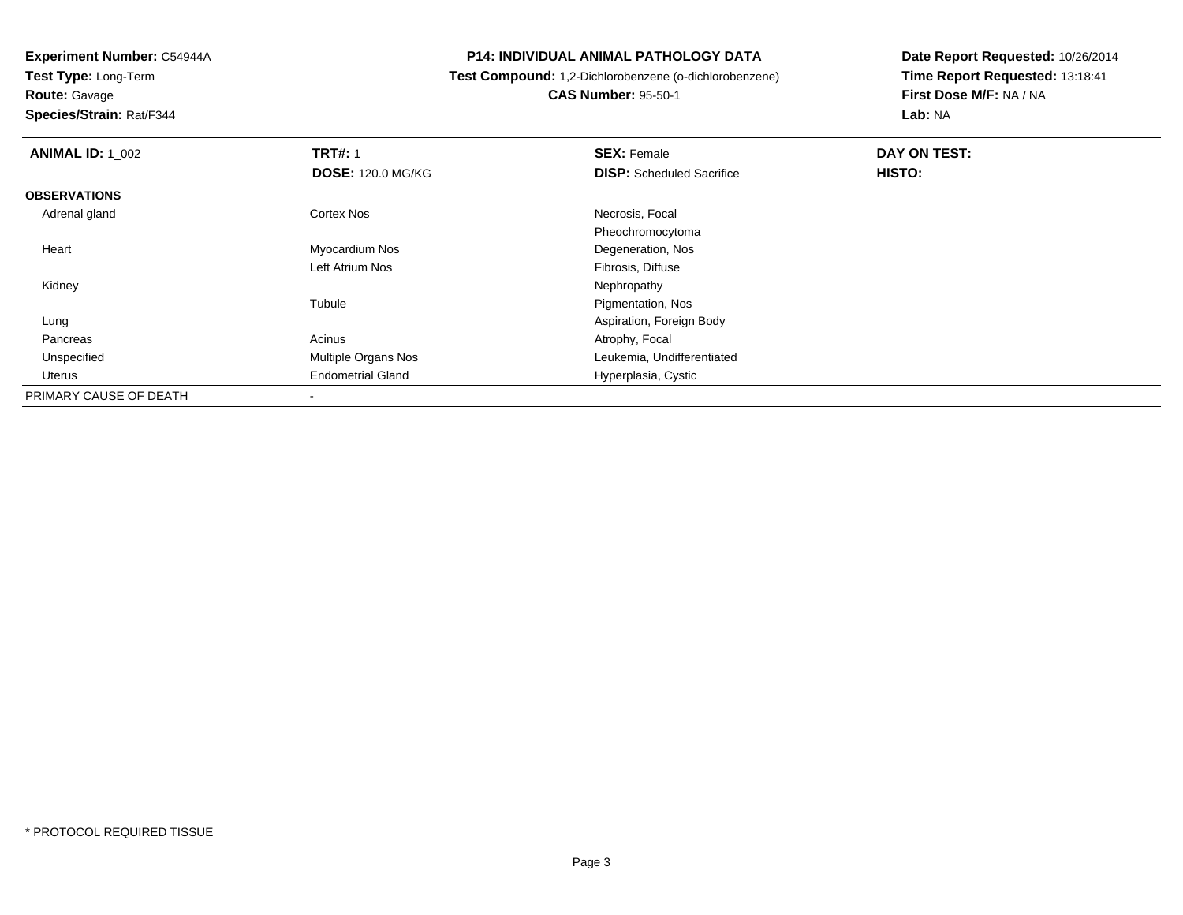**Experiment Number:** C54944A
**Test Type:** Long-Term
**Route:** Gavage
**Species/Strain:** Rat/F344

**P14: INDIVIDUAL ANIMAL PATHOLOGY DATA**
**Test Compound:** 1,2-Dichlorobenzene (o-dichlorobenzene)
**CAS Number:** 95-50-1

**Date Report Requested:** 10/26/2014
**Time Report Requested:** 13:18:41
**First Dose M/F:** NA / NA
**Lab:** NA

| **ANIMAL ID:** 1_002 | **TRT#:** 1 | **SEX:** Female | **DAY ON TEST:** |
|---|---|---|---|
| | **DOSE:** 120.0 MG/KG | **DISP:** Scheduled Sacrifice | **HISTO:** |
| **OBSERVATIONS** | | | |
| Adrenal gland | Cortex Nos | Necrosis, Focal | |
| | | Pheochromocytoma | |
| Heart | Myocardium Nos | Degeneration, Nos | |
| | Left Atrium Nos | Fibrosis, Diffuse | |
| Kidney | | Nephropathy | |
| | Tubule | Pigmentation, Nos | |
| Lung | | Aspiration, Foreign Body | |
| Pancreas | Acinus | Atrophy, Focal | |
| Unspecified | Multiple Organs Nos | Leukemia, Undifferentiated | |
| Uterus | Endometrial Gland | Hyperplasia, Cystic | |
| PRIMARY CAUSE OF DEATH | - | | |

* PROTOCOL REQUIRED TISSUE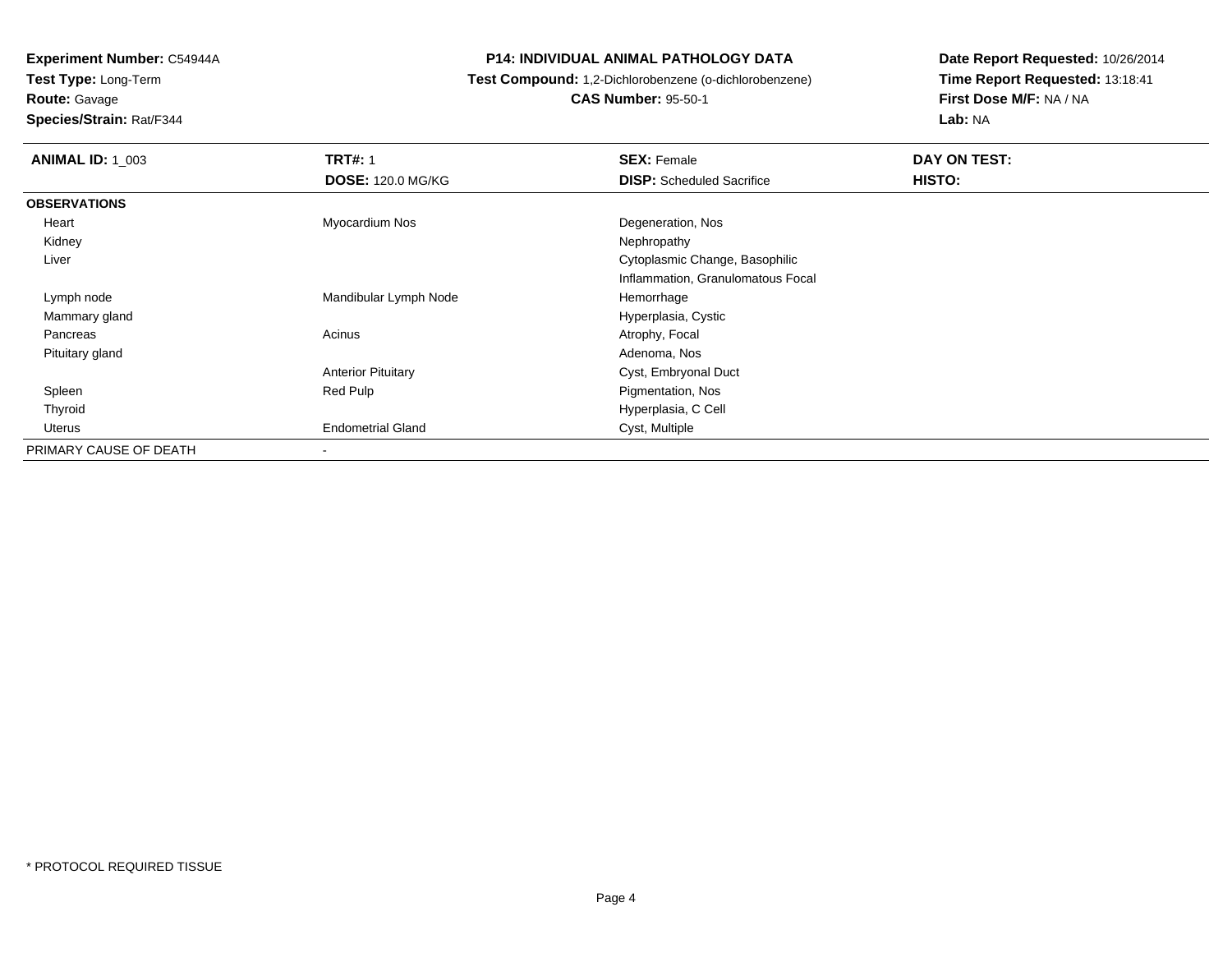**Experiment Number:** C54944A
**Test Type:** Long-Term
**Route:** Gavage
**Species/Strain:** Rat/F344

## P14: INDIVIDUAL ANIMAL PATHOLOGY DATA

**Test Compound:** 1,2-Dichlorobenzene (o-dichlorobenzene)
**CAS Number:** 95-50-1

**Date Report Requested:** 10/26/2014
**Time Report Requested:** 13:18:41
**First Dose M/F:** NA / NA
**Lab:** NA

| **ANIMAL ID:** 1_003 | **TRT#:** 1 | **SEX:** Female | **DAY ON TEST:** |
|---|---|---|---|
| | **DOSE:** 120.0 MG/KG | **DISP:** Scheduled Sacrifice | **HISTO:** |
| **OBSERVATIONS** | | | |
| Heart | Myocardium Nos | Degeneration, Nos | |
| Kidney | | Nephropathy | |
| Liver | | Cytoplasmic Change, Basophilic | |
| | | Inflammation, Granulomatous Focal | |
| Lymph node | Mandibular Lymph Node | Hemorrhage | |
| Mammary gland | | Hyperplasia, Cystic | |
| Pancreas | Acinus | Atrophy, Focal | |
| Pituitary gland | | Adenoma, Nos | |
| | Anterior Pituitary | Cyst, Embryonal Duct | |
| Spleen | Red Pulp | Pigmentation, Nos | |
| Thyroid | | Hyperplasia, C Cell | |
| Uterus | Endometrial Gland | Cyst, Multiple | |
| PRIMARY CAUSE OF DEATH | - | | |

* PROTOCOL REQUIRED TISSUE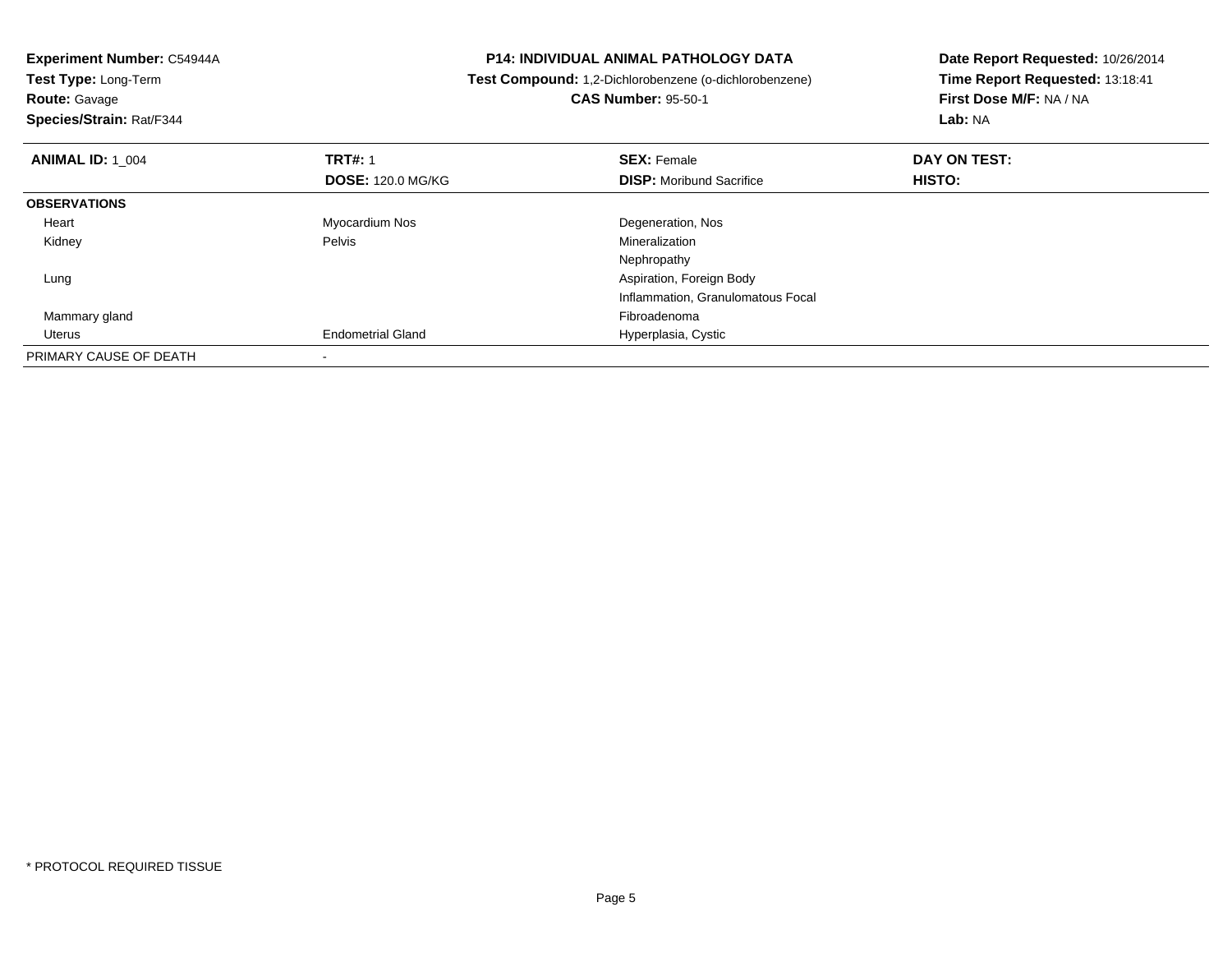**Experiment Number:** C54944A
**Test Type:** Long-Term
**Route:** Gavage
**Species/Strain:** Rat/F344

**P14: INDIVIDUAL ANIMAL PATHOLOGY DATA**
**Test Compound:** 1,2-Dichlorobenzene (o-dichlorobenzene)
**CAS Number:** 95-50-1

**Date Report Requested:** 10/26/2014
**Time Report Requested:** 13:18:41
**First Dose M/F:** NA / NA
**Lab:** NA

| **ANIMAL ID:** 1_004 | **TRT#:** 1 | **SEX:** Female | **DAY ON TEST:** |
|---|---|---|---|
| | **DOSE:** 120.0 MG/KG | **DISP:** Moribund Sacrifice | **HISTO:** |
| **OBSERVATIONS** | | | |
| Heart | Myocardium Nos | Degeneration, Nos | |
| Kidney | Pelvis | Mineralization | |
| | | Nephropathy | |
| Lung | | Aspiration, Foreign Body | |
| | | Inflammation, Granulomatous Focal | |
| Mammary gland | | Fibroadenoma | |
| Uterus | Endometrial Gland | Hyperplasia, Cystic | |
| PRIMARY CAUSE OF DEATH | - | | |

* PROTOCOL REQUIRED TISSUE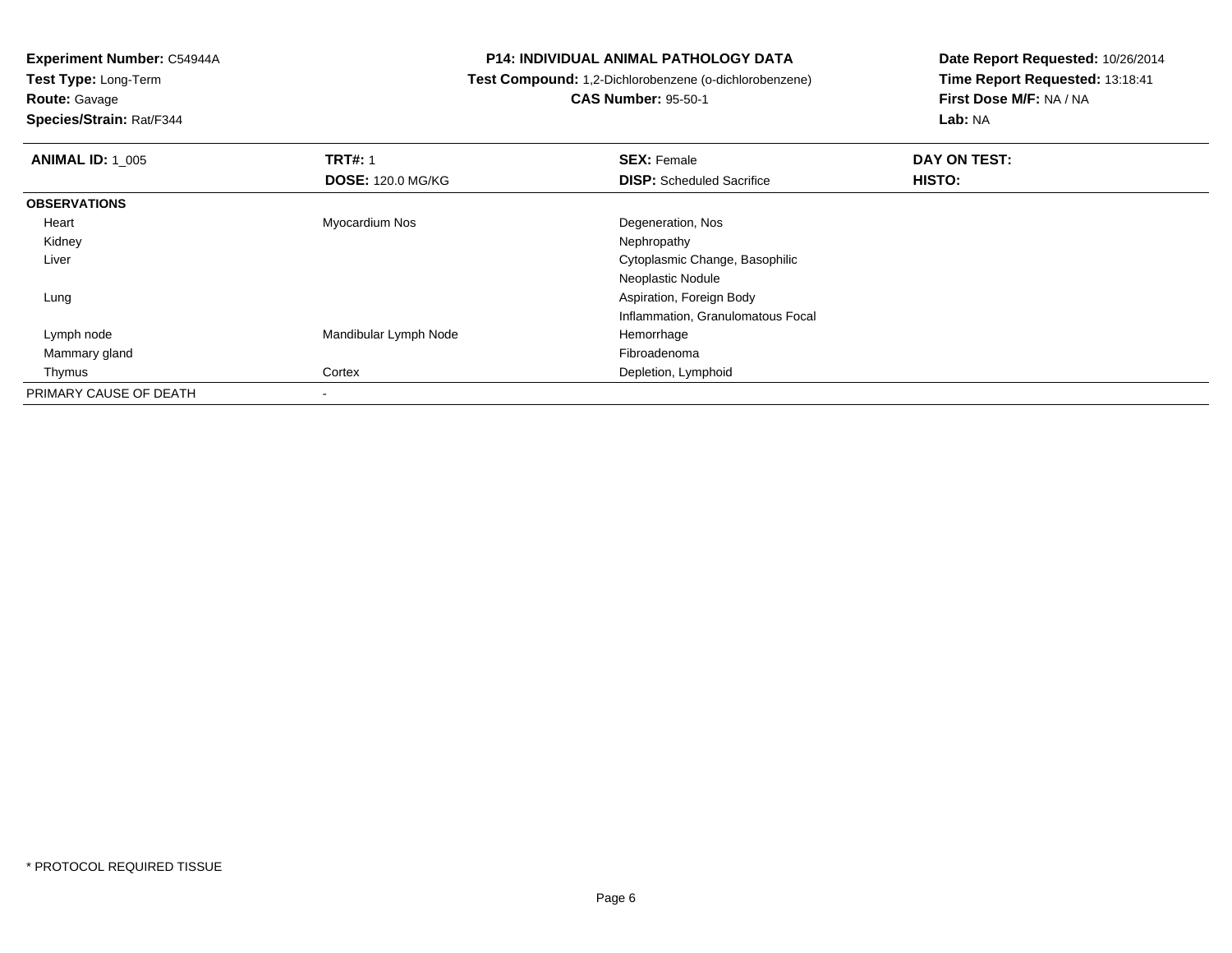**Experiment Number:** C54944A
**Test Type:** Long-Term
**Route:** Gavage
**Species/Strain:** Rat/F344

**P14: INDIVIDUAL ANIMAL PATHOLOGY DATA**
**Test Compound:** 1,2-Dichlorobenzene (o-dichlorobenzene)
**CAS Number:** 95-50-1

**Date Report Requested:** 10/26/2014
**Time Report Requested:** 13:18:41
**First Dose M/F:** NA / NA
**Lab:** NA

| **ANIMAL ID:** 1_005 | **TRT#:** 1 | **SEX:** Female | **DAY ON TEST:** |
|---|---|---|---|
| | **DOSE:** 120.0 MG/KG | **DISP:** Scheduled Sacrifice | **HISTO:** |
| **OBSERVATIONS** | | | |
| Heart | Myocardium Nos | Degeneration, Nos | |
| Kidney | | Nephropathy | |
| Liver | | Cytoplasmic Change, Basophilic | |
| | | Neoplastic Nodule | |
| Lung | | Aspiration, Foreign Body | |
| | | Inflammation, Granulomatous Focal | |
| Lymph node | Mandibular Lymph Node | Hemorrhage | |
| Mammary gland | | Fibroadenoma | |
| Thymus | Cortex | Depletion, Lymphoid | |
| PRIMARY CAUSE OF DEATH | - | | |

\* PROTOCOL REQUIRED TISSUE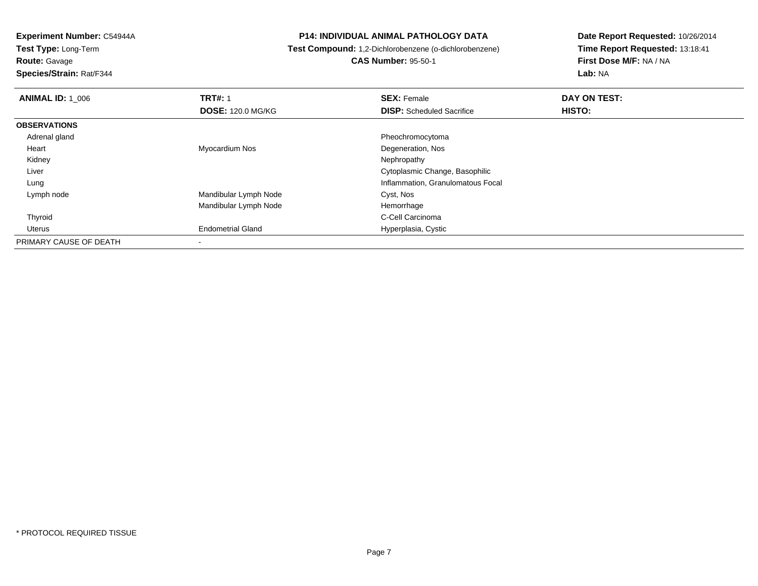**Experiment Number:** C54944A
**Test Type:** Long-Term
**Route:** Gavage
**Species/Strain:** Rat/F344

**P14: INDIVIDUAL ANIMAL PATHOLOGY DATA**
**Test Compound:** 1,2-Dichlorobenzene (o-dichlorobenzene)
**CAS Number:** 95-50-1

**Date Report Requested:** 10/26/2014
**Time Report Requested:** 13:18:41
**First Dose M/F:** NA / NA
**Lab:** NA

| **ANIMAL ID:** 1_006 | **TRT#:** 1 | **SEX:** Female | **DAY ON TEST:** |
|---|---|---|---|
| | **DOSE:** 120.0 MG/KG | **DISP:** Scheduled Sacrifice | **HISTO:** |
| **OBSERVATIONS** | | | |
| Adrenal gland | | Pheochromocytoma | |
| Heart | Myocardium Nos | Degeneration, Nos | |
| Kidney | | Nephropathy | |
| Liver | | Cytoplasmic Change, Basophilic | |
| Lung | | Inflammation, Granulomatous Focal | |
| Lymph node | Mandibular Lymph Node | Cyst, Nos | |
| | Mandibular Lymph Node | Hemorrhage | |
| Thyroid | | C-Cell Carcinoma | |
| Uterus | Endometrial Gland | Hyperplasia, Cystic | |
| PRIMARY CAUSE OF DEATH | - | | |

\* PROTOCOL REQUIRED TISSUE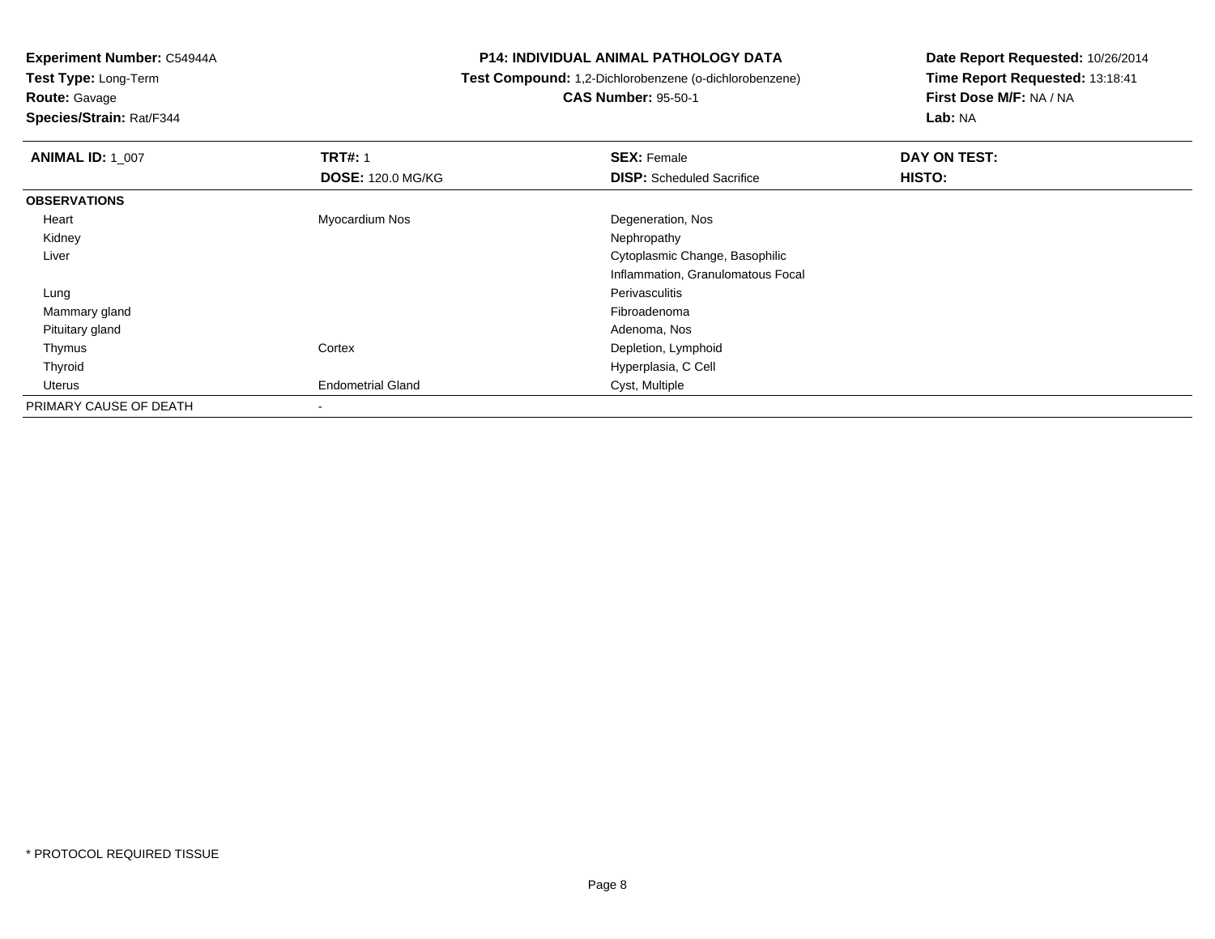**Experiment Number:** C54944A
**Test Type:** Long-Term
**Route:** Gavage
**Species/Strain:** Rat/F344

**P14: INDIVIDUAL ANIMAL PATHOLOGY DATA**
**Test Compound:** 1,2-Dichlorobenzene (o-dichlorobenzene)
**CAS Number:** 95-50-1

**Date Report Requested:** 10/26/2014
**Time Report Requested:** 13:18:41
**First Dose M/F:** NA / NA
**Lab:** NA

| **ANIMAL ID:** 1_007 | **TRT#:** 1 | **SEX:** Female | **DAY ON TEST:** |
|---|---|---|---|
| | **DOSE:** 120.0 MG/KG | **DISP:** Scheduled Sacrifice | **HISTO:** |
| **OBSERVATIONS** | | | |
| Heart | Myocardium Nos | Degeneration, Nos | |
| Kidney | | Nephropathy | |
| Liver | | Cytoplasmic Change, Basophilic | |
| | | Inflammation, Granulomatous Focal | |
| Lung | | Perivasculitis | |
| Mammary gland | | Fibroadenoma | |
| Pituitary gland | | Adenoma, Nos | |
| Thymus | Cortex | Depletion, Lymphoid | |
| Thyroid | | Hyperplasia, C Cell | |
| Uterus | Endometrial Gland | Cyst, Multiple | |
| PRIMARY CAUSE OF DEATH | - | | |

* PROTOCOL REQUIRED TISSUE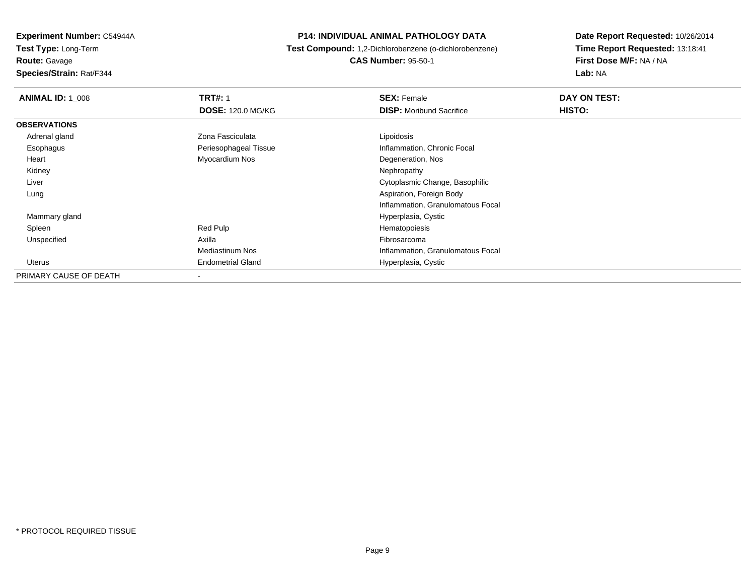**Experiment Number:** C54944A
**Test Type:** Long-Term
**Route:** Gavage
**Species/Strain:** Rat/F344

**P14: INDIVIDUAL ANIMAL PATHOLOGY DATA**
**Test Compound:** 1,2-Dichlorobenzene (o-dichlorobenzene)
**CAS Number:** 95-50-1

**Date Report Requested:** 10/26/2014
**Time Report Requested:** 13:18:41
**First Dose M/F:** NA / NA
**Lab:** NA

| **ANIMAL ID:** 1_008 | **TRT#:** 1 | **SEX:** Female | **DAY ON TEST:** |
|---|---|---|---|
| | **DOSE:** 120.0 MG/KG | **DISP:** Moribund Sacrifice | **HISTO:** |
| **OBSERVATIONS** | | | |
| Adrenal gland | Zona Fasciculata | Lipoidosis | |
| Esophagus | Periesophageal Tissue | Inflammation, Chronic Focal | |
| Heart | Myocardium Nos | Degeneration, Nos | |
| Kidney | | Nephropathy | |
| Liver | | Cytoplasmic Change, Basophilic | |
| Lung | | Aspiration, Foreign Body | |
| | | Inflammation, Granulomatous Focal | |
| Mammary gland | | Hyperplasia, Cystic | |
| Spleen | Red Pulp | Hematopoiesis | |
| Unspecified | Axilla | Fibrosarcoma | |
| | Mediastinum Nos | Inflammation, Granulomatous Focal | |
| Uterus | Endometrial Gland | Hyperplasia, Cystic | |
| PRIMARY CAUSE OF DEATH | - | | |

* PROTOCOL REQUIRED TISSUE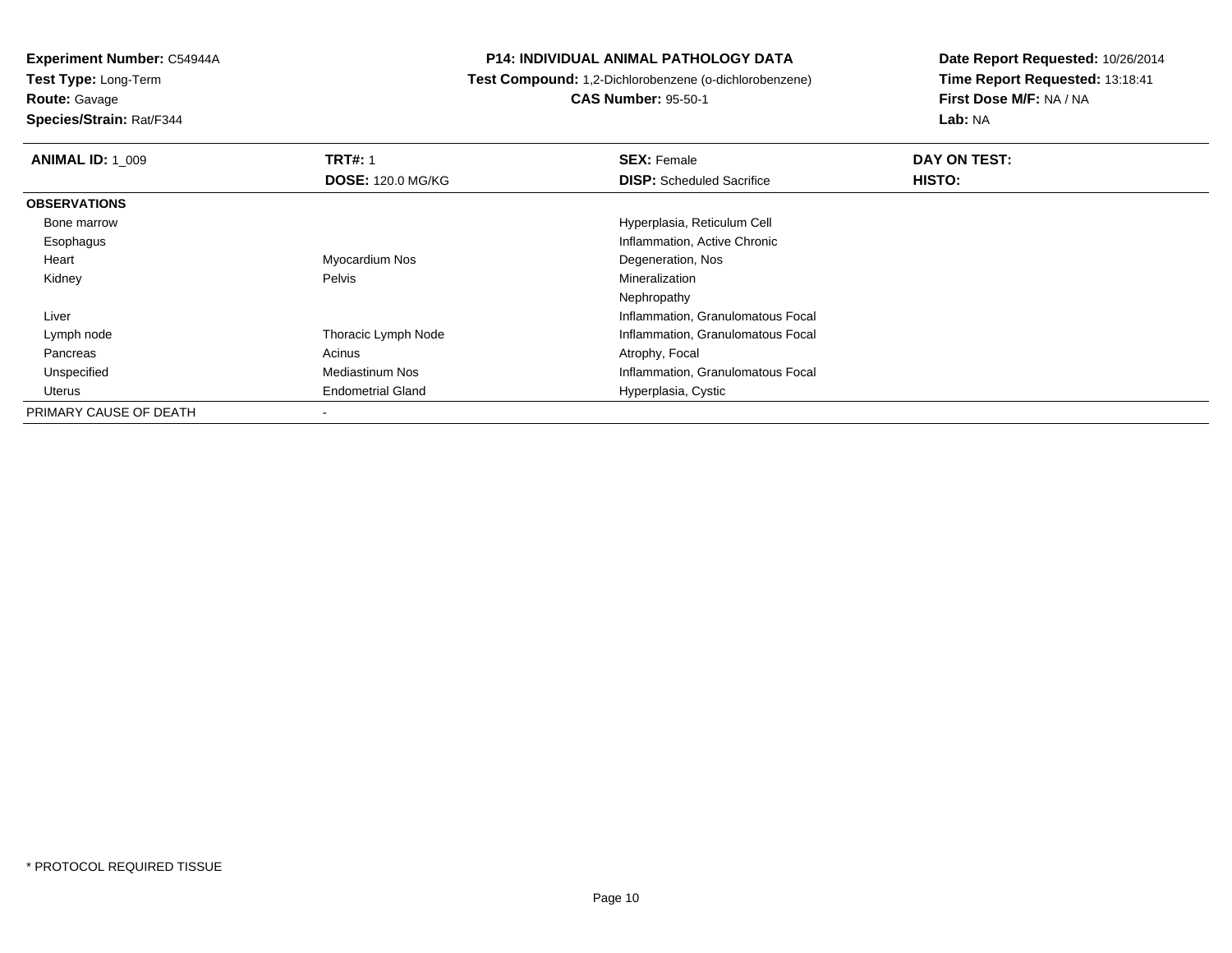**Experiment Number:** C54944A
**Test Type:** Long-Term
**Route:** Gavage
**Species/Strain:** Rat/F344

**P14: INDIVIDUAL ANIMAL PATHOLOGY DATA**
**Test Compound:** 1,2-Dichlorobenzene (o-dichlorobenzene)
**CAS Number:** 95-50-1

**Date Report Requested:** 10/26/2014
**Time Report Requested:** 13:18:41
**First Dose M/F:** NA / NA
**Lab:** NA

| **ANIMAL ID:** 1_009 | **TRT#:** 1 | **SEX:** Female | **DAY ON TEST:** |
|---|---|---|---|
| | **DOSE:** 120.0 MG/KG | **DISP:** Scheduled Sacrifice | **HISTO:** |
| **OBSERVATIONS** | | | |
| Bone marrow | | Hyperplasia, Reticulum Cell | |
| Esophagus | | Inflammation, Active Chronic | |
| Heart | Myocardium Nos | Degeneration, Nos | |
| Kidney | Pelvis | Mineralization | |
| | | Nephropathy | |
| Liver | | Inflammation, Granulomatous Focal | |
| Lymph node | Thoracic Lymph Node | Inflammation, Granulomatous Focal | |
| Pancreas | Acinus | Atrophy, Focal | |
| Unspecified | Mediastinum Nos | Inflammation, Granulomatous Focal | |
| Uterus | Endometrial Gland | Hyperplasia, Cystic | |
| PRIMARY CAUSE OF DEATH | - | | |

* PROTOCOL REQUIRED TISSUE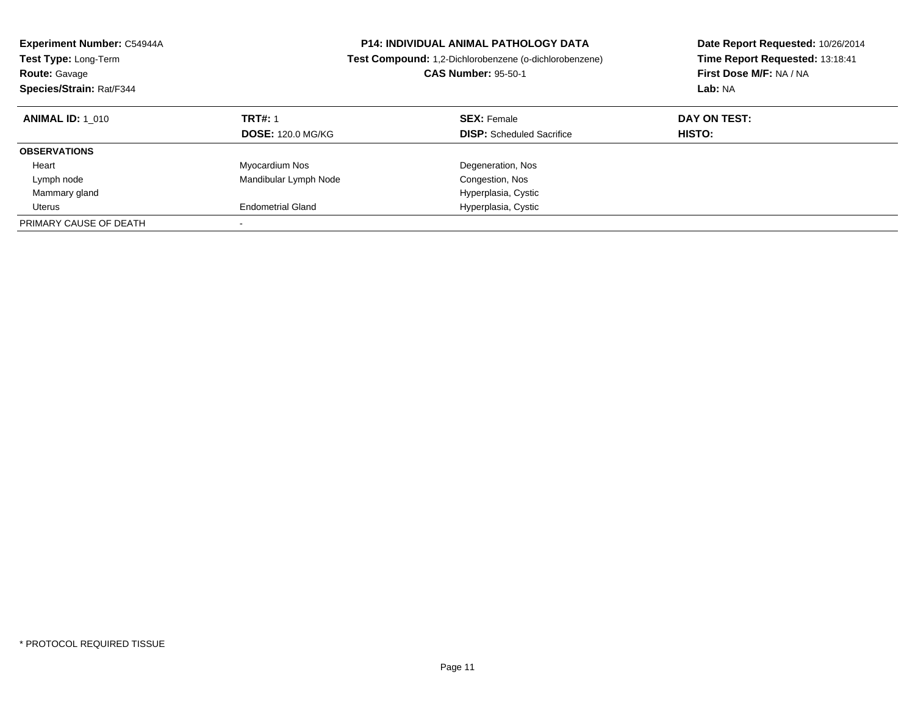**Experiment Number:** C54944A
**Test Type:** Long-Term
**Route:** Gavage
**Species/Strain:** Rat/F344

**P14: INDIVIDUAL ANIMAL PATHOLOGY DATA**
**Test Compound:** 1,2-Dichlorobenzene (o-dichlorobenzene)
**CAS Number:** 95-50-1

**Date Report Requested:** 10/26/2014
**Time Report Requested:** 13:18:41
**First Dose M/F:** NA / NA
**Lab:** NA

| **ANIMAL ID:** 1_010 | **TRT#:** 1 | **SEX:** Female | **DAY ON TEST:** |
|---|---|---|---|
| | **DOSE:** 120.0 MG/KG | **DISP:** Scheduled Sacrifice | **HISTO:** |
| **OBSERVATIONS** | | | |
| Heart | Myocardium Nos | Degeneration, Nos | |
| Lymph node | Mandibular Lymph Node | Congestion, Nos | |
| Mammary gland | | Hyperplasia, Cystic | |
| Uterus | Endometrial Gland | Hyperplasia, Cystic | |
| PRIMARY CAUSE OF DEATH | - | | |

* PROTOCOL REQUIRED TISSUE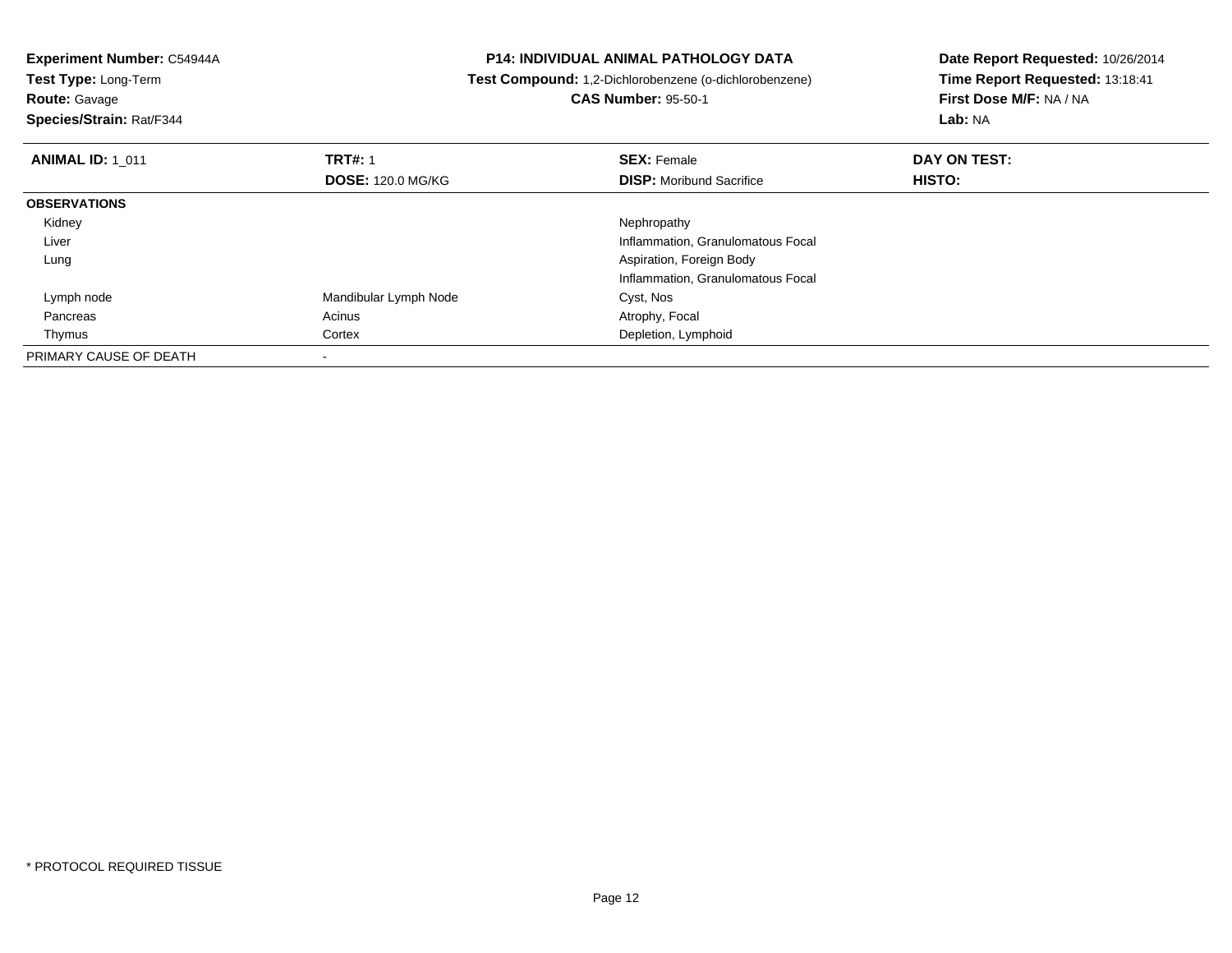**Experiment Number:** C54944A
**Test Type:** Long-Term
**Route:** Gavage
**Species/Strain:** Rat/F344

**P14: INDIVIDUAL ANIMAL PATHOLOGY DATA**
**Test Compound:** 1,2-Dichlorobenzene (o-dichlorobenzene)
**CAS Number:** 95-50-1

**Date Report Requested:** 10/26/2014
**Time Report Requested:** 13:18:41
**First Dose M/F:** NA / NA
**Lab:** NA

| **ANIMAL ID:** 1_011 | **TRT#:** 1 | **SEX:** Female | **DAY ON TEST:** |
|---|---|---|---|
| | **DOSE:** 120.0 MG/KG | **DISP:** Moribund Sacrifice | **HISTO:** |
| **OBSERVATIONS** | | | |
| Kidney | | Nephropathy | |
| Liver | | Inflammation, Granulomatous Focal | |
| Lung | | Aspiration, Foreign Body | |
| | | Inflammation, Granulomatous Focal | |
| Lymph node | Mandibular Lymph Node | Cyst, Nos | |
| Pancreas | Acinus | Atrophy, Focal | |
| Thymus | Cortex | Depletion, Lymphoid | |
| PRIMARY CAUSE OF DEATH | - | | |

* PROTOCOL REQUIRED TISSUE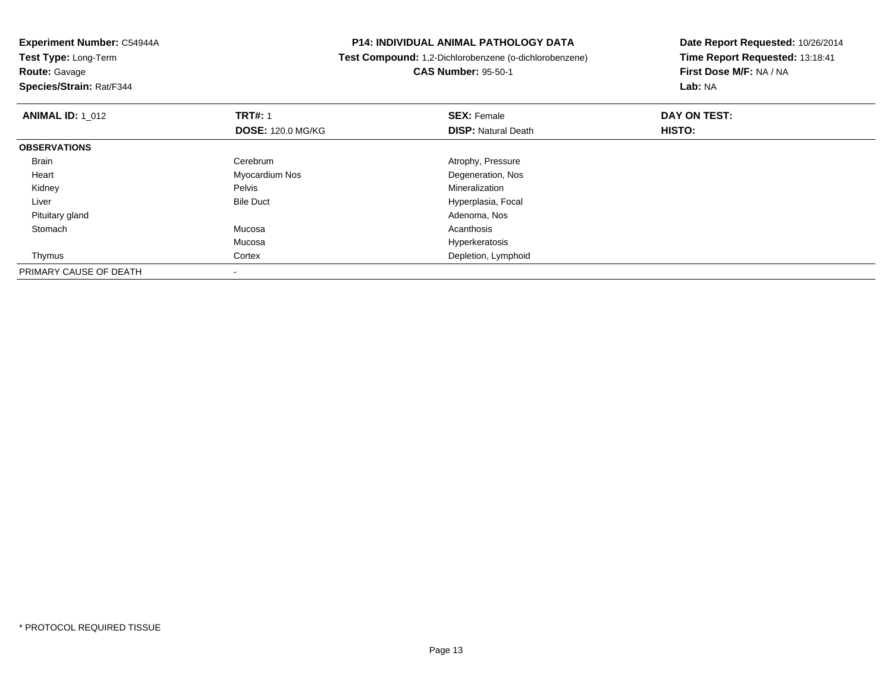**Experiment Number:** C54944A
**Test Type:** Long-Term
**Route:** Gavage
**Species/Strain:** Rat/F344

**P14: INDIVIDUAL ANIMAL PATHOLOGY DATA**
**Test Compound:** 1,2-Dichlorobenzene (o-dichlorobenzene)
**CAS Number:** 95-50-1

**Date Report Requested:** 10/26/2014
**Time Report Requested:** 13:18:41
**First Dose M/F:** NA / NA
**Lab:** NA

| **ANIMAL ID:** 1_012 | **TRT#:** 1 | **SEX:** Female | **DAY ON TEST:** |
|---|---|---|---|
| | **DOSE:** 120.0 MG/KG | **DISP:** Natural Death | **HISTO:** |
| **OBSERVATIONS** | | | |
| Brain | Cerebrum | Atrophy, Pressure | |
| Heart | Myocardium Nos | Degeneration, Nos | |
| Kidney | Pelvis | Mineralization | |
| Liver | Bile Duct | Hyperplasia, Focal | |
| Pituitary gland | | Adenoma, Nos | |
| Stomach | Mucosa | Acanthosis | |
| | Mucosa | Hyperkeratosis | |
| Thymus | Cortex | Depletion, Lymphoid | |
| PRIMARY CAUSE OF DEATH | - | | |

* PROTOCOL REQUIRED TISSUE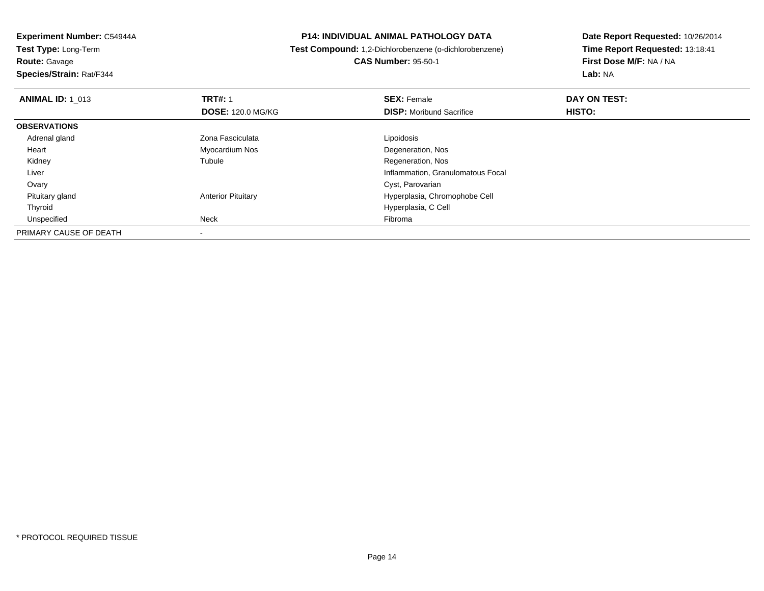**Experiment Number:** C54944A
**Test Type:** Long-Term
**Route:** Gavage
**Species/Strain:** Rat/F344

**P14: INDIVIDUAL ANIMAL PATHOLOGY DATA**
**Test Compound:** 1,2-Dichlorobenzene (o-dichlorobenzene)
**CAS Number:** 95-50-1

**Date Report Requested:** 10/26/2014
**Time Report Requested:** 13:18:41
**First Dose M/F:** NA / NA
**Lab:** NA

| **ANIMAL ID:** 1_013 | **TRT#:** 1 | **SEX:** Female | **DAY ON TEST:** |
|---|---|---|---|
| | **DOSE:** 120.0 MG/KG | **DISP:** Moribund Sacrifice | **HISTO:** |
| **OBSERVATIONS** | | | |
| Adrenal gland | Zona Fasciculata | Lipoidosis | |
| Heart | Myocardium Nos | Degeneration, Nos | |
| Kidney | Tubule | Regeneration, Nos | |
| Liver | | Inflammation, Granulomatous Focal | |
| Ovary | | Cyst, Parovarian | |
| Pituitary gland | Anterior Pituitary | Hyperplasia, Chromophobe Cell | |
| Thyroid | | Hyperplasia, C Cell | |
| Unspecified | Neck | Fibroma | |
| PRIMARY CAUSE OF DEATH | - | | |

* PROTOCOL REQUIRED TISSUE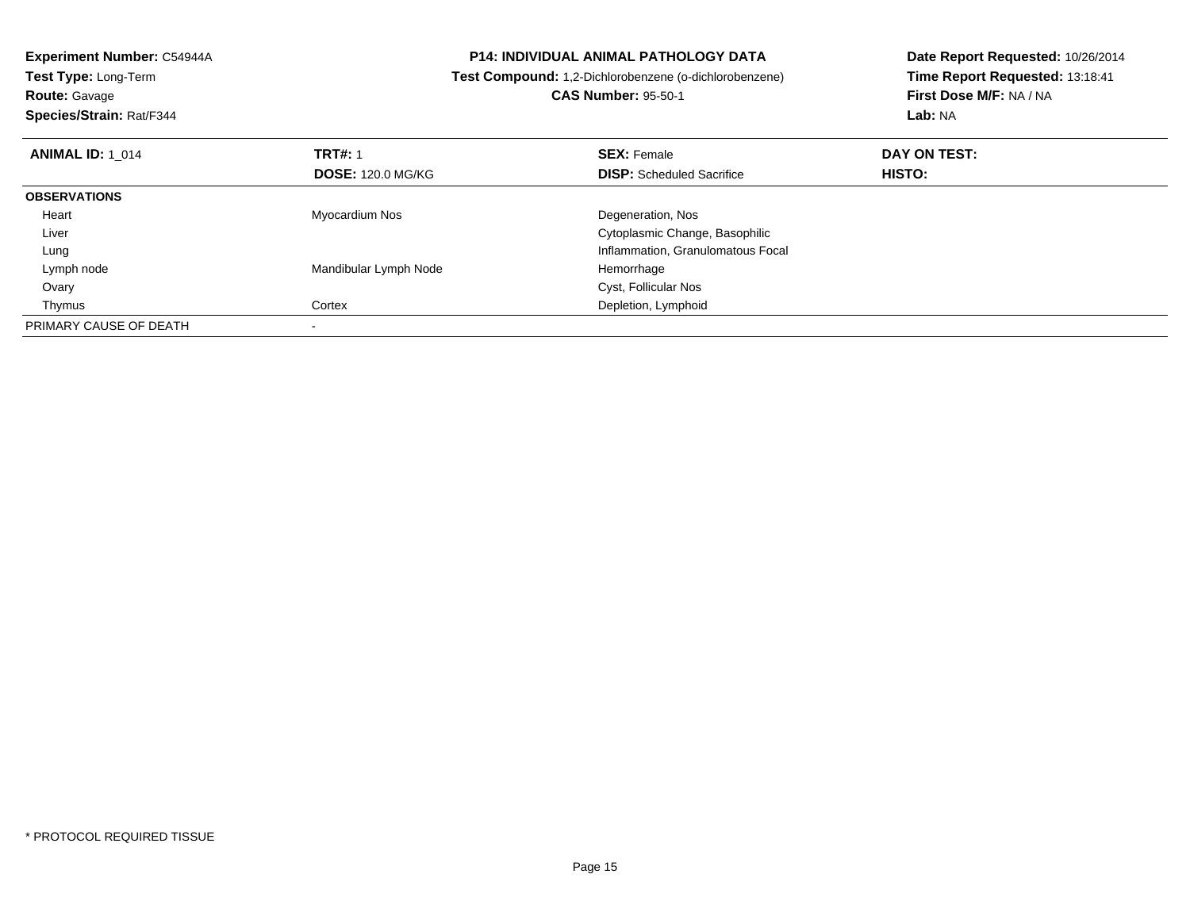**Experiment Number:** C54944A
**Test Type:** Long-Term
**Route:** Gavage
**Species/Strain:** Rat/F344

**P14: INDIVIDUAL ANIMAL PATHOLOGY DATA**
**Test Compound:** 1,2-Dichlorobenzene (o-dichlorobenzene)
**CAS Number:** 95-50-1

**Date Report Requested:** 10/26/2014
**Time Report Requested:** 13:18:41
**First Dose M/F:** NA / NA
**Lab:** NA

| **ANIMAL ID:** 1_014 | **TRT#:** 1 | **SEX:** Female | **DAY ON TEST:** |
|---|---|---|---|
| | **DOSE:** 120.0 MG/KG | **DISP:** Scheduled Sacrifice | **HISTO:** |
| **OBSERVATIONS** | | | |
| Heart | Myocardium Nos | Degeneration, Nos | |
| Liver | | Cytoplasmic Change, Basophilic | |
| Lung | | Inflammation, Granulomatous Focal | |
| Lymph node | Mandibular Lymph Node | Hemorrhage | |
| Ovary | | Cyst, Follicular Nos | |
| Thymus | Cortex | Depletion, Lymphoid | |
| PRIMARY CAUSE OF DEATH | - | | |

* PROTOCOL REQUIRED TISSUE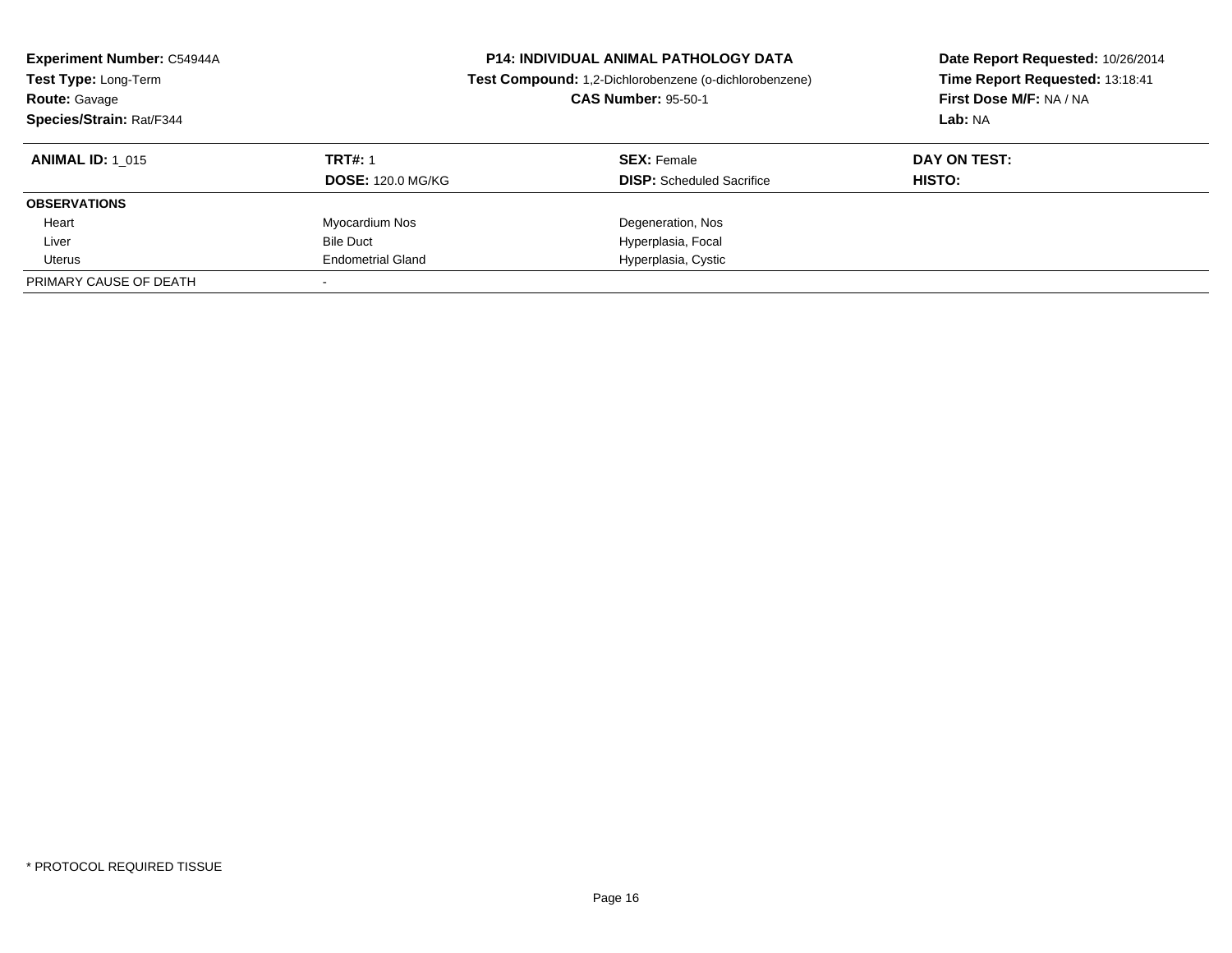**Experiment Number:** C54944A
**Test Type:** Long-Term
**Route:** Gavage
**Species/Strain:** Rat/F344

**P14: INDIVIDUAL ANIMAL PATHOLOGY DATA**
**Test Compound:** 1,2-Dichlorobenzene (o-dichlorobenzene)
**CAS Number:** 95-50-1

**Date Report Requested:** 10/26/2014
**Time Report Requested:** 13:18:41
**First Dose M/F:** NA / NA
**Lab:** NA

| **ANIMAL ID:** 1_015 | **TRT#:** 1 | **SEX:** Female | **DAY ON TEST:** |
|---|---|---|---|
| | **DOSE:** 120.0 MG/KG | **DISP:** Scheduled Sacrifice | **HISTO:** |
| **OBSERVATIONS** | | | |
| Heart | Myocardium Nos | Degeneration, Nos | |
| Liver | Bile Duct | Hyperplasia, Focal | |
| Uterus | Endometrial Gland | Hyperplasia, Cystic | |
| PRIMARY CAUSE OF DEATH | - | | |

\* PROTOCOL REQUIRED TISSUE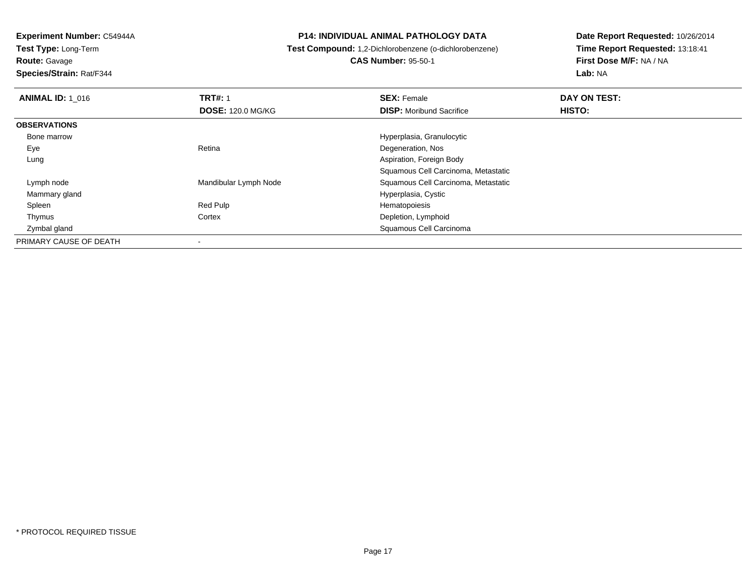**Experiment Number:** C54944A
**Test Type:** Long-Term
**Route:** Gavage
**Species/Strain:** Rat/F344

**P14: INDIVIDUAL ANIMAL PATHOLOGY DATA**
**Test Compound:** 1,2-Dichlorobenzene (o-dichlorobenzene)
**CAS Number:** 95-50-1

**Date Report Requested:** 10/26/2014
**Time Report Requested:** 13:18:41
**First Dose M/F:** NA / NA
**Lab:** NA

| **ANIMAL ID:** 1_016 | **TRT#:** 1 | **SEX:** Female | **DAY ON TEST:** |
|---|---|---|---|
| | **DOSE:** 120.0 MG/KG | **DISP:** Moribund Sacrifice | **HISTO:** |
| **OBSERVATIONS** | | | |
| Bone marrow | | Hyperplasia, Granulocytic | |
| Eye | Retina | Degeneration, Nos | |
| Lung | | Aspiration, Foreign Body | |
| | | Squamous Cell Carcinoma, Metastatic | |
| Lymph node | Mandibular Lymph Node | Squamous Cell Carcinoma, Metastatic | |
| Mammary gland | | Hyperplasia, Cystic | |
| Spleen | Red Pulp | Hematopoiesis | |
| Thymus | Cortex | Depletion, Lymphoid | |
| Zymbal gland | | Squamous Cell Carcinoma | |
| PRIMARY CAUSE OF DEATH | - | | |

\* PROTOCOL REQUIRED TISSUE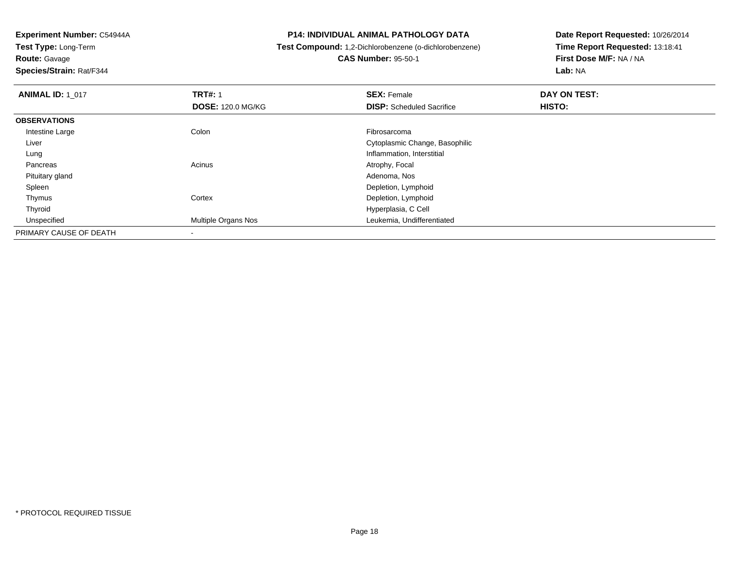**Experiment Number:** C54944A
**Test Type:** Long-Term
**Route:** Gavage
**Species/Strain:** Rat/F344

**P14: INDIVIDUAL ANIMAL PATHOLOGY DATA**
**Test Compound:** 1,2-Dichlorobenzene (o-dichlorobenzene)
**CAS Number:** 95-50-1

**Date Report Requested:** 10/26/2014
**Time Report Requested:** 13:18:41
**First Dose M/F:** NA / NA
**Lab:** NA

| **ANIMAL ID:** 1_017 | **TRT#:** 1 | **SEX:** Female | **DAY ON TEST:** |
|---|---|---|---|
| | **DOSE:** 120.0 MG/KG | **DISP:** Scheduled Sacrifice | **HISTO:** |
| **OBSERVATIONS** | | | |
| Intestine Large | Colon | Fibrosarcoma | |
| Liver | | Cytoplasmic Change, Basophilic | |
| Lung | | Inflammation, Interstitial | |
| Pancreas | Acinus | Atrophy, Focal | |
| Pituitary gland | | Adenoma, Nos | |
| Spleen | | Depletion, Lymphoid | |
| Thymus | Cortex | Depletion, Lymphoid | |
| Thyroid | | Hyperplasia, C Cell | |
| Unspecified | Multiple Organs Nos | Leukemia, Undifferentiated | |
| PRIMARY CAUSE OF DEATH | - | | |

* PROTOCOL REQUIRED TISSUE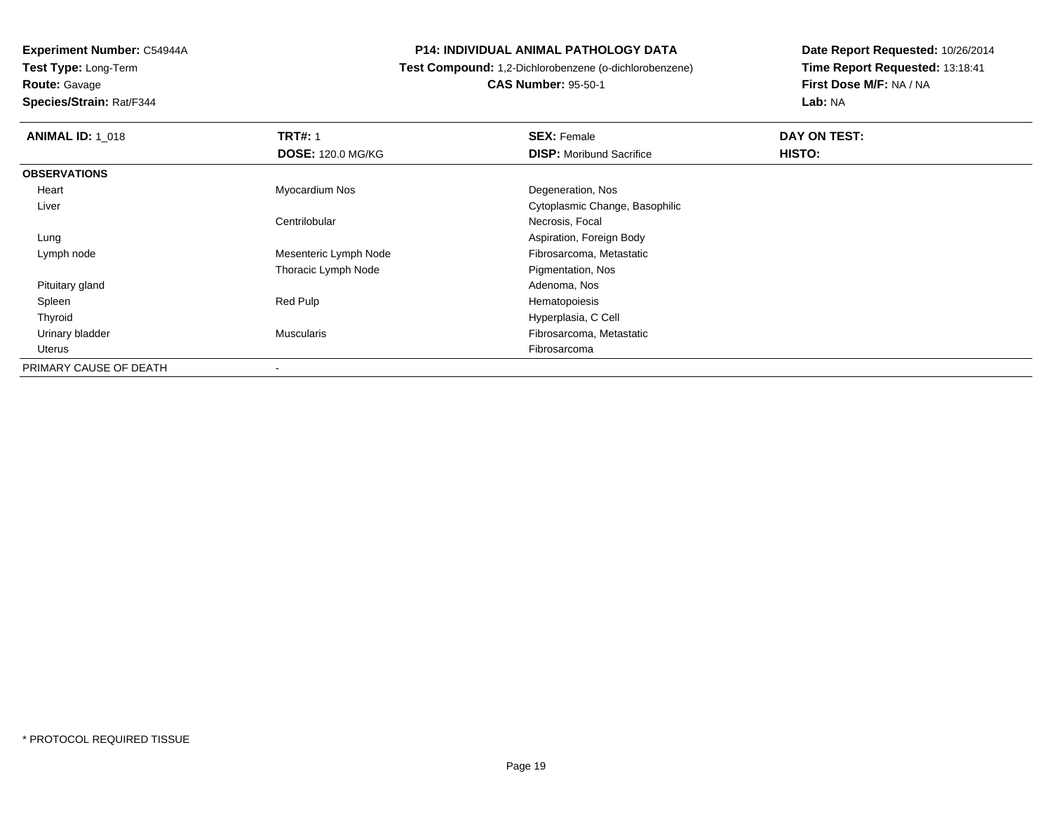**Experiment Number:** C54944A
**Test Type:** Long-Term
**Route:** Gavage
**Species/Strain:** Rat/F344

**P14: INDIVIDUAL ANIMAL PATHOLOGY DATA**
**Test Compound:** 1,2-Dichlorobenzene (o-dichlorobenzene)
**CAS Number:** 95-50-1

**Date Report Requested:** 10/26/2014
**Time Report Requested:** 13:18:41
**First Dose M/F:** NA / NA
**Lab:** NA

| **ANIMAL ID:** 1_018 | **TRT#:** 1 | **SEX:** Female | **DAY ON TEST:** |
|---|---|---|---|
| | **DOSE:** 120.0 MG/KG | **DISP:** Moribund Sacrifice | **HISTO:** |
| **OBSERVATIONS** | | | |
| Heart | Myocardium Nos | Degeneration, Nos | |
| Liver | | Cytoplasmic Change, Basophilic | |
| | Centrilobular | Necrosis, Focal | |
| Lung | | Aspiration, Foreign Body | |
| Lymph node | Mesenteric Lymph Node | Fibrosarcoma, Metastatic | |
| | Thoracic Lymph Node | Pigmentation, Nos | |
| Pituitary gland | | Adenoma, Nos | |
| Spleen | Red Pulp | Hematopoiesis | |
| Thyroid | | Hyperplasia, C Cell | |
| Urinary bladder | Muscularis | Fibrosarcoma, Metastatic | |
| Uterus | | Fibrosarcoma | |
| PRIMARY CAUSE OF DEATH | - | | |

* PROTOCOL REQUIRED TISSUE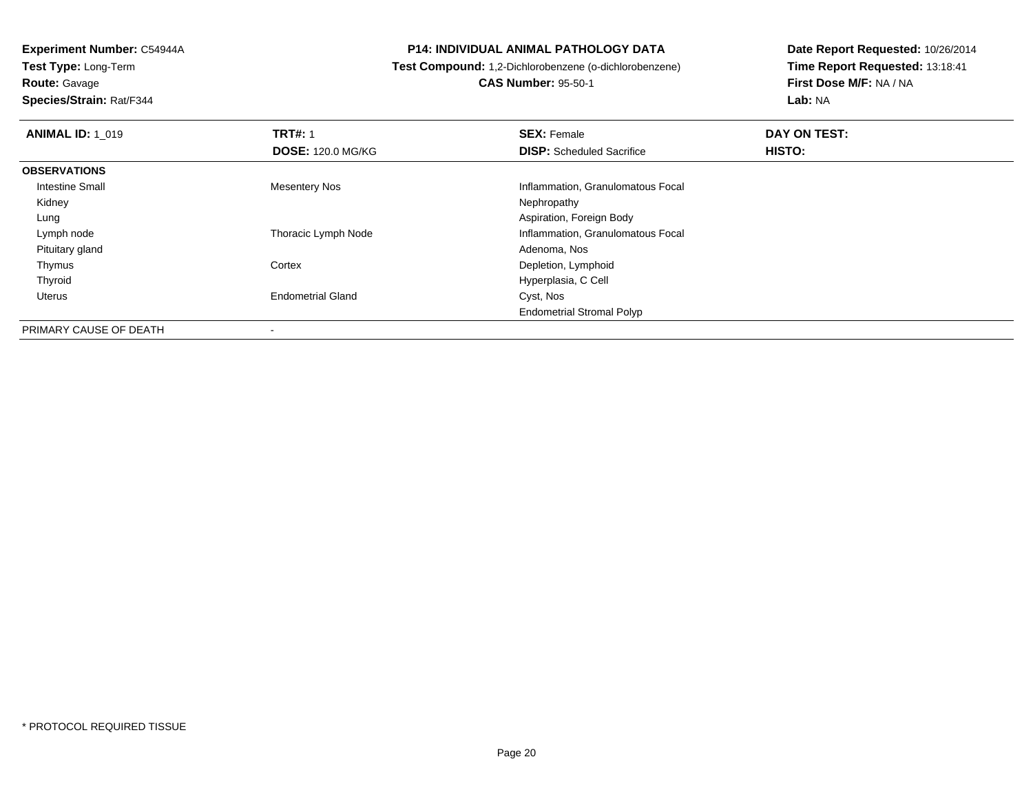**Experiment Number:** C54944A
**Test Type:** Long-Term
**Route:** Gavage
**Species/Strain:** Rat/F344

**P14: INDIVIDUAL ANIMAL PATHOLOGY DATA**
**Test Compound:** 1,2-Dichlorobenzene (o-dichlorobenzene)
**CAS Number:** 95-50-1

**Date Report Requested:** 10/26/2014
**Time Report Requested:** 13:18:41
**First Dose M/F:** NA / NA
**Lab:** NA

| **ANIMAL ID:** 1_019 | **TRT#:** 1 | **SEX:** Female | **DAY ON TEST:** |
|---|---|---|---|
| | **DOSE:** 120.0 MG/KG | **DISP:** Scheduled Sacrifice | **HISTO:** |
| **OBSERVATIONS** | | | |
| Intestine Small | Mesentery Nos | Inflammation, Granulomatous Focal | |
| Kidney | | Nephropathy | |
| Lung | | Aspiration, Foreign Body | |
| Lymph node | Thoracic Lymph Node | Inflammation, Granulomatous Focal | |
| Pituitary gland | | Adenoma, Nos | |
| Thymus | Cortex | Depletion, Lymphoid | |
| Thyroid | | Hyperplasia, C Cell | |
| Uterus | Endometrial Gland | Cyst, Nos | |
| | | Endometrial Stromal Polyp | |
| PRIMARY CAUSE OF DEATH | - | | |

* PROTOCOL REQUIRED TISSUE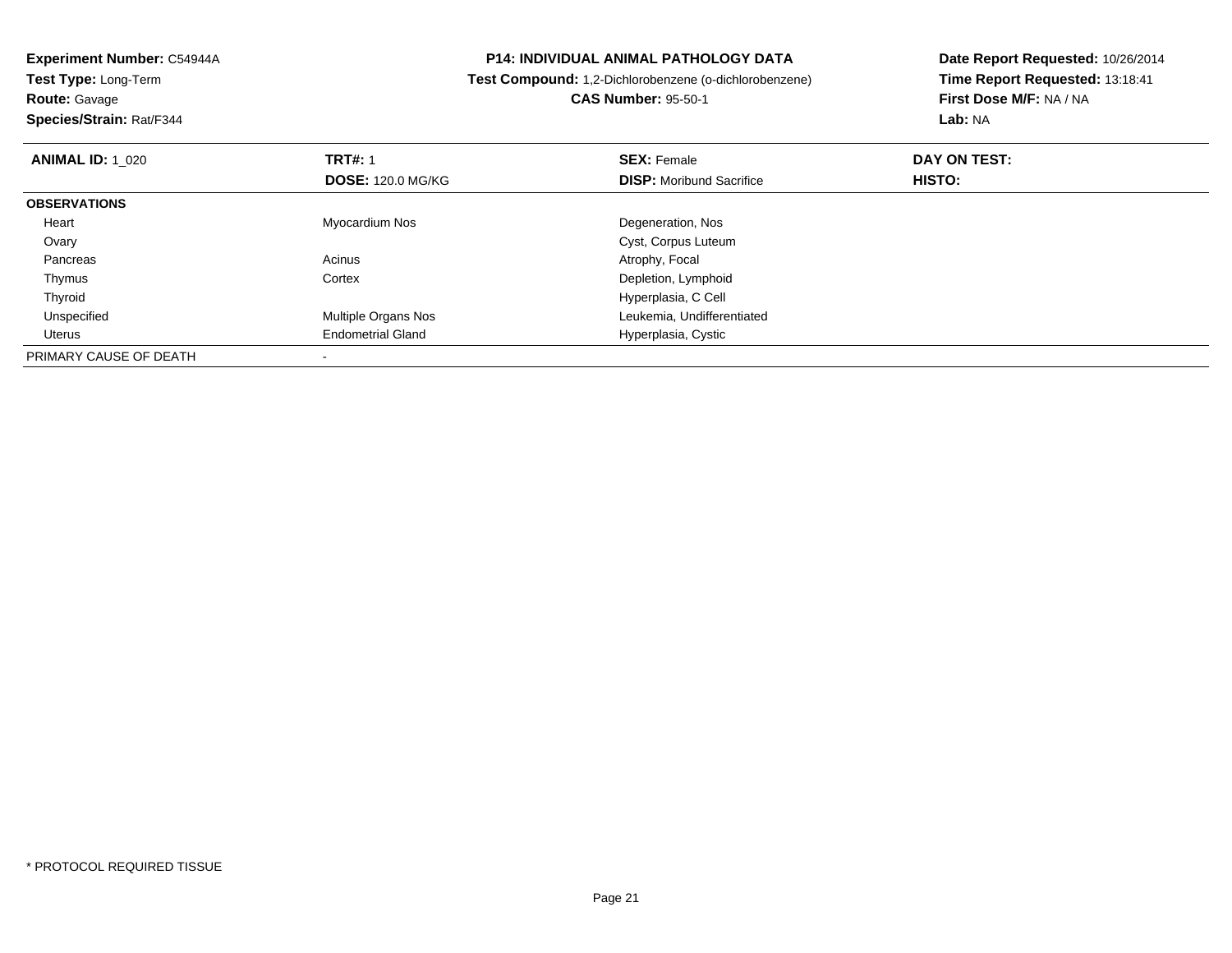**Experiment Number:** C54944A
**Test Type:** Long-Term
**Route:** Gavage
**Species/Strain:** Rat/F344

# P14: INDIVIDUAL ANIMAL PATHOLOGY DATA

**Test Compound:** 1,2-Dichlorobenzene (o-dichlorobenzene)
**CAS Number:** 95-50-1

**Date Report Requested:** 10/26/2014
**Time Report Requested:** 13:18:41
**First Dose M/F:** NA / NA
**Lab:** NA

| **ANIMAL ID:** 1_020 | **TRT#:** 1 | **SEX:** Female | **DAY ON TEST:** |
|---|---|---|---|
| | **DOSE:** 120.0 MG/KG | **DISP:** Moribund Sacrifice | **HISTO:** |
| **OBSERVATIONS** | | | |
| Heart | Myocardium Nos | Degeneration, Nos | |
| Ovary | | Cyst, Corpus Luteum | |
| Pancreas | Acinus | Atrophy, Focal | |
| Thymus | Cortex | Depletion, Lymphoid | |
| Thyroid | | Hyperplasia, C Cell | |
| Unspecified | Multiple Organs Nos | Leukemia, Undifferentiated | |
| Uterus | Endometrial Gland | Hyperplasia, Cystic | |
| PRIMARY CAUSE OF DEATH | - | | |

* PROTOCOL REQUIRED TISSUE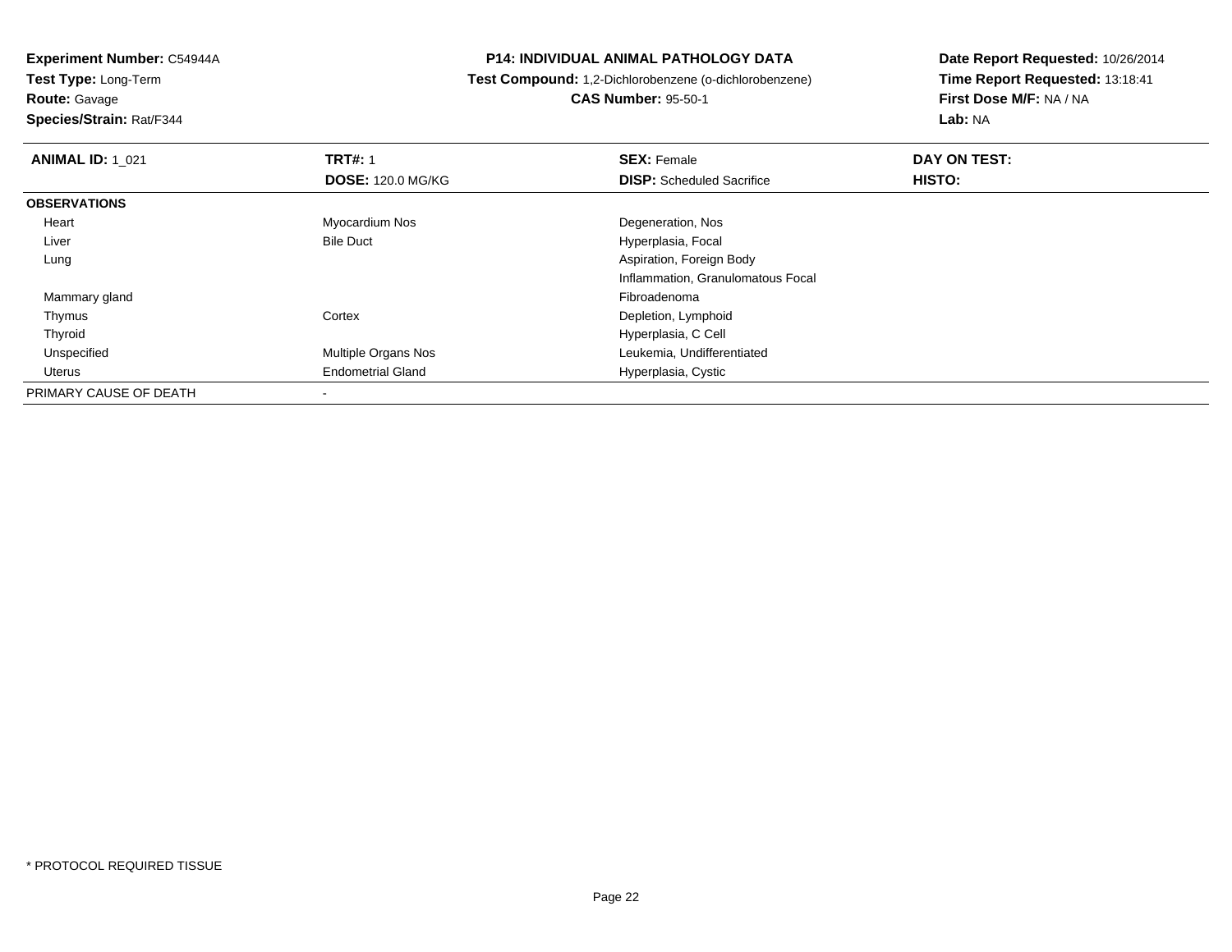**Experiment Number:** C54944A
**Test Type:** Long-Term
**Route:** Gavage
**Species/Strain:** Rat/F344

**P14: INDIVIDUAL ANIMAL PATHOLOGY DATA**
**Test Compound:** 1,2-Dichlorobenzene (o-dichlorobenzene)
**CAS Number:** 95-50-1

**Date Report Requested:** 10/26/2014
**Time Report Requested:** 13:18:41
**First Dose M/F:** NA / NA
**Lab:** NA

| **ANIMAL ID:** 1_021 | **TRT#:** 1 | **SEX:** Female | **DAY ON TEST:** |
|---|---|---|---|
| | **DOSE:** 120.0 MG/KG | **DISP:** Scheduled Sacrifice | **HISTO:** |
| **OBSERVATIONS** | | | |
| Heart | Myocardium Nos | Degeneration, Nos | |
| Liver | Bile Duct | Hyperplasia, Focal | |
| Lung | | Aspiration, Foreign Body | |
| | | Inflammation, Granulomatous Focal | |
| Mammary gland | | Fibroadenoma | |
| Thymus | Cortex | Depletion, Lymphoid | |
| Thyroid | | Hyperplasia, C Cell | |
| Unspecified | Multiple Organs Nos | Leukemia, Undifferentiated | |
| Uterus | Endometrial Gland | Hyperplasia, Cystic | |
| PRIMARY CAUSE OF DEATH | - | | |

* PROTOCOL REQUIRED TISSUE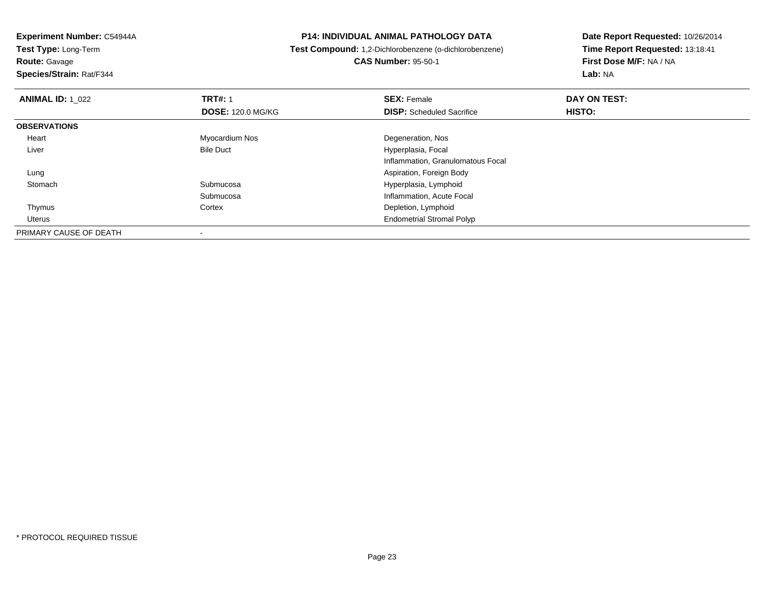**Experiment Number:** C54944A
**Test Type:** Long-Term
**Route:** Gavage
**Species/Strain:** Rat/F344

**P14: INDIVIDUAL ANIMAL PATHOLOGY DATA**
**Test Compound:** 1,2-Dichlorobenzene (o-dichlorobenzene)
**CAS Number:** 95-50-1

**Date Report Requested:** 10/26/2014
**Time Report Requested:** 13:18:41
**First Dose M/F:** NA / NA
**Lab:** NA

| **ANIMAL ID:** 1_022 | **TRT#:** 1 | **SEX:** Female | **DAY ON TEST:** |
|---|---|---|---|
| | **DOSE:** 120.0 MG/KG | **DISP:** Scheduled Sacrifice | **HISTO:** |
| **OBSERVATIONS** | | | |
| Heart | Myocardium Nos | Degeneration, Nos | |
| Liver | Bile Duct | Hyperplasia, Focal | |
| | | Inflammation, Granulomatous Focal | |
| Lung | | Aspiration, Foreign Body | |
| Stomach | Submucosa | Hyperplasia, Lymphoid | |
| | Submucosa | Inflammation, Acute Focal | |
| Thymus | Cortex | Depletion, Lymphoid | |
| Uterus | | Endometrial Stromal Polyp | |
| PRIMARY CAUSE OF DEATH | - | | |

* PROTOCOL REQUIRED TISSUE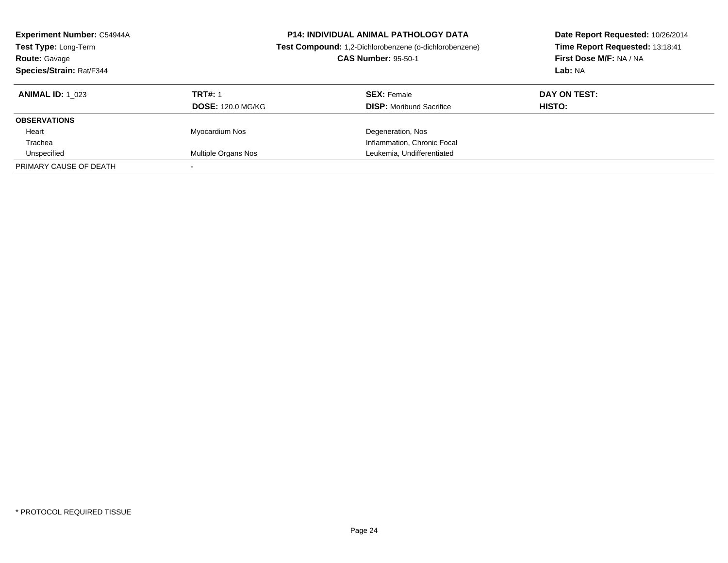**Experiment Number:** C54944A
**Test Type:** Long-Term
**Route:** Gavage
**Species/Strain:** Rat/F344

**P14: INDIVIDUAL ANIMAL PATHOLOGY DATA**
**Test Compound:** 1,2-Dichlorobenzene (o-dichlorobenzene)
**CAS Number:** 95-50-1

**Date Report Requested:** 10/26/2014
**Time Report Requested:** 13:18:41
**First Dose M/F:** NA / NA
**Lab:** NA

| **ANIMAL ID:** 1_023 | **TRT#:** 1 | **SEX:** Female | **DAY ON TEST:** |
|---|---|---|---|
| | **DOSE:** 120.0 MG/KG | **DISP:** Moribund Sacrifice | **HISTO:** |
| **OBSERVATIONS** | | | |
| Heart | Myocardium Nos | Degeneration, Nos | |
| Trachea | | Inflammation, Chronic Focal | |
| Unspecified | Multiple Organs Nos | Leukemia, Undifferentiated | |
| PRIMARY CAUSE OF DEATH | - | | |

* PROTOCOL REQUIRED TISSUE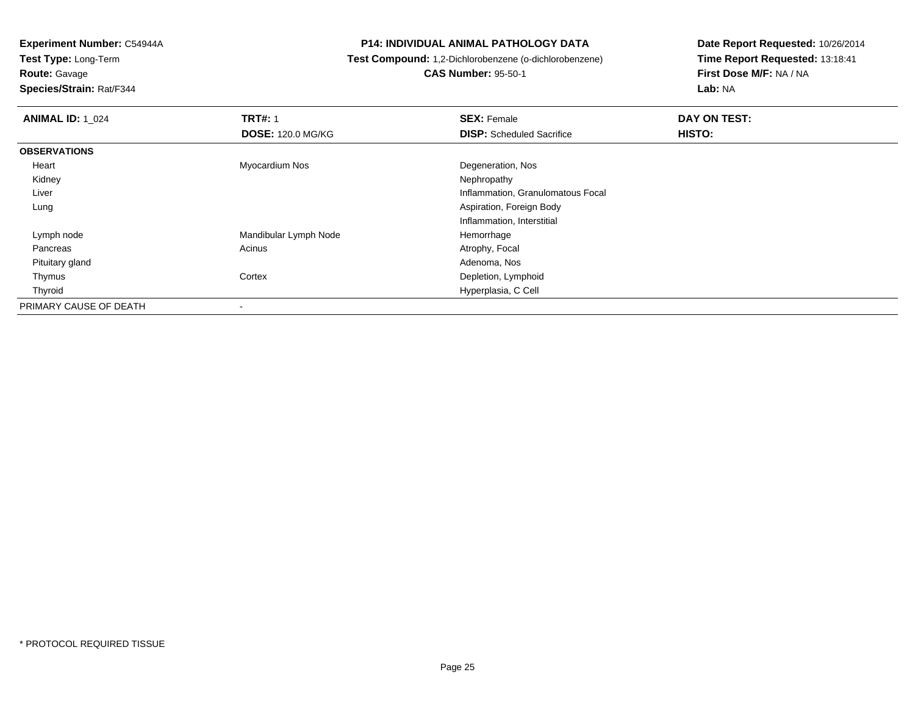**Experiment Number:** C54944A
**Test Type:** Long-Term
**Route:** Gavage
**Species/Strain:** Rat/F344

**P14: INDIVIDUAL ANIMAL PATHOLOGY DATA**
**Test Compound:** 1,2-Dichlorobenzene (o-dichlorobenzene)
**CAS Number:** 95-50-1

**Date Report Requested:** 10/26/2014
**Time Report Requested:** 13:18:41
**First Dose M/F:** NA / NA
**Lab:** NA

| **ANIMAL ID:** 1_024 | **TRT#:** 1 | **SEX:** Female | **DAY ON TEST:** |
|---|---|---|---|
| | **DOSE:** 120.0 MG/KG | **DISP:** Scheduled Sacrifice | **HISTO:** |
| **OBSERVATIONS** | | | |
| Heart | Myocardium Nos | Degeneration, Nos | |
| Kidney | | Nephropathy | |
| Liver | | Inflammation, Granulomatous Focal | |
| Lung | | Aspiration, Foreign Body | |
| | | Inflammation, Interstitial | |
| Lymph node | Mandibular Lymph Node | Hemorrhage | |
| Pancreas | Acinus | Atrophy, Focal | |
| Pituitary gland | | Adenoma, Nos | |
| Thymus | Cortex | Depletion, Lymphoid | |
| Thyroid | | Hyperplasia, C Cell | |
| PRIMARY CAUSE OF DEATH | - | | |

* PROTOCOL REQUIRED TISSUE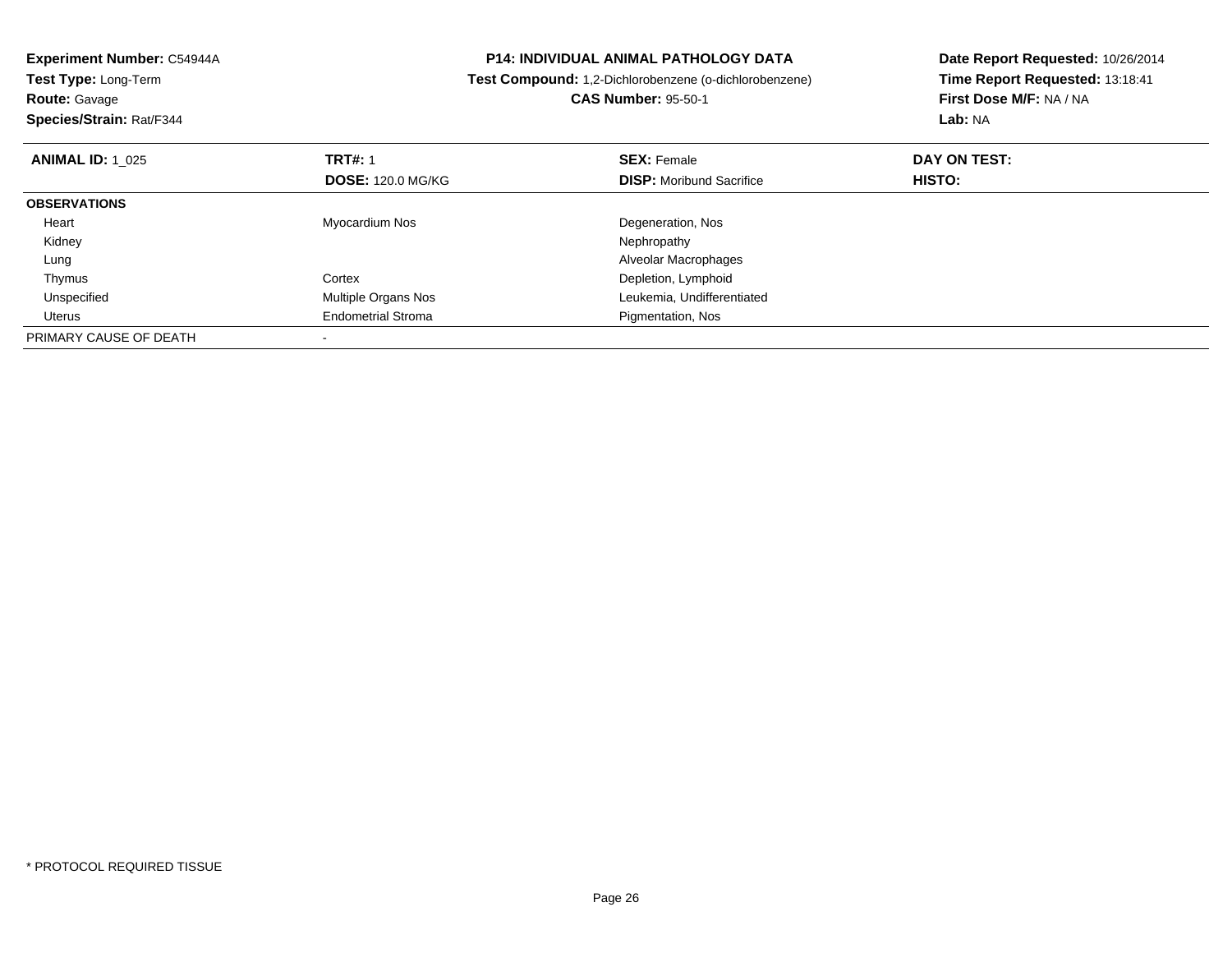**Experiment Number:** C54944A
**Test Type:** Long-Term
**Route:** Gavage
**Species/Strain:** Rat/F344

## P14: INDIVIDUAL ANIMAL PATHOLOGY DATA

**Test Compound:** 1,2-Dichlorobenzene (o-dichlorobenzene)
**CAS Number:** 95-50-1

**Date Report Requested:** 10/26/2014
**Time Report Requested:** 13:18:41
**First Dose M/F:** NA / NA
**Lab:** NA

| **ANIMAL ID:** 1_025 | **TRT#:** 1 | **SEX:** Female | **DAY ON TEST:** |
|---|---|---|---|
| | **DOSE:** 120.0 MG/KG | **DISP:** Moribund Sacrifice | **HISTO:** |
| **OBSERVATIONS** | | | |
| Heart | Myocardium Nos | Degeneration, Nos | |
| Kidney | | Nephropathy | |
| Lung | | Alveolar Macrophages | |
| Thymus | Cortex | Depletion, Lymphoid | |
| Unspecified | Multiple Organs Nos | Leukemia, Undifferentiated | |
| Uterus | Endometrial Stroma | Pigmentation, Nos | |
| PRIMARY CAUSE OF DEATH | - | | |

* PROTOCOL REQUIRED TISSUE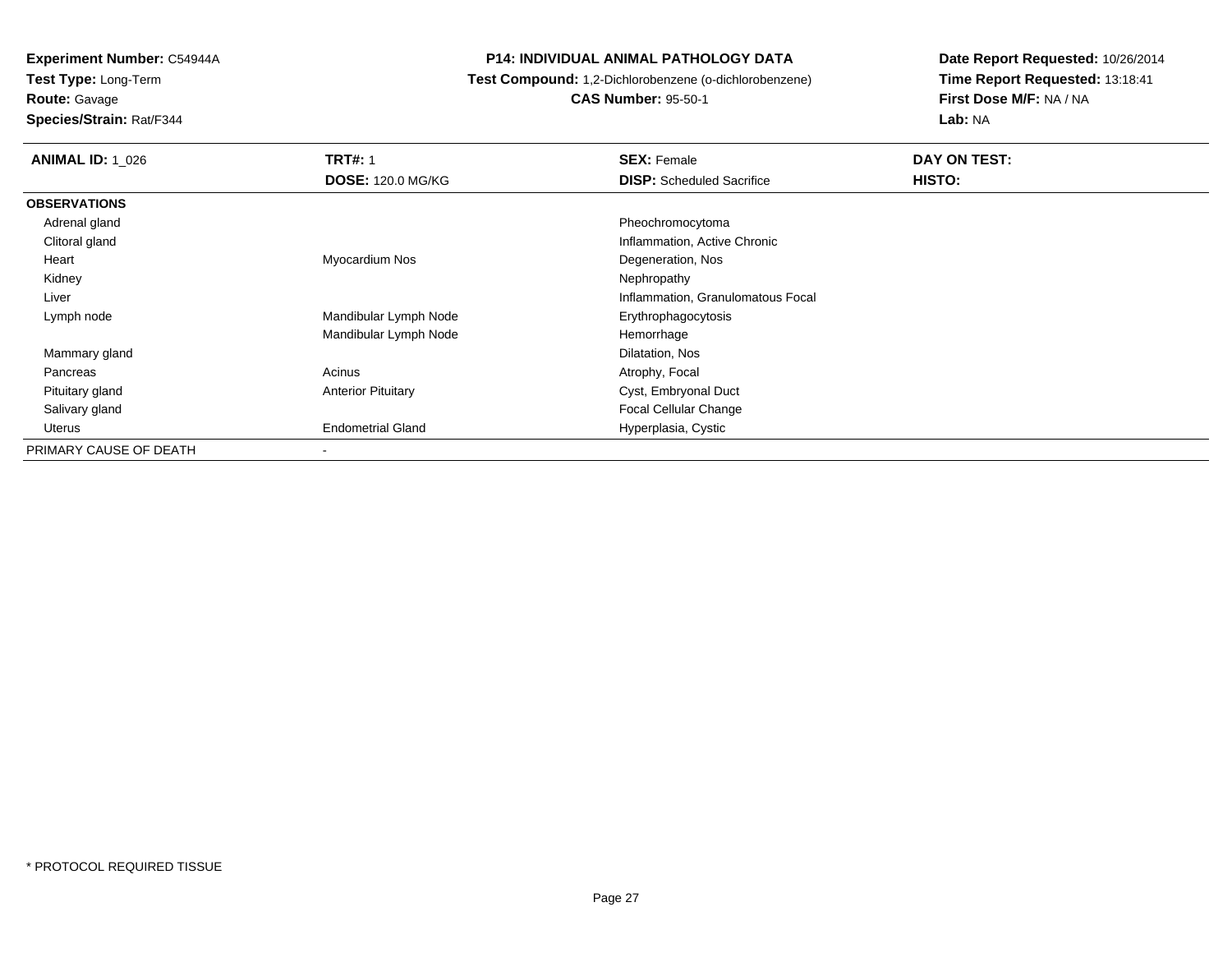**Experiment Number:** C54944A
**Test Type:** Long-Term
**Route:** Gavage
**Species/Strain:** Rat/F344

**P14: INDIVIDUAL ANIMAL PATHOLOGY DATA**
**Test Compound:** 1,2-Dichlorobenzene (o-dichlorobenzene)
**CAS Number:** 95-50-1

**Date Report Requested:** 10/26/2014
**Time Report Requested:** 13:18:41
**First Dose M/F:** NA / NA
**Lab:** NA

| **ANIMAL ID:** 1_026 | **TRT#:** 1 | **SEX:** Female | **DAY ON TEST:** |
|---|---|---|---|
| | **DOSE:** 120.0 MG/KG | **DISP:** Scheduled Sacrifice | **HISTO:** |
| **OBSERVATIONS** | | | |
| Adrenal gland | | Pheochromocytoma | |
| Clitoral gland | | Inflammation, Active Chronic | |
| Heart | Myocardium Nos | Degeneration, Nos | |
| Kidney | | Nephropathy | |
| Liver | | Inflammation, Granulomatous Focal | |
| Lymph node | Mandibular Lymph Node | Erythrophagocytosis | |
| | Mandibular Lymph Node | Hemorrhage | |
| Mammary gland | | Dilatation, Nos | |
| Pancreas | Acinus | Atrophy, Focal | |
| Pituitary gland | Anterior Pituitary | Cyst, Embryonal Duct | |
| Salivary gland | | Focal Cellular Change | |
| Uterus | Endometrial Gland | Hyperplasia, Cystic | |
| PRIMARY CAUSE OF DEATH | - | | |

* PROTOCOL REQUIRED TISSUE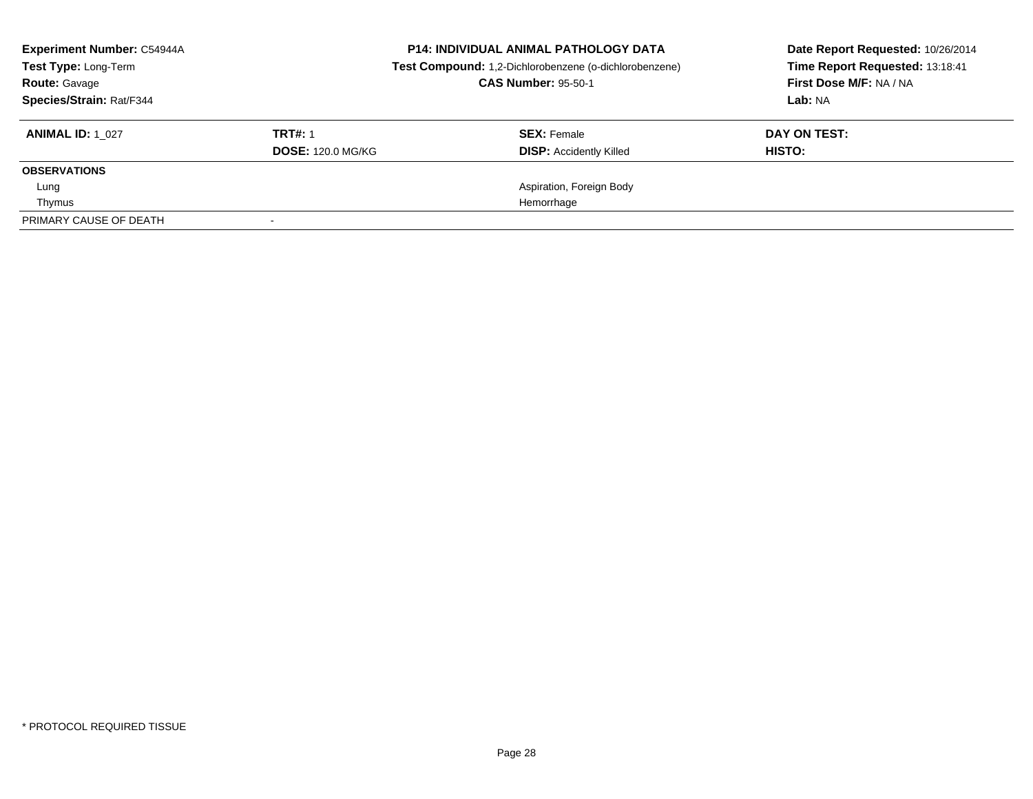**Experiment Number:** C54944A
**Test Type:** Long-Term
**Route:** Gavage
**Species/Strain:** Rat/F344

**P14: INDIVIDUAL ANIMAL PATHOLOGY DATA**
**Test Compound:** 1,2-Dichlorobenzene (o-dichlorobenzene)
**CAS Number:** 95-50-1

**Date Report Requested:** 10/26/2014
**Time Report Requested:** 13:18:41
**First Dose M/F:** NA / NA
**Lab:** NA

| **ANIMAL ID:** 1_027 | **TRT#:** 1 | **SEX:** Female | **DAY ON TEST:** |
|---|---|---|---|
| | **DOSE:** 120.0 MG/KG | **DISP:** Accidently Killed | **HISTO:** |
| **OBSERVATIONS** | | | |
| Lung | | Aspiration, Foreign Body | |
| Thymus | | Hemorrhage | |
| PRIMARY CAUSE OF DEATH | - | | |

\* PROTOCOL REQUIRED TISSUE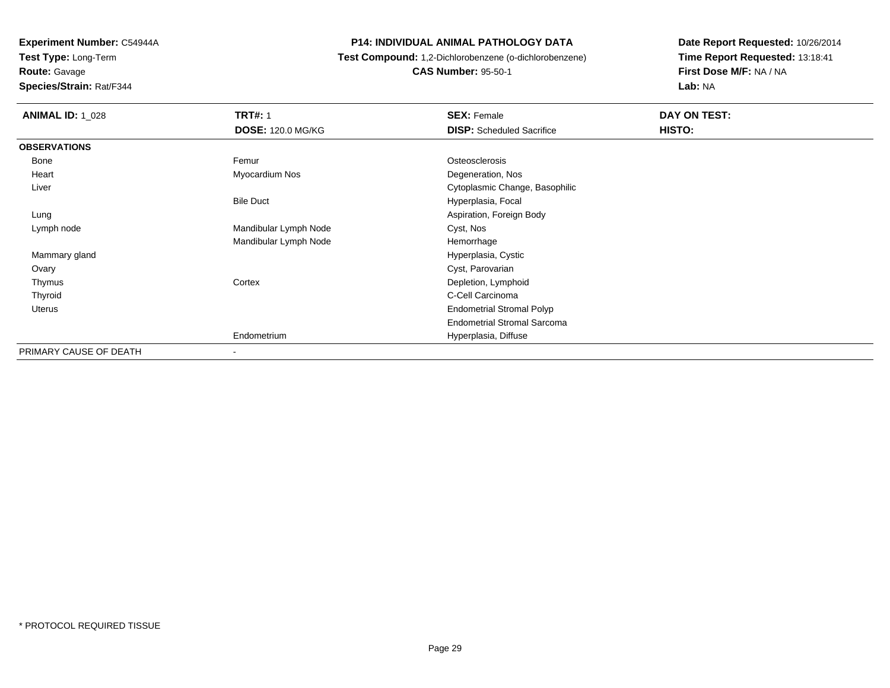**Experiment Number:** C54944A
**Test Type:** Long-Term
**Route:** Gavage
**Species/Strain:** Rat/F344

**P14: INDIVIDUAL ANIMAL PATHOLOGY DATA**
**Test Compound:** 1,2-Dichlorobenzene (o-dichlorobenzene)
**CAS Number:** 95-50-1

**Date Report Requested:** 10/26/2014
**Time Report Requested:** 13:18:41
**First Dose M/F:** NA / NA
**Lab:** NA

| **ANIMAL ID:** 1_028 | **TRT#:** 1 | **SEX:** Female | **DAY ON TEST:** |
|---|---|---|---|
| | **DOSE:** 120.0 MG/KG | **DISP:** Scheduled Sacrifice | **HISTO:** |
| **OBSERVATIONS** | | | |
| Bone | Femur | Osteosclerosis | |
| Heart | Myocardium Nos | Degeneration, Nos | |
| Liver | | Cytoplasmic Change, Basophilic | |
| | Bile Duct | Hyperplasia, Focal | |
| Lung | | Aspiration, Foreign Body | |
| Lymph node | Mandibular Lymph Node | Cyst, Nos | |
| | Mandibular Lymph Node | Hemorrhage | |
| Mammary gland | | Hyperplasia, Cystic | |
| Ovary | | Cyst, Parovarian | |
| Thymus | Cortex | Depletion, Lymphoid | |
| Thyroid | | C-Cell Carcinoma | |
| Uterus | | Endometrial Stromal Polyp | |
| | | Endometrial Stromal Sarcoma | |
| | Endometrium | Hyperplasia, Diffuse | |
| PRIMARY CAUSE OF DEATH | - | | |

* PROTOCOL REQUIRED TISSUE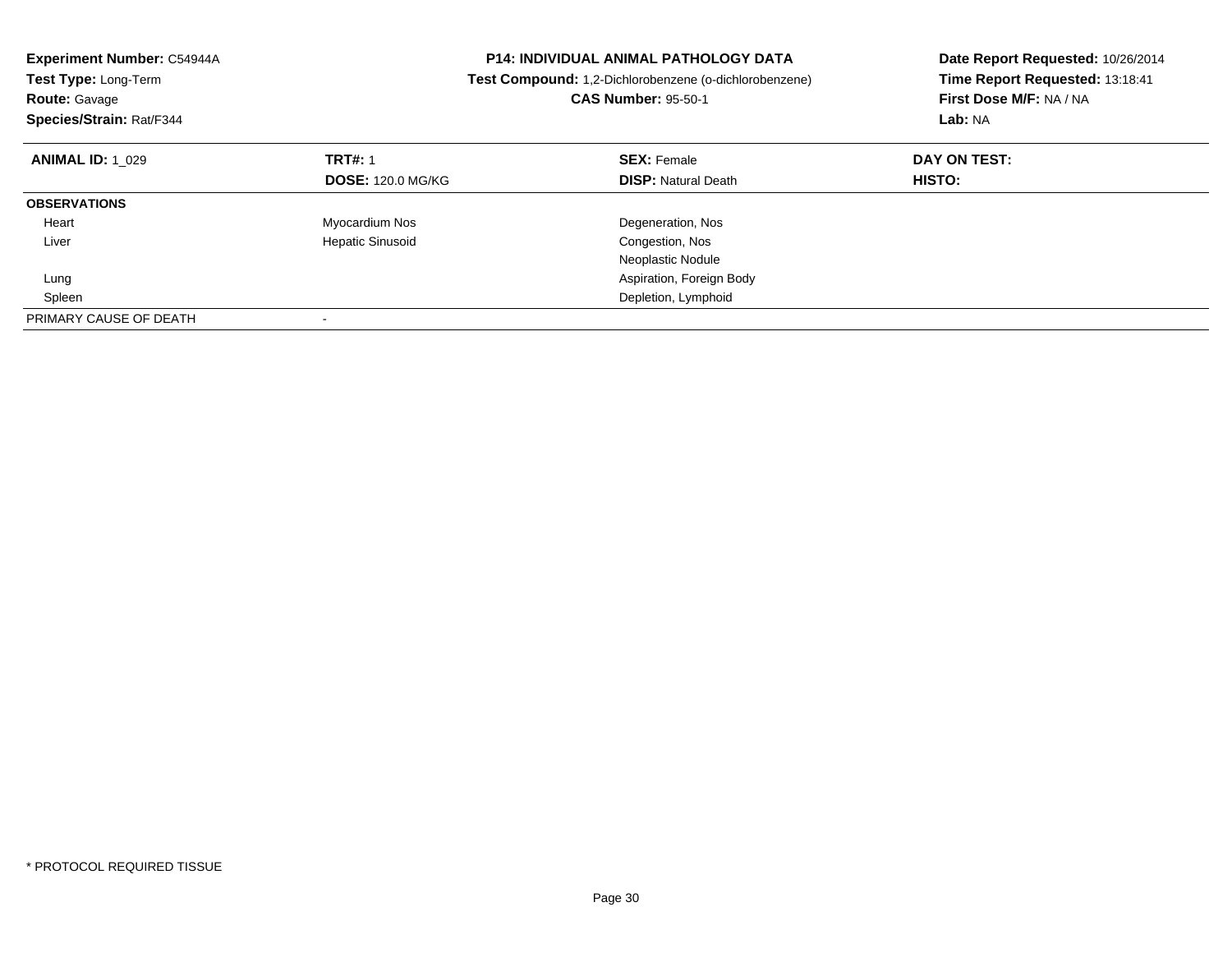**Experiment Number:** C54944A
**Test Type:** Long-Term
**Route:** Gavage
**Species/Strain:** Rat/F344

**P14: INDIVIDUAL ANIMAL PATHOLOGY DATA**
**Test Compound:** 1,2-Dichlorobenzene (o-dichlorobenzene)
**CAS Number:** 95-50-1

**Date Report Requested:** 10/26/2014
**Time Report Requested:** 13:18:41
**First Dose M/F:** NA / NA
**Lab:** NA

| **ANIMAL ID:** 1_029 | **TRT#:** 1 | **SEX:** Female | **DAY ON TEST:** |
|---|---|---|---|
| | **DOSE:** 120.0 MG/KG | **DISP:** Natural Death | **HISTO:** |
| **OBSERVATIONS** | | | |
| Heart | Myocardium Nos | Degeneration, Nos | |
| Liver | Hepatic Sinusoid | Congestion, Nos | |
| | | Neoplastic Nodule | |
| Lung | | Aspiration, Foreign Body | |
| Spleen | | Depletion, Lymphoid | |
| PRIMARY CAUSE OF DEATH | - | | |

* PROTOCOL REQUIRED TISSUE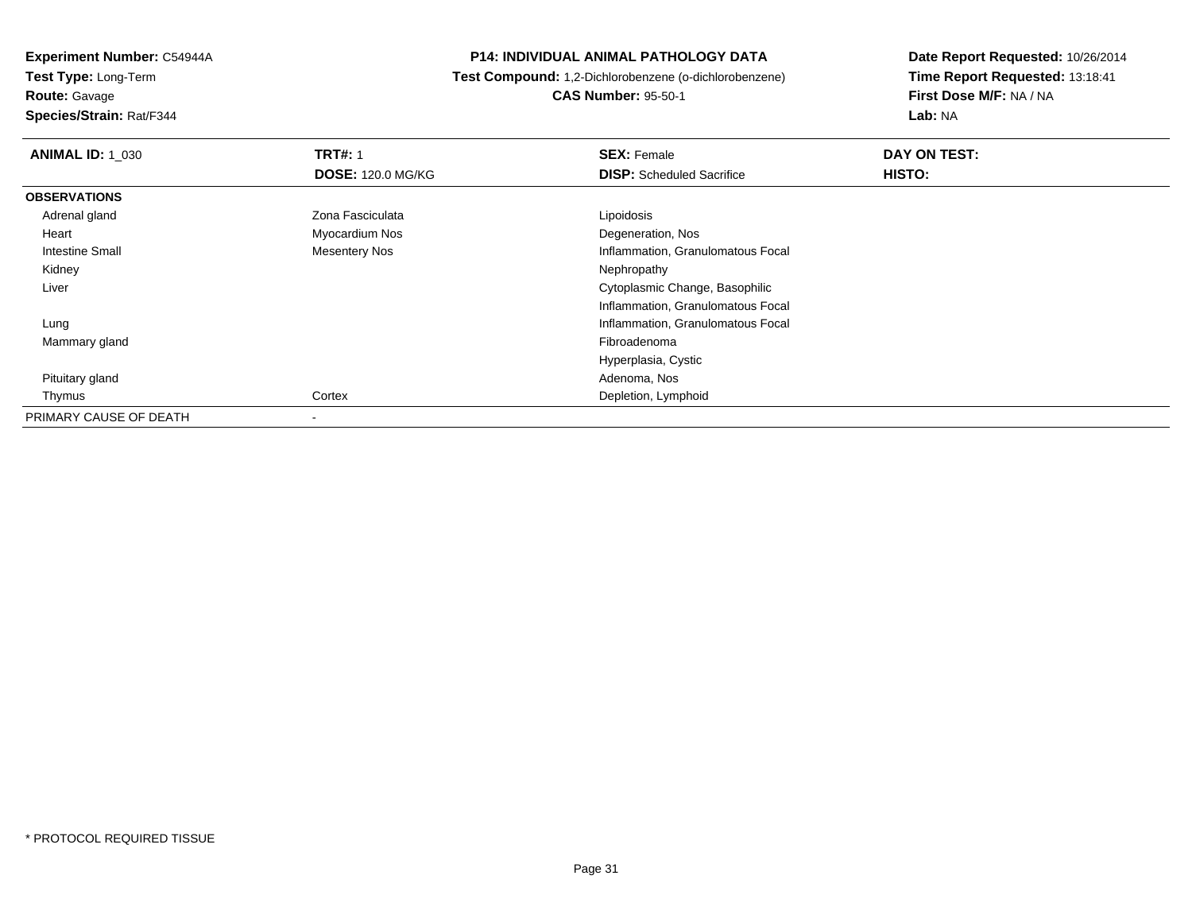**Experiment Number:** C54944A
**Test Type:** Long-Term
**Route:** Gavage
**Species/Strain:** Rat/F344

**P14: INDIVIDUAL ANIMAL PATHOLOGY DATA**
**Test Compound:** 1,2-Dichlorobenzene (o-dichlorobenzene)
**CAS Number:** 95-50-1

**Date Report Requested:** 10/26/2014
**Time Report Requested:** 13:18:41
**First Dose M/F:** NA / NA
**Lab:** NA

| **ANIMAL ID:** 1_030 | **TRT#:** 1 | **SEX:** Female | **DAY ON TEST:** |
|---|---|---|---|
| | **DOSE:** 120.0 MG/KG | **DISP:** Scheduled Sacrifice | **HISTO:** |
| **OBSERVATIONS** | | | |
| Adrenal gland | Zona Fasciculata | Lipoidosis | |
| Heart | Myocardium Nos | Degeneration, Nos | |
| Intestine Small | Mesentery Nos | Inflammation, Granulomatous Focal | |
| Kidney | | Nephropathy | |
| Liver | | Cytoplasmic Change, Basophilic | |
| | | Inflammation, Granulomatous Focal | |
| Lung | | Inflammation, Granulomatous Focal | |
| Mammary gland | | Fibroadenoma | |
| | | Hyperplasia, Cystic | |
| Pituitary gland | | Adenoma, Nos | |
| Thymus | Cortex | Depletion, Lymphoid | |
| PRIMARY CAUSE OF DEATH | - | | |

* PROTOCOL REQUIRED TISSUE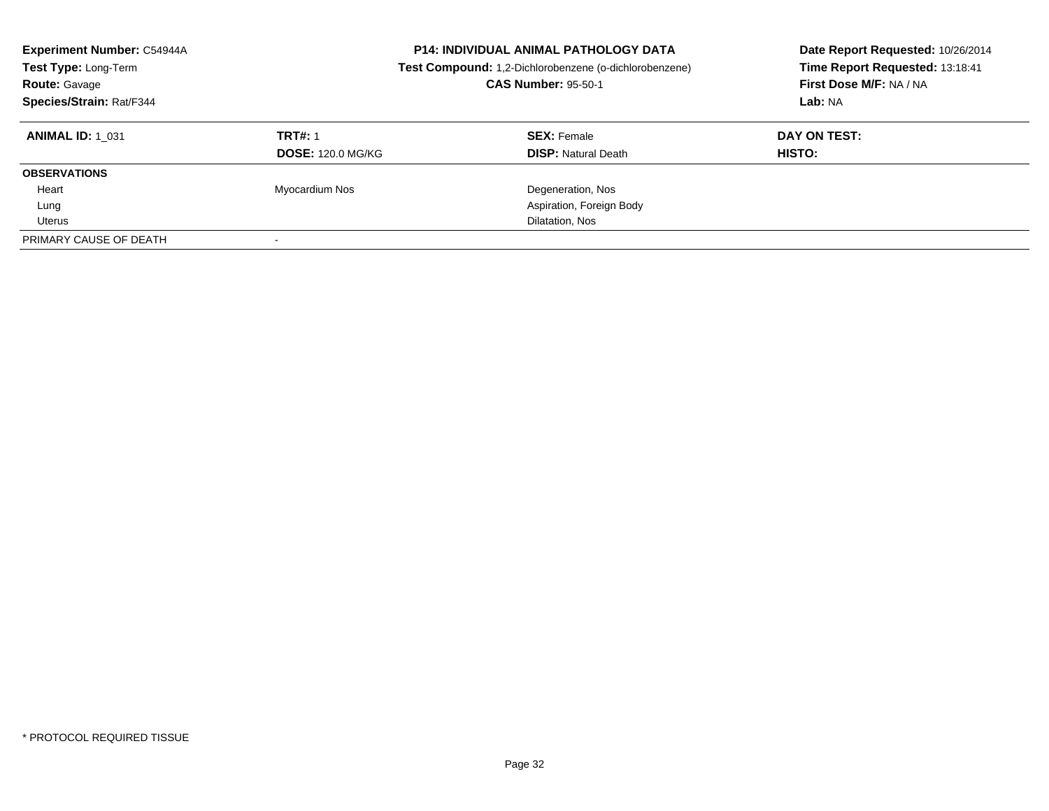**Experiment Number:** C54944A
**Test Type:** Long-Term
**Route:** Gavage
**Species/Strain:** Rat/F344

**P14: INDIVIDUAL ANIMAL PATHOLOGY DATA**
**Test Compound:** 1,2-Dichlorobenzene (o-dichlorobenzene)
**CAS Number:** 95-50-1

**Date Report Requested:** 10/26/2014
**Time Report Requested:** 13:18:41
**First Dose M/F:** NA / NA
**Lab:** NA

| **ANIMAL ID:** 1_031 | **TRT#:** 1 | **SEX:** Female | **DAY ON TEST:** |
|---|---|---|---|
| | **DOSE:** 120.0 MG/KG | **DISP:** Natural Death | **HISTO:** |
| **OBSERVATIONS** | | | |
| Heart | Myocardium Nos | Degeneration, Nos | |
| Lung | | Aspiration, Foreign Body | |
| Uterus | | Dilatation, Nos | |
| PRIMARY CAUSE OF DEATH | - | | |

* PROTOCOL REQUIRED TISSUE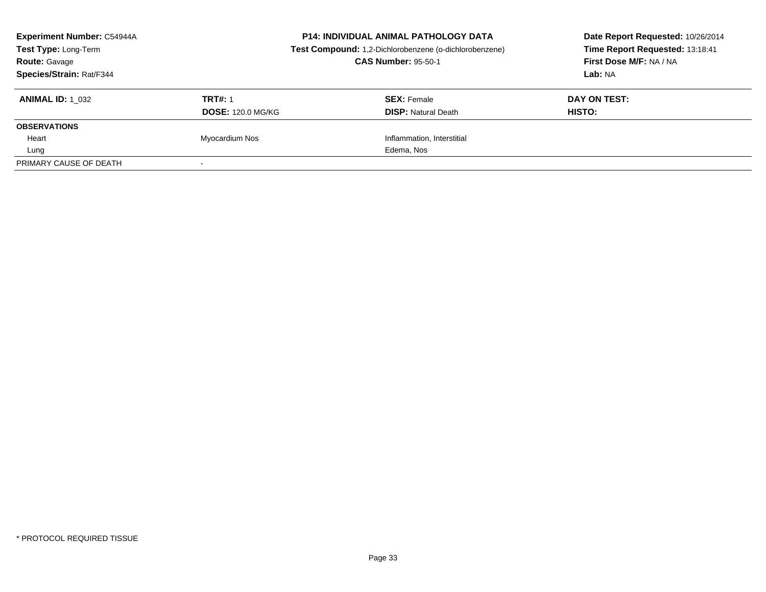**Experiment Number:** C54944A
**Test Type:** Long-Term
**Route:** Gavage
**Species/Strain:** Rat/F344

**P14: INDIVIDUAL ANIMAL PATHOLOGY DATA**
**Test Compound:** 1,2-Dichlorobenzene (o-dichlorobenzene)
**CAS Number:** 95-50-1

**Date Report Requested:** 10/26/2014
**Time Report Requested:** 13:18:41
**First Dose M/F:** NA / NA
**Lab:** NA

| **ANIMAL ID:** 1_032 | **TRT#:** 1 | **SEX:** Female | **DAY ON TEST:** |
|---|---|---|---|
| | **DOSE:** 120.0 MG/KG | **DISP:** Natural Death | **HISTO:** |
| **OBSERVATIONS** | | | |
| Heart | Myocardium Nos | Inflammation, Interstitial | |
| Lung | | Edema, Nos | |
| PRIMARY CAUSE OF DEATH | - | | |

* PROTOCOL REQUIRED TISSUE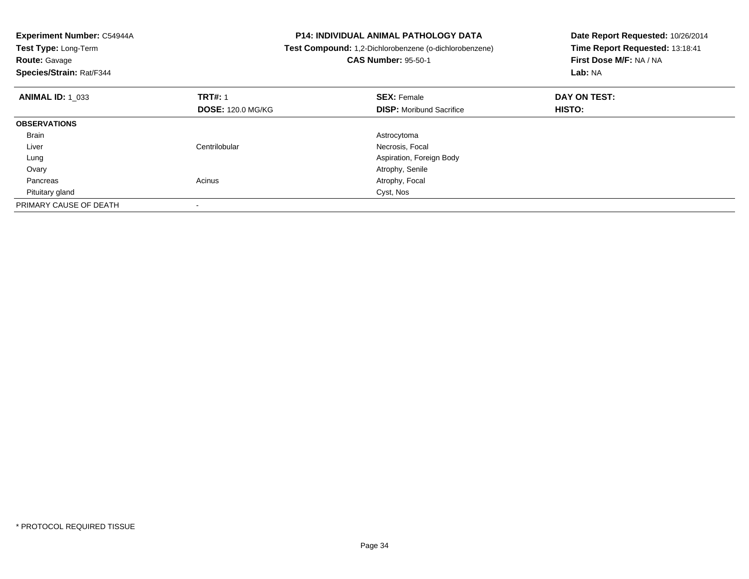**Experiment Number:** C54944A
**Test Type:** Long-Term
**Route:** Gavage
**Species/Strain:** Rat/F344

**P14: INDIVIDUAL ANIMAL PATHOLOGY DATA**
**Test Compound:** 1,2-Dichlorobenzene (o-dichlorobenzene)
**CAS Number:** 95-50-1

**Date Report Requested:** 10/26/2014
**Time Report Requested:** 13:18:41
**First Dose M/F:** NA / NA
**Lab:** NA

| **ANIMAL ID:** 1_033 | **TRT#:** 1 | **SEX:** Female | **DAY ON TEST:** |
|---|---|---|---|
| | **DOSE:** 120.0 MG/KG | **DISP:** Moribund Sacrifice | **HISTO:** |
| **OBSERVATIONS** | | | |
| Brain | | Astrocytoma | |
| Liver | Centrilobular | Necrosis, Focal | |
| Lung | | Aspiration, Foreign Body | |
| Ovary | | Atrophy, Senile | |
| Pancreas | Acinus | Atrophy, Focal | |
| Pituitary gland | | Cyst, Nos | |
| PRIMARY CAUSE OF DEATH | - | | |

* PROTOCOL REQUIRED TISSUE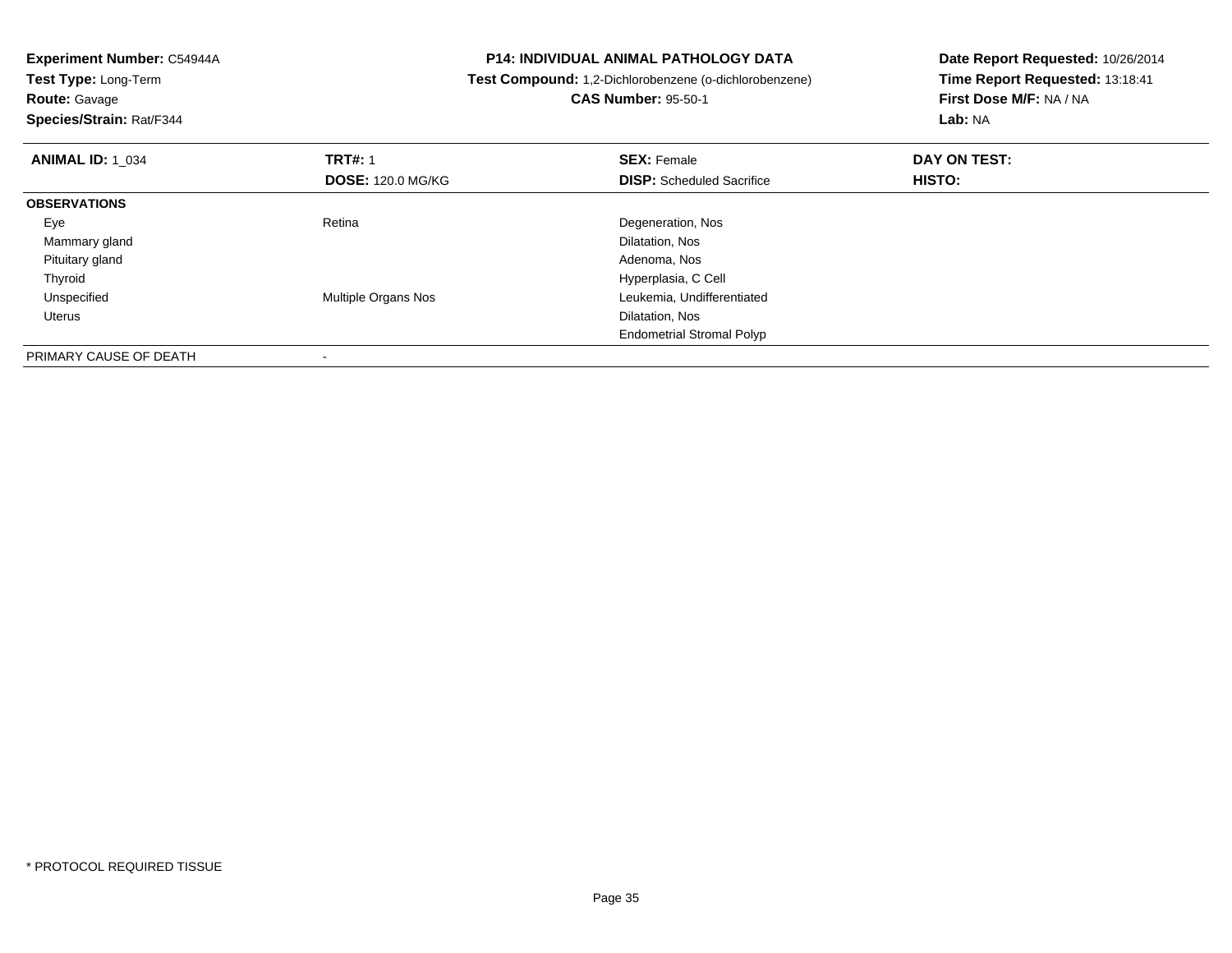**Experiment Number:** C54944A
**Test Type:** Long-Term
**Route:** Gavage
**Species/Strain:** Rat/F344

# P14: INDIVIDUAL ANIMAL PATHOLOGY DATA

**Test Compound:** 1,2-Dichlorobenzene (o-dichlorobenzene)
**CAS Number:** 95-50-1

**Date Report Requested:** 10/26/2014
**Time Report Requested:** 13:18:41
**First Dose M/F:** NA / NA
**Lab:** NA

| **ANIMAL ID:** 1_034 | **TRT#:** 1 | **SEX:** Female | **DAY ON TEST:** |
|---|---|---|---|
| | **DOSE:** 120.0 MG/KG | **DISP:** Scheduled Sacrifice | **HISTO:** |
| **OBSERVATIONS** | | | |
| Eye | Retina | Degeneration, Nos | |
| Mammary gland | | Dilatation, Nos | |
| Pituitary gland | | Adenoma, Nos | |
| Thyroid | | Hyperplasia, C Cell | |
| Unspecified | Multiple Organs Nos | Leukemia, Undifferentiated | |
| Uterus | | Dilatation, Nos | |
| | | Endometrial Stromal Polyp | |
| PRIMARY CAUSE OF DEATH | - | | |

* PROTOCOL REQUIRED TISSUE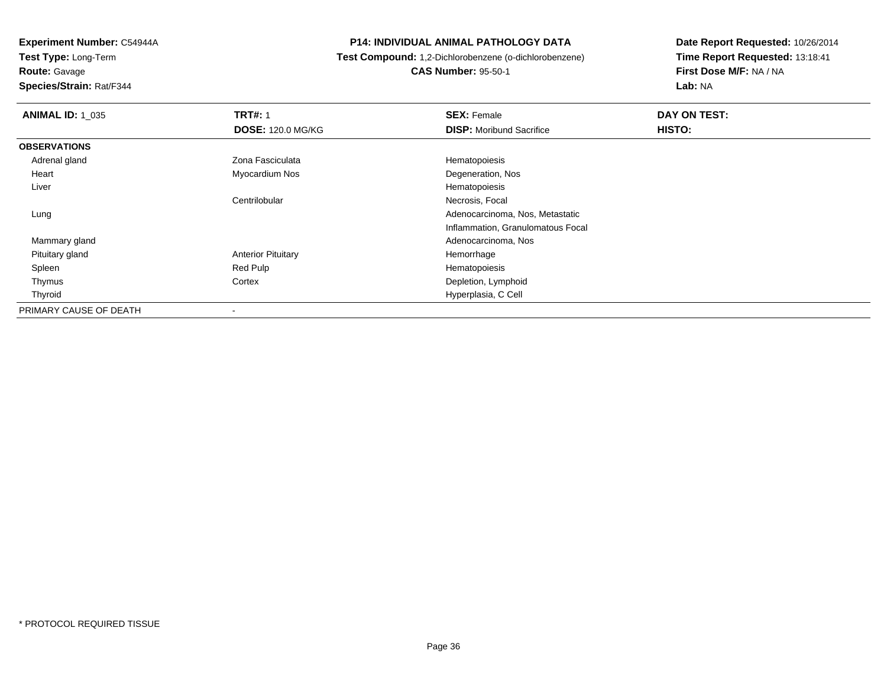**Experiment Number:** C54944A
**Test Type:** Long-Term
**Route:** Gavage
**Species/Strain:** Rat/F344

**P14: INDIVIDUAL ANIMAL PATHOLOGY DATA**
**Test Compound:** 1,2-Dichlorobenzene (o-dichlorobenzene)
**CAS Number:** 95-50-1

**Date Report Requested:** 10/26/2014
**Time Report Requested:** 13:18:41
**First Dose M/F:** NA / NA
**Lab:** NA

| **ANIMAL ID:** 1_035 | **TRT#:** 1 | **SEX:** Female | **DAY ON TEST:** |
|---|---|---|---|
| | **DOSE:** 120.0 MG/KG | **DISP:** Moribund Sacrifice | **HISTO:** |
| **OBSERVATIONS** | | | |
| Adrenal gland | Zona Fasciculata | Hematopoiesis | |
| Heart | Myocardium Nos | Degeneration, Nos | |
| Liver | | Hematopoiesis | |
| | Centrilobular | Necrosis, Focal | |
| Lung | | Adenocarcinoma, Nos, Metastatic | |
| | | Inflammation, Granulomatous Focal | |
| Mammary gland | | Adenocarcinoma, Nos | |
| Pituitary gland | Anterior Pituitary | Hemorrhage | |
| Spleen | Red Pulp | Hematopoiesis | |
| Thymus | Cortex | Depletion, Lymphoid | |
| Thyroid | | Hyperplasia, C Cell | |
| PRIMARY CAUSE OF DEATH | - | | |

\* PROTOCOL REQUIRED TISSUE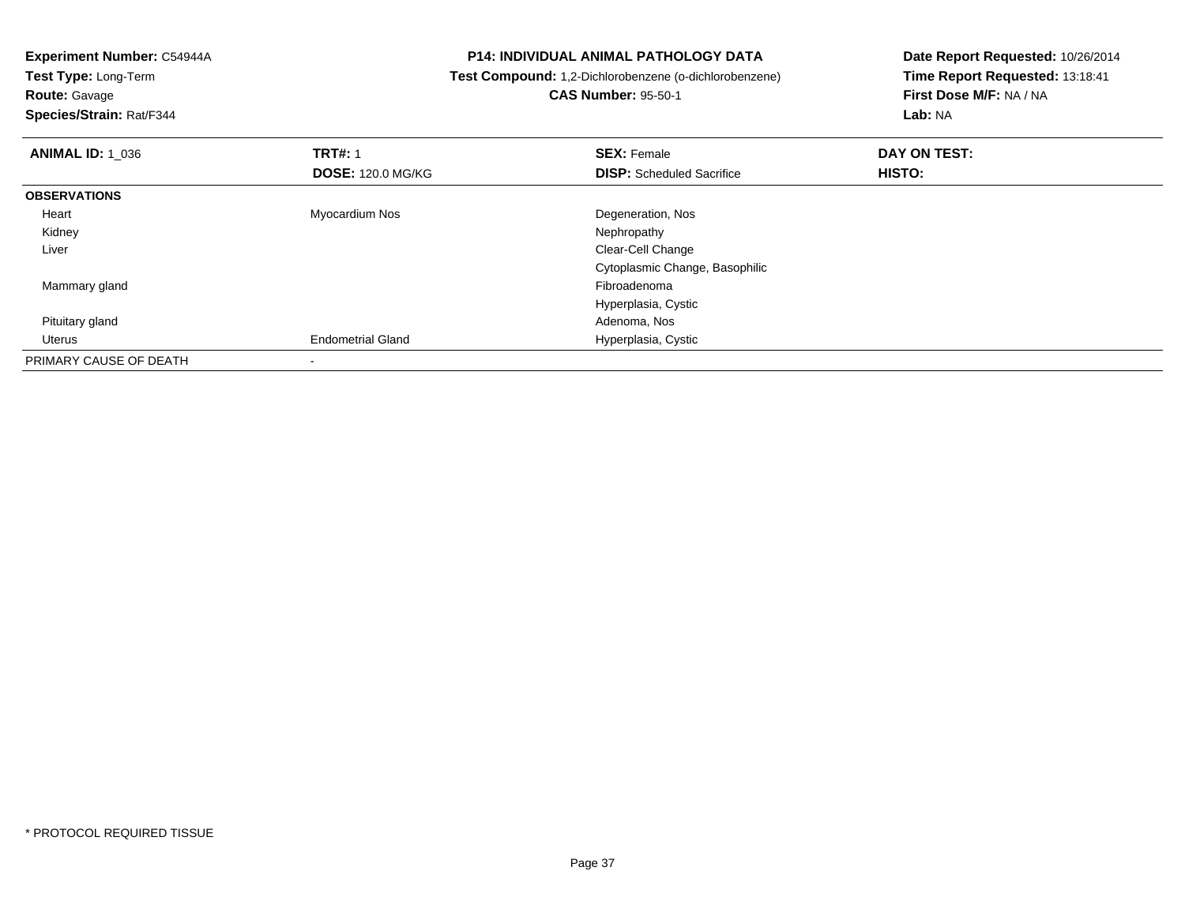**Experiment Number:** C54944A
**Test Type:** Long-Term
**Route:** Gavage
**Species/Strain:** Rat/F344

**P14: INDIVIDUAL ANIMAL PATHOLOGY DATA**
**Test Compound:** 1,2-Dichlorobenzene (o-dichlorobenzene)
**CAS Number:** 95-50-1

**Date Report Requested:** 10/26/2014
**Time Report Requested:** 13:18:41
**First Dose M/F:** NA / NA
**Lab:** NA

| **ANIMAL ID:** 1_036 | **TRT#:** 1 | **SEX:** Female | **DAY ON TEST:** |
|---|---|---|---|
| | **DOSE:** 120.0 MG/KG | **DISP:** Scheduled Sacrifice | **HISTO:** |
| **OBSERVATIONS** | | | |
| Heart | Myocardium Nos | Degeneration, Nos | |
| Kidney | | Nephropathy | |
| Liver | | Clear-Cell Change | |
| | | Cytoplasmic Change, Basophilic | |
| Mammary gland | | Fibroadenoma | |
| | | Hyperplasia, Cystic | |
| Pituitary gland | | Adenoma, Nos | |
| Uterus | Endometrial Gland | Hyperplasia, Cystic | |
| PRIMARY CAUSE OF DEATH | - | | |

* PROTOCOL REQUIRED TISSUE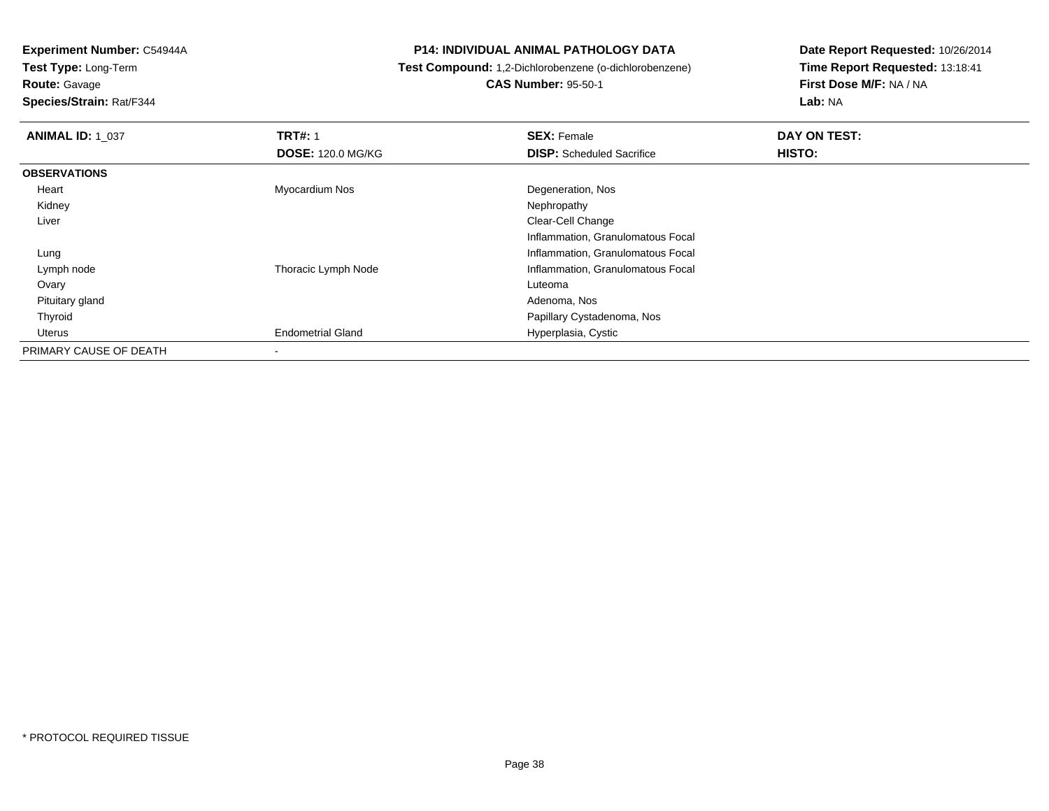**Experiment Number:** C54944A
**Test Type:** Long-Term
**Route:** Gavage
**Species/Strain:** Rat/F344

**P14: INDIVIDUAL ANIMAL PATHOLOGY DATA**
**Test Compound:** 1,2-Dichlorobenzene (o-dichlorobenzene)
**CAS Number:** 95-50-1

**Date Report Requested:** 10/26/2014
**Time Report Requested:** 13:18:41
**First Dose M/F:** NA / NA
**Lab:** NA

| **ANIMAL ID:** 1_037 | **TRT#:** 1 | **SEX:** Female | **DAY ON TEST:** |
|---|---|---|---|
| | **DOSE:** 120.0 MG/KG | **DISP:** Scheduled Sacrifice | **HISTO:** |
| **OBSERVATIONS** | | | |
| Heart | Myocardium Nos | Degeneration, Nos | |
| Kidney | | Nephropathy | |
| Liver | | Clear-Cell Change | |
| | | Inflammation, Granulomatous Focal | |
| Lung | | Inflammation, Granulomatous Focal | |
| Lymph node | Thoracic Lymph Node | Inflammation, Granulomatous Focal | |
| Ovary | | Luteoma | |
| Pituitary gland | | Adenoma, Nos | |
| Thyroid | | Papillary Cystadenoma, Nos | |
| Uterus | Endometrial Gland | Hyperplasia, Cystic | |
| PRIMARY CAUSE OF DEATH | - | | |

* PROTOCOL REQUIRED TISSUE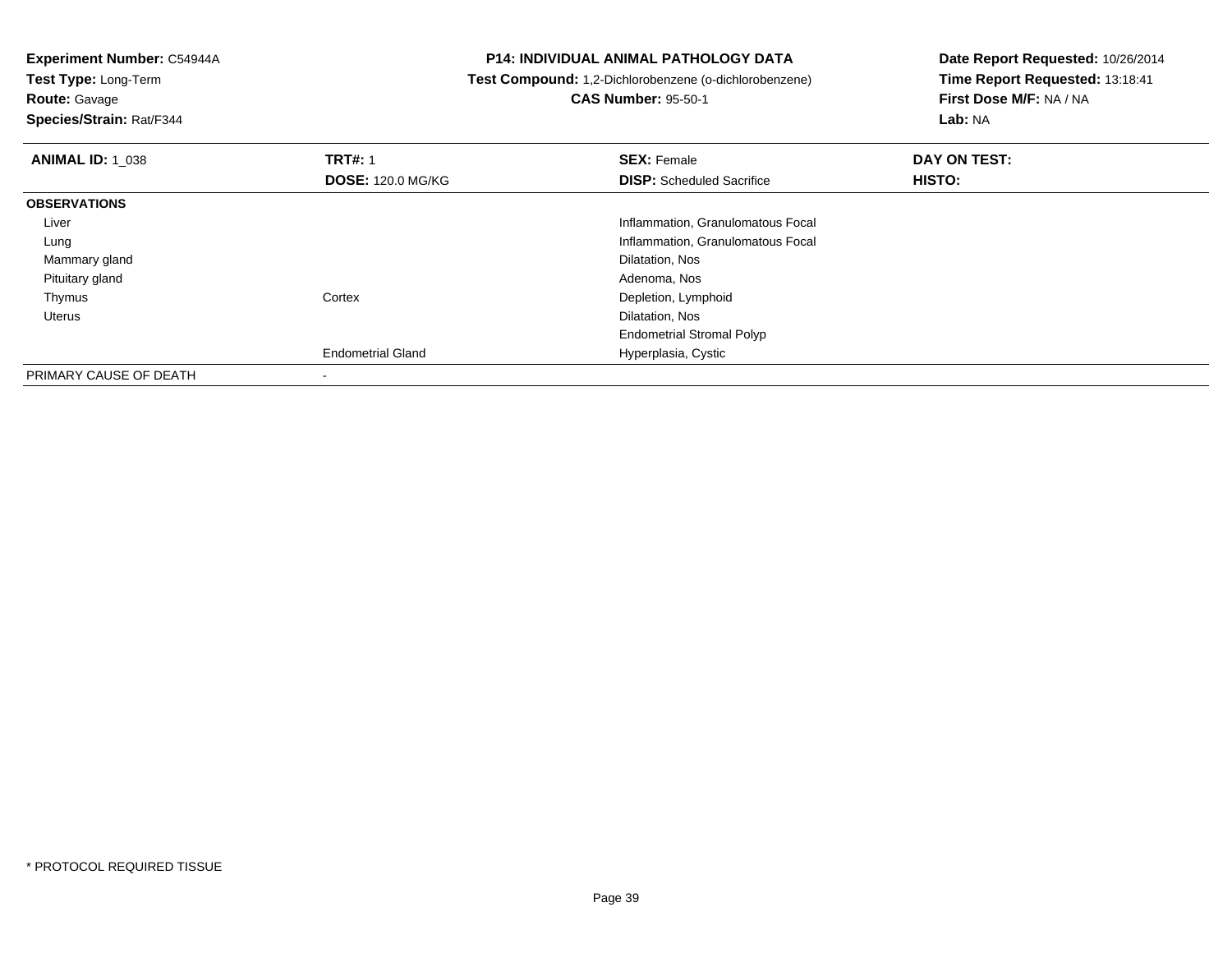**Experiment Number:** C54944A
**Test Type:** Long-Term
**Route:** Gavage
**Species/Strain:** Rat/F344

**P14: INDIVIDUAL ANIMAL PATHOLOGY DATA**
**Test Compound:** 1,2-Dichlorobenzene (o-dichlorobenzene)
**CAS Number:** 95-50-1

**Date Report Requested:** 10/26/2014
**Time Report Requested:** 13:18:41
**First Dose M/F:** NA / NA
**Lab:** NA

| **ANIMAL ID:** 1_038 | **TRT#:** 1 | **SEX:** Female | **DAY ON TEST:** |
|---|---|---|---|
| | **DOSE:** 120.0 MG/KG | **DISP:** Scheduled Sacrifice | **HISTO:** |
| **OBSERVATIONS** | | | |
| Liver | | Inflammation, Granulomatous Focal | |
| Lung | | Inflammation, Granulomatous Focal | |
| Mammary gland | | Dilatation, Nos | |
| Pituitary gland | | Adenoma, Nos | |
| Thymus | Cortex | Depletion, Lymphoid | |
| Uterus | | Dilatation, Nos | |
| | | Endometrial Stromal Polyp | |
| | Endometrial Gland | Hyperplasia, Cystic | |
| PRIMARY CAUSE OF DEATH | - | | |

\* PROTOCOL REQUIRED TISSUE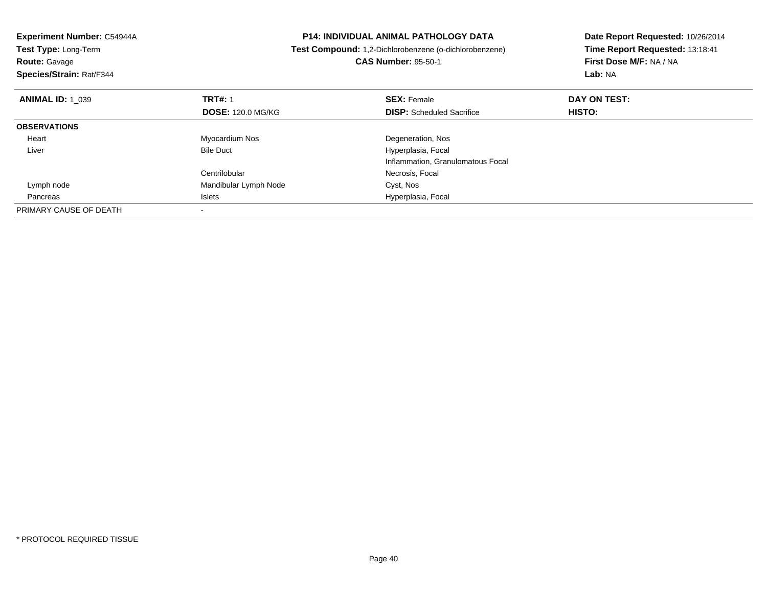**Experiment Number:** C54944A
**Test Type:** Long-Term
**Route:** Gavage
**Species/Strain:** Rat/F344

**P14: INDIVIDUAL ANIMAL PATHOLOGY DATA**
**Test Compound:** 1,2-Dichlorobenzene (o-dichlorobenzene)
**CAS Number:** 95-50-1

**Date Report Requested:** 10/26/2014
**Time Report Requested:** 13:18:41
**First Dose M/F:** NA / NA
**Lab:** NA

| **ANIMAL ID:** 1_039 | **TRT#:** 1 | **SEX:** Female | **DAY ON TEST:** |
|---|---|---|---|
| | **DOSE:** 120.0 MG/KG | **DISP:** Scheduled Sacrifice | **HISTO:** |
| **OBSERVATIONS** | | | |
| Heart | Myocardium Nos | Degeneration, Nos | |
| Liver | Bile Duct | Hyperplasia, Focal | |
| | | Inflammation, Granulomatous Focal | |
| | Centrilobular | Necrosis, Focal | |
| Lymph node | Mandibular Lymph Node | Cyst, Nos | |
| Pancreas | Islets | Hyperplasia, Focal | |
| PRIMARY CAUSE OF DEATH | - | | |

\* PROTOCOL REQUIRED TISSUE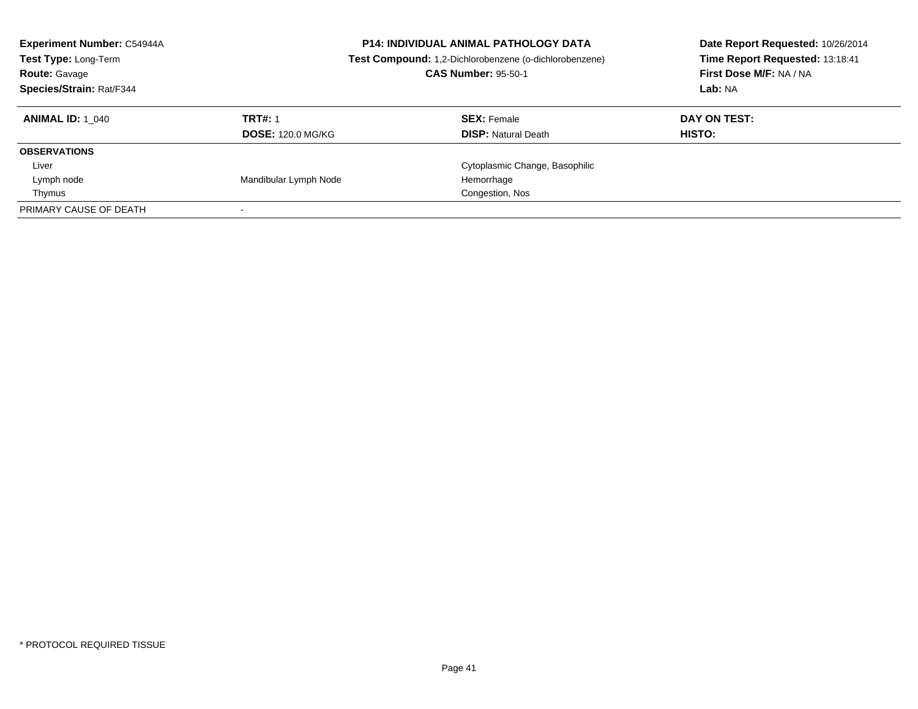**Experiment Number:** C54944A
**Test Type:** Long-Term
**Route:** Gavage
**Species/Strain:** Rat/F344

**P14: INDIVIDUAL ANIMAL PATHOLOGY DATA**
**Test Compound:** 1,2-Dichlorobenzene (o-dichlorobenzene)
**CAS Number:** 95-50-1

**Date Report Requested:** 10/26/2014
**Time Report Requested:** 13:18:41
**First Dose M/F:** NA / NA
**Lab:** NA

| **ANIMAL ID:** 1_040 | **TRT#:** 1 | **SEX:** Female | **DAY ON TEST:** |
|---|---|---|---|
| | **DOSE:** 120.0 MG/KG | **DISP:** Natural Death | **HISTO:** |
| **OBSERVATIONS** | | | |
| Liver | | Cytoplasmic Change, Basophilic | |
| Lymph node | Mandibular Lymph Node | Hemorrhage | |
| Thymus | | Congestion, Nos | |
| PRIMARY CAUSE OF DEATH | - | | |

* PROTOCOL REQUIRED TISSUE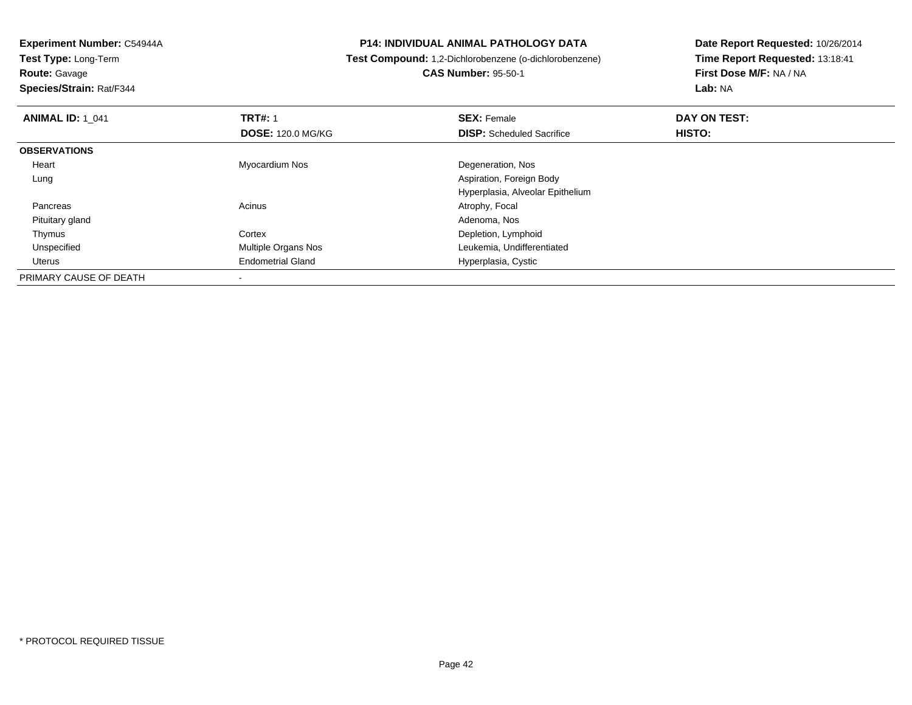**Experiment Number:** C54944A
**Test Type:** Long-Term
**Route:** Gavage
**Species/Strain:** Rat/F344

**P14: INDIVIDUAL ANIMAL PATHOLOGY DATA**
**Test Compound:** 1,2-Dichlorobenzene (o-dichlorobenzene)
**CAS Number:** 95-50-1

**Date Report Requested:** 10/26/2014
**Time Report Requested:** 13:18:41
**First Dose M/F:** NA / NA
**Lab:** NA

| **ANIMAL ID:** 1_041 | **TRT#:** 1 | **SEX:** Female | **DAY ON TEST:** |
|---|---|---|---|
| | **DOSE:** 120.0 MG/KG | **DISP:** Scheduled Sacrifice | **HISTO:** |
| **OBSERVATIONS** | | | |
| Heart | Myocardium Nos | Degeneration, Nos | |
| Lung | | Aspiration, Foreign Body | |
| | | Hyperplasia, Alveolar Epithelium | |
| Pancreas | Acinus | Atrophy, Focal | |
| Pituitary gland | | Adenoma, Nos | |
| Thymus | Cortex | Depletion, Lymphoid | |
| Unspecified | Multiple Organs Nos | Leukemia, Undifferentiated | |
| Uterus | Endometrial Gland | Hyperplasia, Cystic | |
| PRIMARY CAUSE OF DEATH | - | | |

* PROTOCOL REQUIRED TISSUE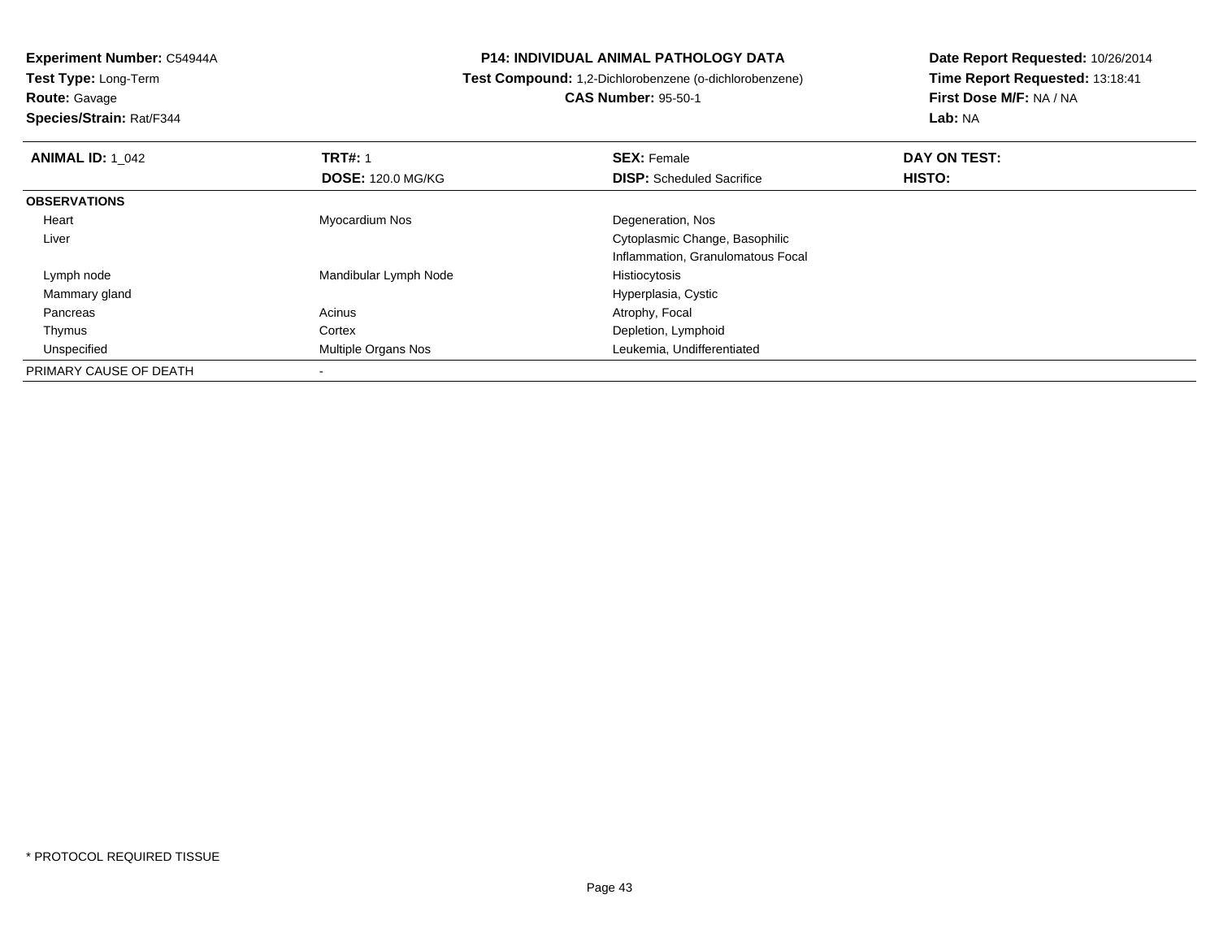**Experiment Number:** C54944A
**Test Type:** Long-Term
**Route:** Gavage
**Species/Strain:** Rat/F344

**P14: INDIVIDUAL ANIMAL PATHOLOGY DATA**
**Test Compound:** 1,2-Dichlorobenzene (o-dichlorobenzene)
**CAS Number:** 95-50-1

**Date Report Requested:** 10/26/2014
**Time Report Requested:** 13:18:41
**First Dose M/F:** NA / NA
**Lab:** NA

| **ANIMAL ID:** 1_042 | **TRT#:** 1 | **SEX:** Female | **DAY ON TEST:** |
|---|---|---|---|
| | **DOSE:** 120.0 MG/KG | **DISP:** Scheduled Sacrifice | **HISTO:** |
| **OBSERVATIONS** | | | |
| Heart | Myocardium Nos | Degeneration, Nos | |
| Liver | | Cytoplasmic Change, Basophilic | |
| | | Inflammation, Granulomatous Focal | |
| Lymph node | Mandibular Lymph Node | Histiocytosis | |
| Mammary gland | | Hyperplasia, Cystic | |
| Pancreas | Acinus | Atrophy, Focal | |
| Thymus | Cortex | Depletion, Lymphoid | |
| Unspecified | Multiple Organs Nos | Leukemia, Undifferentiated | |
| PRIMARY CAUSE OF DEATH | - | | |

* PROTOCOL REQUIRED TISSUE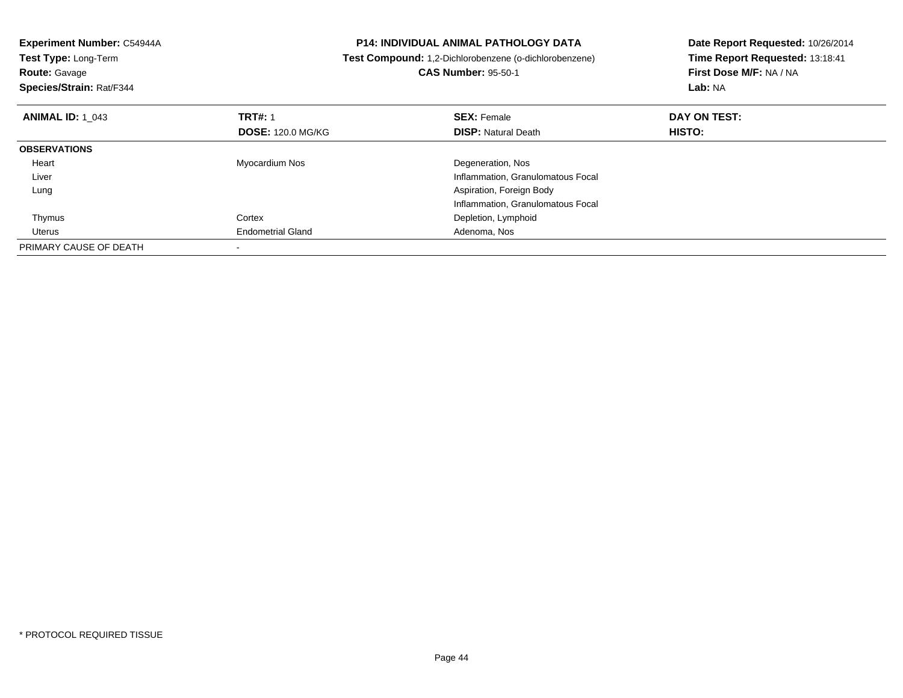**Experiment Number:** C54944A
**Test Type:** Long-Term
**Route:** Gavage
**Species/Strain:** Rat/F344

**P14: INDIVIDUAL ANIMAL PATHOLOGY DATA**
**Test Compound:** 1,2-Dichlorobenzene (o-dichlorobenzene)
**CAS Number:** 95-50-1

**Date Report Requested:** 10/26/2014
**Time Report Requested:** 13:18:41
**First Dose M/F:** NA / NA
**Lab:** NA

| **ANIMAL ID:** 1_043 | **TRT#:** 1 | **SEX:** Female | **DAY ON TEST:** |
|---|---|---|---|
| | **DOSE:** 120.0 MG/KG | **DISP:** Natural Death | **HISTO:** |
| **OBSERVATIONS** | | | |
| Heart | Myocardium Nos | Degeneration, Nos | |
| Liver | | Inflammation, Granulomatous Focal | |
| Lung | | Aspiration, Foreign Body | |
| | | Inflammation, Granulomatous Focal | |
| Thymus | Cortex | Depletion, Lymphoid | |
| Uterus | Endometrial Gland | Adenoma, Nos | |
| PRIMARY CAUSE OF DEATH | - | | |

* PROTOCOL REQUIRED TISSUE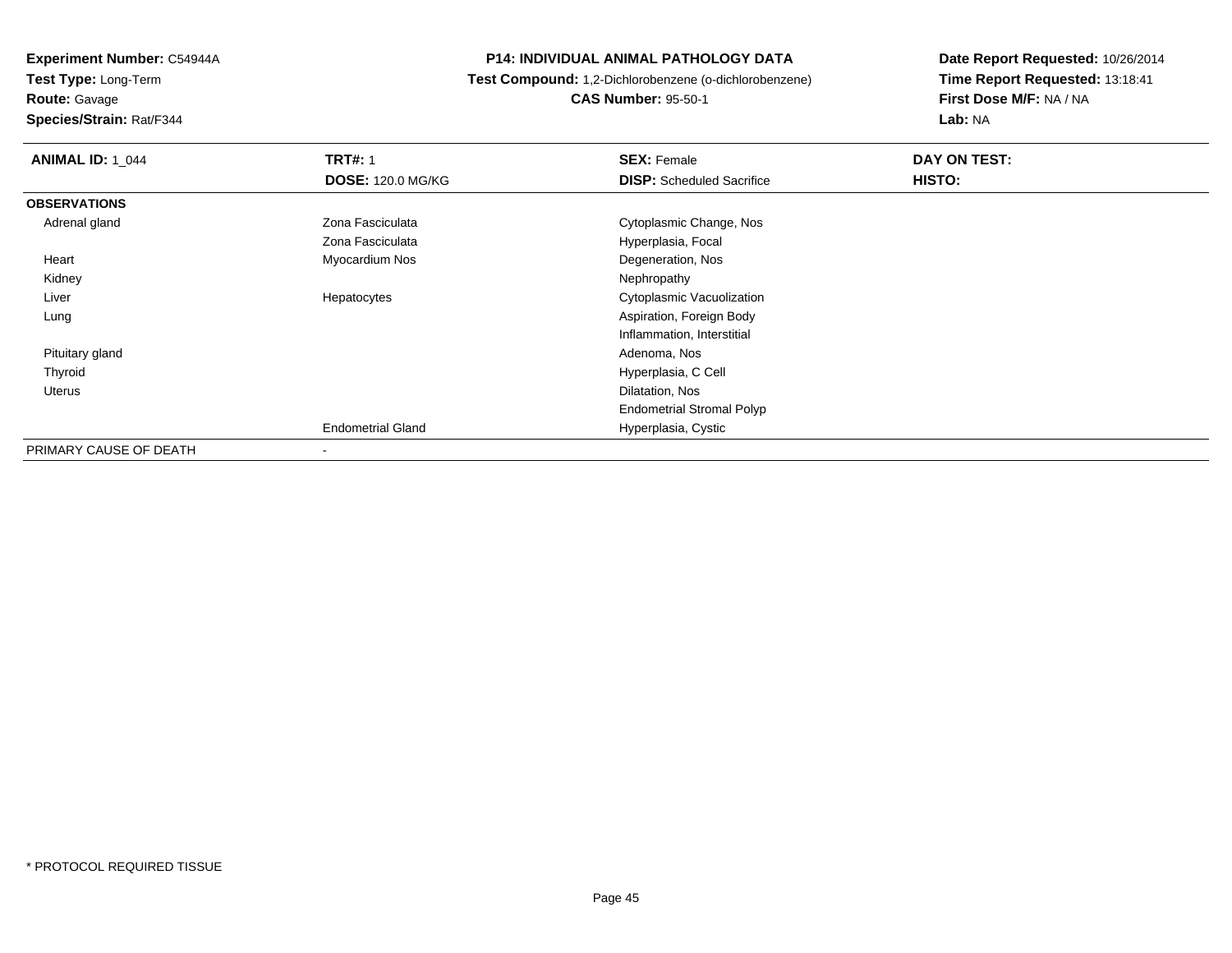**Experiment Number:** C54944A
**Test Type:** Long-Term
**Route:** Gavage
**Species/Strain:** Rat/F344

**P14: INDIVIDUAL ANIMAL PATHOLOGY DATA**
**Test Compound:** 1,2-Dichlorobenzene (o-dichlorobenzene)
**CAS Number:** 95-50-1

**Date Report Requested:** 10/26/2014
**Time Report Requested:** 13:18:41
**First Dose M/F:** NA / NA
**Lab:** NA

| **ANIMAL ID:** 1_044 | **TRT#:** 1 | **SEX:** Female | **DAY ON TEST:** |
|---|---|---|---|
| | **DOSE:** 120.0 MG/KG | **DISP:** Scheduled Sacrifice | **HISTO:** |
| **OBSERVATIONS** | | | |
| Adrenal gland | Zona Fasciculata | Cytoplasmic Change, Nos | |
| | Zona Fasciculata | Hyperplasia, Focal | |
| Heart | Myocardium Nos | Degeneration, Nos | |
| Kidney | | Nephropathy | |
| Liver | Hepatocytes | Cytoplasmic Vacuolization | |
| Lung | | Aspiration, Foreign Body | |
| | | Inflammation, Interstitial | |
| Pituitary gland | | Adenoma, Nos | |
| Thyroid | | Hyperplasia, C Cell | |
| Uterus | | Dilatation, Nos | |
| | | Endometrial Stromal Polyp | |
| | Endometrial Gland | Hyperplasia, Cystic | |
| PRIMARY CAUSE OF DEATH | - | | |

* PROTOCOL REQUIRED TISSUE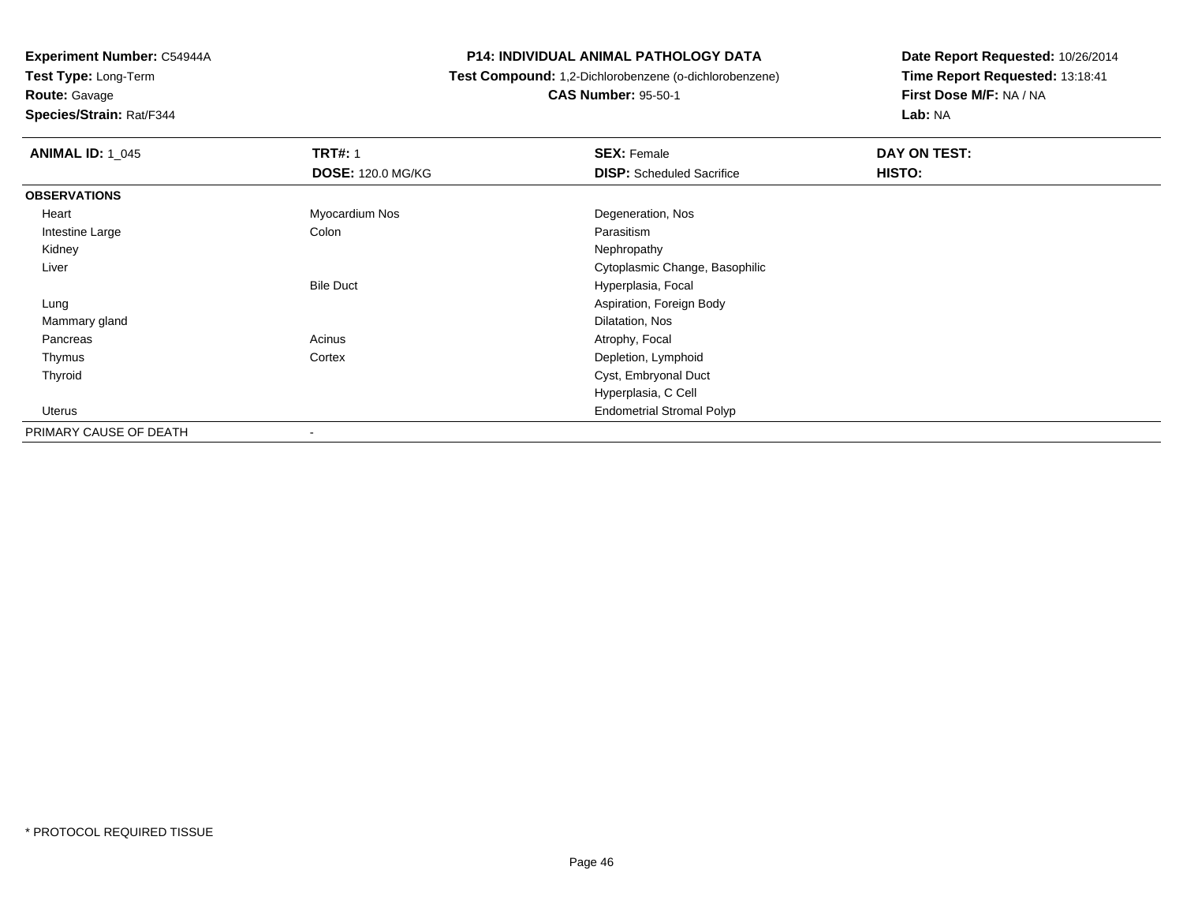**Experiment Number:** C54944A
**Test Type:** Long-Term
**Route:** Gavage
**Species/Strain:** Rat/F344

**P14: INDIVIDUAL ANIMAL PATHOLOGY DATA**
**Test Compound:** 1,2-Dichlorobenzene (o-dichlorobenzene)
**CAS Number:** 95-50-1

**Date Report Requested:** 10/26/2014
**Time Report Requested:** 13:18:41
**First Dose M/F:** NA / NA
**Lab:** NA

| **ANIMAL ID:** 1_045 | **TRT#:** 1 | **SEX:** Female | **DAY ON TEST:** |
|---|---|---|---|
| | **DOSE:** 120.0 MG/KG | **DISP:** Scheduled Sacrifice | **HISTO:** |
| **OBSERVATIONS** | | | |
| Heart | Myocardium Nos | Degeneration, Nos | |
| Intestine Large | Colon | Parasitism | |
| Kidney | | Nephropathy | |
| Liver | | Cytoplasmic Change, Basophilic | |
| | Bile Duct | Hyperplasia, Focal | |
| Lung | | Aspiration, Foreign Body | |
| Mammary gland | | Dilatation, Nos | |
| Pancreas | Acinus | Atrophy, Focal | |
| Thymus | Cortex | Depletion, Lymphoid | |
| Thyroid | | Cyst, Embryonal Duct | |
| | | Hyperplasia, C Cell | |
| Uterus | | Endometrial Stromal Polyp | |
| PRIMARY CAUSE OF DEATH | - | | |

\* PROTOCOL REQUIRED TISSUE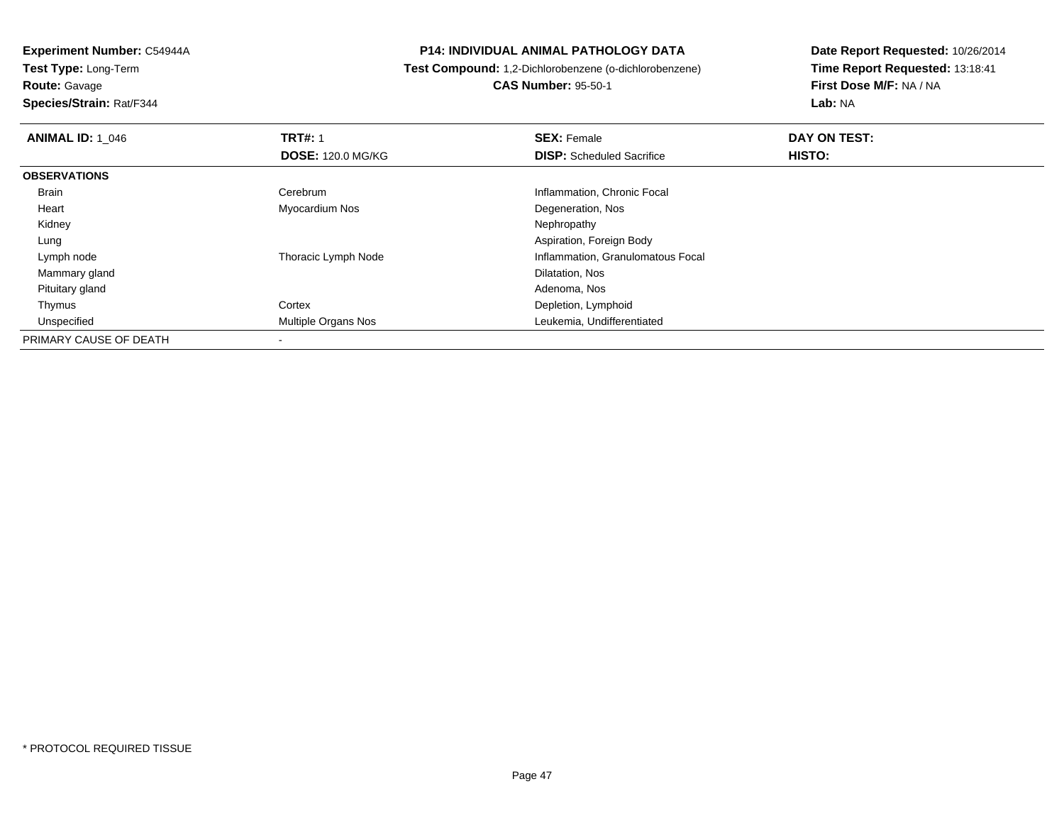**Experiment Number:** C54944A
**Test Type:** Long-Term
**Route:** Gavage
**Species/Strain:** Rat/F344

**P14: INDIVIDUAL ANIMAL PATHOLOGY DATA**
**Test Compound:** 1,2-Dichlorobenzene (o-dichlorobenzene)
**CAS Number:** 95-50-1

**Date Report Requested:** 10/26/2014
**Time Report Requested:** 13:18:41
**First Dose M/F:** NA / NA
**Lab:** NA

| **ANIMAL ID:** 1_046 | **TRT#:** 1 | **SEX:** Female | **DAY ON TEST:** |
|---|---|---|---|
| | **DOSE:** 120.0 MG/KG | **DISP:** Scheduled Sacrifice | **HISTO:** |
| **OBSERVATIONS** | | | |
| Brain | Cerebrum | Inflammation, Chronic Focal | |
| Heart | Myocardium Nos | Degeneration, Nos | |
| Kidney | | Nephropathy | |
| Lung | | Aspiration, Foreign Body | |
| Lymph node | Thoracic Lymph Node | Inflammation, Granulomatous Focal | |
| Mammary gland | | Dilatation, Nos | |
| Pituitary gland | | Adenoma, Nos | |
| Thymus | Cortex | Depletion, Lymphoid | |
| Unspecified | Multiple Organs Nos | Leukemia, Undifferentiated | |
| PRIMARY CAUSE OF DEATH | - | | |

* PROTOCOL REQUIRED TISSUE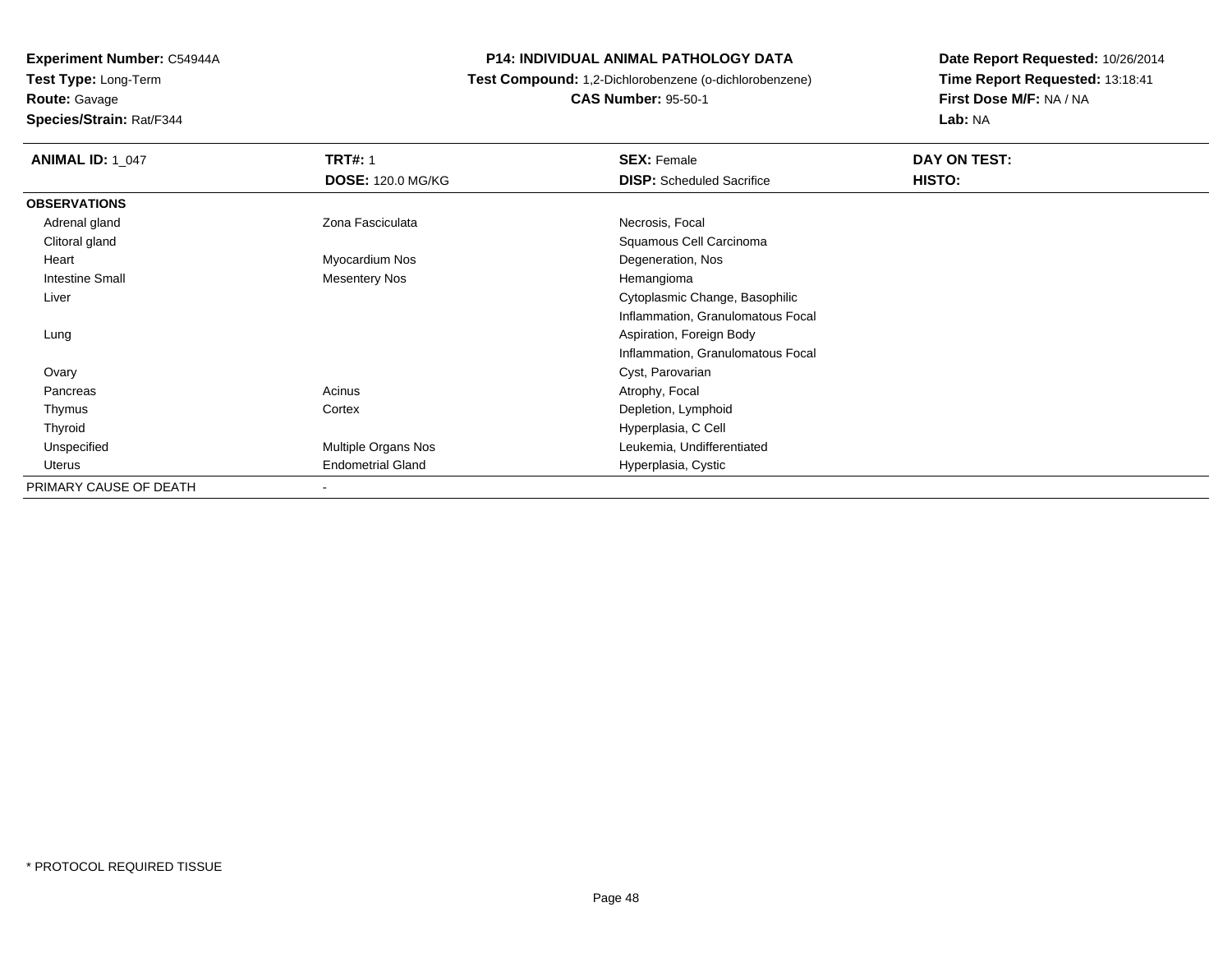**Experiment Number:** C54944A
**Test Type:** Long-Term
**Route:** Gavage
**Species/Strain:** Rat/F344

**P14: INDIVIDUAL ANIMAL PATHOLOGY DATA**
**Test Compound:** 1,2-Dichlorobenzene (o-dichlorobenzene)
**CAS Number:** 95-50-1

**Date Report Requested:** 10/26/2014
**Time Report Requested:** 13:18:41
**First Dose M/F:** NA / NA
**Lab:** NA

| **ANIMAL ID:** 1_047 | **TRT#:** 1 | **SEX:** Female | **DAY ON TEST:** |
|---|---|---|---|
| | **DOSE:** 120.0 MG/KG | **DISP:** Scheduled Sacrifice | **HISTO:** |
| **OBSERVATIONS** | | | |
| Adrenal gland | Zona Fasciculata | Necrosis, Focal | |
| Clitoral gland | | Squamous Cell Carcinoma | |
| Heart | Myocardium Nos | Degeneration, Nos | |
| Intestine Small | Mesentery Nos | Hemangioma | |
| Liver | | Cytoplasmic Change, Basophilic | |
| | | Inflammation, Granulomatous Focal | |
| Lung | | Aspiration, Foreign Body | |
| | | Inflammation, Granulomatous Focal | |
| Ovary | | Cyst, Parovarian | |
| Pancreas | Acinus | Atrophy, Focal | |
| Thymus | Cortex | Depletion, Lymphoid | |
| Thyroid | | Hyperplasia, C Cell | |
| Unspecified | Multiple Organs Nos | Leukemia, Undifferentiated | |
| Uterus | Endometrial Gland | Hyperplasia, Cystic | |
| PRIMARY CAUSE OF DEATH | - | | |

* PROTOCOL REQUIRED TISSUE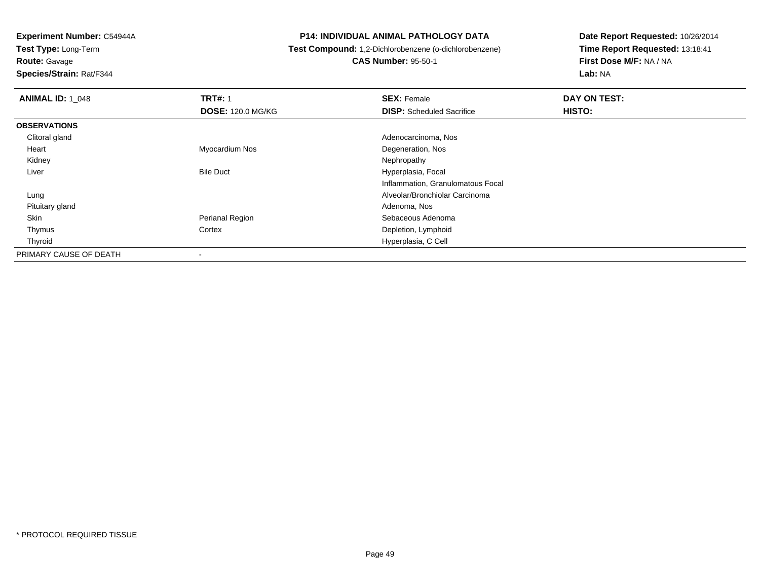**Experiment Number:** C54944A
**Test Type:** Long-Term
**Route:** Gavage
**Species/Strain:** Rat/F344

**P14: INDIVIDUAL ANIMAL PATHOLOGY DATA**
**Test Compound:** 1,2-Dichlorobenzene (o-dichlorobenzene)
**CAS Number:** 95-50-1

**Date Report Requested:** 10/26/2014
**Time Report Requested:** 13:18:41
**First Dose M/F:** NA / NA
**Lab:** NA

| **ANIMAL ID:** 1_048 | **TRT#:** 1 | **SEX:** Female | **DAY ON TEST:** |
|---|---|---|---|
| | **DOSE:** 120.0 MG/KG | **DISP:** Scheduled Sacrifice | **HISTO:** |
| **OBSERVATIONS** | | | |
| Clitoral gland | | Adenocarcinoma, Nos | |
| Heart | Myocardium Nos | Degeneration, Nos | |
| Kidney | | Nephropathy | |
| Liver | Bile Duct | Hyperplasia, Focal | |
| | | Inflammation, Granulomatous Focal | |
| Lung | | Alveolar/Bronchiolar Carcinoma | |
| Pituitary gland | | Adenoma, Nos | |
| Skin | Perianal Region | Sebaceous Adenoma | |
| Thymus | Cortex | Depletion, Lymphoid | |
| Thyroid | | Hyperplasia, C Cell | |
| PRIMARY CAUSE OF DEATH | - | | |

\* PROTOCOL REQUIRED TISSUE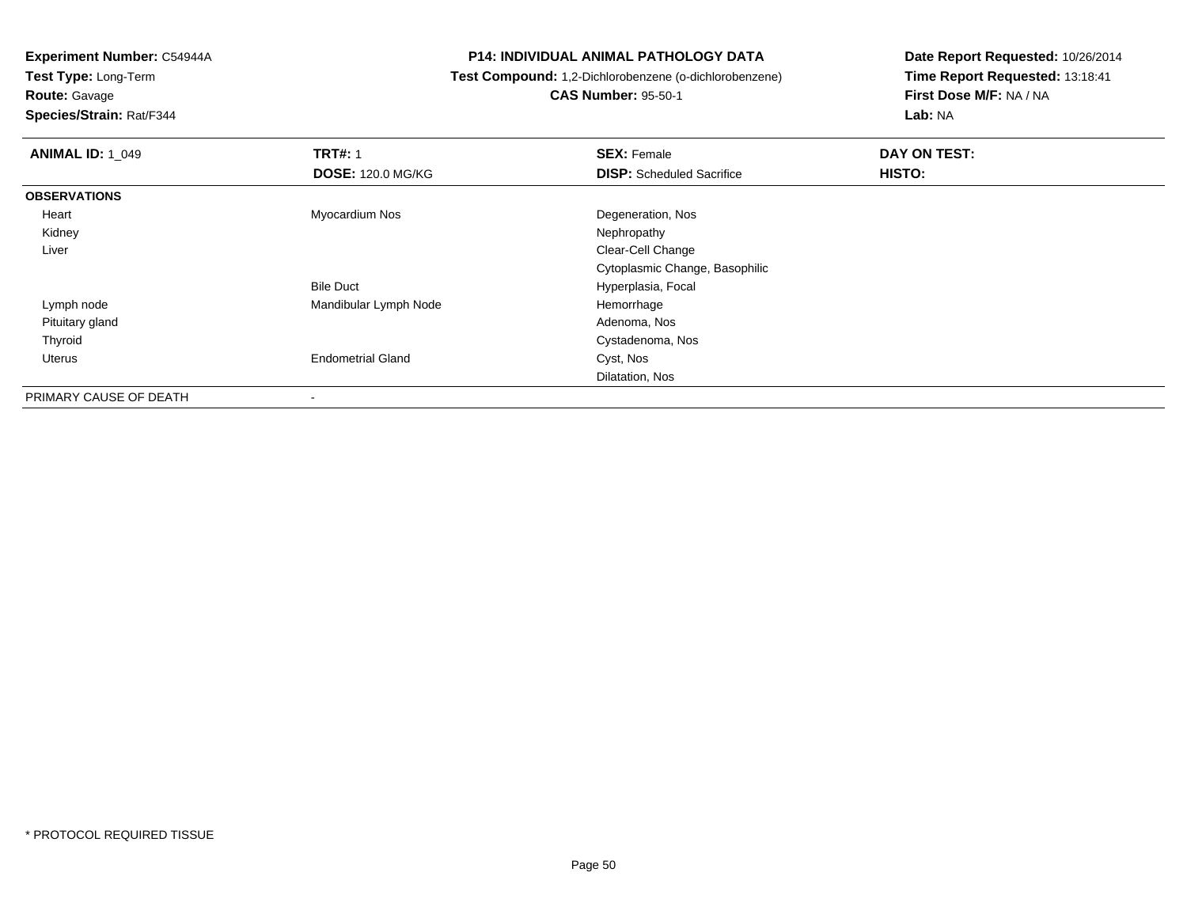**Experiment Number:** C54944A
**Test Type:** Long-Term
**Route:** Gavage
**Species/Strain:** Rat/F344

**P14: INDIVIDUAL ANIMAL PATHOLOGY DATA**
**Test Compound:** 1,2-Dichlorobenzene (o-dichlorobenzene)
**CAS Number:** 95-50-1

**Date Report Requested:** 10/26/2014
**Time Report Requested:** 13:18:41
**First Dose M/F:** NA / NA
**Lab:** NA

| **ANIMAL ID:** 1_049 | **TRT#:** 1 | **SEX:** Female | **DAY ON TEST:** |
|---|---|---|---|
| | **DOSE:** 120.0 MG/KG | **DISP:** Scheduled Sacrifice | **HISTO:** |
| **OBSERVATIONS** | | | |
| Heart | Myocardium Nos | Degeneration, Nos | |
| Kidney | | Nephropathy | |
| Liver | | Clear-Cell Change | |
| | | Cytoplasmic Change, Basophilic | |
| | Bile Duct | Hyperplasia, Focal | |
| Lymph node | Mandibular Lymph Node | Hemorrhage | |
| Pituitary gland | | Adenoma, Nos | |
| Thyroid | | Cystadenoma, Nos | |
| Uterus | Endometrial Gland | Cyst, Nos | |
| | | Dilatation, Nos | |
| PRIMARY CAUSE OF DEATH | - | | |

* PROTOCOL REQUIRED TISSUE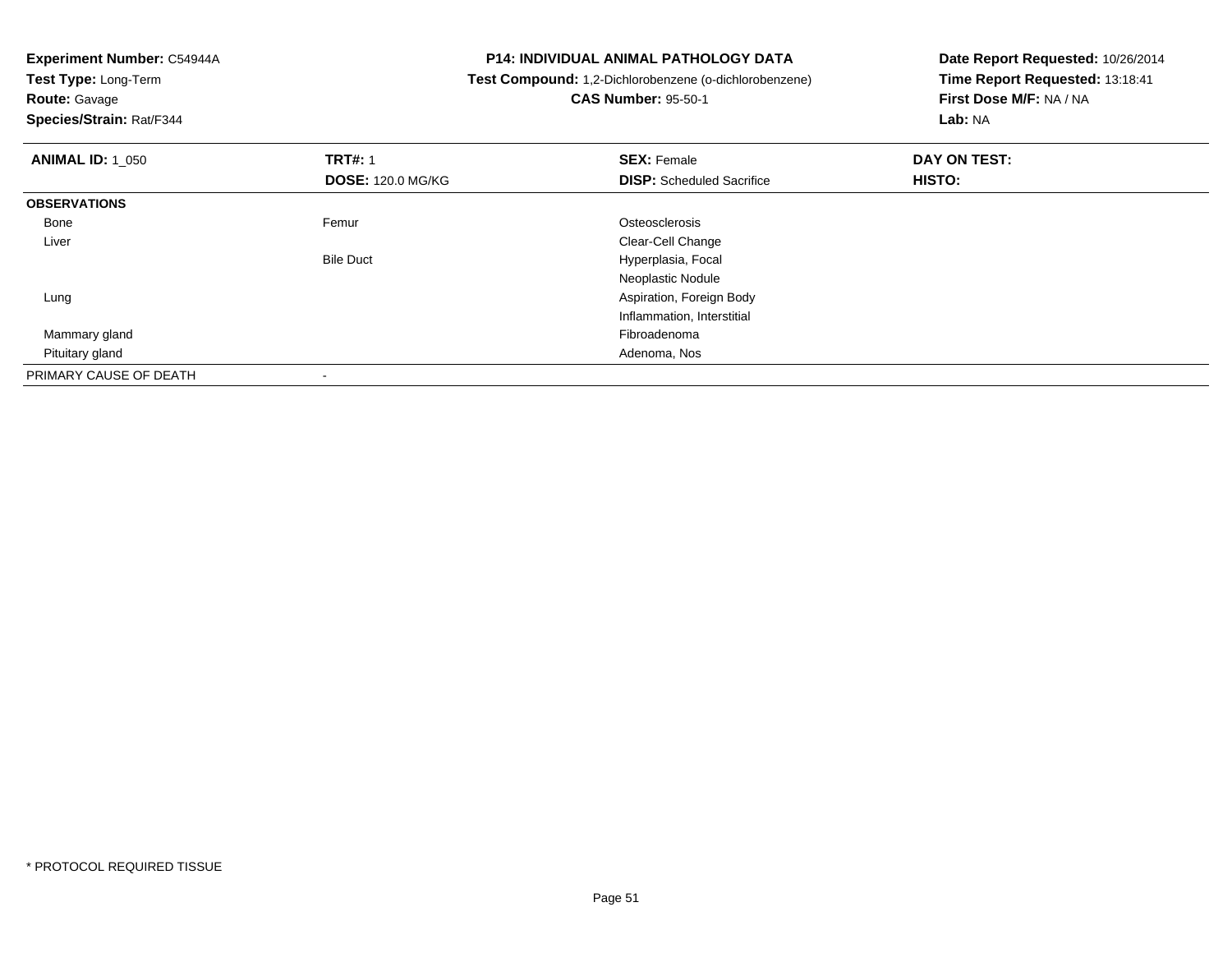**Experiment Number:** C54944A
**Test Type:** Long-Term
**Route:** Gavage
**Species/Strain:** Rat/F344

**P14: INDIVIDUAL ANIMAL PATHOLOGY DATA**
**Test Compound:** 1,2-Dichlorobenzene (o-dichlorobenzene)
**CAS Number:** 95-50-1

**Date Report Requested:** 10/26/2014
**Time Report Requested:** 13:18:41
**First Dose M/F:** NA / NA
**Lab:** NA

| **ANIMAL ID:** 1_050 | **TRT#:** 1 | **SEX:** Female | **DAY ON TEST:** |
|---|---|---|---|
| | **DOSE:** 120.0 MG/KG | **DISP:** Scheduled Sacrifice | **HISTO:** |
| **OBSERVATIONS** | | | |
| Bone | Femur | Osteosclerosis | |
| Liver | | Clear-Cell Change | |
| | Bile Duct | Hyperplasia, Focal | |
| | | Neoplastic Nodule | |
| Lung | | Aspiration, Foreign Body | |
| | | Inflammation, Interstitial | |
| Mammary gland | | Fibroadenoma | |
| Pituitary gland | | Adenoma, Nos | |
| PRIMARY CAUSE OF DEATH | - | | |

* PROTOCOL REQUIRED TISSUE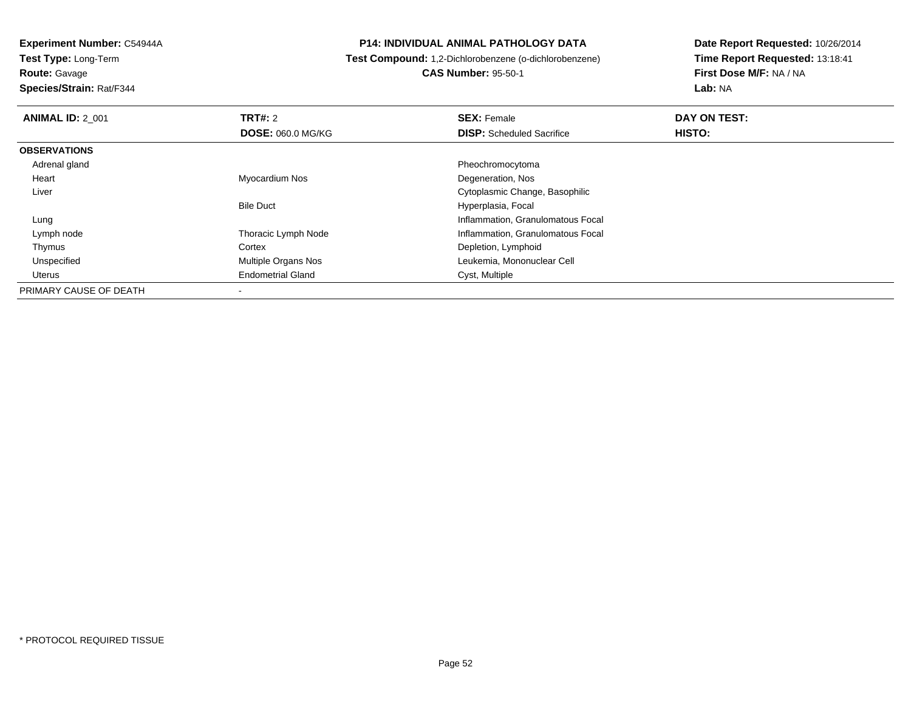**Experiment Number:** C54944A
**Test Type:** Long-Term
**Route:** Gavage
**Species/Strain:** Rat/F344

**P14: INDIVIDUAL ANIMAL PATHOLOGY DATA**
**Test Compound:** 1,2-Dichlorobenzene (o-dichlorobenzene)
**CAS Number:** 95-50-1

**Date Report Requested:** 10/26/2014
**Time Report Requested:** 13:18:41
**First Dose M/F:** NA / NA
**Lab:** NA

| **ANIMAL ID:** 2_001 | **TRT#:** 2 | **SEX:** Female | **DAY ON TEST:** |
|---|---|---|---|
| | **DOSE:** 060.0 MG/KG | **DISP:** Scheduled Sacrifice | **HISTO:** |
| **OBSERVATIONS** | | | |
| Adrenal gland | | Pheochromocytoma | |
| Heart | Myocardium Nos | Degeneration, Nos | |
| Liver | | Cytoplasmic Change, Basophilic | |
| | Bile Duct | Hyperplasia, Focal | |
| Lung | | Inflammation, Granulomatous Focal | |
| Lymph node | Thoracic Lymph Node | Inflammation, Granulomatous Focal | |
| Thymus | Cortex | Depletion, Lymphoid | |
| Unspecified | Multiple Organs Nos | Leukemia, Mononuclear Cell | |
| Uterus | Endometrial Gland | Cyst, Multiple | |
| PRIMARY CAUSE OF DEATH | - | | |

* PROTOCOL REQUIRED TISSUE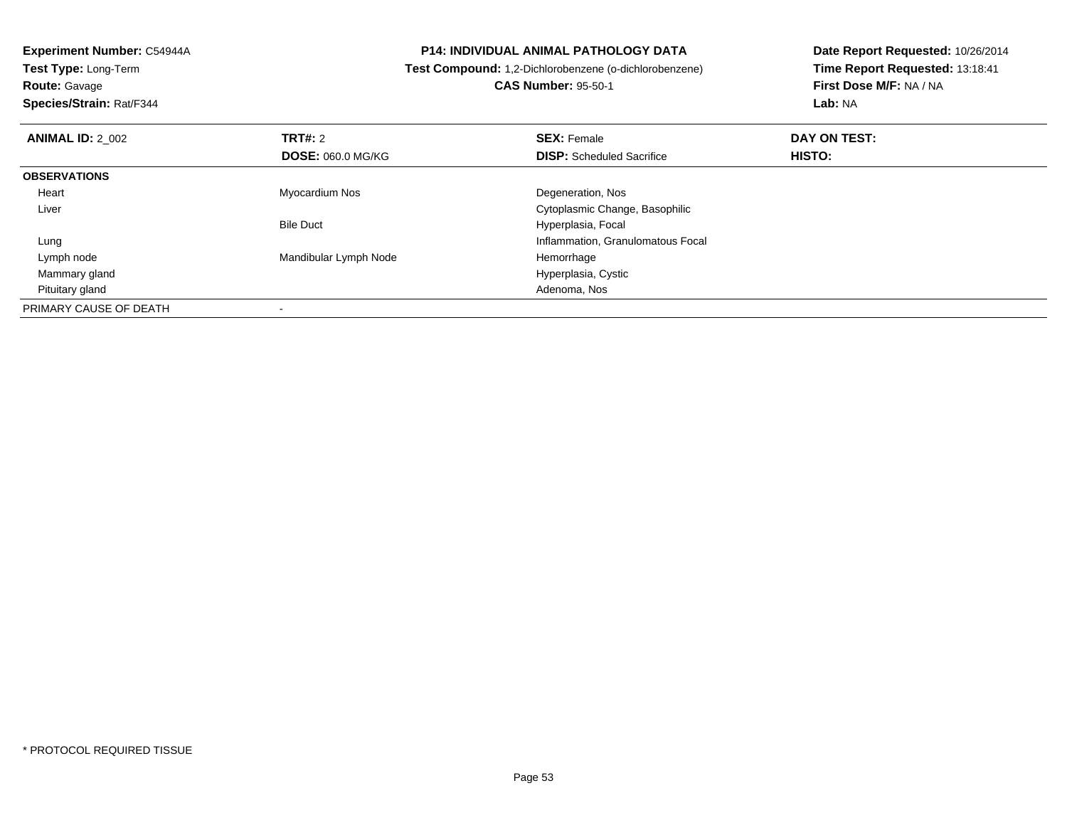**Experiment Number:** C54944A
**Test Type:** Long-Term
**Route:** Gavage
**Species/Strain:** Rat/F344

**P14: INDIVIDUAL ANIMAL PATHOLOGY DATA**
**Test Compound:** 1,2-Dichlorobenzene (o-dichlorobenzene)
**CAS Number:** 95-50-1

**Date Report Requested:** 10/26/2014
**Time Report Requested:** 13:18:41
**First Dose M/F:** NA / NA
**Lab:** NA

| **ANIMAL ID:** 2_002 | **TRT#:** 2 | **SEX:** Female | **DAY ON TEST:** |
|---|---|---|---|
| | **DOSE:** 060.0 MG/KG | **DISP:** Scheduled Sacrifice | **HISTO:** |
| **OBSERVATIONS** | | | |
| Heart | Myocardium Nos | Degeneration, Nos | |
| Liver | | Cytoplasmic Change, Basophilic | |
| | Bile Duct | Hyperplasia, Focal | |
| Lung | | Inflammation, Granulomatous Focal | |
| Lymph node | Mandibular Lymph Node | Hemorrhage | |
| Mammary gland | | Hyperplasia, Cystic | |
| Pituitary gland | | Adenoma, Nos | |
| PRIMARY CAUSE OF DEATH | - | | |

* PROTOCOL REQUIRED TISSUE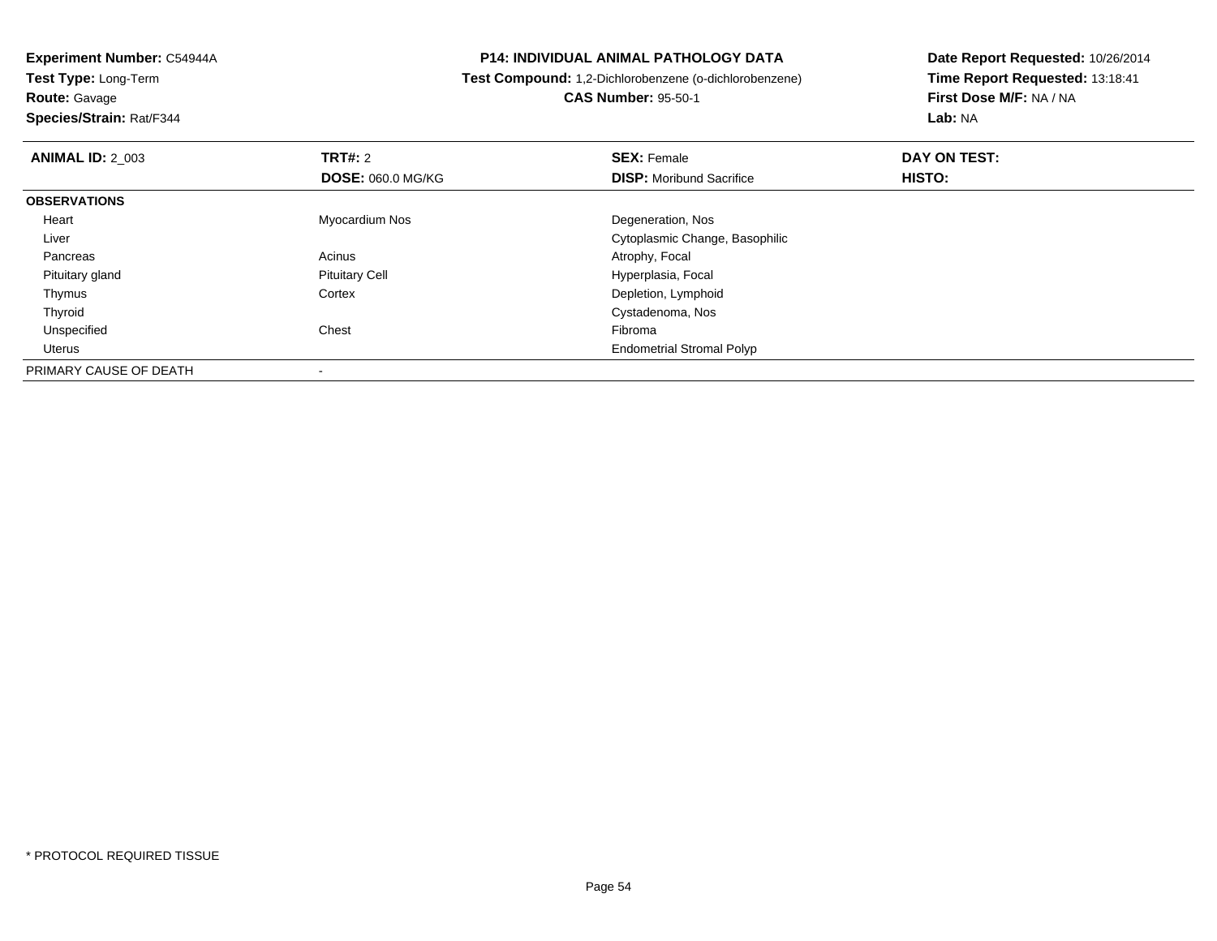**Experiment Number:** C54944A
**Test Type:** Long-Term
**Route:** Gavage
**Species/Strain:** Rat/F344

**P14: INDIVIDUAL ANIMAL PATHOLOGY DATA**
**Test Compound:** 1,2-Dichlorobenzene (o-dichlorobenzene)
**CAS Number:** 95-50-1

**Date Report Requested:** 10/26/2014
**Time Report Requested:** 13:18:41
**First Dose M/F:** NA / NA
**Lab:** NA

| **ANIMAL ID:** 2_003 | **TRT#:** 2 | **SEX:** Female | **DAY ON TEST:** |
|---|---|---|---|
| | **DOSE:** 060.0 MG/KG | **DISP:** Moribund Sacrifice | **HISTO:** |
| **OBSERVATIONS** | | | |
| Heart | Myocardium Nos | Degeneration, Nos | |
| Liver | | Cytoplasmic Change, Basophilic | |
| Pancreas | Acinus | Atrophy, Focal | |
| Pituitary gland | Pituitary Cell | Hyperplasia, Focal | |
| Thymus | Cortex | Depletion, Lymphoid | |
| Thyroid | | Cystadenoma, Nos | |
| Unspecified | Chest | Fibroma | |
| Uterus | | Endometrial Stromal Polyp | |
| PRIMARY CAUSE OF DEATH | - | | |

* PROTOCOL REQUIRED TISSUE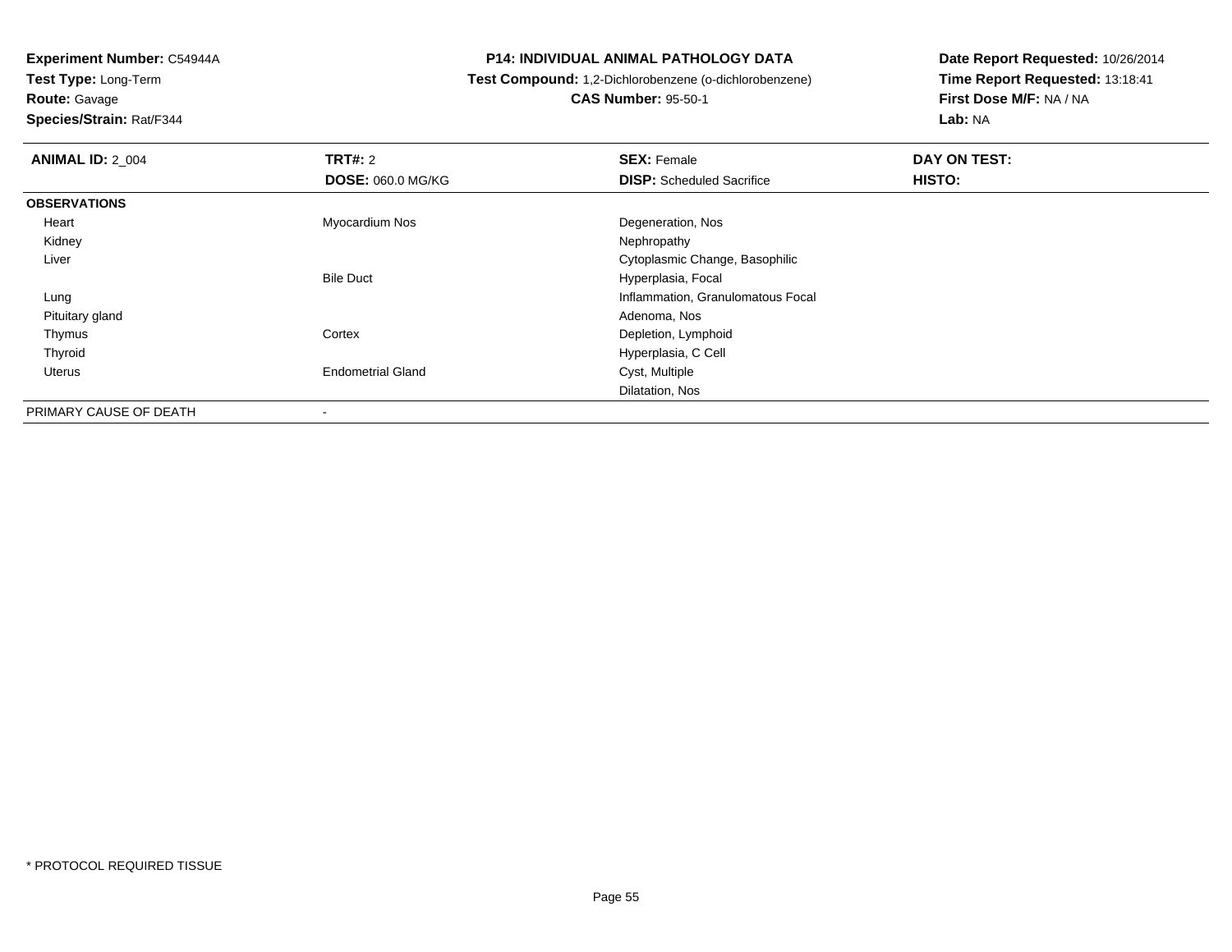**Experiment Number:** C54944A
**Test Type:** Long-Term
**Route:** Gavage
**Species/Strain:** Rat/F344

**P14: INDIVIDUAL ANIMAL PATHOLOGY DATA**
**Test Compound:** 1,2-Dichlorobenzene (o-dichlorobenzene)
**CAS Number:** 95-50-1

**Date Report Requested:** 10/26/2014
**Time Report Requested:** 13:18:41
**First Dose M/F:** NA / NA
**Lab:** NA

| **ANIMAL ID:** 2_004 | **TRT#:** 2 | **SEX:** Female | **DAY ON TEST:** |
|---|---|---|---|
| | **DOSE:** 060.0 MG/KG | **DISP:** Scheduled Sacrifice | **HISTO:** |
| **OBSERVATIONS** | | | |
| Heart | Myocardium Nos | Degeneration, Nos | |
| Kidney | | Nephropathy | |
| Liver | | Cytoplasmic Change, Basophilic | |
| | Bile Duct | Hyperplasia, Focal | |
| Lung | | Inflammation, Granulomatous Focal | |
| Pituitary gland | | Adenoma, Nos | |
| Thymus | Cortex | Depletion, Lymphoid | |
| Thyroid | | Hyperplasia, C Cell | |
| Uterus | Endometrial Gland | Cyst, Multiple | |
| | | Dilatation, Nos | |
| PRIMARY CAUSE OF DEATH | - | | |

\* PROTOCOL REQUIRED TISSUE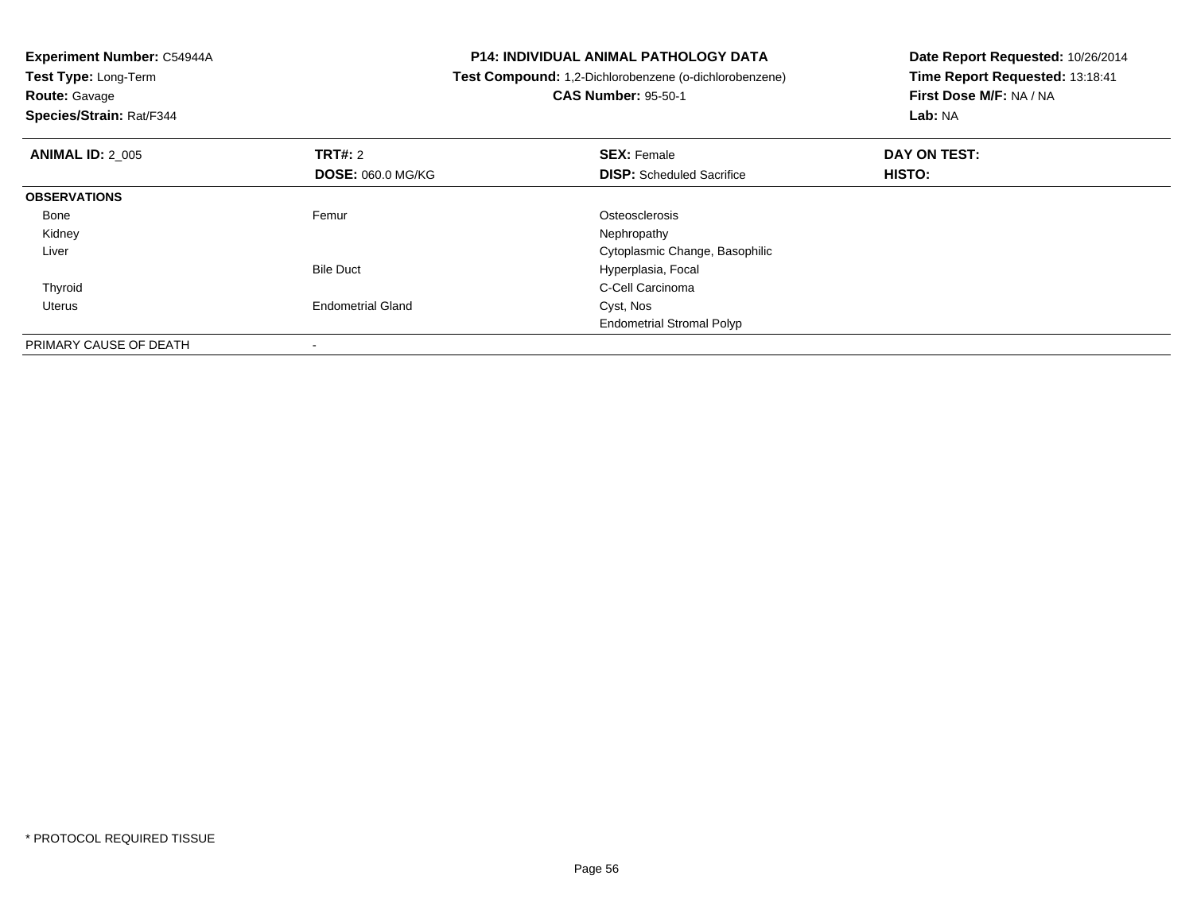**Experiment Number:** C54944A
**Test Type:** Long-Term
**Route:** Gavage
**Species/Strain:** Rat/F344

**P14: INDIVIDUAL ANIMAL PATHOLOGY DATA**
**Test Compound:** 1,2-Dichlorobenzene (o-dichlorobenzene)
**CAS Number:** 95-50-1

**Date Report Requested:** 10/26/2014
**Time Report Requested:** 13:18:41
**First Dose M/F:** NA / NA
**Lab:** NA

| **ANIMAL ID:** 2_005 | **TRT#:** 2 | **SEX:** Female | **DAY ON TEST:** |
|---|---|---|---|
| | **DOSE:** 060.0 MG/KG | **DISP:** Scheduled Sacrifice | **HISTO:** |
| **OBSERVATIONS** | | | |
| Bone | Femur | Osteosclerosis | |
| Kidney | | Nephropathy | |
| Liver | | Cytoplasmic Change, Basophilic | |
| | Bile Duct | Hyperplasia, Focal | |
| Thyroid | | C-Cell Carcinoma | |
| Uterus | Endometrial Gland | Cyst, Nos | |
| | | Endometrial Stromal Polyp | |
| PRIMARY CAUSE OF DEATH | - | | |

* PROTOCOL REQUIRED TISSUE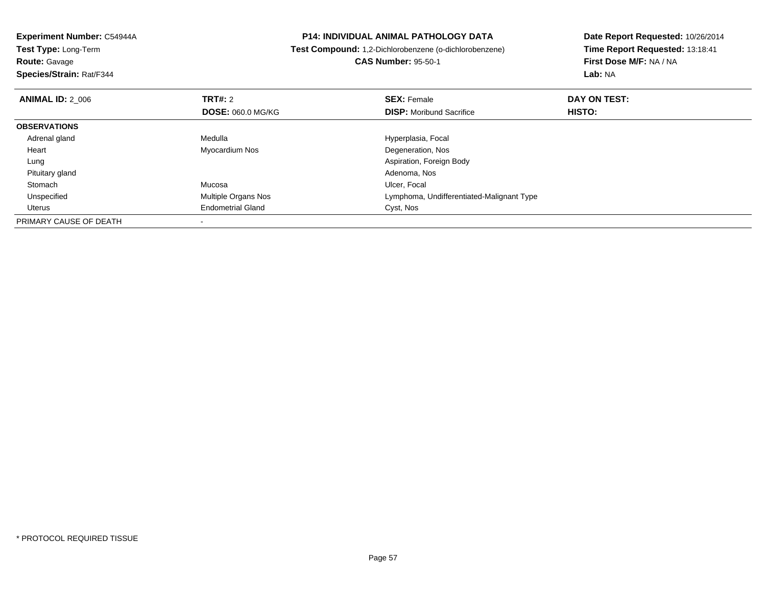**Experiment Number:** C54944A
**Test Type:** Long-Term
**Route:** Gavage
**Species/Strain:** Rat/F344

**P14: INDIVIDUAL ANIMAL PATHOLOGY DATA**
**Test Compound:** 1,2-Dichlorobenzene (o-dichlorobenzene)
**CAS Number:** 95-50-1

**Date Report Requested:** 10/26/2014
**Time Report Requested:** 13:18:41
**First Dose M/F:** NA / NA
**Lab:** NA

| **ANIMAL ID:** 2_006 | **TRT#:** 2 | **SEX:** Female | **DAY ON TEST:** |
|---|---|---|---|
| | **DOSE:** 060.0 MG/KG | **DISP:** Moribund Sacrifice | **HISTO:** |
| **OBSERVATIONS** | | | |
| Adrenal gland | Medulla | Hyperplasia, Focal | |
| Heart | Myocardium Nos | Degeneration, Nos | |
| Lung | | Aspiration, Foreign Body | |
| Pituitary gland | | Adenoma, Nos | |
| Stomach | Mucosa | Ulcer, Focal | |
| Unspecified | Multiple Organs Nos | Lymphoma, Undifferentiated-Malignant Type | |
| Uterus | Endometrial Gland | Cyst, Nos | |
| PRIMARY CAUSE OF DEATH | - | | |

* PROTOCOL REQUIRED TISSUE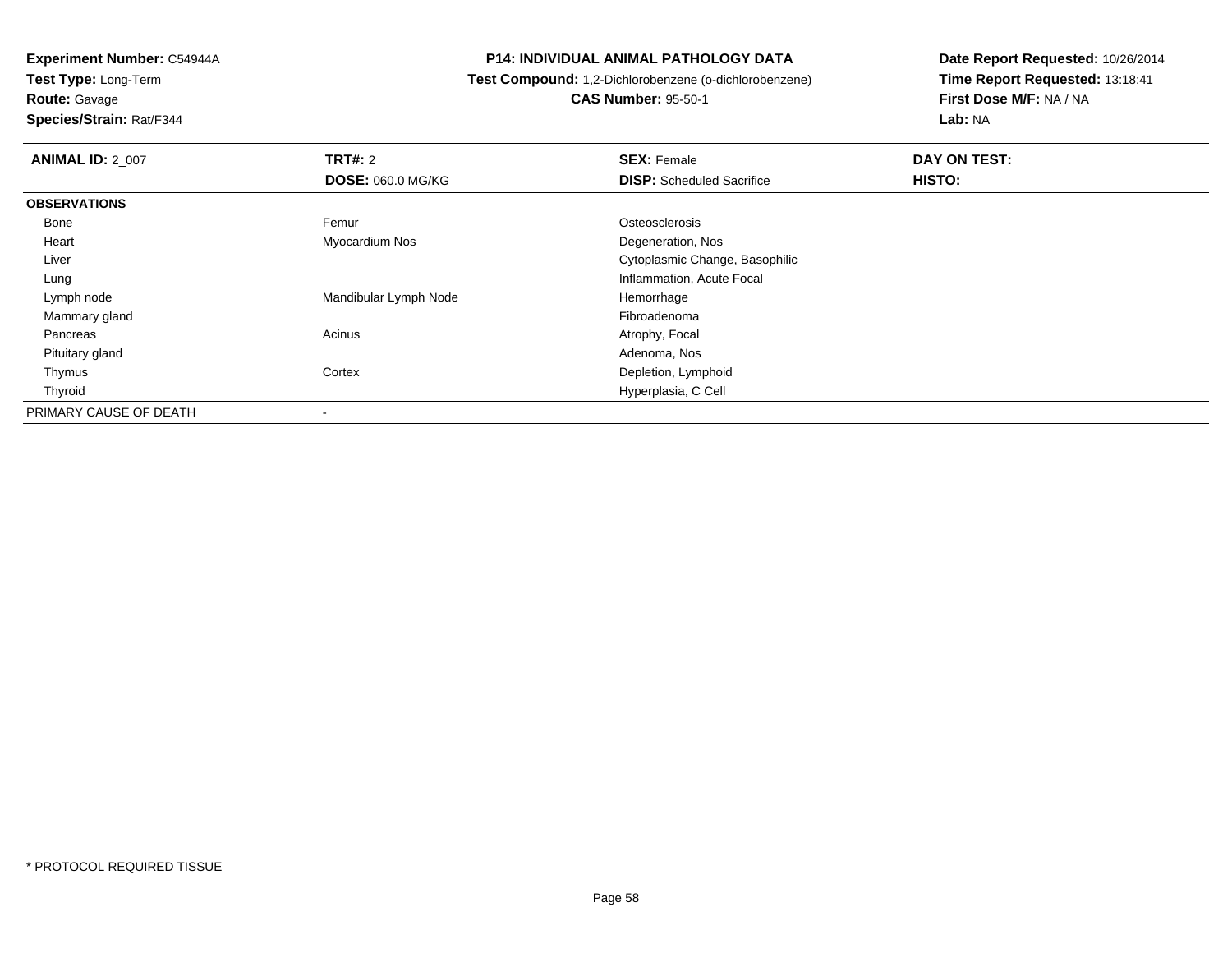**Experiment Number:** C54944A
**Test Type:** Long-Term
**Route:** Gavage
**Species/Strain:** Rat/F344

**P14: INDIVIDUAL ANIMAL PATHOLOGY DATA**
**Test Compound:** 1,2-Dichlorobenzene (o-dichlorobenzene)
**CAS Number:** 95-50-1

**Date Report Requested:** 10/26/2014
**Time Report Requested:** 13:18:41
**First Dose M/F:** NA / NA
**Lab:** NA

| **ANIMAL ID:** 2_007 | **TRT#:** 2 | **SEX:** Female | **DAY ON TEST:** |
|---|---|---|---|
| | **DOSE:** 060.0 MG/KG | **DISP:** Scheduled Sacrifice | **HISTO:** |
| **OBSERVATIONS** | | | |
| Bone | Femur | Osteosclerosis | |
| Heart | Myocardium Nos | Degeneration, Nos | |
| Liver | | Cytoplasmic Change, Basophilic | |
| Lung | | Inflammation, Acute Focal | |
| Lymph node | Mandibular Lymph Node | Hemorrhage | |
| Mammary gland | | Fibroadenoma | |
| Pancreas | Acinus | Atrophy, Focal | |
| Pituitary gland | | Adenoma, Nos | |
| Thymus | Cortex | Depletion, Lymphoid | |
| Thyroid | | Hyperplasia, C Cell | |
| PRIMARY CAUSE OF DEATH | - | | |

* PROTOCOL REQUIRED TISSUE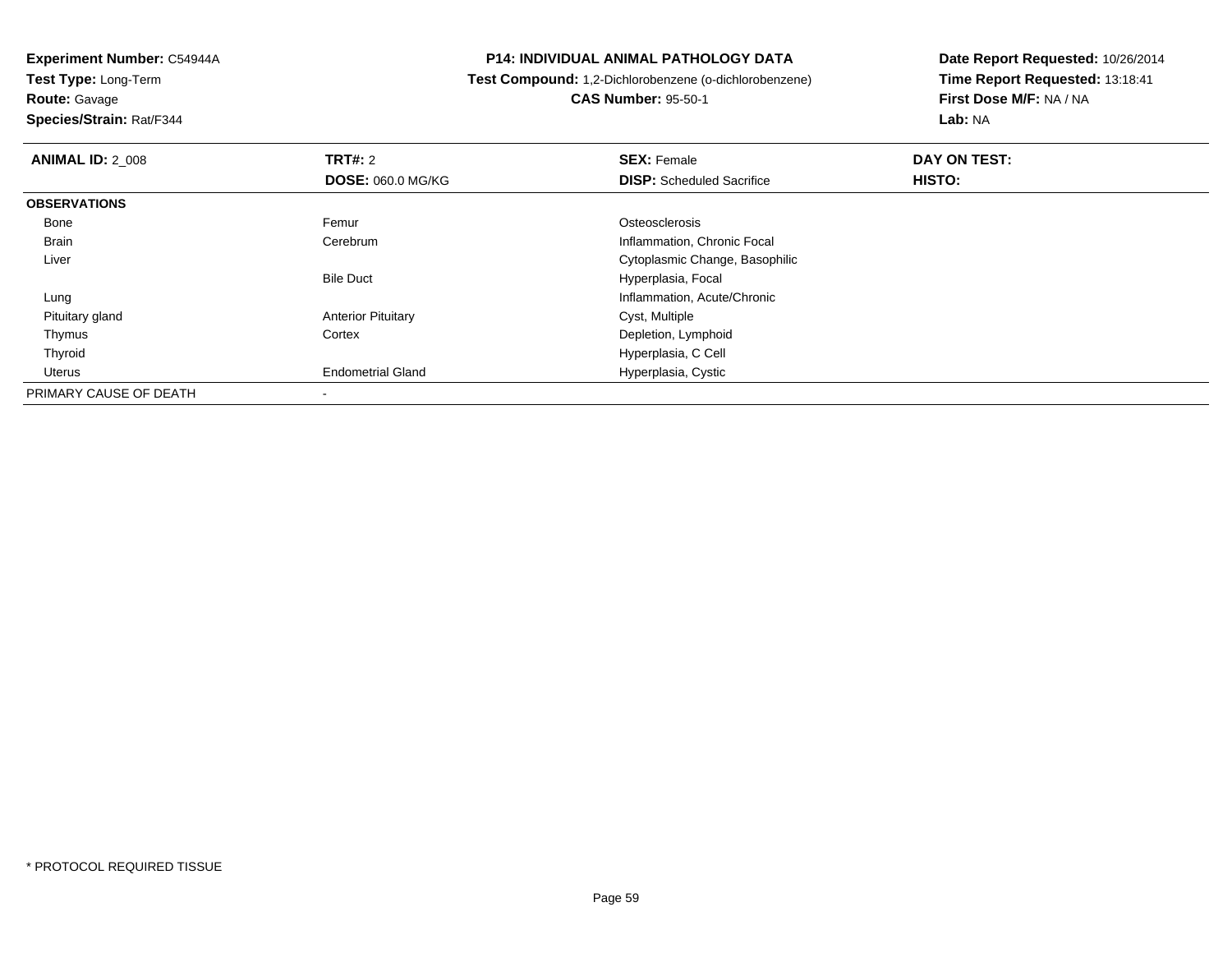**Experiment Number:** C54944A
**Test Type:** Long-Term
**Route:** Gavage
**Species/Strain:** Rat/F344

# P14: INDIVIDUAL ANIMAL PATHOLOGY DATA

**Test Compound:** 1,2-Dichlorobenzene (o-dichlorobenzene)
**CAS Number:** 95-50-1

**Date Report Requested:** 10/26/2014
**Time Report Requested:** 13:18:41
**First Dose M/F:** NA / NA
**Lab:** NA

| **ANIMAL ID:** 2_008 | **TRT#:** 2 | **SEX:** Female | **DAY ON TEST:** |
|---|---|---|---|
| | **DOSE:** 060.0 MG/KG | **DISP:** Scheduled Sacrifice | **HISTO:** |
| **OBSERVATIONS** | | | |
| Bone | Femur | Osteosclerosis | |
| Brain | Cerebrum | Inflammation, Chronic Focal | |
| Liver | | Cytoplasmic Change, Basophilic | |
| | Bile Duct | Hyperplasia, Focal | |
| Lung | | Inflammation, Acute/Chronic | |
| Pituitary gland | Anterior Pituitary | Cyst, Multiple | |
| Thymus | Cortex | Depletion, Lymphoid | |
| Thyroid | | Hyperplasia, C Cell | |
| Uterus | Endometrial Gland | Hyperplasia, Cystic | |
| PRIMARY CAUSE OF DEATH | - | | |

* PROTOCOL REQUIRED TISSUE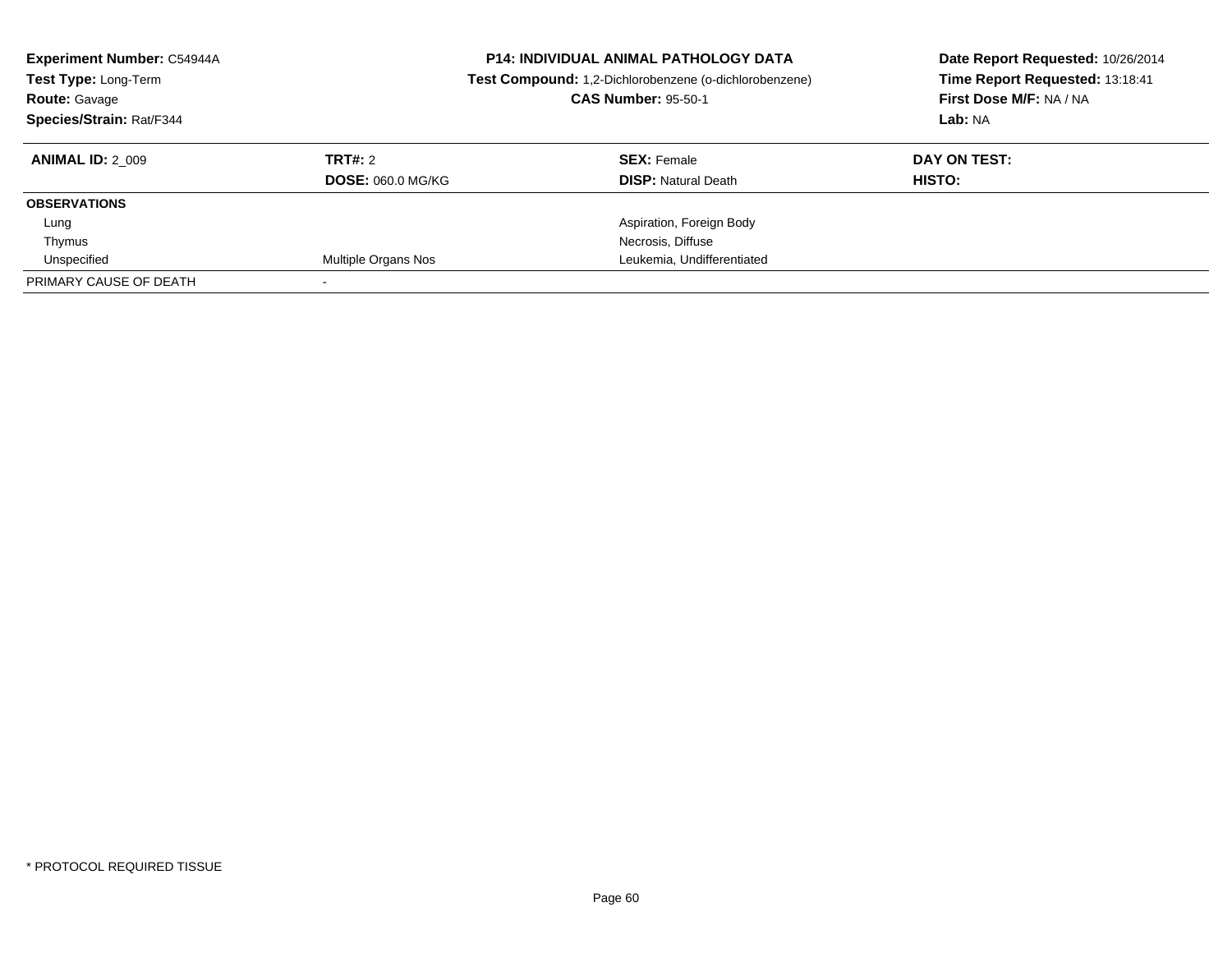**Experiment Number:** C54944A
**Test Type:** Long-Term
**Route:** Gavage
**Species/Strain:** Rat/F344

**P14: INDIVIDUAL ANIMAL PATHOLOGY DATA**
**Test Compound:** 1,2-Dichlorobenzene (o-dichlorobenzene)
**CAS Number:** 95-50-1

**Date Report Requested:** 10/26/2014
**Time Report Requested:** 13:18:41
**First Dose M/F:** NA / NA
**Lab:** NA

| **ANIMAL ID:** 2_009 | **TRT#:** 2 | **SEX:** Female | **DAY ON TEST:** |
|---|---|---|---|
| | **DOSE:** 060.0 MG/KG | **DISP:** Natural Death | **HISTO:** |
| **OBSERVATIONS** | | | |
| Lung | | Aspiration, Foreign Body | |
| Thymus | | Necrosis, Diffuse | |
| Unspecified | Multiple Organs Nos | Leukemia, Undifferentiated | |
| PRIMARY CAUSE OF DEATH | - | | |

* PROTOCOL REQUIRED TISSUE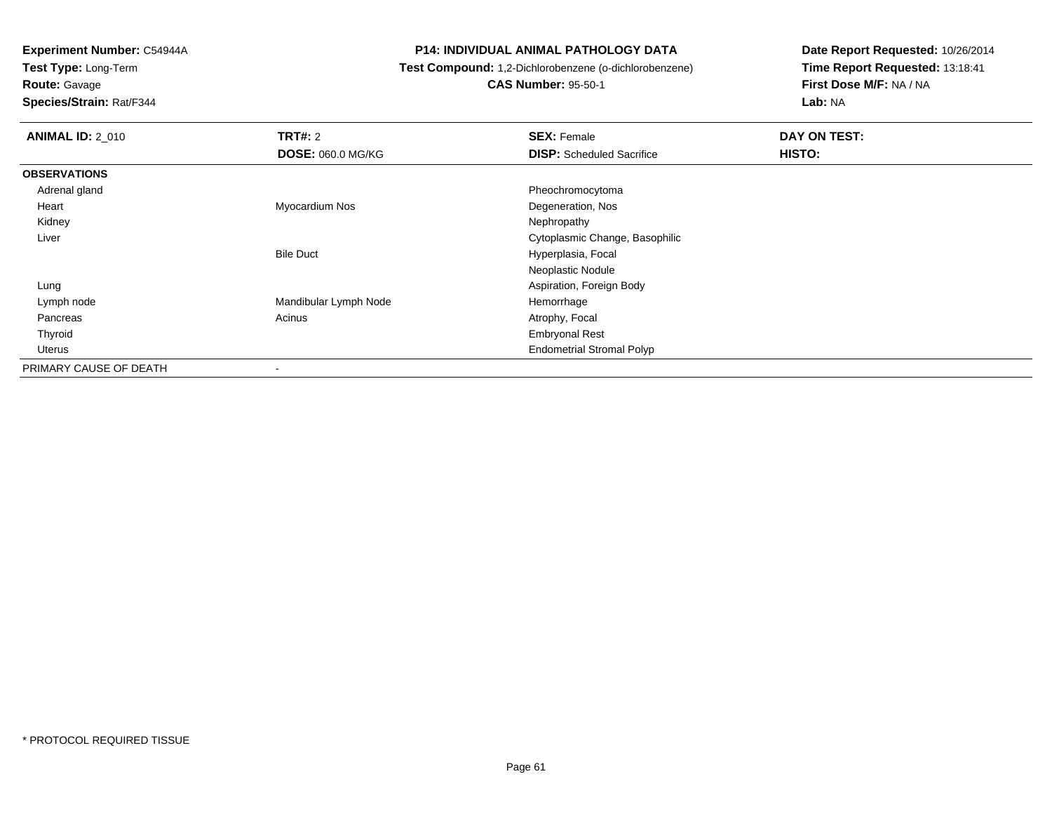**Experiment Number:** C54944A
**Test Type:** Long-Term
**Route:** Gavage
**Species/Strain:** Rat/F344

**P14: INDIVIDUAL ANIMAL PATHOLOGY DATA**
**Test Compound:** 1,2-Dichlorobenzene (o-dichlorobenzene)
**CAS Number:** 95-50-1

**Date Report Requested:** 10/26/2014
**Time Report Requested:** 13:18:41
**First Dose M/F:** NA / NA
**Lab:** NA

| **ANIMAL ID:** 2_010 | **TRT#:** 2 | **SEX:** Female | **DAY ON TEST:** |
|---|---|---|---|
| | **DOSE:** 060.0 MG/KG | **DISP:** Scheduled Sacrifice | **HISTO:** |
| **OBSERVATIONS** | | | |
| Adrenal gland | | Pheochromocytoma | |
| Heart | Myocardium Nos | Degeneration, Nos | |
| Kidney | | Nephropathy | |
| Liver | | Cytoplasmic Change, Basophilic | |
| | Bile Duct | Hyperplasia, Focal | |
| | | Neoplastic Nodule | |
| Lung | | Aspiration, Foreign Body | |
| Lymph node | Mandibular Lymph Node | Hemorrhage | |
| Pancreas | Acinus | Atrophy, Focal | |
| Thyroid | | Embryonal Rest | |
| Uterus | | Endometrial Stromal Polyp | |
| PRIMARY CAUSE OF DEATH | - | | |

* PROTOCOL REQUIRED TISSUE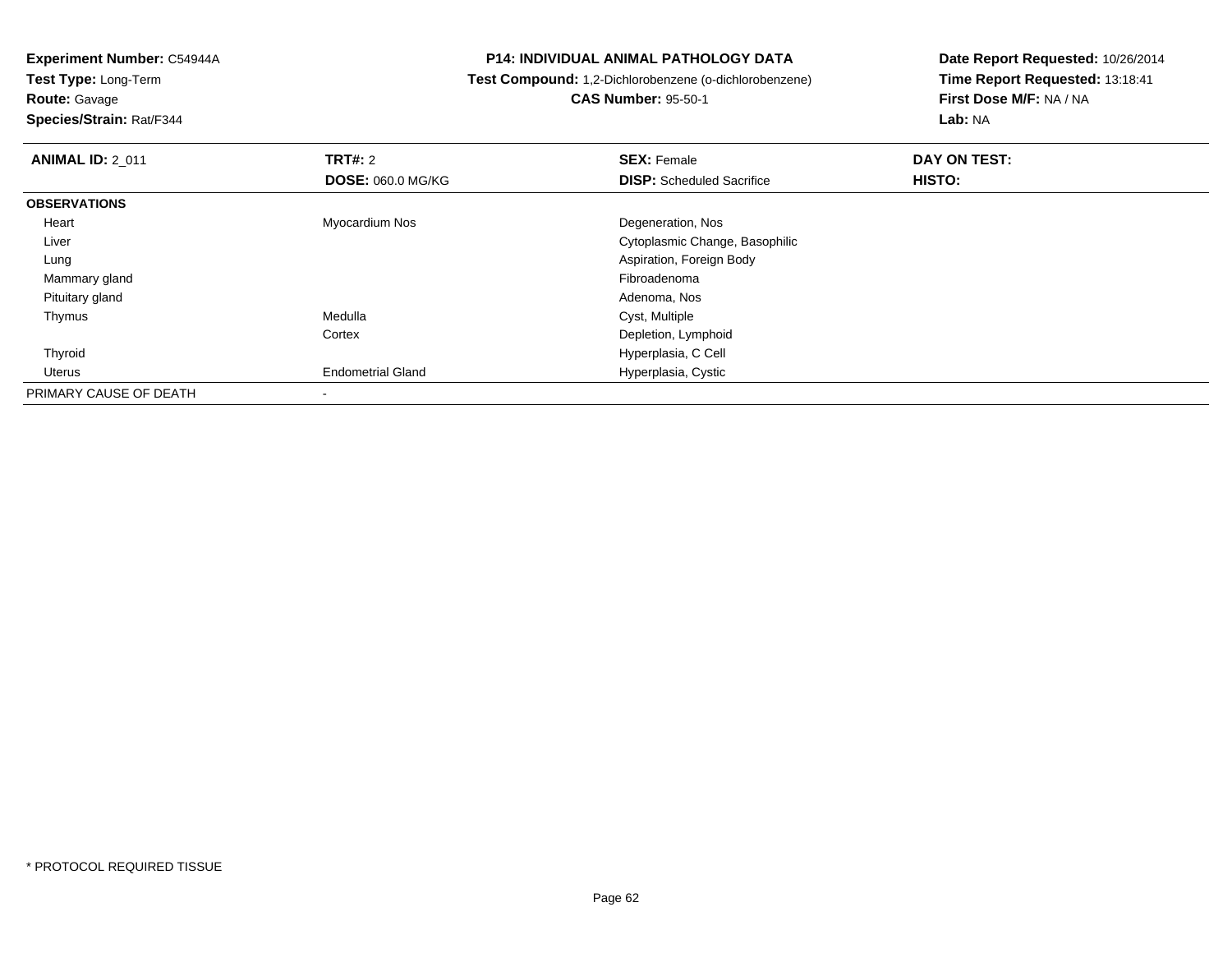**Experiment Number:** C54944A
**Test Type:** Long-Term
**Route:** Gavage
**Species/Strain:** Rat/F344

**P14: INDIVIDUAL ANIMAL PATHOLOGY DATA**
**Test Compound:** 1,2-Dichlorobenzene (o-dichlorobenzene)
**CAS Number:** 95-50-1

**Date Report Requested:** 10/26/2014
**Time Report Requested:** 13:18:41
**First Dose M/F:** NA / NA
**Lab:** NA

| **ANIMAL ID:** 2_011 | **TRT#:** 2 | **SEX:** Female | **DAY ON TEST:** |
|---|---|---|---|
| | **DOSE:** 060.0 MG/KG | **DISP:** Scheduled Sacrifice | **HISTO:** |
| **OBSERVATIONS** | | | |
| Heart | Myocardium Nos | Degeneration, Nos | |
| Liver | | Cytoplasmic Change, Basophilic | |
| Lung | | Aspiration, Foreign Body | |
| Mammary gland | | Fibroadenoma | |
| Pituitary gland | | Adenoma, Nos | |
| Thymus | Medulla | Cyst, Multiple | |
| | Cortex | Depletion, Lymphoid | |
| Thyroid | | Hyperplasia, C Cell | |
| Uterus | Endometrial Gland | Hyperplasia, Cystic | |
| PRIMARY CAUSE OF DEATH | - | | |

\* PROTOCOL REQUIRED TISSUE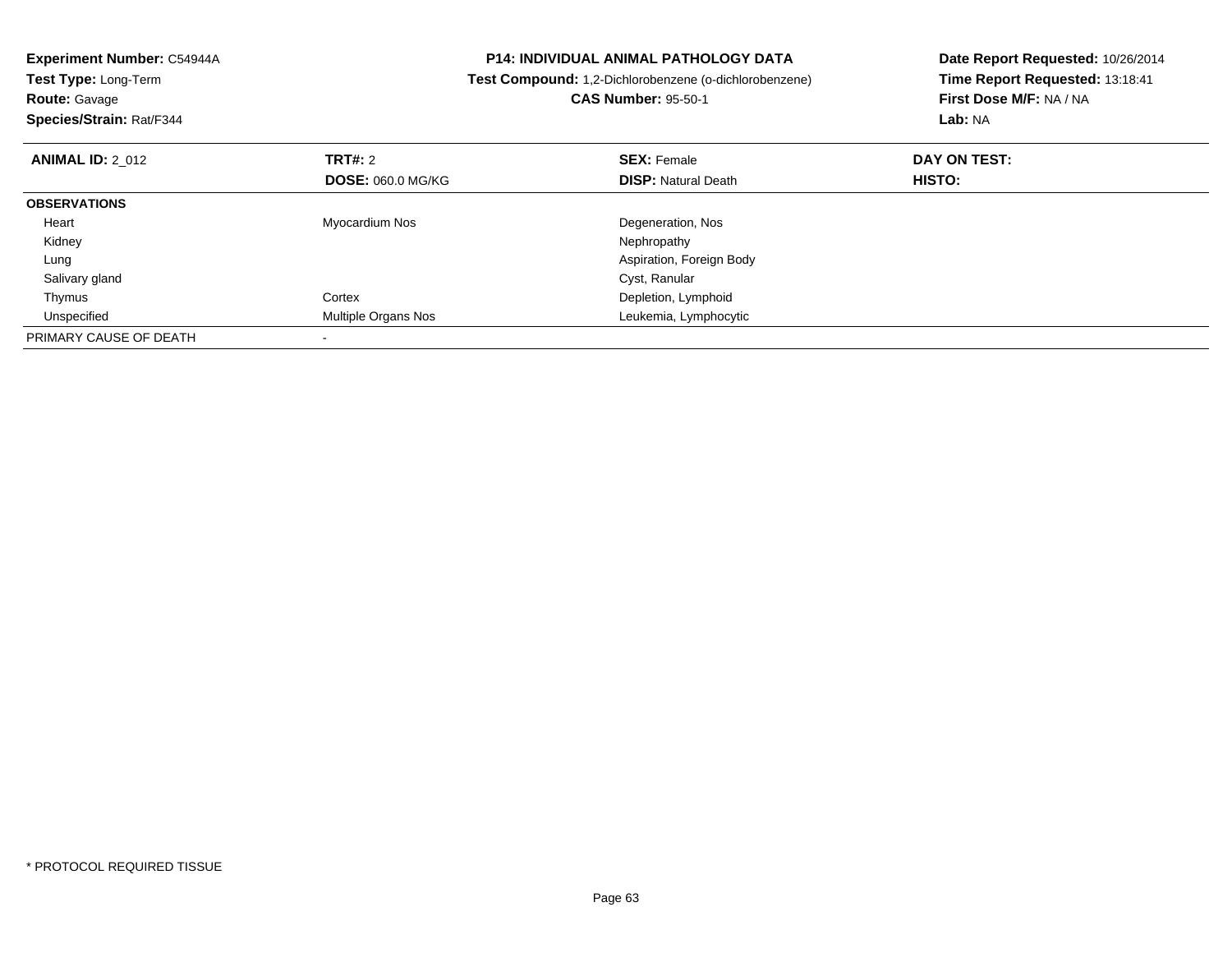**Experiment Number:** C54944A
**Test Type:** Long-Term
**Route:** Gavage
**Species/Strain:** Rat/F344

# P14: INDIVIDUAL ANIMAL PATHOLOGY DATA

**Test Compound:** 1,2-Dichlorobenzene (o-dichlorobenzene)
**CAS Number:** 95-50-1

**Date Report Requested:** 10/26/2014
**Time Report Requested:** 13:18:41
**First Dose M/F:** NA / NA
**Lab:** NA

| **ANIMAL ID:** 2_012 | **TRT#:** 2 | **SEX:** Female | **DAY ON TEST:** |
|---|---|---|---|
| | **DOSE:** 060.0 MG/KG | **DISP:** Natural Death | **HISTO:** |
| **OBSERVATIONS** | | | |
| Heart | Myocardium Nos | Degeneration, Nos | |
| Kidney | | Nephropathy | |
| Lung | | Aspiration, Foreign Body | |
| Salivary gland | | Cyst, Ranular | |
| Thymus | Cortex | Depletion, Lymphoid | |
| Unspecified | Multiple Organs Nos | Leukemia, Lymphocytic | |
| PRIMARY CAUSE OF DEATH | - | | |

* PROTOCOL REQUIRED TISSUE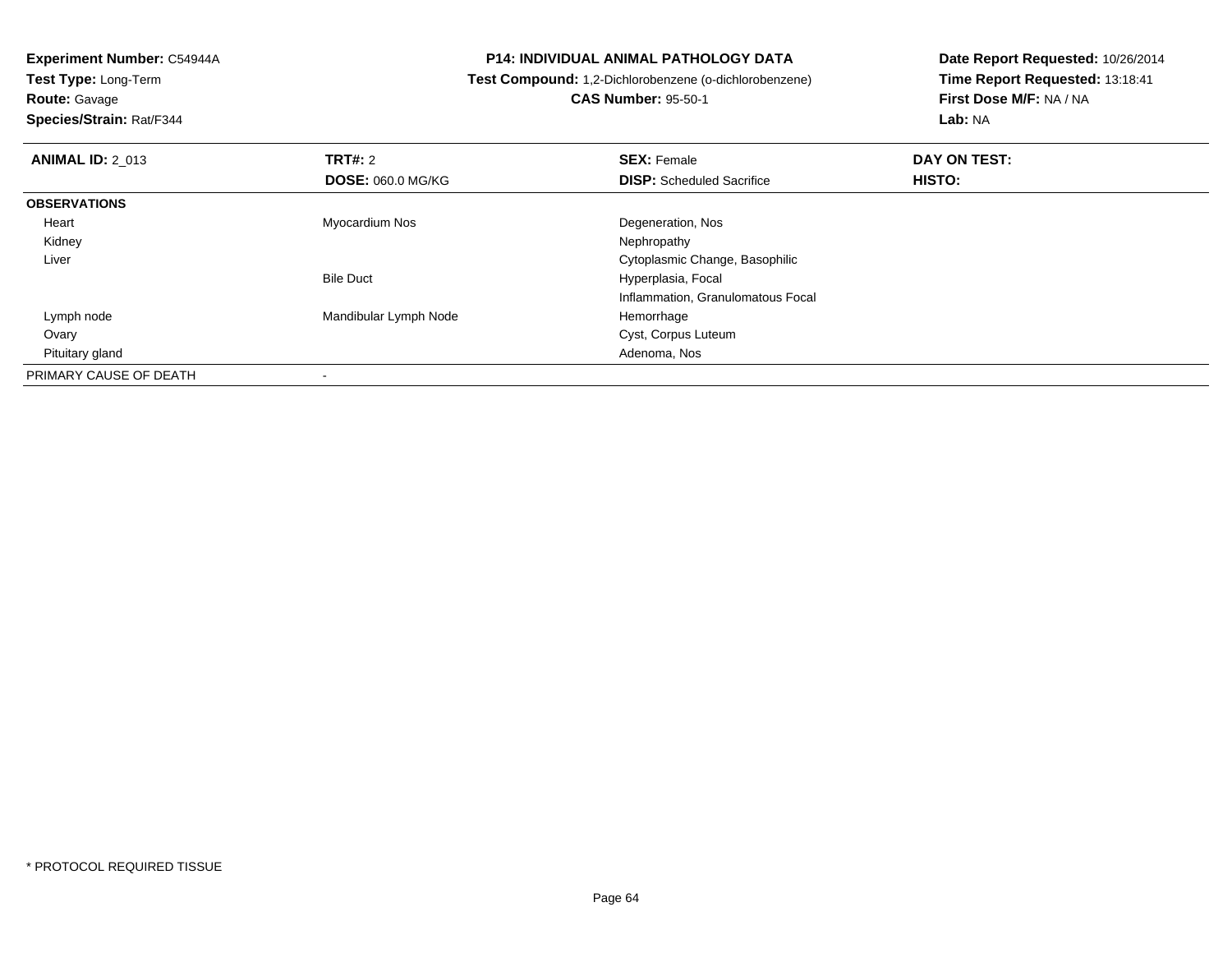**Experiment Number:** C54944A
**Test Type:** Long-Term
**Route:** Gavage
**Species/Strain:** Rat/F344

**P14: INDIVIDUAL ANIMAL PATHOLOGY DATA**
**Test Compound:** 1,2-Dichlorobenzene (o-dichlorobenzene)
**CAS Number:** 95-50-1

**Date Report Requested:** 10/26/2014
**Time Report Requested:** 13:18:41
**First Dose M/F:** NA / NA
**Lab:** NA

| **ANIMAL ID:** 2_013 | **TRT#:** 2 | **SEX:** Female | **DAY ON TEST:** |
|---|---|---|---|
| | **DOSE:** 060.0 MG/KG | **DISP:** Scheduled Sacrifice | **HISTO:** |
| **OBSERVATIONS** | | | |
| Heart | Myocardium Nos | Degeneration, Nos | |
| Kidney | | Nephropathy | |
| Liver | | Cytoplasmic Change, Basophilic | |
| | Bile Duct | Hyperplasia, Focal | |
| | | Inflammation, Granulomatous Focal | |
| Lymph node | Mandibular Lymph Node | Hemorrhage | |
| Ovary | | Cyst, Corpus Luteum | |
| Pituitary gland | | Adenoma, Nos | |
| PRIMARY CAUSE OF DEATH | - | | |

* PROTOCOL REQUIRED TISSUE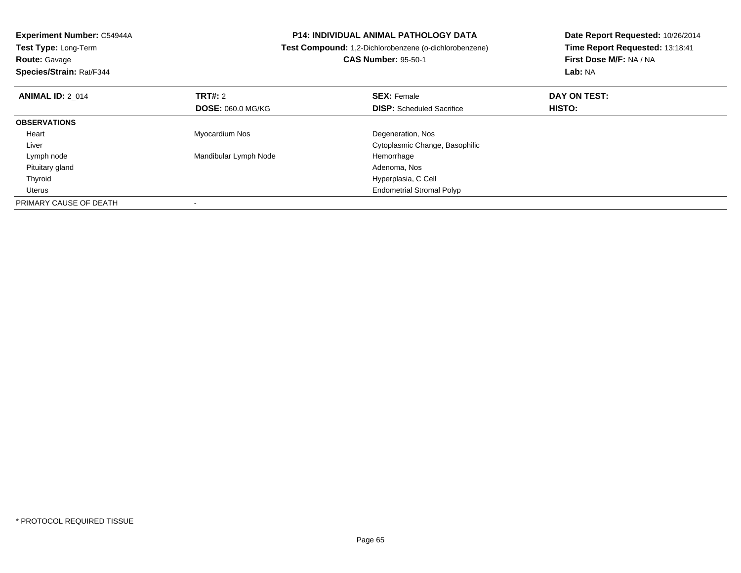**Experiment Number:** C54944A
**Test Type:** Long-Term
**Route:** Gavage
**Species/Strain:** Rat/F344

**P14: INDIVIDUAL ANIMAL PATHOLOGY DATA**
**Test Compound:** 1,2-Dichlorobenzene (o-dichlorobenzene)
**CAS Number:** 95-50-1

**Date Report Requested:** 10/26/2014
**Time Report Requested:** 13:18:41
**First Dose M/F:** NA / NA
**Lab:** NA

| **ANIMAL ID:** 2_014 | **TRT#:** 2 | **SEX:** Female | **DAY ON TEST:** |
|---|---|---|---|
| | **DOSE:** 060.0 MG/KG | **DISP:** Scheduled Sacrifice | **HISTO:** |
| **OBSERVATIONS** | | | |
| Heart | Myocardium Nos | Degeneration, Nos | |
| Liver | | Cytoplasmic Change, Basophilic | |
| Lymph node | Mandibular Lymph Node | Hemorrhage | |
| Pituitary gland | | Adenoma, Nos | |
| Thyroid | | Hyperplasia, C Cell | |
| Uterus | | Endometrial Stromal Polyp | |
| PRIMARY CAUSE OF DEATH | - | | |

* PROTOCOL REQUIRED TISSUE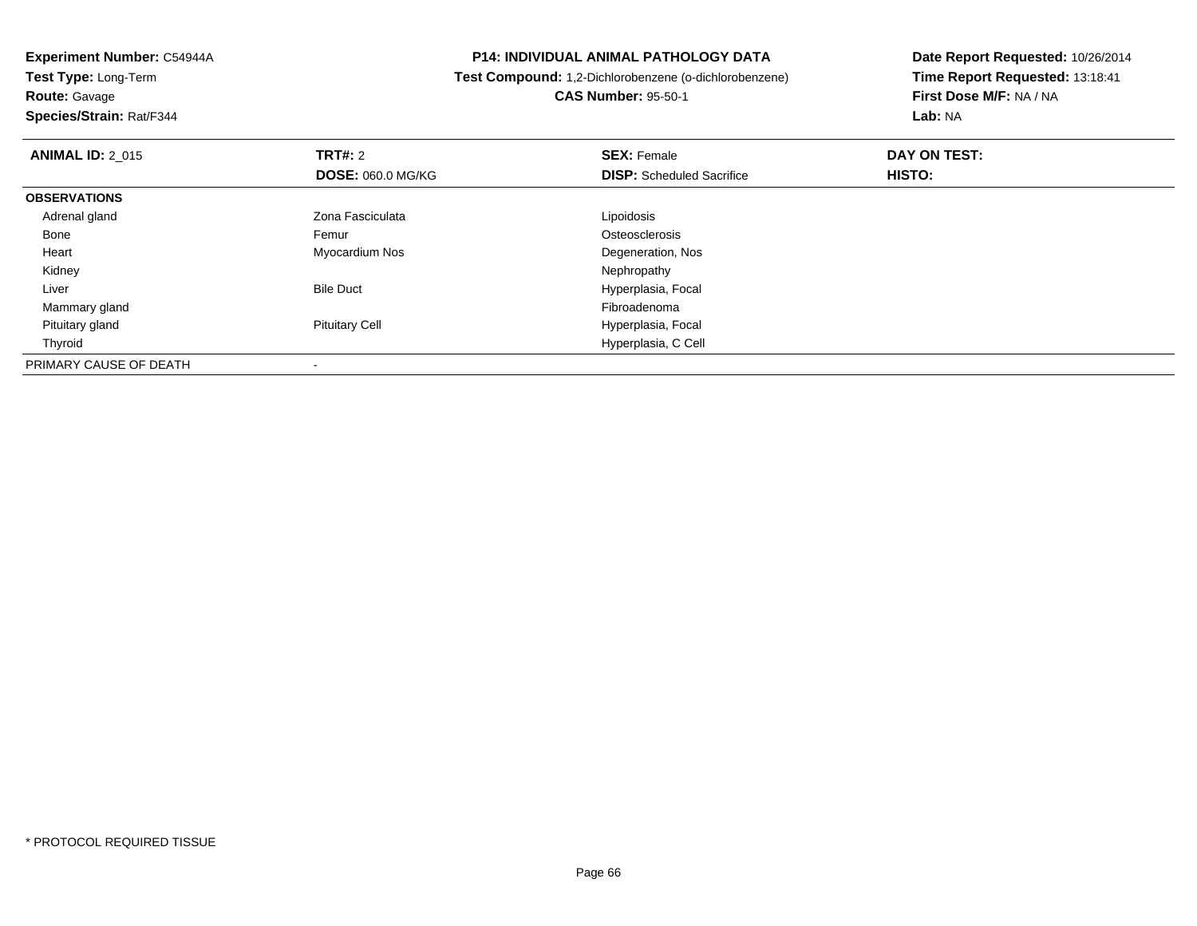**Experiment Number:** C54944A
**Test Type:** Long-Term
**Route:** Gavage
**Species/Strain:** Rat/F344

**P14: INDIVIDUAL ANIMAL PATHOLOGY DATA**
**Test Compound:** 1,2-Dichlorobenzene (o-dichlorobenzene)
**CAS Number:** 95-50-1

**Date Report Requested:** 10/26/2014
**Time Report Requested:** 13:18:41
**First Dose M/F:** NA / NA
**Lab:** NA

| **ANIMAL ID:** 2_015 | **TRT#:** 2 | **SEX:** Female | **DAY ON TEST:** |
|---|---|---|---|
| | **DOSE:** 060.0 MG/KG | **DISP:** Scheduled Sacrifice | **HISTO:** |
| **OBSERVATIONS** | | | |
| Adrenal gland | Zona Fasciculata | Lipoidosis | |
| Bone | Femur | Osteosclerosis | |
| Heart | Myocardium Nos | Degeneration, Nos | |
| Kidney | | Nephropathy | |
| Liver | Bile Duct | Hyperplasia, Focal | |
| Mammary gland | | Fibroadenoma | |
| Pituitary gland | Pituitary Cell | Hyperplasia, Focal | |
| Thyroid | | Hyperplasia, C Cell | |
| PRIMARY CAUSE OF DEATH | - | | |

\* PROTOCOL REQUIRED TISSUE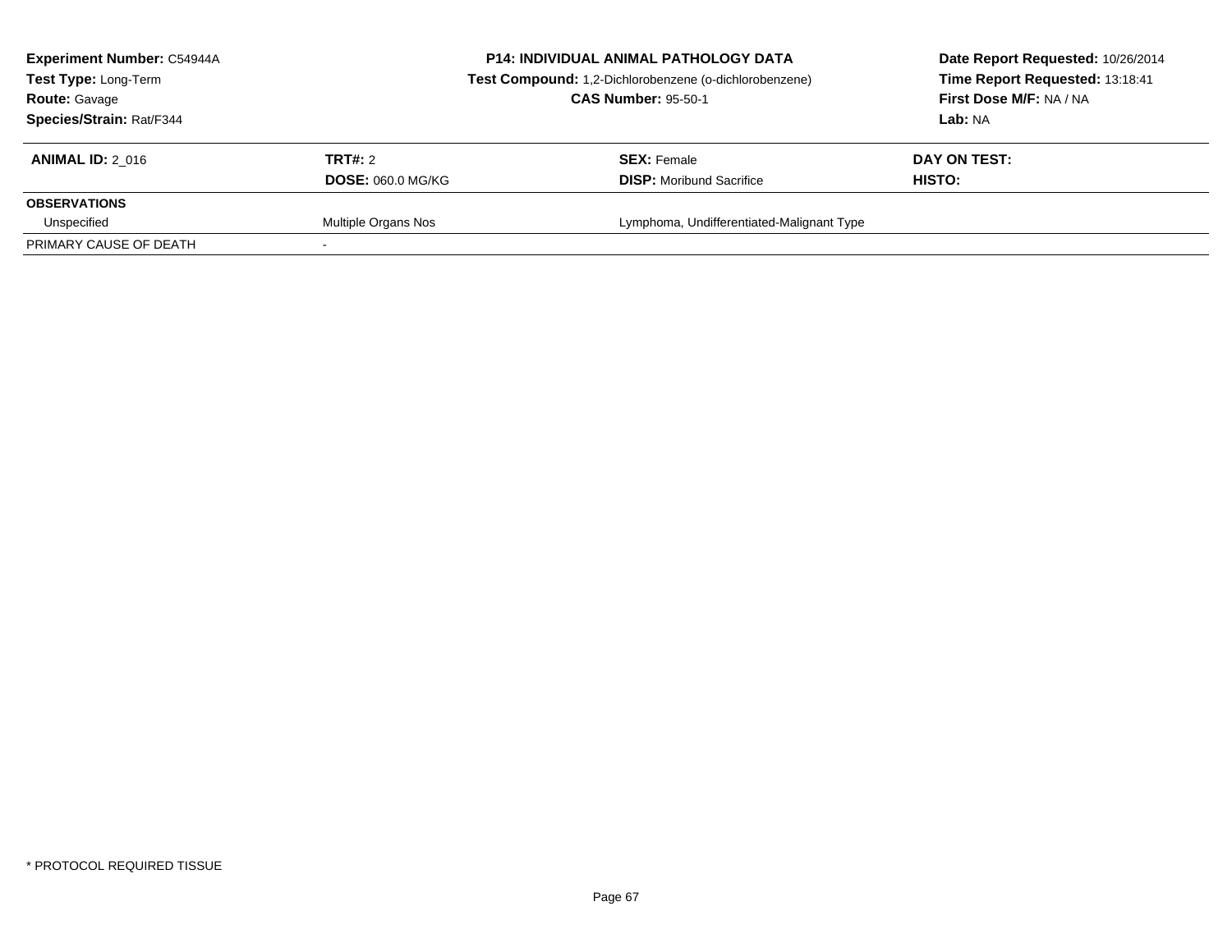**Experiment Number:** C54944A
**Test Type:** Long-Term
**Route:** Gavage
**Species/Strain:** Rat/F344

**P14: INDIVIDUAL ANIMAL PATHOLOGY DATA**
**Test Compound:** 1,2-Dichlorobenzene (o-dichlorobenzene)
**CAS Number:** 95-50-1

**Date Report Requested:** 10/26/2014
**Time Report Requested:** 13:18:41
**First Dose M/F:** NA / NA
**Lab:** NA

| **ANIMAL ID:** 2_016 | **TRT#:** 2 | **SEX:** Female | **DAY ON TEST:** |
|---|---|---|---|
| | **DOSE:** 060.0 MG/KG | **DISP:** Moribund Sacrifice | **HISTO:** |
| **OBSERVATIONS** | | | |
| Unspecified | Multiple Organs Nos | Lymphoma, Undifferentiated-Malignant Type | |
| PRIMARY CAUSE OF DEATH | - | | |

* PROTOCOL REQUIRED TISSUE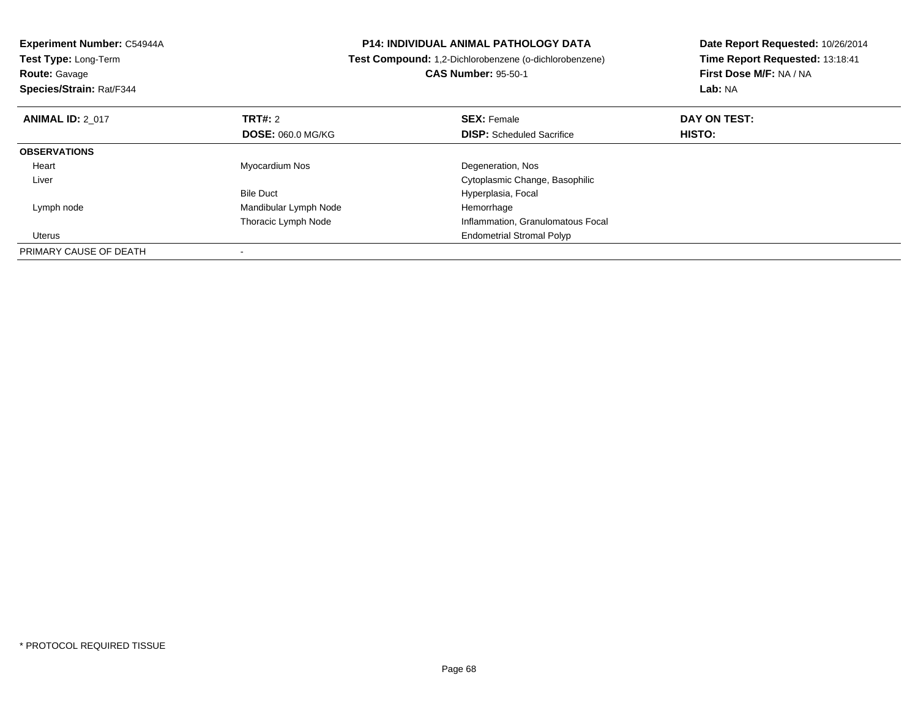**Experiment Number:** C54944A
**Test Type:** Long-Term
**Route:** Gavage
**Species/Strain:** Rat/F344

**P14: INDIVIDUAL ANIMAL PATHOLOGY DATA**
**Test Compound:** 1,2-Dichlorobenzene (o-dichlorobenzene)
**CAS Number:** 95-50-1

**Date Report Requested:** 10/26/2014
**Time Report Requested:** 13:18:41
**First Dose M/F:** NA / NA
**Lab:** NA

| **ANIMAL ID:** 2_017 | **TRT#:** 2 | **SEX:** Female | **DAY ON TEST:** |
|---|---|---|---|
| | **DOSE:** 060.0 MG/KG | **DISP:** Scheduled Sacrifice | **HISTO:** |
| **OBSERVATIONS** | | | |
| Heart | Myocardium Nos | Degeneration, Nos | |
| Liver | | Cytoplasmic Change, Basophilic | |
| | Bile Duct | Hyperplasia, Focal | |
| Lymph node | Mandibular Lymph Node | Hemorrhage | |
| | Thoracic Lymph Node | Inflammation, Granulomatous Focal | |
| Uterus | | Endometrial Stromal Polyp | |
| PRIMARY CAUSE OF DEATH | - | | |

* PROTOCOL REQUIRED TISSUE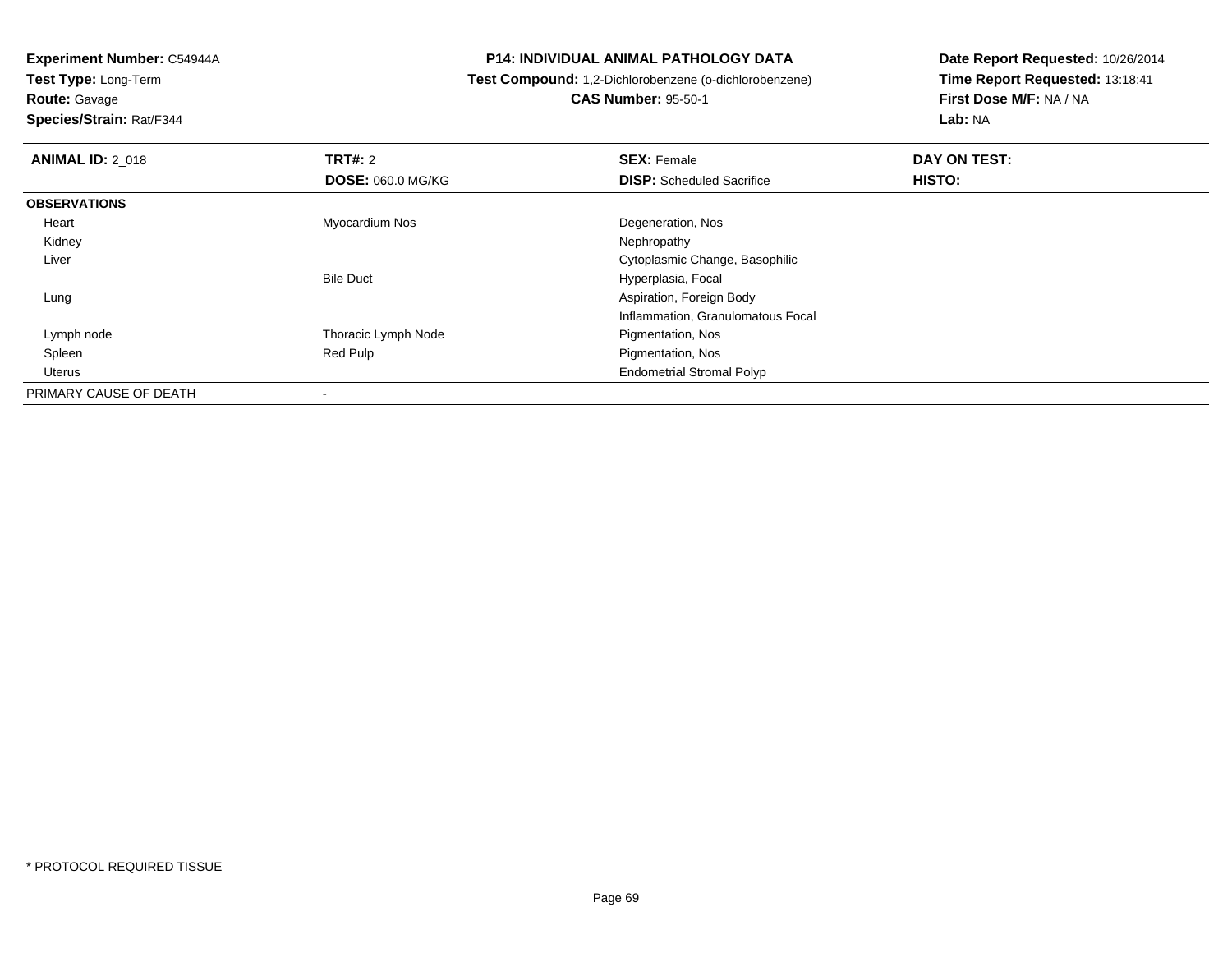**Experiment Number:** C54944A
**Test Type:** Long-Term
**Route:** Gavage
**Species/Strain:** Rat/F344

**P14: INDIVIDUAL ANIMAL PATHOLOGY DATA**
**Test Compound:** 1,2-Dichlorobenzene (o-dichlorobenzene)
**CAS Number:** 95-50-1

**Date Report Requested:** 10/26/2014
**Time Report Requested:** 13:18:41
**First Dose M/F:** NA / NA
**Lab:** NA

| **ANIMAL ID:** 2_018 | **TRT#:** 2 | **SEX:** Female | **DAY ON TEST:** |
|---|---|---|---|
| | **DOSE:** 060.0 MG/KG | **DISP:** Scheduled Sacrifice | **HISTO:** |
| **OBSERVATIONS** | | | |
| Heart | Myocardium Nos | Degeneration, Nos | |
| Kidney | | Nephropathy | |
| Liver | | Cytoplasmic Change, Basophilic | |
| | Bile Duct | Hyperplasia, Focal | |
| Lung | | Aspiration, Foreign Body | |
| | | Inflammation, Granulomatous Focal | |
| Lymph node | Thoracic Lymph Node | Pigmentation, Nos | |
| Spleen | Red Pulp | Pigmentation, Nos | |
| Uterus | | Endometrial Stromal Polyp | |
| PRIMARY CAUSE OF DEATH | - | | |

* PROTOCOL REQUIRED TISSUE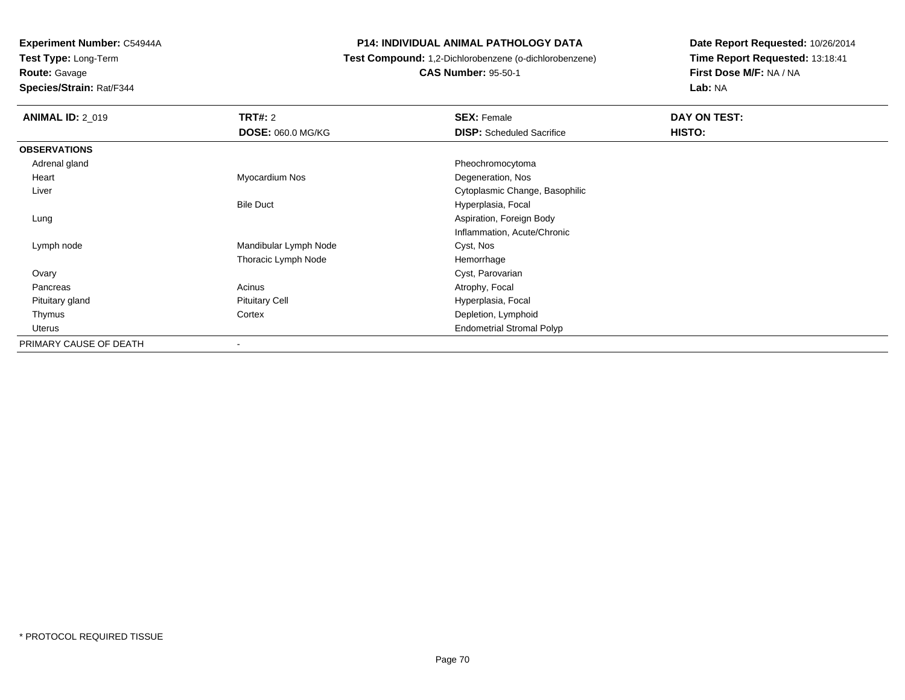**Experiment Number:** C54944A
**Test Type:** Long-Term
**Route:** Gavage
**Species/Strain:** Rat/F344

# P14: INDIVIDUAL ANIMAL PATHOLOGY DATA

**Test Compound:** 1,2-Dichlorobenzene (o-dichlorobenzene)
**CAS Number:** 95-50-1

**Date Report Requested:** 10/26/2014
**Time Report Requested:** 13:18:41
**First Dose M/F:** NA / NA
**Lab:** NA

| **ANIMAL ID:** 2_019 | **TRT#:** 2 | **SEX:** Female | **DAY ON TEST:** |
|---|---|---|---|
| | **DOSE:** 060.0 MG/KG | **DISP:** Scheduled Sacrifice | **HISTO:** |
| **OBSERVATIONS** | | | |
| Adrenal gland | | Pheochromocytoma | |
| Heart | Myocardium Nos | Degeneration, Nos | |
| Liver | | Cytoplasmic Change, Basophilic | |
| | Bile Duct | Hyperplasia, Focal | |
| Lung | | Aspiration, Foreign Body | |
| | | Inflammation, Acute/Chronic | |
| Lymph node | Mandibular Lymph Node | Cyst, Nos | |
| | Thoracic Lymph Node | Hemorrhage | |
| Ovary | | Cyst, Parovarian | |
| Pancreas | Acinus | Atrophy, Focal | |
| Pituitary gland | Pituitary Cell | Hyperplasia, Focal | |
| Thymus | Cortex | Depletion, Lymphoid | |
| Uterus | | Endometrial Stromal Polyp | |
| PRIMARY CAUSE OF DEATH | - | | |

* PROTOCOL REQUIRED TISSUE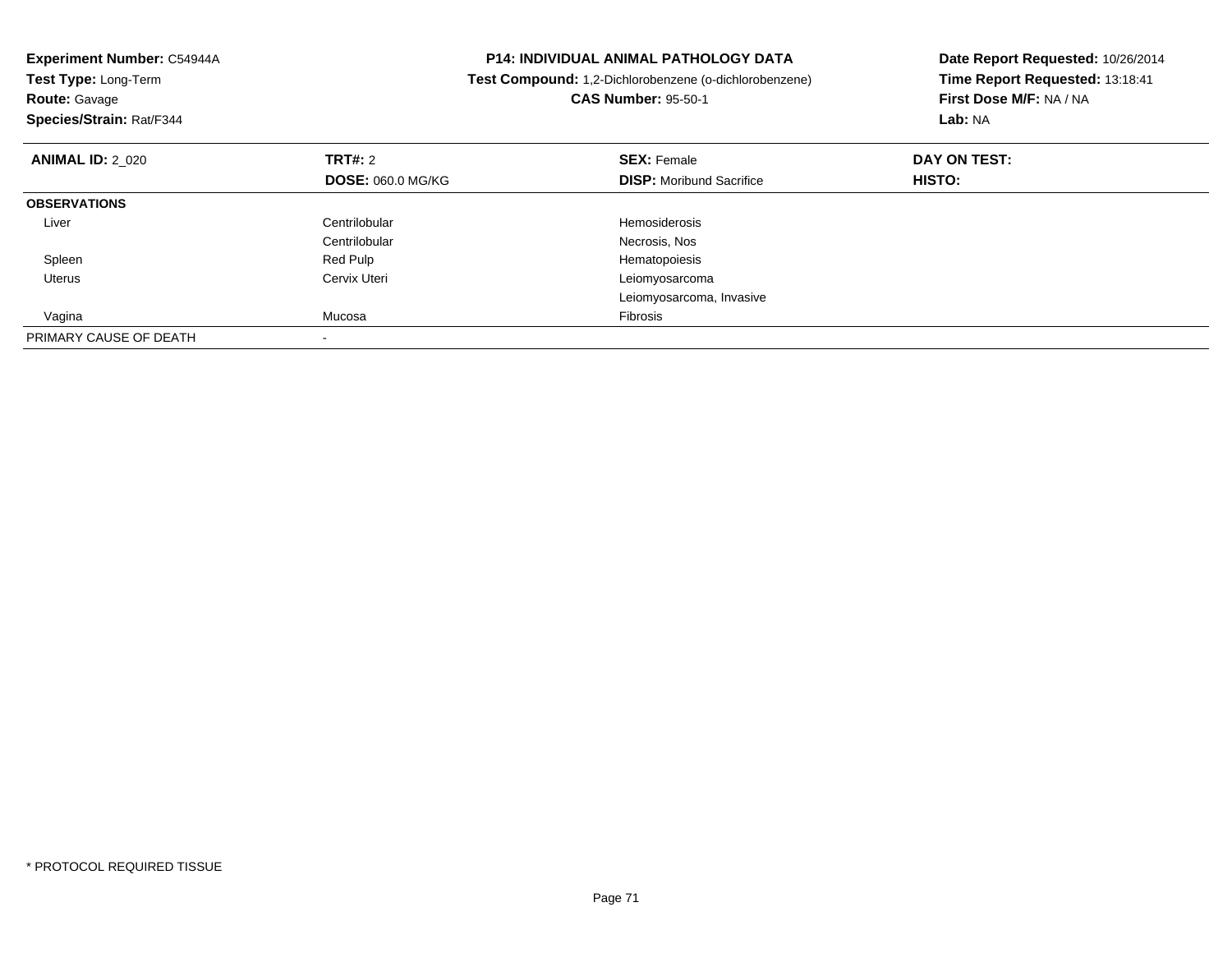**Experiment Number:** C54944A
**Test Type:** Long-Term
**Route:** Gavage
**Species/Strain:** Rat/F344

**P14: INDIVIDUAL ANIMAL PATHOLOGY DATA**
**Test Compound:** 1,2-Dichlorobenzene (o-dichlorobenzene)
**CAS Number:** 95-50-1

**Date Report Requested:** 10/26/2014
**Time Report Requested:** 13:18:41
**First Dose M/F:** NA / NA
**Lab:** NA

| **ANIMAL ID:** 2_020 | **TRT#:** 2 | **SEX:** Female | **DAY ON TEST:** |
|---|---|---|---|
| | **DOSE:** 060.0 MG/KG | **DISP:** Moribund Sacrifice | **HISTO:** |
| **OBSERVATIONS** | | | |
| Liver | Centrilobular | Hemosiderosis | |
| | Centrilobular | Necrosis, Nos | |
| Spleen | Red Pulp | Hematopoiesis | |
| Uterus | Cervix Uteri | Leiomyosarcoma | |
| | | Leiomyosarcoma, Invasive | |
| Vagina | Mucosa | Fibrosis | |
| PRIMARY CAUSE OF DEATH | - | | |

* PROTOCOL REQUIRED TISSUE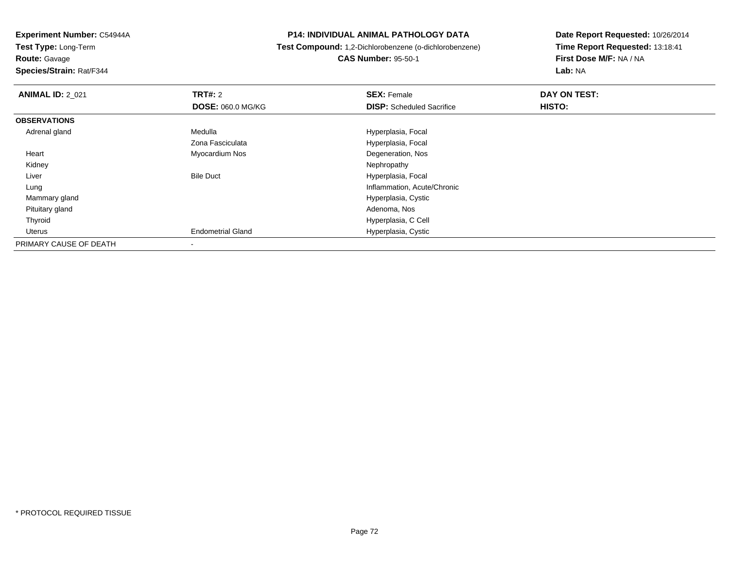**Experiment Number:** C54944A
**Test Type:** Long-Term
**Route:** Gavage
**Species/Strain:** Rat/F344

**P14: INDIVIDUAL ANIMAL PATHOLOGY DATA**
**Test Compound:** 1,2-Dichlorobenzene (o-dichlorobenzene)
**CAS Number:** 95-50-1

**Date Report Requested:** 10/26/2014
**Time Report Requested:** 13:18:41
**First Dose M/F:** NA / NA
**Lab:** NA

| **ANIMAL ID:** 2_021 | **TRT#:** 2<br>**DOSE:** 060.0 MG/KG | **SEX:** Female<br>**DISP:** Scheduled Sacrifice | **DAY ON TEST:**<br>**HISTO:** |
|---|---|---|---|
| **OBSERVATIONS** | | | |
| Adrenal gland | Medulla | Hyperplasia, Focal | |
| | Zona Fasciculata | Hyperplasia, Focal | |
| Heart | Myocardium Nos | Degeneration, Nos | |
| Kidney | | Nephropathy | |
| Liver | Bile Duct | Hyperplasia, Focal | |
| Lung | | Inflammation, Acute/Chronic | |
| Mammary gland | | Hyperplasia, Cystic | |
| Pituitary gland | | Adenoma, Nos | |
| Thyroid | | Hyperplasia, C Cell | |
| Uterus | Endometrial Gland | Hyperplasia, Cystic | |
| PRIMARY CAUSE OF DEATH | - | | |

* PROTOCOL REQUIRED TISSUE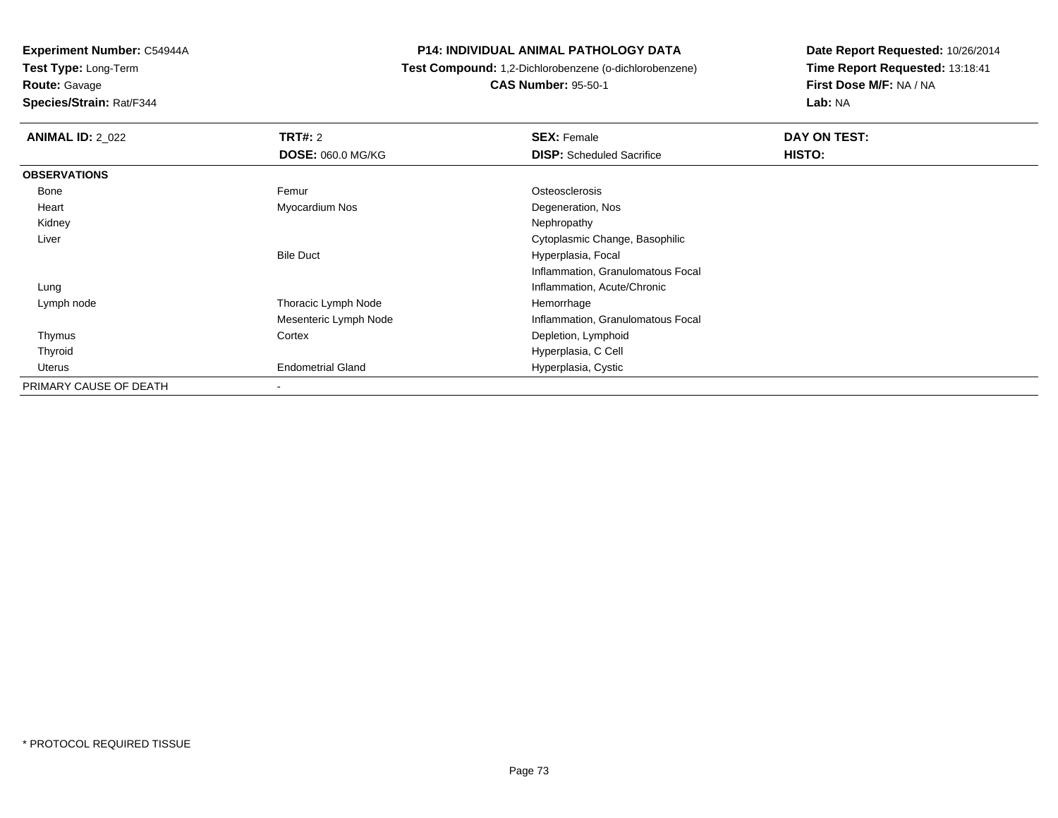**Experiment Number:** C54944A
**Test Type:** Long-Term
**Route:** Gavage
**Species/Strain:** Rat/F344

**P14: INDIVIDUAL ANIMAL PATHOLOGY DATA**
**Test Compound:** 1,2-Dichlorobenzene (o-dichlorobenzene)
**CAS Number:** 95-50-1

**Date Report Requested:** 10/26/2014
**Time Report Requested:** 13:18:41
**First Dose M/F:** NA / NA
**Lab:** NA

| **ANIMAL ID:** 2_022 | **TRT#:** 2 | **SEX:** Female | **DAY ON TEST:** |
|---|---|---|---|
| | **DOSE:** 060.0 MG/KG | **DISP:** Scheduled Sacrifice | **HISTO:** |
| **OBSERVATIONS** | | | |
| Bone | Femur | Osteosclerosis | |
| Heart | Myocardium Nos | Degeneration, Nos | |
| Kidney | | Nephropathy | |
| Liver | | Cytoplasmic Change, Basophilic | |
| | Bile Duct | Hyperplasia, Focal | |
| | | Inflammation, Granulomatous Focal | |
| Lung | | Inflammation, Acute/Chronic | |
| Lymph node | Thoracic Lymph Node | Hemorrhage | |
| | Mesenteric Lymph Node | Inflammation, Granulomatous Focal | |
| Thymus | Cortex | Depletion, Lymphoid | |
| Thyroid | | Hyperplasia, C Cell | |
| Uterus | Endometrial Gland | Hyperplasia, Cystic | |
| PRIMARY CAUSE OF DEATH | - | | |

* PROTOCOL REQUIRED TISSUE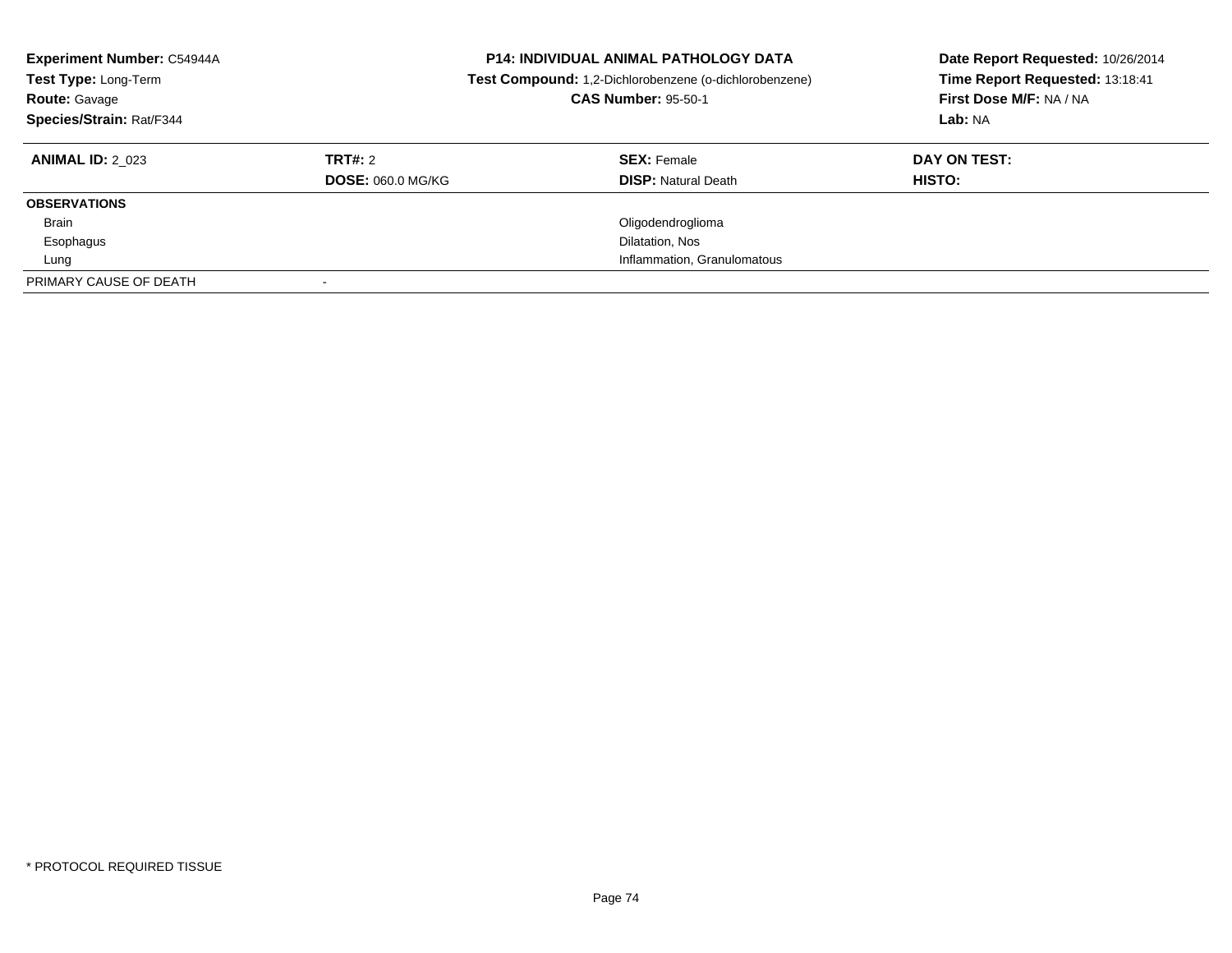**Experiment Number:** C54944A
**Test Type:** Long-Term
**Route:** Gavage
**Species/Strain:** Rat/F344

**P14: INDIVIDUAL ANIMAL PATHOLOGY DATA**
**Test Compound:** 1,2-Dichlorobenzene (o-dichlorobenzene)
**CAS Number:** 95-50-1

**Date Report Requested:** 10/26/2014
**Time Report Requested:** 13:18:41
**First Dose M/F:** NA / NA
**Lab:** NA

| **ANIMAL ID:** 2_023 | **TRT#:** 2 | **SEX:** Female | **DAY ON TEST:** |
|---|---|---|---|
| | **DOSE:** 060.0 MG/KG | **DISP:** Natural Death | **HISTO:** |
| **OBSERVATIONS** | | | |
| Brain | | Oligodendroglioma | |
| Esophagus | | Dilatation, Nos | |
| Lung | | Inflammation, Granulomatous | |
| PRIMARY CAUSE OF DEATH | - | | |

* PROTOCOL REQUIRED TISSUE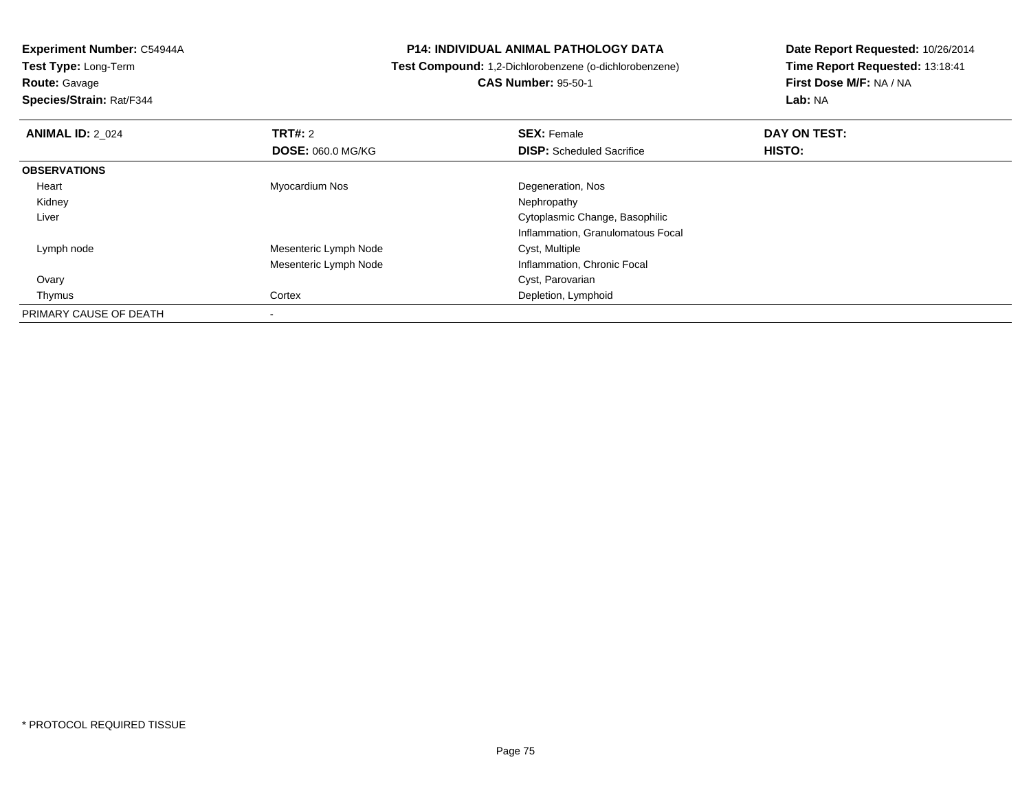**Experiment Number:** C54944A
**Test Type:** Long-Term
**Route:** Gavage
**Species/Strain:** Rat/F344

**P14: INDIVIDUAL ANIMAL PATHOLOGY DATA**
**Test Compound:** 1,2-Dichlorobenzene (o-dichlorobenzene)
**CAS Number:** 95-50-1

**Date Report Requested:** 10/26/2014
**Time Report Requested:** 13:18:41
**First Dose M/F:** NA / NA
**Lab:** NA

| **ANIMAL ID:** 2_024 | **TRT#:** 2 | **SEX:** Female | **DAY ON TEST:** |
|---|---|---|---|
| | **DOSE:** 060.0 MG/KG | **DISP:** Scheduled Sacrifice | **HISTO:** |
| **OBSERVATIONS** | | | |
| Heart | Myocardium Nos | Degeneration, Nos | |
| Kidney | | Nephropathy | |
| Liver | | Cytoplasmic Change, Basophilic | |
| | | Inflammation, Granulomatous Focal | |
| Lymph node | Mesenteric Lymph Node | Cyst, Multiple | |
| | Mesenteric Lymph Node | Inflammation, Chronic Focal | |
| Ovary | | Cyst, Parovarian | |
| Thymus | Cortex | Depletion, Lymphoid | |
| PRIMARY CAUSE OF DEATH | - | | |

* PROTOCOL REQUIRED TISSUE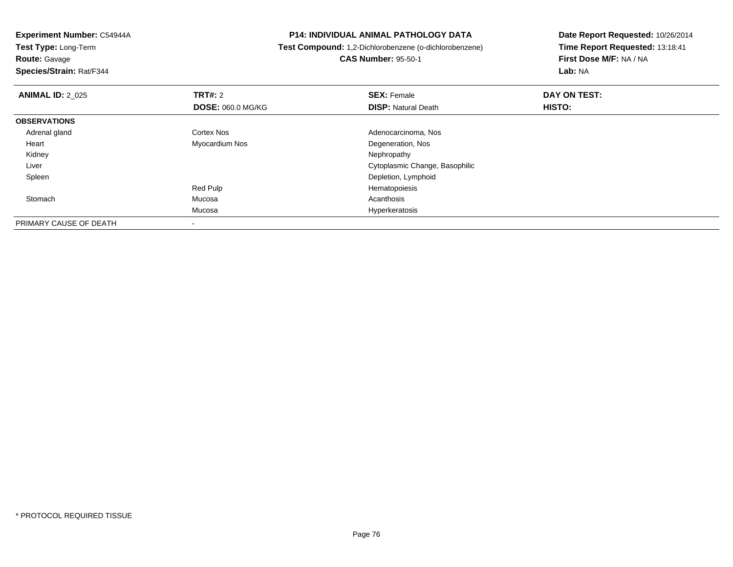**Experiment Number:** C54944A
**Test Type:** Long-Term
**Route:** Gavage
**Species/Strain:** Rat/F344

**P14: INDIVIDUAL ANIMAL PATHOLOGY DATA**
**Test Compound:** 1,2-Dichlorobenzene (o-dichlorobenzene)
**CAS Number:** 95-50-1

**Date Report Requested:** 10/26/2014
**Time Report Requested:** 13:18:41
**First Dose M/F:** NA / NA
**Lab:** NA

| **ANIMAL ID:** 2_025 | **TRT#:** 2 | **SEX:** Female | **DAY ON TEST:** |
|---|---|---|---|
| | **DOSE:** 060.0 MG/KG | **DISP:** Natural Death | **HISTO:** |
| **OBSERVATIONS** | | | |
| Adrenal gland | Cortex Nos | Adenocarcinoma, Nos | |
| Heart | Myocardium Nos | Degeneration, Nos | |
| Kidney | | Nephropathy | |
| Liver | | Cytoplasmic Change, Basophilic | |
| Spleen | | Depletion, Lymphoid | |
| | Red Pulp | Hematopoiesis | |
| Stomach | Mucosa | Acanthosis | |
| | Mucosa | Hyperkeratosis | |
| PRIMARY CAUSE OF DEATH | - | | |

* PROTOCOL REQUIRED TISSUE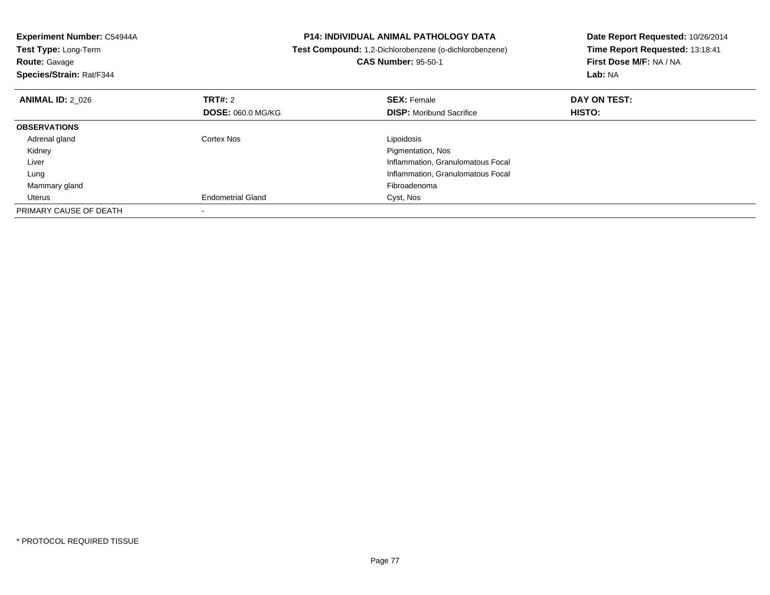**Experiment Number:** C54944A
**Test Type:** Long-Term
**Route:** Gavage
**Species/Strain:** Rat/F344

**P14: INDIVIDUAL ANIMAL PATHOLOGY DATA**
**Test Compound:** 1,2-Dichlorobenzene (o-dichlorobenzene)
**CAS Number:** 95-50-1

**Date Report Requested:** 10/26/2014
**Time Report Requested:** 13:18:41
**First Dose M/F:** NA / NA
**Lab:** NA

| **ANIMAL ID:** 2_026 | **TRT#:** 2 | **SEX:** Female | **DAY ON TEST:** |
|---|---|---|---|
| | **DOSE:** 060.0 MG/KG | **DISP:** Moribund Sacrifice | **HISTO:** |
| **OBSERVATIONS** | | | |
| Adrenal gland | Cortex Nos | Lipoidosis | |
| Kidney | | Pigmentation, Nos | |
| Liver | | Inflammation, Granulomatous Focal | |
| Lung | | Inflammation, Granulomatous Focal | |
| Mammary gland | | Fibroadenoma | |
| Uterus | Endometrial Gland | Cyst, Nos | |
| PRIMARY CAUSE OF DEATH | - | | |

\* PROTOCOL REQUIRED TISSUE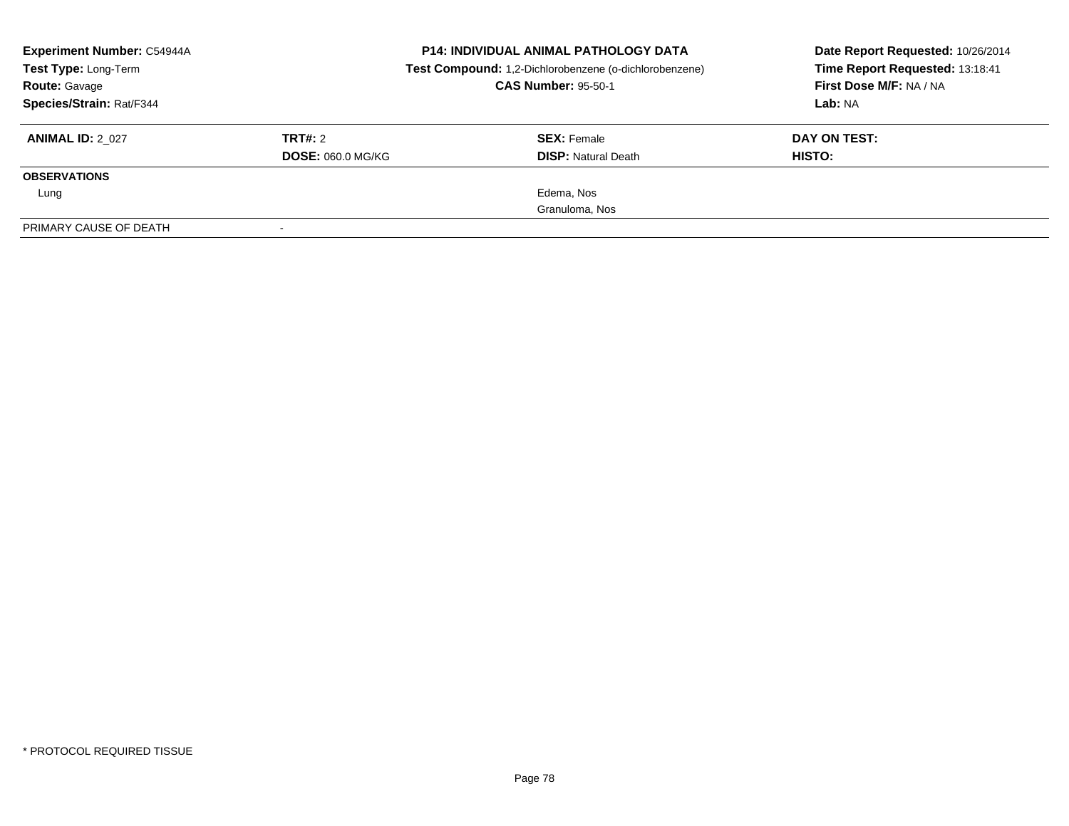**Experiment Number:** C54944A
**Test Type:** Long-Term
**Route:** Gavage
**Species/Strain:** Rat/F344

**P14: INDIVIDUAL ANIMAL PATHOLOGY DATA**
**Test Compound:** 1,2-Dichlorobenzene (o-dichlorobenzene)
**CAS Number:** 95-50-1

**Date Report Requested:** 10/26/2014
**Time Report Requested:** 13:18:41
**First Dose M/F:** NA / NA
**Lab:** NA

| **ANIMAL ID:** 2_027 | **TRT#:** 2 | **SEX:** Female | **DAY ON TEST:** |
|---|---|---|---|
| | **DOSE:** 060.0 MG/KG | **DISP:** Natural Death | **HISTO:** |
| **OBSERVATIONS** | | | |
| Lung | | Edema, Nos | |
| | | Granuloma, Nos | |
| PRIMARY CAUSE OF DEATH | - | | |

* PROTOCOL REQUIRED TISSUE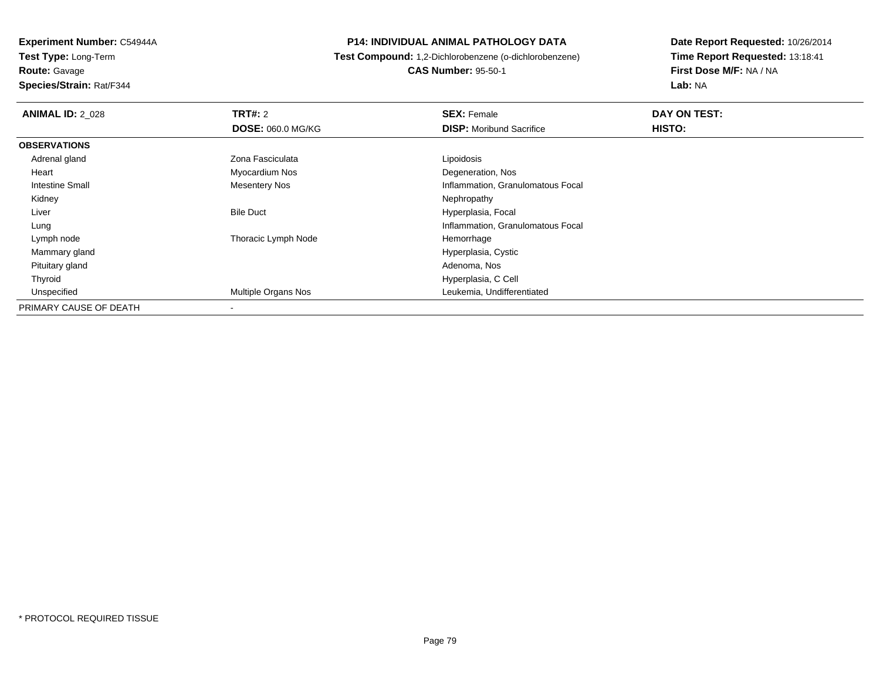**Experiment Number:** C54944A
**Test Type:** Long-Term
**Route:** Gavage
**Species/Strain:** Rat/F344

**P14: INDIVIDUAL ANIMAL PATHOLOGY DATA**
**Test Compound:** 1,2-Dichlorobenzene (o-dichlorobenzene)
**CAS Number:** 95-50-1

**Date Report Requested:** 10/26/2014
**Time Report Requested:** 13:18:41
**First Dose M/F:** NA / NA
**Lab:** NA

| **ANIMAL ID:** 2_028 | **TRT#:** 2 | **SEX:** Female | **DAY ON TEST:** |
|---|---|---|---|
| | **DOSE:** 060.0 MG/KG | **DISP:** Moribund Sacrifice | **HISTO:** |
| **OBSERVATIONS** | | | |
| Adrenal gland | Zona Fasciculata | Lipoidosis | |
| Heart | Myocardium Nos | Degeneration, Nos | |
| Intestine Small | Mesentery Nos | Inflammation, Granulomatous Focal | |
| Kidney | | Nephropathy | |
| Liver | Bile Duct | Hyperplasia, Focal | |
| Lung | | Inflammation, Granulomatous Focal | |
| Lymph node | Thoracic Lymph Node | Hemorrhage | |
| Mammary gland | | Hyperplasia, Cystic | |
| Pituitary gland | | Adenoma, Nos | |
| Thyroid | | Hyperplasia, C Cell | |
| Unspecified | Multiple Organs Nos | Leukemia, Undifferentiated | |
| PRIMARY CAUSE OF DEATH | - | | |

\* PROTOCOL REQUIRED TISSUE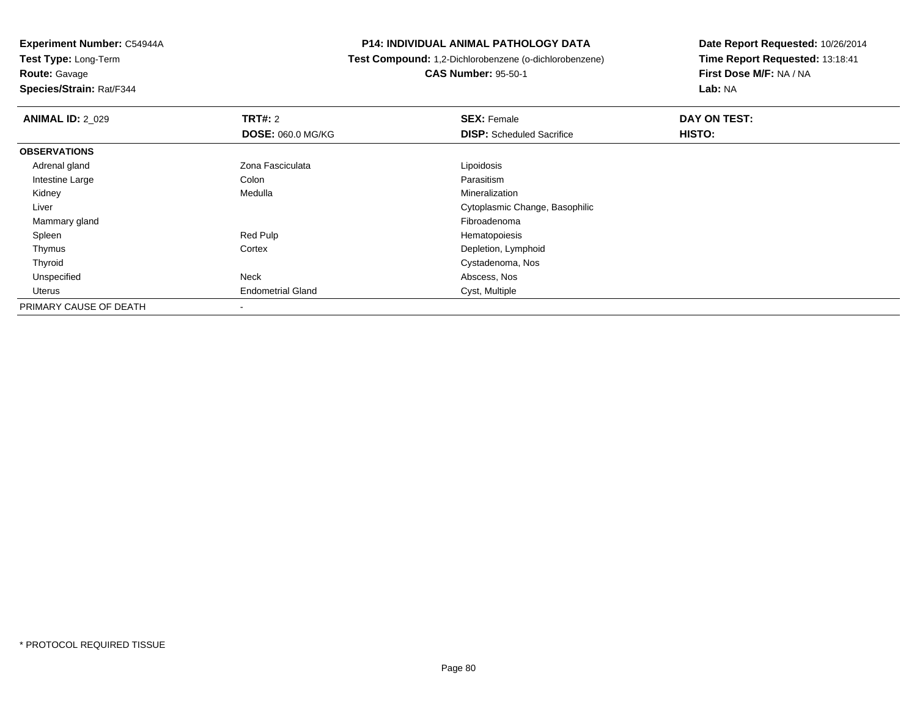**Experiment Number:** C54944A
**Test Type:** Long-Term
**Route:** Gavage
**Species/Strain:** Rat/F344

**P14: INDIVIDUAL ANIMAL PATHOLOGY DATA**
**Test Compound:** 1,2-Dichlorobenzene (o-dichlorobenzene)
**CAS Number:** 95-50-1

**Date Report Requested:** 10/26/2014
**Time Report Requested:** 13:18:41
**First Dose M/F:** NA / NA
**Lab:** NA

| **ANIMAL ID:** 2_029 | **TRT#:** 2 | **SEX:** Female | **DAY ON TEST:** |
|---|---|---|---|
| | **DOSE:** 060.0 MG/KG | **DISP:** Scheduled Sacrifice | **HISTO:** |
| **OBSERVATIONS** | | | |
| Adrenal gland | Zona Fasciculata | Lipoidosis | |
| Intestine Large | Colon | Parasitism | |
| Kidney | Medulla | Mineralization | |
| Liver | | Cytoplasmic Change, Basophilic | |
| Mammary gland | | Fibroadenoma | |
| Spleen | Red Pulp | Hematopoiesis | |
| Thymus | Cortex | Depletion, Lymphoid | |
| Thyroid | | Cystadenoma, Nos | |
| Unspecified | Neck | Abscess, Nos | |
| Uterus | Endometrial Gland | Cyst, Multiple | |
| PRIMARY CAUSE OF DEATH | - | | |

* PROTOCOL REQUIRED TISSUE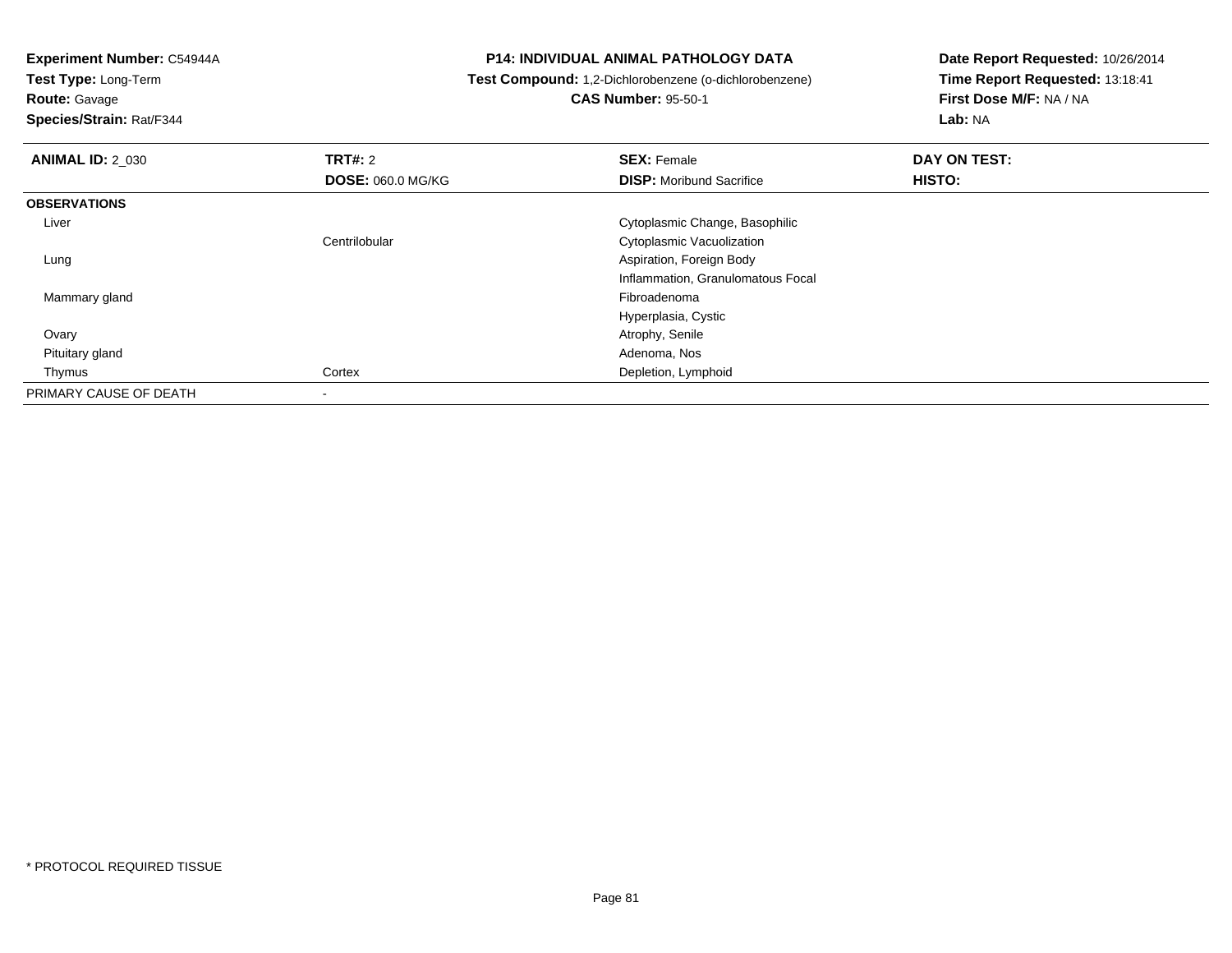**Experiment Number:** C54944A
**Test Type:** Long-Term
**Route:** Gavage
**Species/Strain:** Rat/F344

**P14: INDIVIDUAL ANIMAL PATHOLOGY DATA**
**Test Compound:** 1,2-Dichlorobenzene (o-dichlorobenzene)
**CAS Number:** 95-50-1

**Date Report Requested:** 10/26/2014
**Time Report Requested:** 13:18:41
**First Dose M/F:** NA / NA
**Lab:** NA

| **ANIMAL ID:** 2_030 | **TRT#:** 2 | **SEX:** Female | **DAY ON TEST:** |
|---|---|---|---|
| | **DOSE:** 060.0 MG/KG | **DISP:** Moribund Sacrifice | **HISTO:** |
| **OBSERVATIONS** | | | |
| Liver | | Cytoplasmic Change, Basophilic | |
| | Centrilobular | Cytoplasmic Vacuolization | |
| Lung | | Aspiration, Foreign Body | |
| | | Inflammation, Granulomatous Focal | |
| Mammary gland | | Fibroadenoma | |
| | | Hyperplasia, Cystic | |
| Ovary | | Atrophy, Senile | |
| Pituitary gland | | Adenoma, Nos | |
| Thymus | Cortex | Depletion, Lymphoid | |
| PRIMARY CAUSE OF DEATH | - | | |

* PROTOCOL REQUIRED TISSUE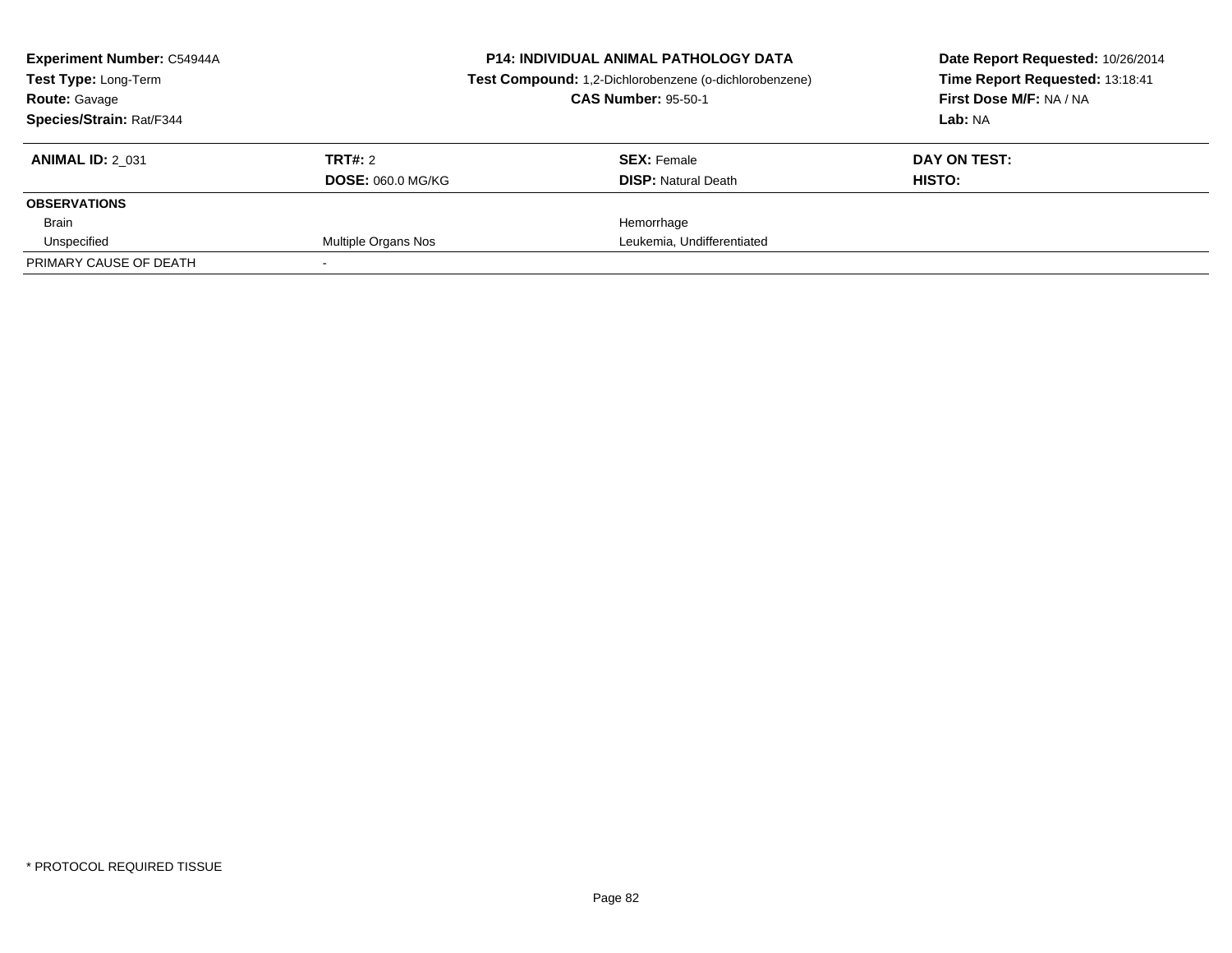**Experiment Number:** C54944A
**Test Type:** Long-Term
**Route:** Gavage
**Species/Strain:** Rat/F344

**P14: INDIVIDUAL ANIMAL PATHOLOGY DATA**
**Test Compound:** 1,2-Dichlorobenzene (o-dichlorobenzene)
**CAS Number:** 95-50-1

**Date Report Requested:** 10/26/2014
**Time Report Requested:** 13:18:41
**First Dose M/F:** NA / NA
**Lab:** NA

| **ANIMAL ID:** 2_031 | **TRT#:** 2 | **SEX:** Female | **DAY ON TEST:** |
|---|---|---|---|
| | **DOSE:** 060.0 MG/KG | **DISP:** Natural Death | **HISTO:** |
| **OBSERVATIONS** | | | |
| Brain | | Hemorrhage | |
| Unspecified | Multiple Organs Nos | Leukemia, Undifferentiated | |
| PRIMARY CAUSE OF DEATH | - | | |

* PROTOCOL REQUIRED TISSUE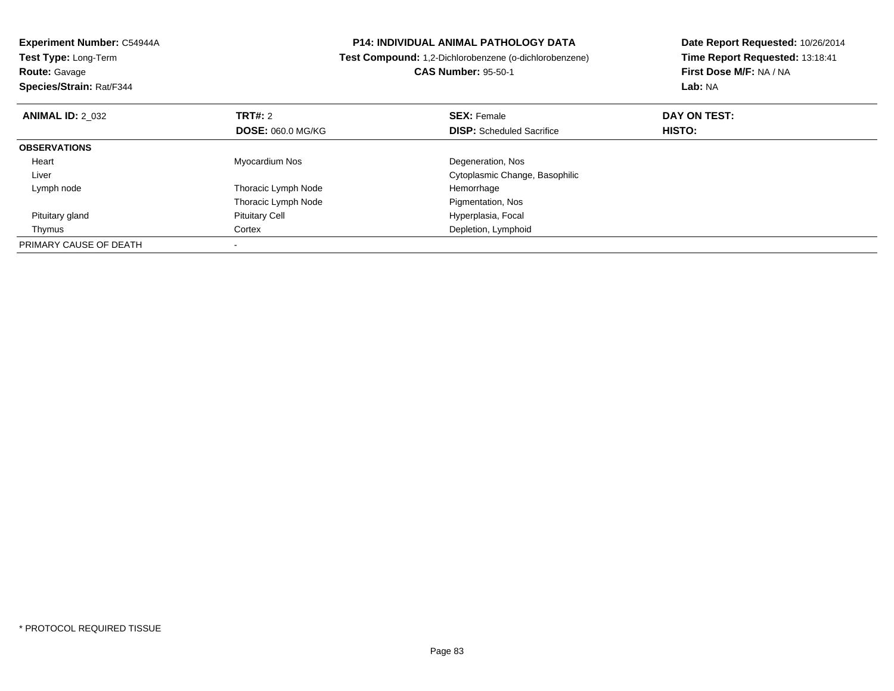**Experiment Number:** C54944A
**Test Type:** Long-Term
**Route:** Gavage
**Species/Strain:** Rat/F344

**P14: INDIVIDUAL ANIMAL PATHOLOGY DATA**
**Test Compound:** 1,2-Dichlorobenzene (o-dichlorobenzene)
**CAS Number:** 95-50-1

**Date Report Requested:** 10/26/2014
**Time Report Requested:** 13:18:41
**First Dose M/F:** NA / NA
**Lab:** NA

| **ANIMAL ID:** 2_032 | **TRT#:** 2 | **SEX:** Female | **DAY ON TEST:** |
|---|---|---|---|
| | **DOSE:** 060.0 MG/KG | **DISP:** Scheduled Sacrifice | **HISTO:** |
| **OBSERVATIONS** | | | |
| Heart | Myocardium Nos | Degeneration, Nos | |
| Liver | | Cytoplasmic Change, Basophilic | |
| Lymph node | Thoracic Lymph Node | Hemorrhage | |
| | Thoracic Lymph Node | Pigmentation, Nos | |
| Pituitary gland | Pituitary Cell | Hyperplasia, Focal | |
| Thymus | Cortex | Depletion, Lymphoid | |
| PRIMARY CAUSE OF DEATH | - | | |

* PROTOCOL REQUIRED TISSUE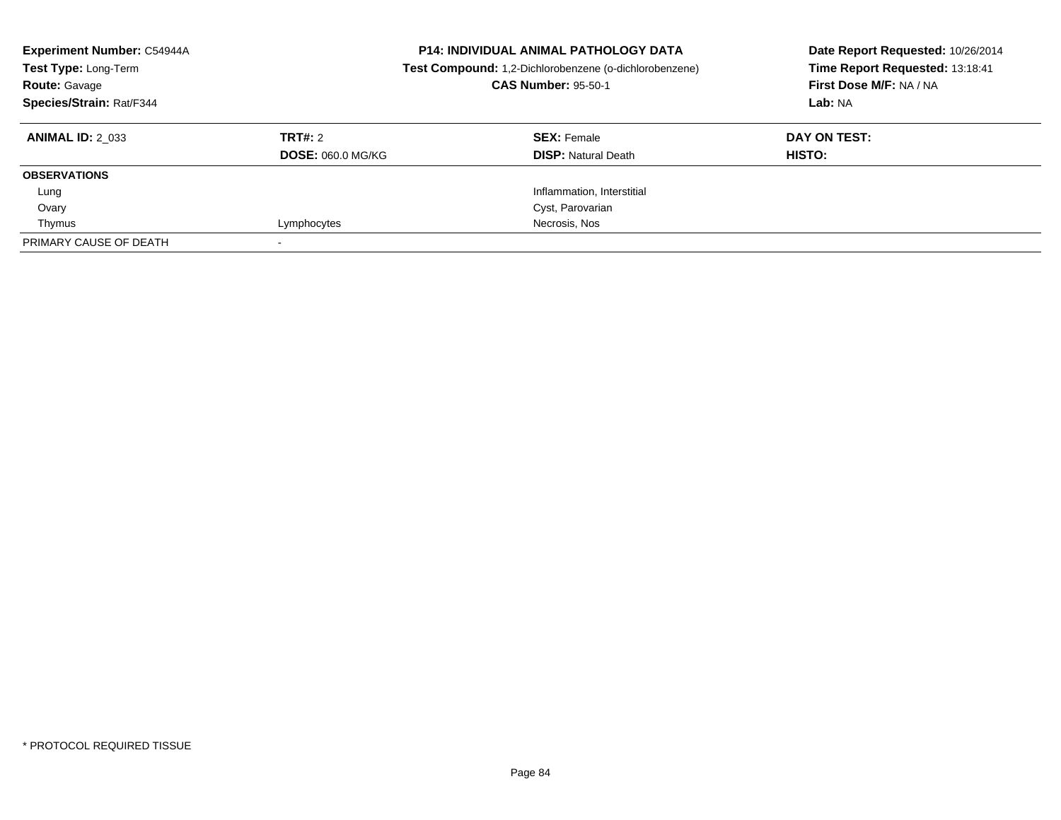**Experiment Number:** C54944A
**Test Type:** Long-Term
**Route:** Gavage
**Species/Strain:** Rat/F344

**P14: INDIVIDUAL ANIMAL PATHOLOGY DATA**
**Test Compound:** 1,2-Dichlorobenzene (o-dichlorobenzene)
**CAS Number:** 95-50-1

**Date Report Requested:** 10/26/2014
**Time Report Requested:** 13:18:41
**First Dose M/F:** NA / NA
**Lab:** NA

| **ANIMAL ID:** 2_033 | **TRT#:** 2 | **SEX:** Female | **DAY ON TEST:** |
|---|---|---|---|
| | **DOSE:** 060.0 MG/KG | **DISP:** Natural Death | **HISTO:** |
| **OBSERVATIONS** | | | |
| Lung | | Inflammation, Interstitial | |
| Ovary | | Cyst, Parovarian | |
| Thymus | Lymphocytes | Necrosis, Nos | |
| PRIMARY CAUSE OF DEATH | - | | |

* PROTOCOL REQUIRED TISSUE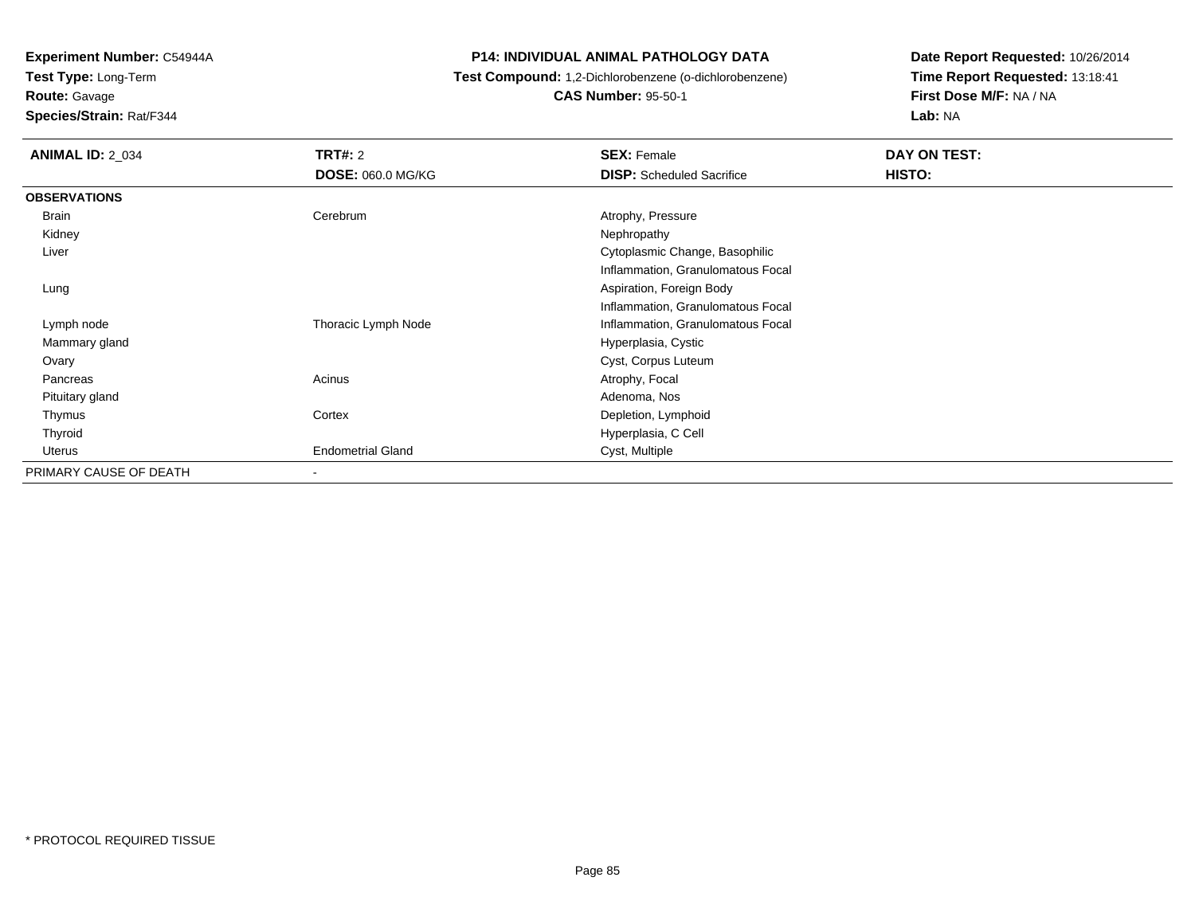**Experiment Number:** C54944A
**Test Type:** Long-Term
**Route:** Gavage
**Species/Strain:** Rat/F344

# P14: INDIVIDUAL ANIMAL PATHOLOGY DATA

**Test Compound:** 1,2-Dichlorobenzene (o-dichlorobenzene)
**CAS Number:** 95-50-1

**Date Report Requested:** 10/26/2014
**Time Report Requested:** 13:18:41
**First Dose M/F:** NA / NA
**Lab:** NA

| **ANIMAL ID:** 2_034 | **TRT#:** 2 | **SEX:** Female | **DAY ON TEST:** |
|---|---|---|---|
| | **DOSE:** 060.0 MG/KG | **DISP:** Scheduled Sacrifice | **HISTO:** |
| **OBSERVATIONS** | | | |
| Brain | Cerebrum | Atrophy, Pressure | |
| Kidney | | Nephropathy | |
| Liver | | Cytoplasmic Change, Basophilic | |
| | | Inflammation, Granulomatous Focal | |
| Lung | | Aspiration, Foreign Body | |
| | | Inflammation, Granulomatous Focal | |
| Lymph node | Thoracic Lymph Node | Inflammation, Granulomatous Focal | |
| Mammary gland | | Hyperplasia, Cystic | |
| Ovary | | Cyst, Corpus Luteum | |
| Pancreas | Acinus | Atrophy, Focal | |
| Pituitary gland | | Adenoma, Nos | |
| Thymus | Cortex | Depletion, Lymphoid | |
| Thyroid | | Hyperplasia, C Cell | |
| Uterus | Endometrial Gland | Cyst, Multiple | |
| PRIMARY CAUSE OF DEATH | - | | |

* PROTOCOL REQUIRED TISSUE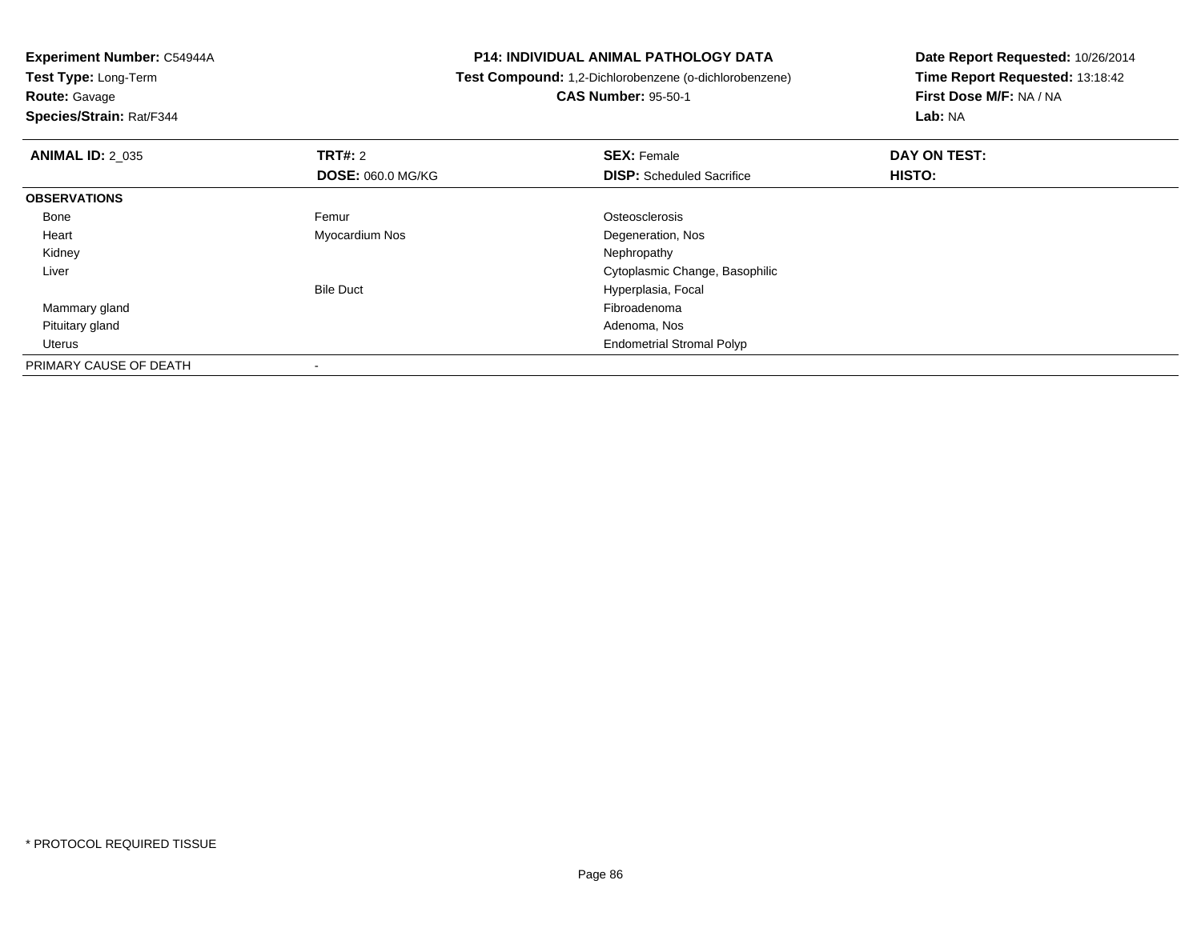**Experiment Number:** C54944A
**Test Type:** Long-Term
**Route:** Gavage
**Species/Strain:** Rat/F344

**P14: INDIVIDUAL ANIMAL PATHOLOGY DATA**
**Test Compound:** 1,2-Dichlorobenzene (o-dichlorobenzene)
**CAS Number:** 95-50-1

**Date Report Requested:** 10/26/2014
**Time Report Requested:** 13:18:42
**First Dose M/F:** NA / NA
**Lab:** NA

| **ANIMAL ID:** 2_035 | **TRT#:** 2 | **SEX:** Female | **DAY ON TEST:** |
|---|---|---|---|
| | **DOSE:** 060.0 MG/KG | **DISP:** Scheduled Sacrifice | **HISTO:** |
| **OBSERVATIONS** | | | |
| Bone | Femur | Osteosclerosis | |
| Heart | Myocardium Nos | Degeneration, Nos | |
| Kidney | | Nephropathy | |
| Liver | | Cytoplasmic Change, Basophilic | |
| | Bile Duct | Hyperplasia, Focal | |
| Mammary gland | | Fibroadenoma | |
| Pituitary gland | | Adenoma, Nos | |
| Uterus | | Endometrial Stromal Polyp | |
| PRIMARY CAUSE OF DEATH | - | | |

* PROTOCOL REQUIRED TISSUE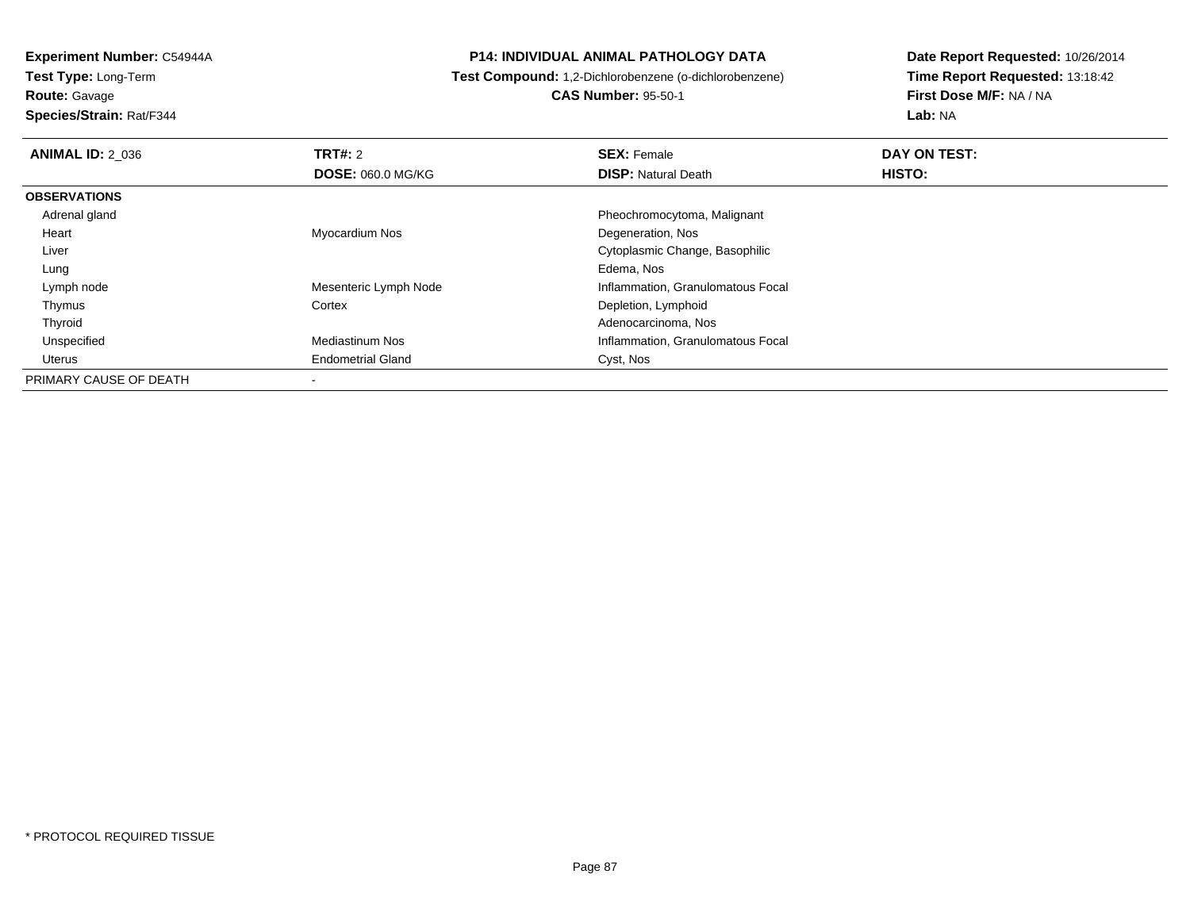**Experiment Number:** C54944A
**Test Type:** Long-Term
**Route:** Gavage
**Species/Strain:** Rat/F344

**P14: INDIVIDUAL ANIMAL PATHOLOGY DATA**
**Test Compound:** 1,2-Dichlorobenzene (o-dichlorobenzene)
**CAS Number:** 95-50-1

**Date Report Requested:** 10/26/2014
**Time Report Requested:** 13:18:42
**First Dose M/F:** NA / NA
**Lab:** NA

| **ANIMAL ID:** 2_036 | **TRT#:** 2 | **SEX:** Female | **DAY ON TEST:** |
|---|---|---|---|
| | **DOSE:** 060.0 MG/KG | **DISP:** Natural Death | **HISTO:** |
| **OBSERVATIONS** | | | |
| Adrenal gland | | Pheochromocytoma, Malignant | |
| Heart | Myocardium Nos | Degeneration, Nos | |
| Liver | | Cytoplasmic Change, Basophilic | |
| Lung | | Edema, Nos | |
| Lymph node | Mesenteric Lymph Node | Inflammation, Granulomatous Focal | |
| Thymus | Cortex | Depletion, Lymphoid | |
| Thyroid | | Adenocarcinoma, Nos | |
| Unspecified | Mediastinum Nos | Inflammation, Granulomatous Focal | |
| Uterus | Endometrial Gland | Cyst, Nos | |
| PRIMARY CAUSE OF DEATH | - | | |

* PROTOCOL REQUIRED TISSUE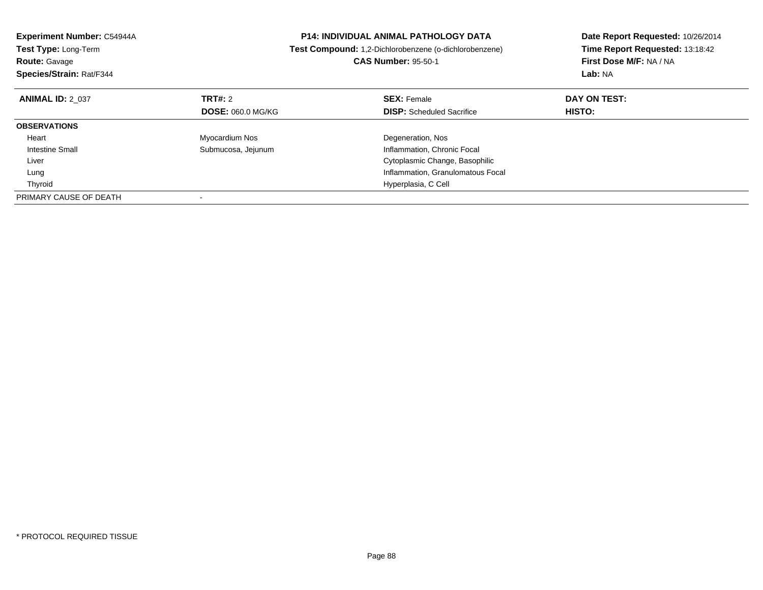**Experiment Number:** C54944A
**Test Type:** Long-Term
**Route:** Gavage
**Species/Strain:** Rat/F344

**P14: INDIVIDUAL ANIMAL PATHOLOGY DATA**
**Test Compound:** 1,2-Dichlorobenzene (o-dichlorobenzene)
**CAS Number:** 95-50-1

**Date Report Requested:** 10/26/2014
**Time Report Requested:** 13:18:42
**First Dose M/F:** NA / NA
**Lab:** NA

| **ANIMAL ID:** 2_037 | **TRT#:** 2 | **SEX:** Female | **DAY ON TEST:** |
|---|---|---|---|
| | **DOSE:** 060.0 MG/KG | **DISP:** Scheduled Sacrifice | **HISTO:** |
| **OBSERVATIONS** | | | |
| Heart | Myocardium Nos | Degeneration, Nos | |
| Intestine Small | Submucosa, Jejunum | Inflammation, Chronic Focal | |
| Liver | | Cytoplasmic Change, Basophilic | |
| Lung | | Inflammation, Granulomatous Focal | |
| Thyroid | | Hyperplasia, C Cell | |
| PRIMARY CAUSE OF DEATH | - | | |

* PROTOCOL REQUIRED TISSUE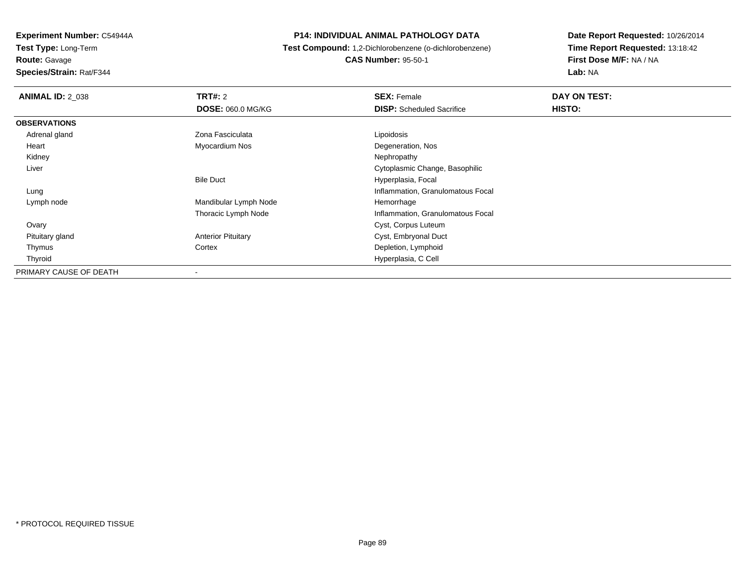**Experiment Number:** C54944A
**Test Type:** Long-Term
**Route:** Gavage
**Species/Strain:** Rat/F344

**P14: INDIVIDUAL ANIMAL PATHOLOGY DATA**
**Test Compound:** 1,2-Dichlorobenzene (o-dichlorobenzene)
**CAS Number:** 95-50-1

**Date Report Requested:** 10/26/2014
**Time Report Requested:** 13:18:42
**First Dose M/F:** NA / NA
**Lab:** NA

| **ANIMAL ID:** 2_038 | **TRT#:** 2 | **SEX:** Female | **DAY ON TEST:** |
|---|---|---|---|
| | **DOSE:** 060.0 MG/KG | **DISP:** Scheduled Sacrifice | **HISTO:** |
| **OBSERVATIONS** | | | |
| Adrenal gland | Zona Fasciculata | Lipoidosis | |
| Heart | Myocardium Nos | Degeneration, Nos | |
| Kidney | | Nephropathy | |
| Liver | | Cytoplasmic Change, Basophilic | |
| | Bile Duct | Hyperplasia, Focal | |
| Lung | | Inflammation, Granulomatous Focal | |
| Lymph node | Mandibular Lymph Node | Hemorrhage | |
| | Thoracic Lymph Node | Inflammation, Granulomatous Focal | |
| Ovary | | Cyst, Corpus Luteum | |
| Pituitary gland | Anterior Pituitary | Cyst, Embryonal Duct | |
| Thymus | Cortex | Depletion, Lymphoid | |
| Thyroid | | Hyperplasia, C Cell | |
| PRIMARY CAUSE OF DEATH | - | | |

* PROTOCOL REQUIRED TISSUE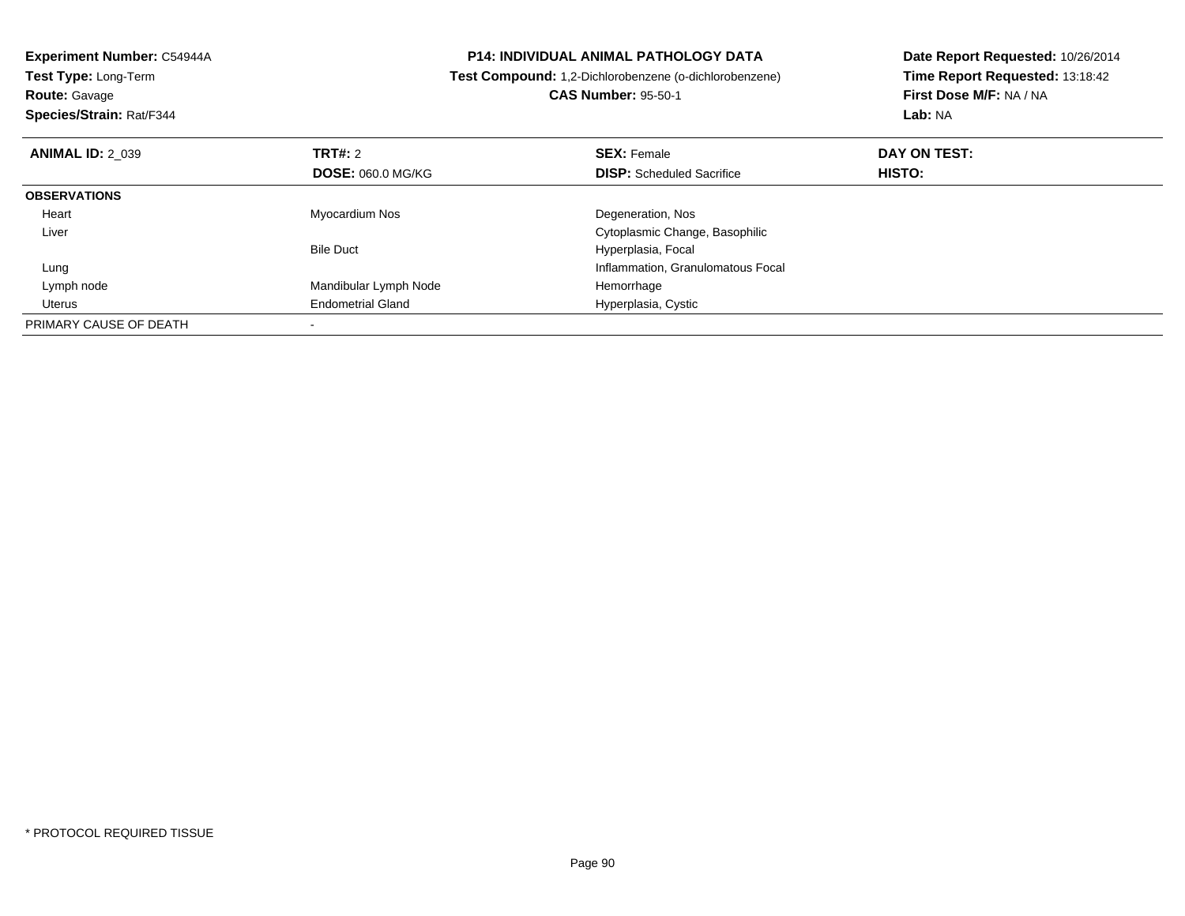**Experiment Number:** C54944A
**Test Type:** Long-Term
**Route:** Gavage
**Species/Strain:** Rat/F344

**P14: INDIVIDUAL ANIMAL PATHOLOGY DATA**
**Test Compound:** 1,2-Dichlorobenzene (o-dichlorobenzene)
**CAS Number:** 95-50-1

**Date Report Requested:** 10/26/2014
**Time Report Requested:** 13:18:42
**First Dose M/F:** NA / NA
**Lab:** NA

| **ANIMAL ID:** 2_039 | **TRT#:** 2 | **SEX:** Female | **DAY ON TEST:** |
|---|---|---|---|
| | **DOSE:** 060.0 MG/KG | **DISP:** Scheduled Sacrifice | **HISTO:** |
| **OBSERVATIONS** | | | |
| Heart | Myocardium Nos | Degeneration, Nos | |
| Liver | | Cytoplasmic Change, Basophilic | |
| | Bile Duct | Hyperplasia, Focal | |
| Lung | | Inflammation, Granulomatous Focal | |
| Lymph node | Mandibular Lymph Node | Hemorrhage | |
| Uterus | Endometrial Gland | Hyperplasia, Cystic | |
| PRIMARY CAUSE OF DEATH | - | | |

\* PROTOCOL REQUIRED TISSUE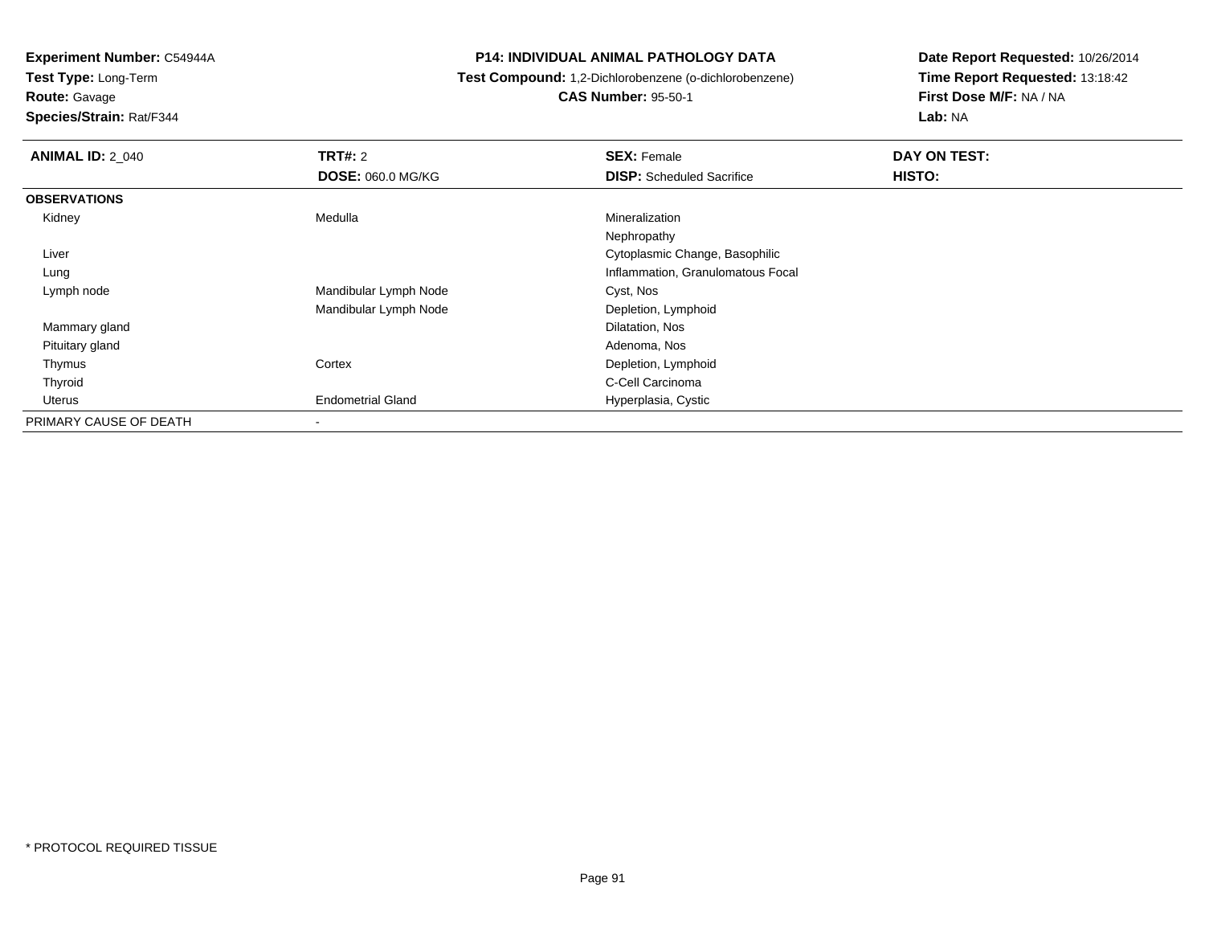**Experiment Number:** C54944A
**Test Type:** Long-Term
**Route:** Gavage
**Species/Strain:** Rat/F344

**P14: INDIVIDUAL ANIMAL PATHOLOGY DATA**
**Test Compound:** 1,2-Dichlorobenzene (o-dichlorobenzene)
**CAS Number:** 95-50-1

**Date Report Requested:** 10/26/2014
**Time Report Requested:** 13:18:42
**First Dose M/F:** NA / NA
**Lab:** NA

| **ANIMAL ID:** 2_040 | **TRT#:** 2 | **SEX:** Female | **DAY ON TEST:** |
|---|---|---|---|
| | **DOSE:** 060.0 MG/KG | **DISP:** Scheduled Sacrifice | **HISTO:** |
| **OBSERVATIONS** | | | |
| Kidney | Medulla | Mineralization | |
| | | Nephropathy | |
| Liver | | Cytoplasmic Change, Basophilic | |
| Lung | | Inflammation, Granulomatous Focal | |
| Lymph node | Mandibular Lymph Node | Cyst, Nos | |
| | Mandibular Lymph Node | Depletion, Lymphoid | |
| Mammary gland | | Dilatation, Nos | |
| Pituitary gland | | Adenoma, Nos | |
| Thymus | Cortex | Depletion, Lymphoid | |
| Thyroid | | C-Cell Carcinoma | |
| Uterus | Endometrial Gland | Hyperplasia, Cystic | |
| PRIMARY CAUSE OF DEATH | - | | |

* PROTOCOL REQUIRED TISSUE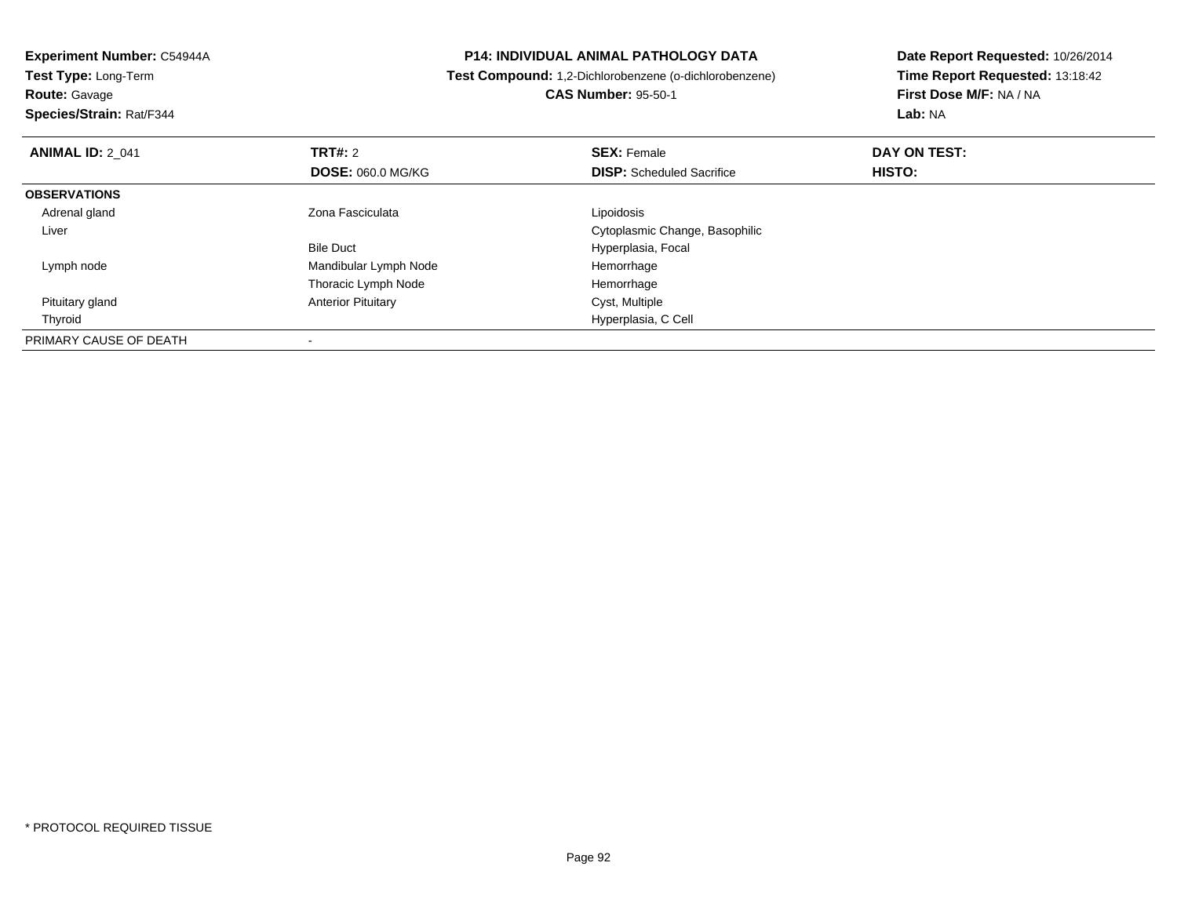**Experiment Number:** C54944A
**Test Type:** Long-Term
**Route:** Gavage
**Species/Strain:** Rat/F344

**P14: INDIVIDUAL ANIMAL PATHOLOGY DATA**
**Test Compound:** 1,2-Dichlorobenzene (o-dichlorobenzene)
**CAS Number:** 95-50-1

**Date Report Requested:** 10/26/2014
**Time Report Requested:** 13:18:42
**First Dose M/F:** NA / NA
**Lab:** NA

| **ANIMAL ID:** 2_041 | **TRT#:** 2 | **SEX:** Female | **DAY ON TEST:** |
|---|---|---|---|
| | **DOSE:** 060.0 MG/KG | **DISP:** Scheduled Sacrifice | **HISTO:** |
| **OBSERVATIONS** | | | |
| Adrenal gland | Zona Fasciculata | Lipoidosis | |
| Liver | | Cytoplasmic Change, Basophilic | |
| | Bile Duct | Hyperplasia, Focal | |
| Lymph node | Mandibular Lymph Node | Hemorrhage | |
| | Thoracic Lymph Node | Hemorrhage | |
| Pituitary gland | Anterior Pituitary | Cyst, Multiple | |
| Thyroid | | Hyperplasia, C Cell | |
| PRIMARY CAUSE OF DEATH | - | | |

* PROTOCOL REQUIRED TISSUE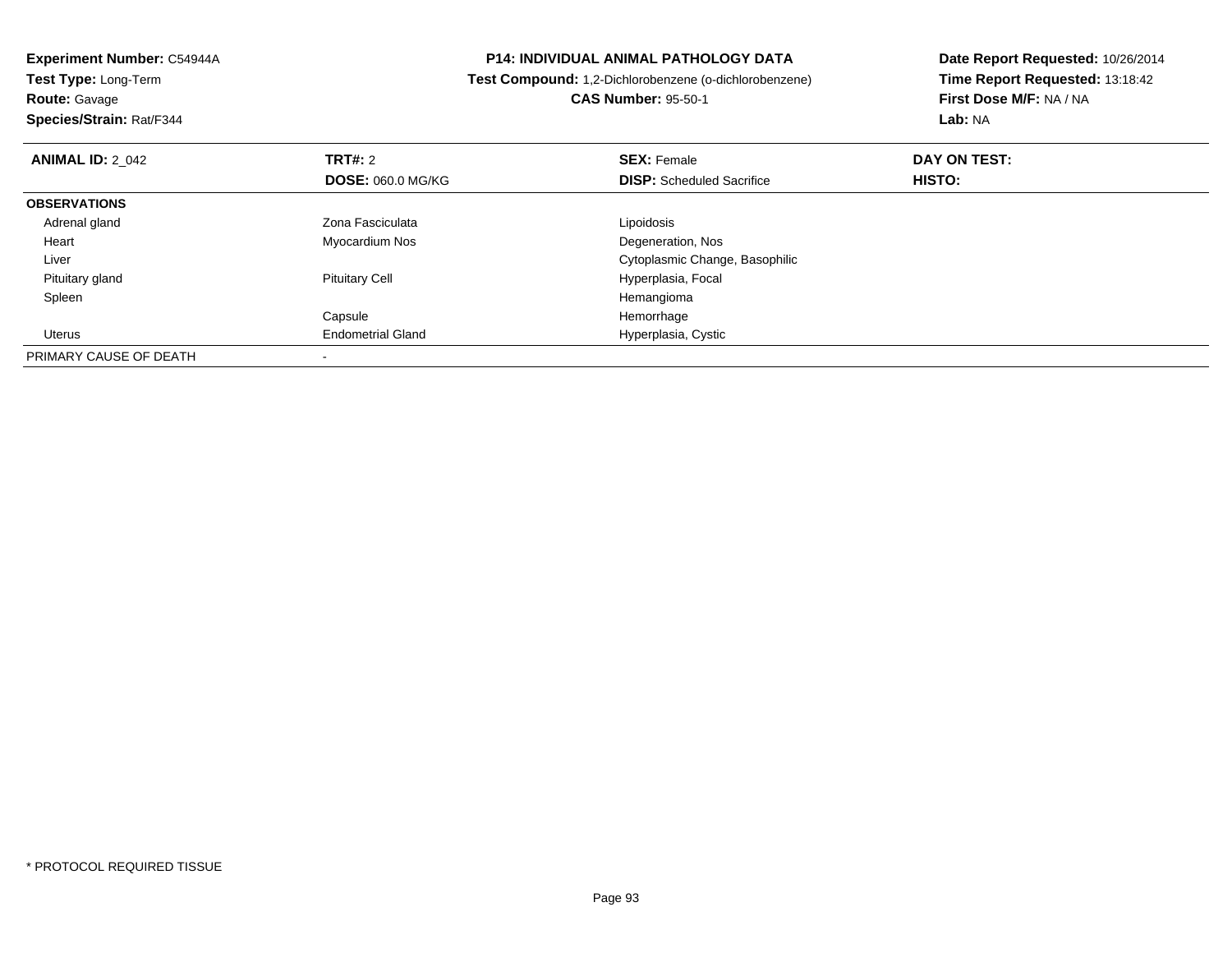**Experiment Number:** C54944A
**Test Type:** Long-Term
**Route:** Gavage
**Species/Strain:** Rat/F344

**P14: INDIVIDUAL ANIMAL PATHOLOGY DATA**
**Test Compound:** 1,2-Dichlorobenzene (o-dichlorobenzene)
**CAS Number:** 95-50-1

**Date Report Requested:** 10/26/2014
**Time Report Requested:** 13:18:42
**First Dose M/F:** NA / NA
**Lab:** NA

| **ANIMAL ID:** 2_042 | **TRT#:** 2 | **SEX:** Female | **DAY ON TEST:** |
|---|---|---|---|
| | **DOSE:** 060.0 MG/KG | **DISP:** Scheduled Sacrifice | **HISTO:** |
| **OBSERVATIONS** | | | |
| Adrenal gland | Zona Fasciculata | Lipoidosis | |
| Heart | Myocardium Nos | Degeneration, Nos | |
| Liver | | Cytoplasmic Change, Basophilic | |
| Pituitary gland | Pituitary Cell | Hyperplasia, Focal | |
| Spleen | | Hemangioma | |
| | Capsule | Hemorrhage | |
| Uterus | Endometrial Gland | Hyperplasia, Cystic | |
| PRIMARY CAUSE OF DEATH | - | | |

* PROTOCOL REQUIRED TISSUE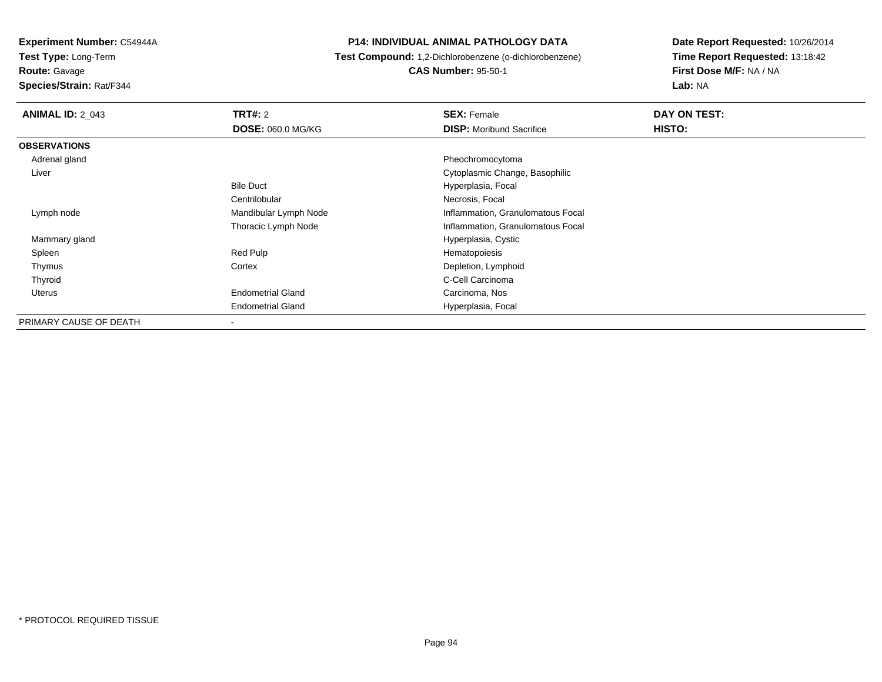**Experiment Number:** C54944A
**Test Type:** Long-Term
**Route:** Gavage
**Species/Strain:** Rat/F344

**P14: INDIVIDUAL ANIMAL PATHOLOGY DATA**
**Test Compound:** 1,2-Dichlorobenzene (o-dichlorobenzene)
**CAS Number:** 95-50-1

**Date Report Requested:** 10/26/2014
**Time Report Requested:** 13:18:42
**First Dose M/F:** NA / NA
**Lab:** NA

| **ANIMAL ID:** 2_043 | **TRT#:** 2 | **SEX:** Female | **DAY ON TEST:** |
|---|---|---|---|
| | **DOSE:** 060.0 MG/KG | **DISP:** Moribund Sacrifice | **HISTO:** |
| **OBSERVATIONS** | | | |
| Adrenal gland | | Pheochromocytoma | |
| Liver | | Cytoplasmic Change, Basophilic | |
| | Bile Duct | Hyperplasia, Focal | |
| | Centrilobular | Necrosis, Focal | |
| Lymph node | Mandibular Lymph Node | Inflammation, Granulomatous Focal | |
| | Thoracic Lymph Node | Inflammation, Granulomatous Focal | |
| Mammary gland | | Hyperplasia, Cystic | |
| Spleen | Red Pulp | Hematopoiesis | |
| Thymus | Cortex | Depletion, Lymphoid | |
| Thyroid | | C-Cell Carcinoma | |
| Uterus | Endometrial Gland | Carcinoma, Nos | |
| | Endometrial Gland | Hyperplasia, Focal | |
| PRIMARY CAUSE OF DEATH | - | | |

* PROTOCOL REQUIRED TISSUE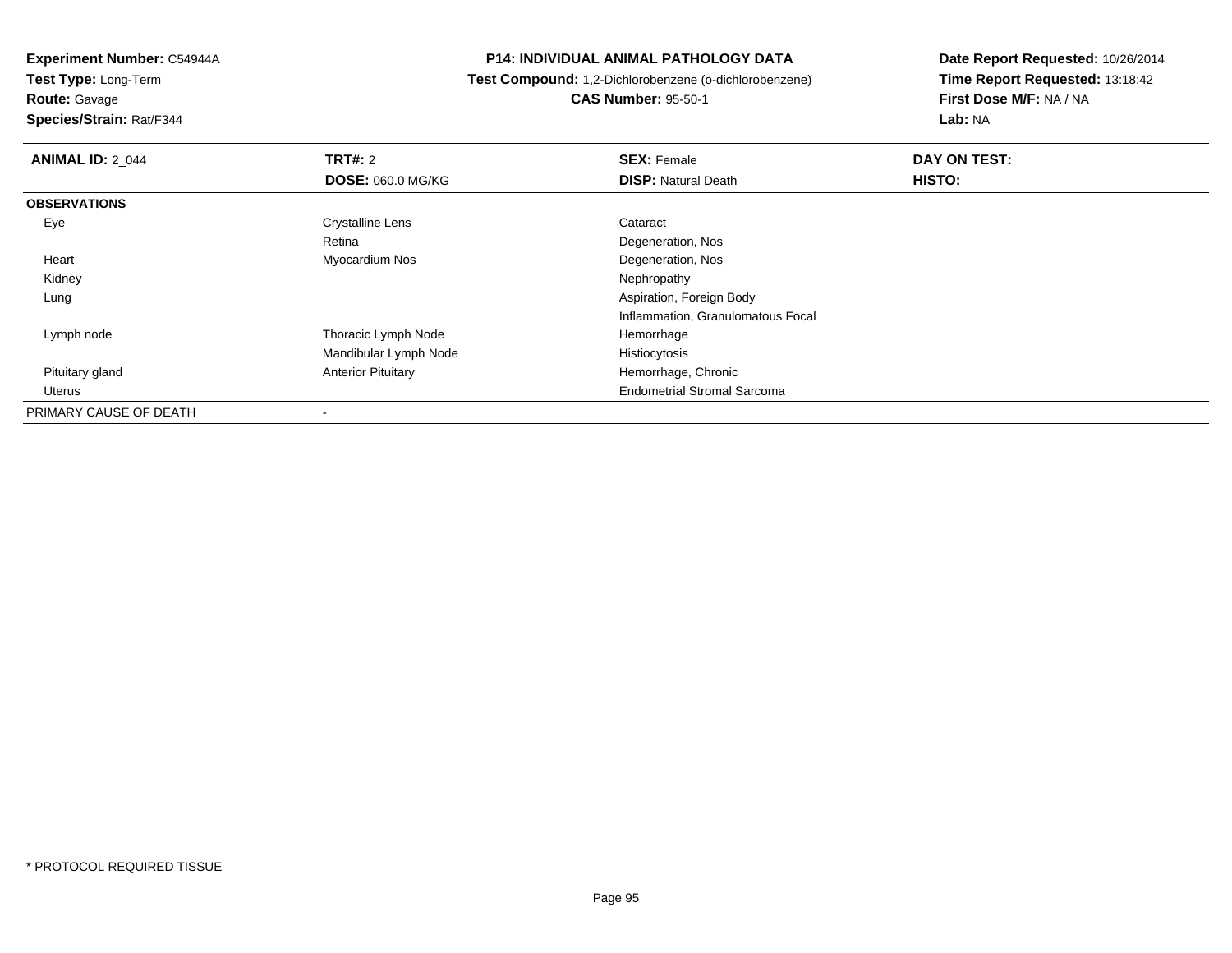**Experiment Number:** C54944A
**Test Type:** Long-Term
**Route:** Gavage
**Species/Strain:** Rat/F344

**P14: INDIVIDUAL ANIMAL PATHOLOGY DATA**
**Test Compound:** 1,2-Dichlorobenzene (o-dichlorobenzene)
**CAS Number:** 95-50-1

**Date Report Requested:** 10/26/2014
**Time Report Requested:** 13:18:42
**First Dose M/F:** NA / NA
**Lab:** NA

| **ANIMAL ID:** 2_044 | **TRT#:** 2 | **SEX:** Female | **DAY ON TEST:** |
|---|---|---|---|
| | **DOSE:** 060.0 MG/KG | **DISP:** Natural Death | **HISTO:** |
| **OBSERVATIONS** | | | |
| Eye | Crystalline Lens | Cataract | |
| | Retina | Degeneration, Nos | |
| Heart | Myocardium Nos | Degeneration, Nos | |
| Kidney | | Nephropathy | |
| Lung | | Aspiration, Foreign Body | |
| | | Inflammation, Granulomatous Focal | |
| Lymph node | Thoracic Lymph Node | Hemorrhage | |
| | Mandibular Lymph Node | Histiocytosis | |
| Pituitary gland | Anterior Pituitary | Hemorrhage, Chronic | |
| Uterus | | Endometrial Stromal Sarcoma | |
| PRIMARY CAUSE OF DEATH | - | | |

\* PROTOCOL REQUIRED TISSUE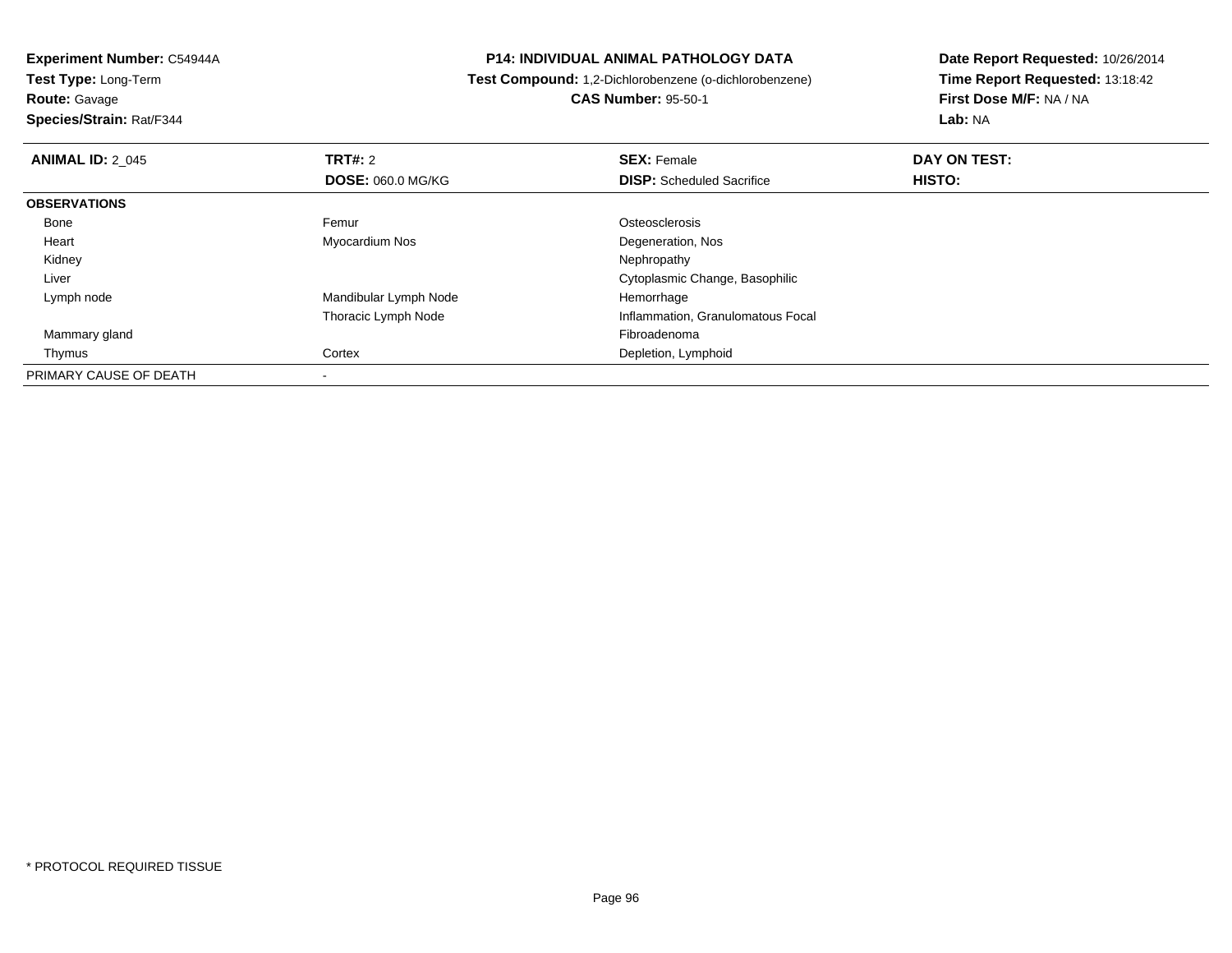**Experiment Number:** C54944A
**Test Type:** Long-Term
**Route:** Gavage
**Species/Strain:** Rat/F344

# P14: INDIVIDUAL ANIMAL PATHOLOGY DATA

**Test Compound:** 1,2-Dichlorobenzene (o-dichlorobenzene)
**CAS Number:** 95-50-1

**Date Report Requested:** 10/26/2014
**Time Report Requested:** 13:18:42
**First Dose M/F:** NA / NA
**Lab:** NA

| **ANIMAL ID:** 2_045 | **TRT#:** 2 | **SEX:** Female | **DAY ON TEST:** |
|---|---|---|---|
| | **DOSE:** 060.0 MG/KG | **DISP:** Scheduled Sacrifice | **HISTO:** |
| **OBSERVATIONS** | | | |
| Bone | Femur | Osteosclerosis | |
| Heart | Myocardium Nos | Degeneration, Nos | |
| Kidney | | Nephropathy | |
| Liver | | Cytoplasmic Change, Basophilic | |
| Lymph node | Mandibular Lymph Node | Hemorrhage | |
| | Thoracic Lymph Node | Inflammation, Granulomatous Focal | |
| Mammary gland | | Fibroadenoma | |
| Thymus | Cortex | Depletion, Lymphoid | |
| PRIMARY CAUSE OF DEATH | - | | |

* PROTOCOL REQUIRED TISSUE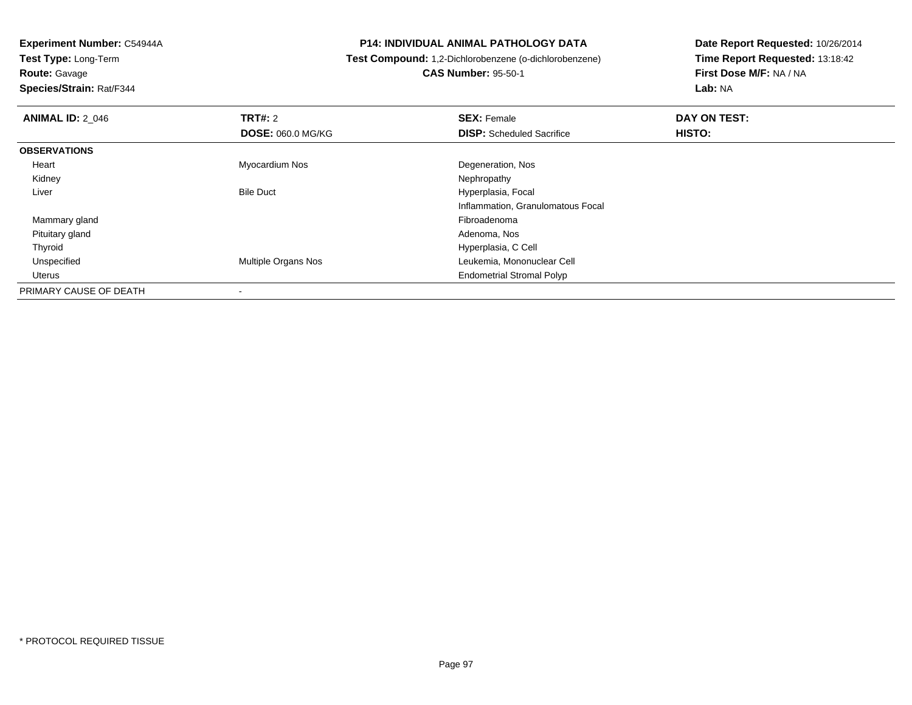**Experiment Number:** C54944A
**Test Type:** Long-Term
**Route:** Gavage
**Species/Strain:** Rat/F344

**P14: INDIVIDUAL ANIMAL PATHOLOGY DATA**
**Test Compound:** 1,2-Dichlorobenzene (o-dichlorobenzene)
**CAS Number:** 95-50-1

**Date Report Requested:** 10/26/2014
**Time Report Requested:** 13:18:42
**First Dose M/F:** NA / NA
**Lab:** NA

| **ANIMAL ID:** 2_046 | **TRT#:** 2 | **SEX:** Female | **DAY ON TEST:** |
|---|---|---|---|
| | **DOSE:** 060.0 MG/KG | **DISP:** Scheduled Sacrifice | **HISTO:** |
| **OBSERVATIONS** | | | |
| Heart | Myocardium Nos | Degeneration, Nos | |
| Kidney | | Nephropathy | |
| Liver | Bile Duct | Hyperplasia, Focal | |
| | | Inflammation, Granulomatous Focal | |
| Mammary gland | | Fibroadenoma | |
| Pituitary gland | | Adenoma, Nos | |
| Thyroid | | Hyperplasia, C Cell | |
| Unspecified | Multiple Organs Nos | Leukemia, Mononuclear Cell | |
| Uterus | | Endometrial Stromal Polyp | |
| PRIMARY CAUSE OF DEATH | - | | |

* PROTOCOL REQUIRED TISSUE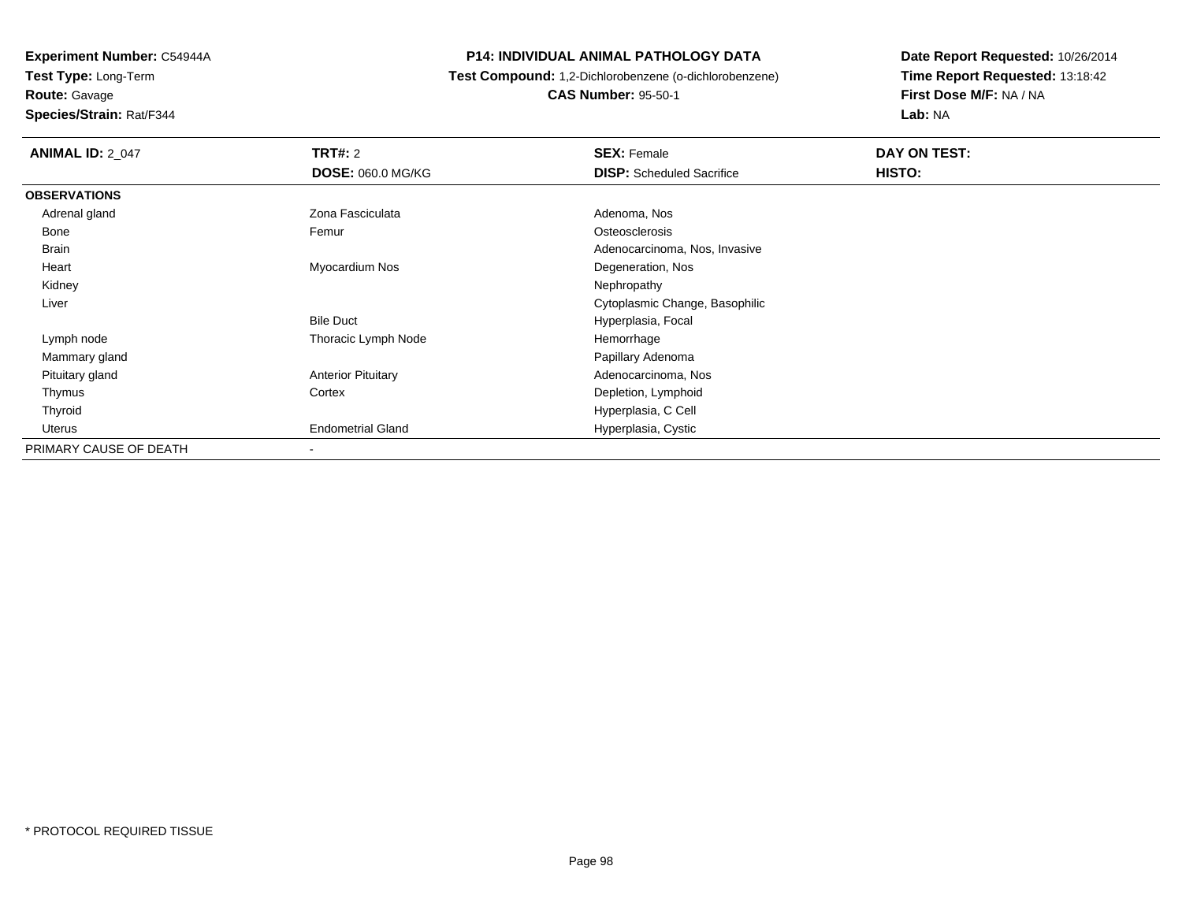**Experiment Number:** C54944A
**Test Type:** Long-Term
**Route:** Gavage
**Species/Strain:** Rat/F344

# P14: INDIVIDUAL ANIMAL PATHOLOGY DATA

**Test Compound:** 1,2-Dichlorobenzene (o-dichlorobenzene)
**CAS Number:** 95-50-1

**Date Report Requested:** 10/26/2014
**Time Report Requested:** 13:18:42
**First Dose M/F:** NA / NA
**Lab:** NA

| **ANIMAL ID:** 2_047 | **TRT#:** 2 | **SEX:** Female | **DAY ON TEST:** |
|---|---|---|---|
| | **DOSE:** 060.0 MG/KG | **DISP:** Scheduled Sacrifice | **HISTO:** |
| **OBSERVATIONS** | | | |
| Adrenal gland | Zona Fasciculata | Adenoma, Nos | |
| Bone | Femur | Osteosclerosis | |
| Brain | | Adenocarcinoma, Nos, Invasive | |
| Heart | Myocardium Nos | Degeneration, Nos | |
| Kidney | | Nephropathy | |
| Liver | | Cytoplasmic Change, Basophilic | |
| | Bile Duct | Hyperplasia, Focal | |
| Lymph node | Thoracic Lymph Node | Hemorrhage | |
| Mammary gland | | Papillary Adenoma | |
| Pituitary gland | Anterior Pituitary | Adenocarcinoma, Nos | |
| Thymus | Cortex | Depletion, Lymphoid | |
| Thyroid | | Hyperplasia, C Cell | |
| Uterus | Endometrial Gland | Hyperplasia, Cystic | |
| PRIMARY CAUSE OF DEATH | - | | |

* PROTOCOL REQUIRED TISSUE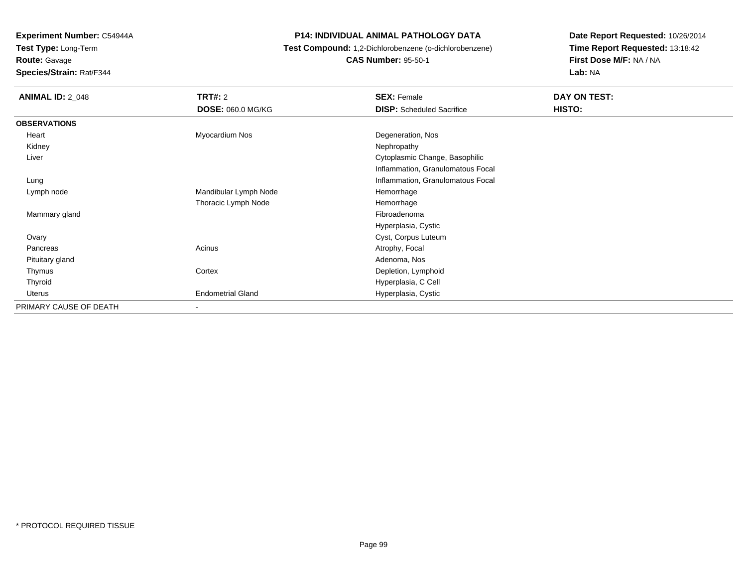**Experiment Number:** C54944A
**Test Type:** Long-Term
**Route:** Gavage
**Species/Strain:** Rat/F344

**P14: INDIVIDUAL ANIMAL PATHOLOGY DATA**
**Test Compound:** 1,2-Dichlorobenzene (o-dichlorobenzene)
**CAS Number:** 95-50-1

**Date Report Requested:** 10/26/2014
**Time Report Requested:** 13:18:42
**First Dose M/F:** NA / NA
**Lab:** NA

| **ANIMAL ID:** 2_048 | **TRT#:** 2 | **SEX:** Female | **DAY ON TEST:** |
|---|---|---|---|
| | **DOSE:** 060.0 MG/KG | **DISP:** Scheduled Sacrifice | **HISTO:** |
| **OBSERVATIONS** | | | |
| Heart | Myocardium Nos | Degeneration, Nos | |
| Kidney | | Nephropathy | |
| Liver | | Cytoplasmic Change, Basophilic | |
| | | Inflammation, Granulomatous Focal | |
| Lung | | Inflammation, Granulomatous Focal | |
| Lymph node | Mandibular Lymph Node | Hemorrhage | |
| | Thoracic Lymph Node | Hemorrhage | |
| Mammary gland | | Fibroadenoma | |
| | | Hyperplasia, Cystic | |
| Ovary | | Cyst, Corpus Luteum | |
| Pancreas | Acinus | Atrophy, Focal | |
| Pituitary gland | | Adenoma, Nos | |
| Thymus | Cortex | Depletion, Lymphoid | |
| Thyroid | | Hyperplasia, C Cell | |
| Uterus | Endometrial Gland | Hyperplasia, Cystic | |
| PRIMARY CAUSE OF DEATH | - | | |

* PROTOCOL REQUIRED TISSUE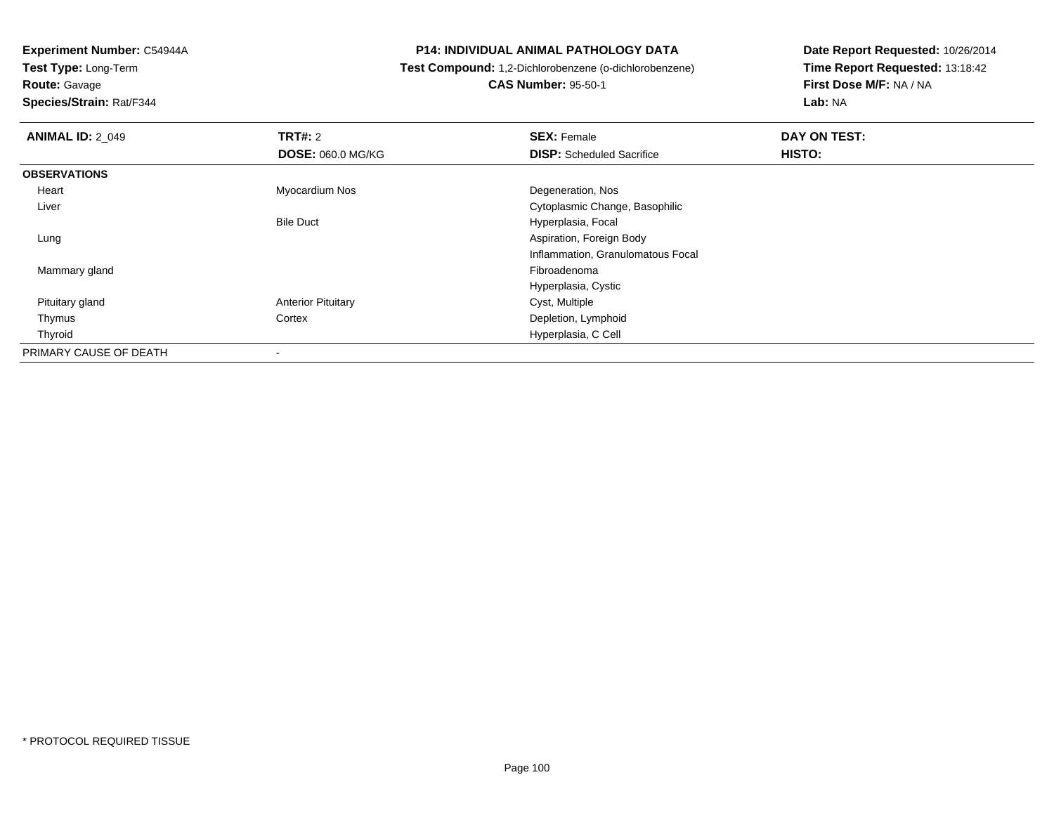**Experiment Number:** C54944A
**Test Type:** Long-Term
**Route:** Gavage
**Species/Strain:** Rat/F344

**P14: INDIVIDUAL ANIMAL PATHOLOGY DATA**
**Test Compound:** 1,2-Dichlorobenzene (o-dichlorobenzene)
**CAS Number:** 95-50-1

**Date Report Requested:** 10/26/2014
**Time Report Requested:** 13:18:42
**First Dose M/F:** NA / NA
**Lab:** NA

| **ANIMAL ID:** 2_049 | **TRT#:** 2 | **SEX:** Female | **DAY ON TEST:** |
|---|---|---|---|
| | **DOSE:** 060.0 MG/KG | **DISP:** Scheduled Sacrifice | **HISTO:** |
| **OBSERVATIONS** | | | |
| Heart | Myocardium Nos | Degeneration, Nos | |
| Liver | | Cytoplasmic Change, Basophilic | |
| | Bile Duct | Hyperplasia, Focal | |
| Lung | | Aspiration, Foreign Body | |
| | | Inflammation, Granulomatous Focal | |
| Mammary gland | | Fibroadenoma | |
| | | Hyperplasia, Cystic | |
| Pituitary gland | Anterior Pituitary | Cyst, Multiple | |
| Thymus | Cortex | Depletion, Lymphoid | |
| Thyroid | | Hyperplasia, C Cell | |
| PRIMARY CAUSE OF DEATH | - | | |

* PROTOCOL REQUIRED TISSUE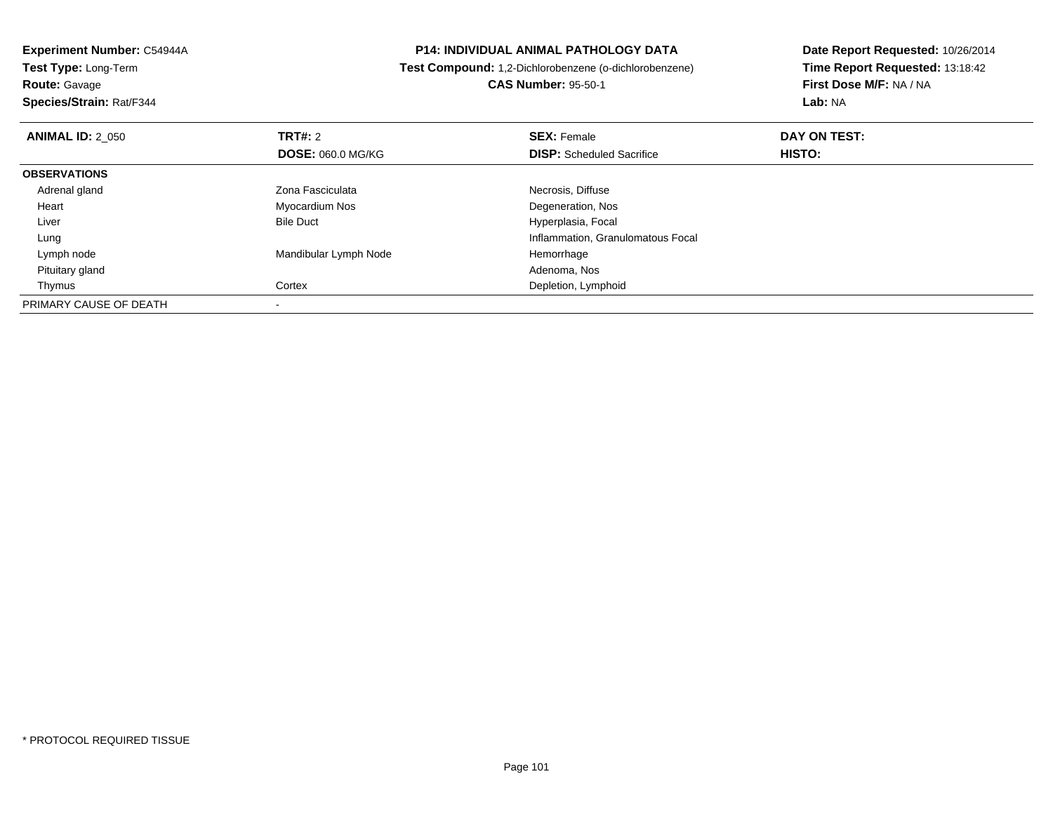**Experiment Number:** C54944A
**Test Type:** Long-Term
**Route:** Gavage
**Species/Strain:** Rat/F344

**P14: INDIVIDUAL ANIMAL PATHOLOGY DATA**
**Test Compound:** 1,2-Dichlorobenzene (o-dichlorobenzene)
**CAS Number:** 95-50-1

**Date Report Requested:** 10/26/2014
**Time Report Requested:** 13:18:42
**First Dose M/F:** NA / NA
**Lab:** NA

| **ANIMAL ID:** 2_050 | **TRT#:** 2 | **SEX:** Female | **DAY ON TEST:** |
|---|---|---|---|
| | **DOSE:** 060.0 MG/KG | **DISP:** Scheduled Sacrifice | **HISTO:** |
| **OBSERVATIONS** | | | |
| Adrenal gland | Zona Fasciculata | Necrosis, Diffuse | |
| Heart | Myocardium Nos | Degeneration, Nos | |
| Liver | Bile Duct | Hyperplasia, Focal | |
| Lung | | Inflammation, Granulomatous Focal | |
| Lymph node | Mandibular Lymph Node | Hemorrhage | |
| Pituitary gland | | Adenoma, Nos | |
| Thymus | Cortex | Depletion, Lymphoid | |
| PRIMARY CAUSE OF DEATH | - | | |

* PROTOCOL REQUIRED TISSUE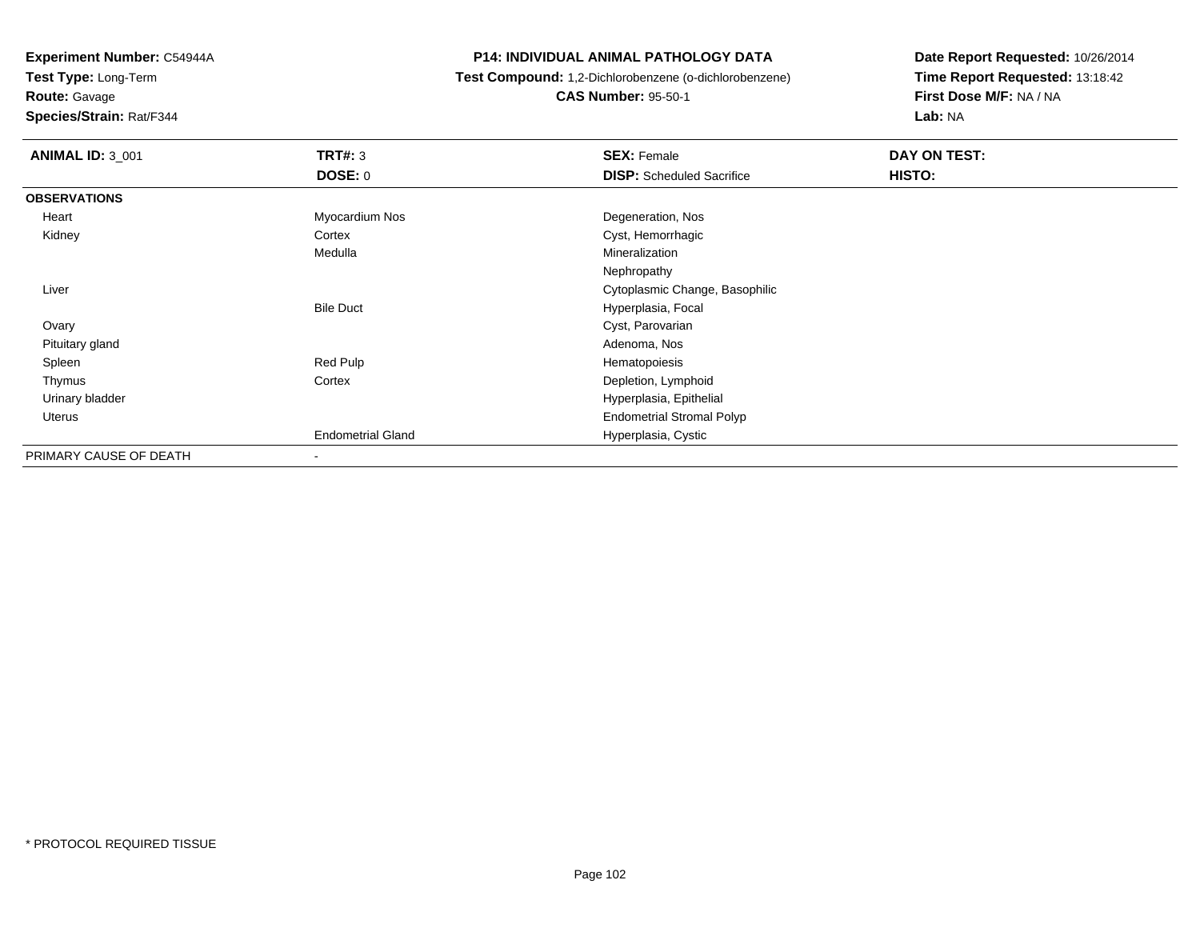**Experiment Number:** C54944A
**Test Type:** Long-Term
**Route:** Gavage
**Species/Strain:** Rat/F344

**P14: INDIVIDUAL ANIMAL PATHOLOGY DATA**
**Test Compound:** 1,2-Dichlorobenzene (o-dichlorobenzene)
**CAS Number:** 95-50-1

**Date Report Requested:** 10/26/2014
**Time Report Requested:** 13:18:42
**First Dose M/F:** NA / NA
**Lab:** NA

| **ANIMAL ID:** 3_001 | **TRT#:** 3 | **SEX:** Female | **DAY ON TEST:** |
|---|---|---|---|
| | **DOSE:** 0 | **DISP:** Scheduled Sacrifice | **HISTO:** |
| **OBSERVATIONS** | | | |
| Heart | Myocardium Nos | Degeneration, Nos | |
| Kidney | Cortex | Cyst, Hemorrhagic | |
| | Medulla | Mineralization | |
| | | Nephropathy | |
| Liver | | Cytoplasmic Change, Basophilic | |
| | Bile Duct | Hyperplasia, Focal | |
| Ovary | | Cyst, Parovarian | |
| Pituitary gland | | Adenoma, Nos | |
| Spleen | Red Pulp | Hematopoiesis | |
| Thymus | Cortex | Depletion, Lymphoid | |
| Urinary bladder | | Hyperplasia, Epithelial | |
| Uterus | | Endometrial Stromal Polyp | |
| | Endometrial Gland | Hyperplasia, Cystic | |
| PRIMARY CAUSE OF DEATH | - | | |

* PROTOCOL REQUIRED TISSUE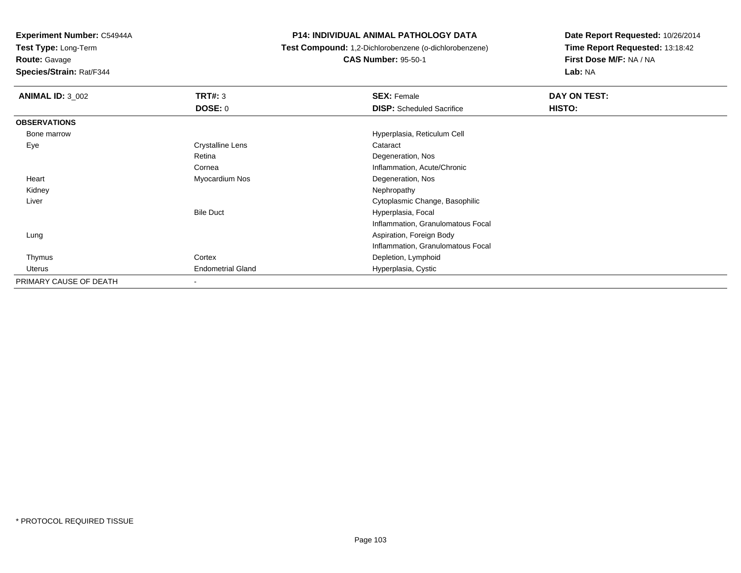**Experiment Number:** C54944A
**Test Type:** Long-Term
**Route:** Gavage
**Species/Strain:** Rat/F344

# P14: INDIVIDUAL ANIMAL PATHOLOGY DATA

**Test Compound:** 1,2-Dichlorobenzene (o-dichlorobenzene)
**CAS Number:** 95-50-1

**Date Report Requested:** 10/26/2014
**Time Report Requested:** 13:18:42
**First Dose M/F:** NA / NA
**Lab:** NA

| **ANIMAL ID:** 3_002 | **TRT#:** 3 | **SEX:** Female | **DAY ON TEST:** |
|---|---|---|---|
| | **DOSE:** 0 | **DISP:** Scheduled Sacrifice | **HISTO:** |
| **OBSERVATIONS** | | | |
| Bone marrow | | Hyperplasia, Reticulum Cell | |
| Eye | Crystalline Lens | Cataract | |
| | Retina | Degeneration, Nos | |
| | Cornea | Inflammation, Acute/Chronic | |
| Heart | Myocardium Nos | Degeneration, Nos | |
| Kidney | | Nephropathy | |
| Liver | | Cytoplasmic Change, Basophilic | |
| | Bile Duct | Hyperplasia, Focal | |
| | | Inflammation, Granulomatous Focal | |
| Lung | | Aspiration, Foreign Body | |
| | | Inflammation, Granulomatous Focal | |
| Thymus | Cortex | Depletion, Lymphoid | |
| Uterus | Endometrial Gland | Hyperplasia, Cystic | |
| PRIMARY CAUSE OF DEATH | - | | |

* PROTOCOL REQUIRED TISSUE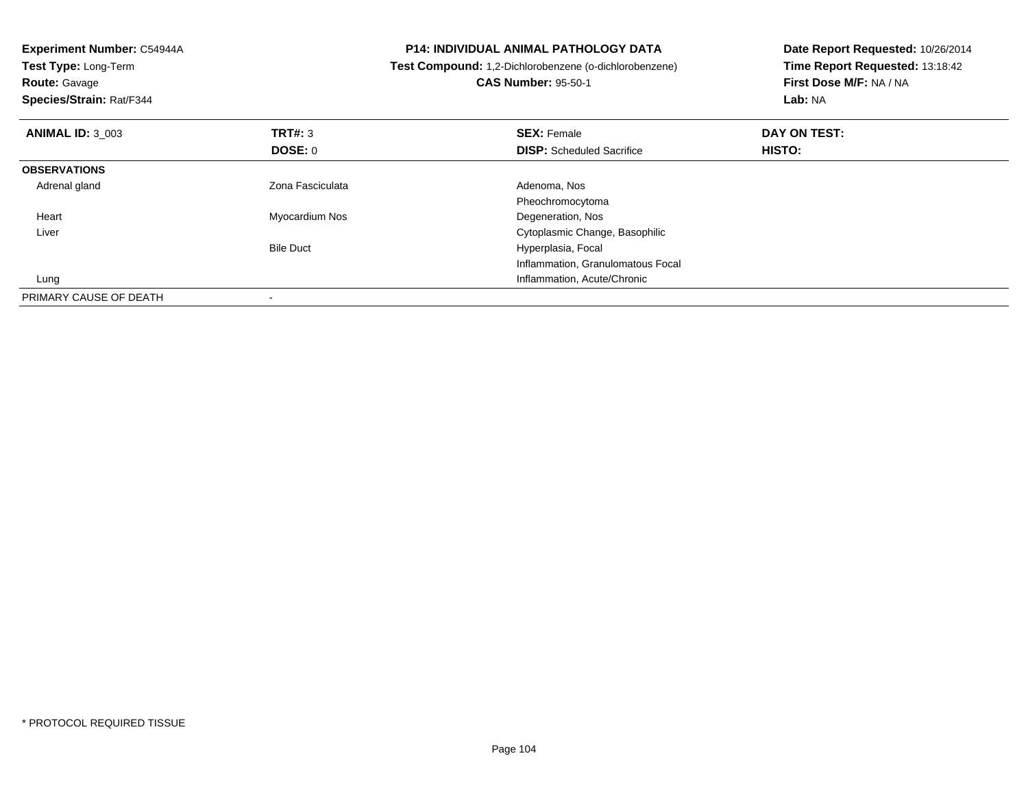**Experiment Number:** C54944A
**Test Type:** Long-Term
**Route:** Gavage
**Species/Strain:** Rat/F344

# P14: INDIVIDUAL ANIMAL PATHOLOGY DATA

**Test Compound:** 1,2-Dichlorobenzene (o-dichlorobenzene)
**CAS Number:** 95-50-1

**Date Report Requested:** 10/26/2014
**Time Report Requested:** 13:18:42
**First Dose M/F:** NA / NA
**Lab:** NA

| **ANIMAL ID:** 3_003 | **TRT#:** 3 | **SEX:** Female | **DAY ON TEST:** |
|---|---|---|---|
| | **DOSE:** 0 | **DISP:** Scheduled Sacrifice | **HISTO:** |
| **OBSERVATIONS** | | | |
| Adrenal gland | Zona Fasciculata | Adenoma, Nos | |
| | | Pheochromocytoma | |
| Heart | Myocardium Nos | Degeneration, Nos | |
| Liver | | Cytoplasmic Change, Basophilic | |
| | Bile Duct | Hyperplasia, Focal | |
| | | Inflammation, Granulomatous Focal | |
| Lung | | Inflammation, Acute/Chronic | |
| PRIMARY CAUSE OF DEATH | - | | |

* PROTOCOL REQUIRED TISSUE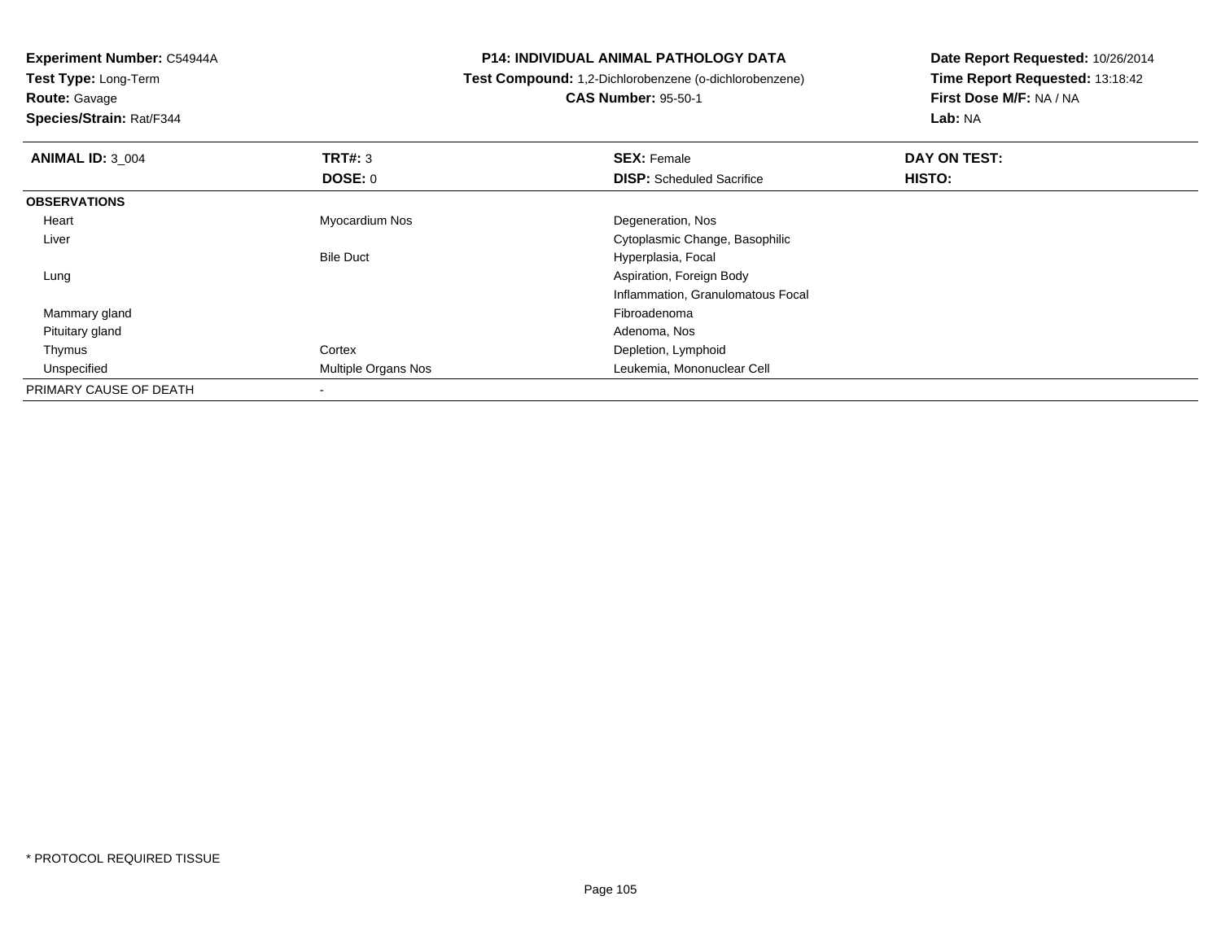**Experiment Number:** C54944A
**Test Type:** Long-Term
**Route:** Gavage
**Species/Strain:** Rat/F344

**P14: INDIVIDUAL ANIMAL PATHOLOGY DATA**
**Test Compound:** 1,2-Dichlorobenzene (o-dichlorobenzene)
**CAS Number:** 95-50-1

**Date Report Requested:** 10/26/2014
**Time Report Requested:** 13:18:42
**First Dose M/F:** NA / NA
**Lab:** NA

| **ANIMAL ID:** 3_004 | **TRT#:** 3 | **SEX:** Female | **DAY ON TEST:** |
|---|---|---|---|
| | **DOSE:** 0 | **DISP:** Scheduled Sacrifice | **HISTO:** |
| **OBSERVATIONS** | | | |
| Heart | Myocardium Nos | Degeneration, Nos | |
| Liver | | Cytoplasmic Change, Basophilic | |
| | Bile Duct | Hyperplasia, Focal | |
| Lung | | Aspiration, Foreign Body | |
| | | Inflammation, Granulomatous Focal | |
| Mammary gland | | Fibroadenoma | |
| Pituitary gland | | Adenoma, Nos | |
| Thymus | Cortex | Depletion, Lymphoid | |
| Unspecified | Multiple Organs Nos | Leukemia, Mononuclear Cell | |
| PRIMARY CAUSE OF DEATH | - | | |

* PROTOCOL REQUIRED TISSUE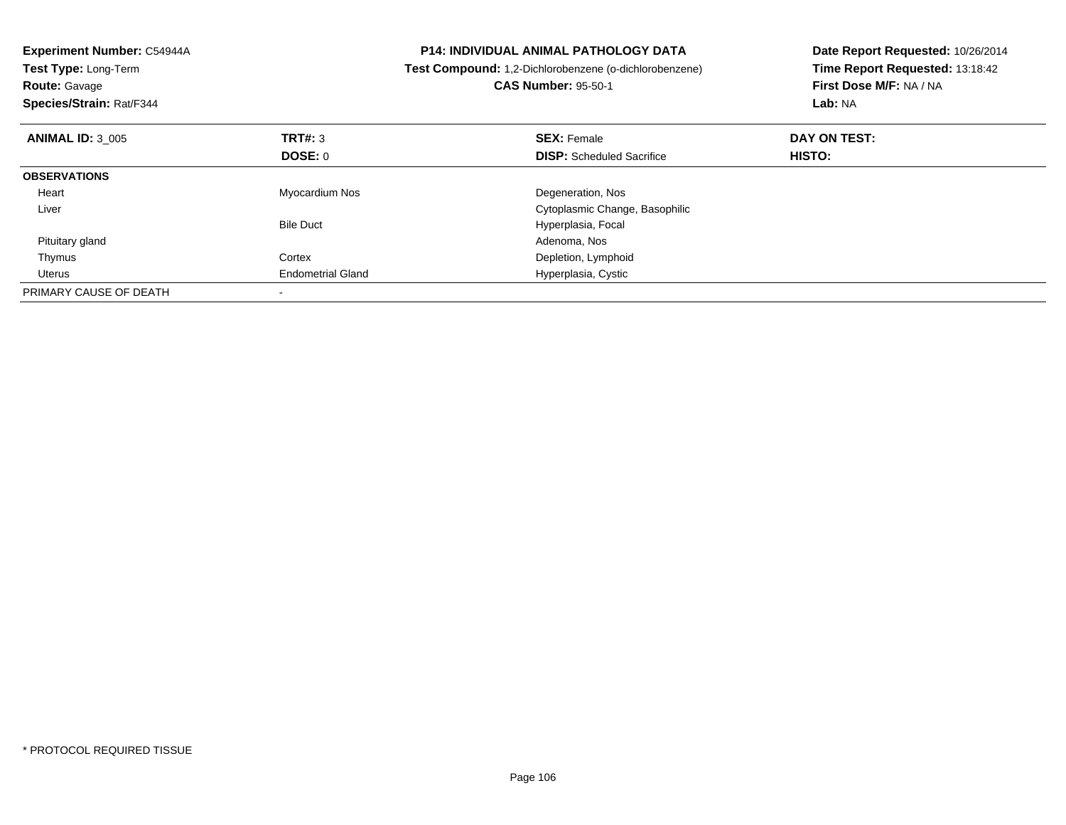**Experiment Number:** C54944A
**Test Type:** Long-Term
**Route:** Gavage
**Species/Strain:** Rat/F344

**P14: INDIVIDUAL ANIMAL PATHOLOGY DATA**
**Test Compound:** 1,2-Dichlorobenzene (o-dichlorobenzene)
**CAS Number:** 95-50-1

**Date Report Requested:** 10/26/2014
**Time Report Requested:** 13:18:42
**First Dose M/F:** NA / NA
**Lab:** NA

| **ANIMAL ID:** 3_005 | **TRT#:** 3 | **SEX:** Female | **DAY ON TEST:** |
|---|---|---|---|
| | **DOSE:** 0 | **DISP:** Scheduled Sacrifice | **HISTO:** |
| **OBSERVATIONS** | | | |
| Heart | Myocardium Nos | Degeneration, Nos | |
| Liver | | Cytoplasmic Change, Basophilic | |
| | Bile Duct | Hyperplasia, Focal | |
| Pituitary gland | | Adenoma, Nos | |
| Thymus | Cortex | Depletion, Lymphoid | |
| Uterus | Endometrial Gland | Hyperplasia, Cystic | |
| PRIMARY CAUSE OF DEATH | - | | |

* PROTOCOL REQUIRED TISSUE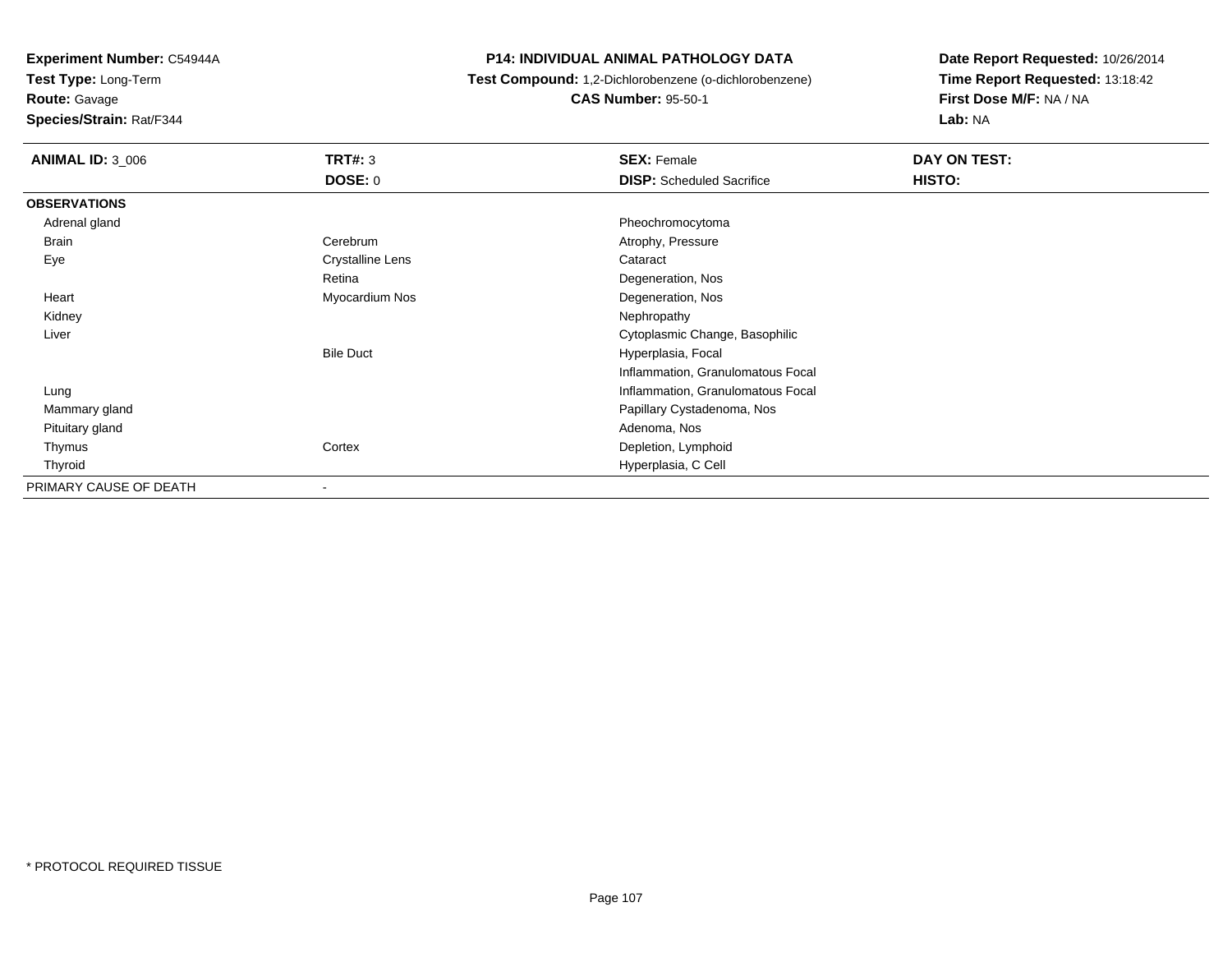**Experiment Number:** C54944A
**Test Type:** Long-Term
**Route:** Gavage
**Species/Strain:** Rat/F344

**P14: INDIVIDUAL ANIMAL PATHOLOGY DATA**
**Test Compound:** 1,2-Dichlorobenzene (o-dichlorobenzene)
**CAS Number:** 95-50-1

**Date Report Requested:** 10/26/2014
**Time Report Requested:** 13:18:42
**First Dose M/F:** NA / NA
**Lab:** NA

| **ANIMAL ID:** 3_006 | **TRT#:** 3 | **SEX:** Female | **DAY ON TEST:** |
|---|---|---|---|
| | **DOSE:** 0 | **DISP:** Scheduled Sacrifice | **HISTO:** |
| **OBSERVATIONS** | | | |
| Adrenal gland | | Pheochromocytoma | |
| Brain | Cerebrum | Atrophy, Pressure | |
| Eye | Crystalline Lens | Cataract | |
| | Retina | Degeneration, Nos | |
| Heart | Myocardium Nos | Degeneration, Nos | |
| Kidney | | Nephropathy | |
| Liver | | Cytoplasmic Change, Basophilic | |
| | Bile Duct | Hyperplasia, Focal | |
| | | Inflammation, Granulomatous Focal | |
| Lung | | Inflammation, Granulomatous Focal | |
| Mammary gland | | Papillary Cystadenoma, Nos | |
| Pituitary gland | | Adenoma, Nos | |
| Thymus | Cortex | Depletion, Lymphoid | |
| Thyroid | | Hyperplasia, C Cell | |
| PRIMARY CAUSE OF DEATH | - | | |

* PROTOCOL REQUIRED TISSUE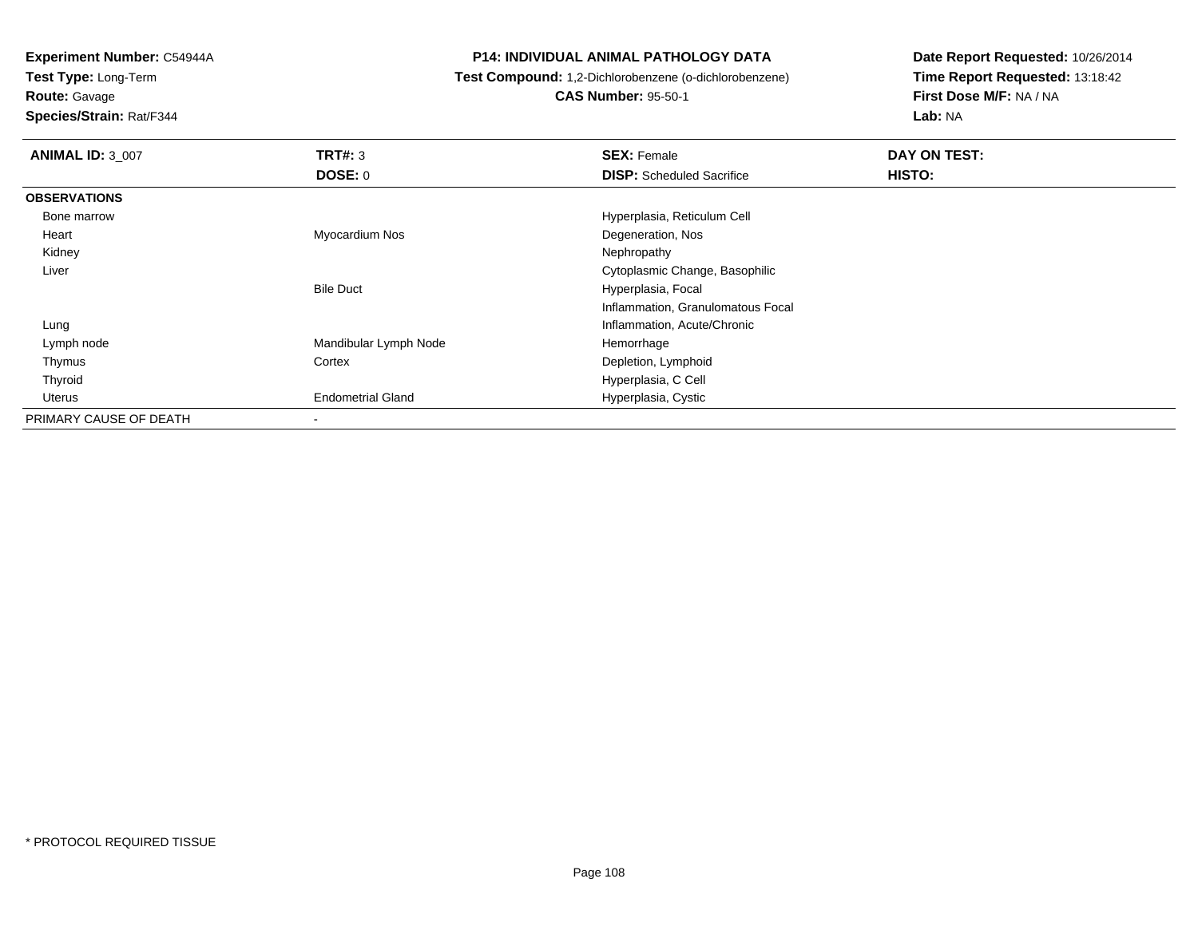**Experiment Number:** C54944A
**Test Type:** Long-Term
**Route:** Gavage
**Species/Strain:** Rat/F344

**P14: INDIVIDUAL ANIMAL PATHOLOGY DATA**
**Test Compound:** 1,2-Dichlorobenzene (o-dichlorobenzene)
**CAS Number:** 95-50-1

**Date Report Requested:** 10/26/2014
**Time Report Requested:** 13:18:42
**First Dose M/F:** NA / NA
**Lab:** NA

| **ANIMAL ID:** 3_007 | **TRT#:** 3 | **SEX:** Female | **DAY ON TEST:** |
|---|---|---|---|
| | **DOSE:** 0 | **DISP:** Scheduled Sacrifice | **HISTO:** |
| **OBSERVATIONS** | | | |
| Bone marrow | | Hyperplasia, Reticulum Cell | |
| Heart | Myocardium Nos | Degeneration, Nos | |
| Kidney | | Nephropathy | |
| Liver | | Cytoplasmic Change, Basophilic | |
| | Bile Duct | Hyperplasia, Focal | |
| | | Inflammation, Granulomatous Focal | |
| Lung | | Inflammation, Acute/Chronic | |
| Lymph node | Mandibular Lymph Node | Hemorrhage | |
| Thymus | Cortex | Depletion, Lymphoid | |
| Thyroid | | Hyperplasia, C Cell | |
| Uterus | Endometrial Gland | Hyperplasia, Cystic | |
| PRIMARY CAUSE OF DEATH | - | | |

* PROTOCOL REQUIRED TISSUE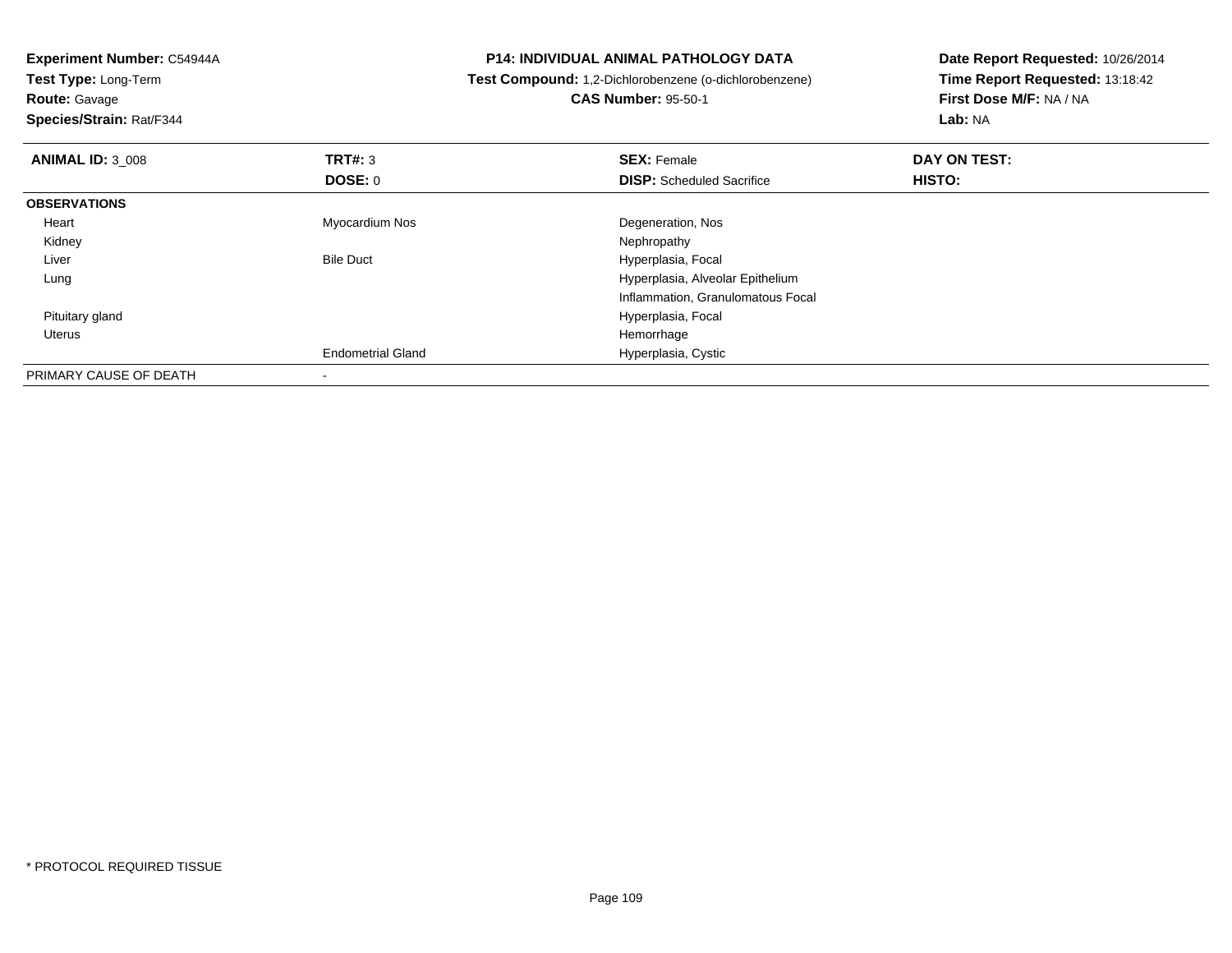**Experiment Number:** C54944A
**Test Type:** Long-Term
**Route:** Gavage
**Species/Strain:** Rat/F344

**P14: INDIVIDUAL ANIMAL PATHOLOGY DATA**
**Test Compound:** 1,2-Dichlorobenzene (o-dichlorobenzene)
**CAS Number:** 95-50-1

**Date Report Requested:** 10/26/2014
**Time Report Requested:** 13:18:42
**First Dose M/F:** NA / NA
**Lab:** NA

| **ANIMAL ID:** 3_008 | **TRT#:** 3 | **SEX:** Female | **DAY ON TEST:** |
|---|---|---|---|
| | **DOSE:** 0 | **DISP:** Scheduled Sacrifice | **HISTO:** |
| **OBSERVATIONS** | | | |
| Heart | Myocardium Nos | Degeneration, Nos | |
| Kidney | | Nephropathy | |
| Liver | Bile Duct | Hyperplasia, Focal | |
| Lung | | Hyperplasia, Alveolar Epithelium | |
| | | Inflammation, Granulomatous Focal | |
| Pituitary gland | | Hyperplasia, Focal | |
| Uterus | | Hemorrhage | |
| | Endometrial Gland | Hyperplasia, Cystic | |
| PRIMARY CAUSE OF DEATH | - | | |

* PROTOCOL REQUIRED TISSUE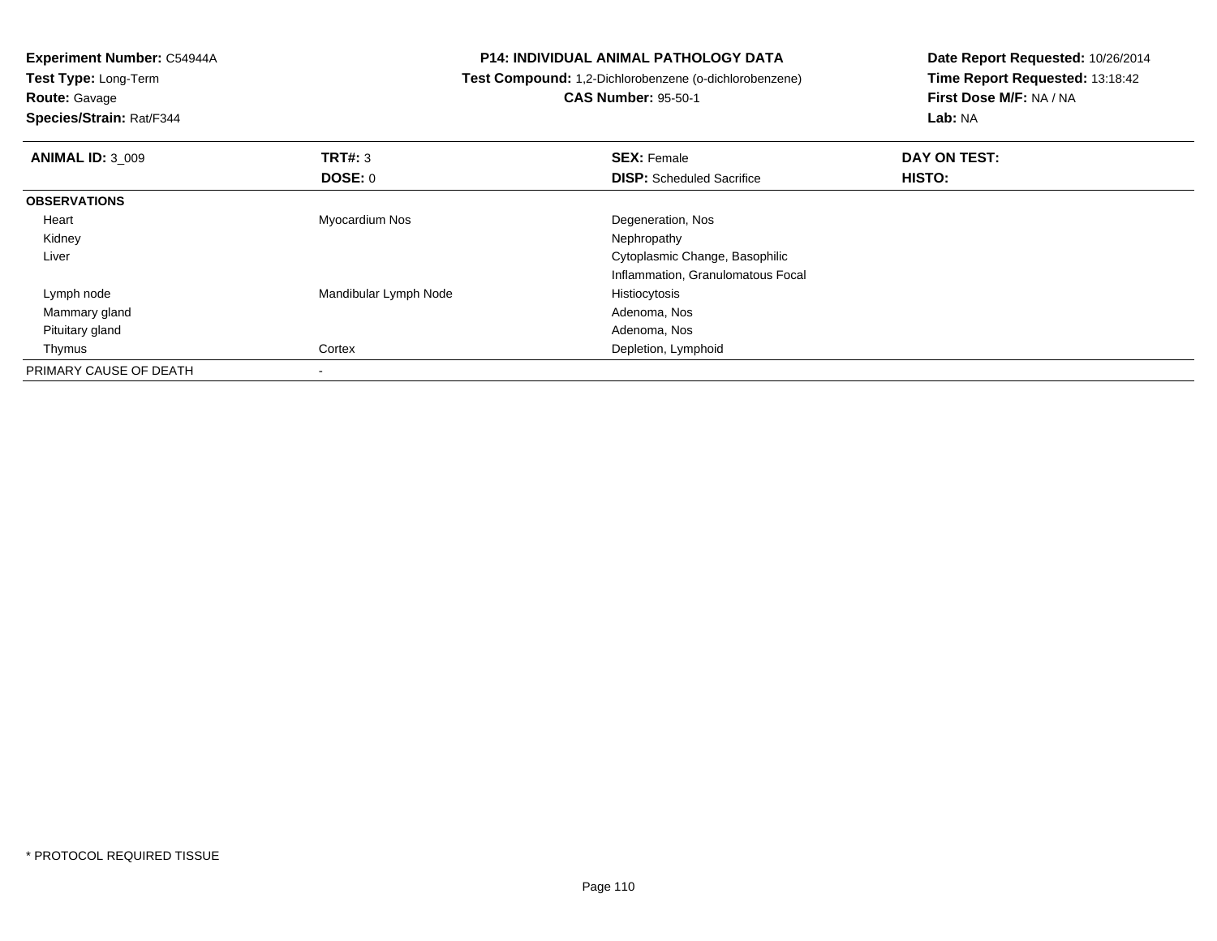**Experiment Number:** C54944A
**Test Type:** Long-Term
**Route:** Gavage
**Species/Strain:** Rat/F344

**P14: INDIVIDUAL ANIMAL PATHOLOGY DATA**
**Test Compound:** 1,2-Dichlorobenzene (o-dichlorobenzene)
**CAS Number:** 95-50-1

**Date Report Requested:** 10/26/2014
**Time Report Requested:** 13:18:42
**First Dose M/F:** NA / NA
**Lab:** NA

| **ANIMAL ID:** 3_009 | **TRT#:** 3 | **SEX:** Female | **DAY ON TEST:** |
|---|---|---|---|
| | **DOSE:** 0 | **DISP:** Scheduled Sacrifice | **HISTO:** |
| **OBSERVATIONS** | | | |
| Heart | Myocardium Nos | Degeneration, Nos | |
| Kidney | | Nephropathy | |
| Liver | | Cytoplasmic Change, Basophilic | |
| | | Inflammation, Granulomatous Focal | |
| Lymph node | Mandibular Lymph Node | Histiocytosis | |
| Mammary gland | | Adenoma, Nos | |
| Pituitary gland | | Adenoma, Nos | |
| Thymus | Cortex | Depletion, Lymphoid | |
| PRIMARY CAUSE OF DEATH | - | | |

* PROTOCOL REQUIRED TISSUE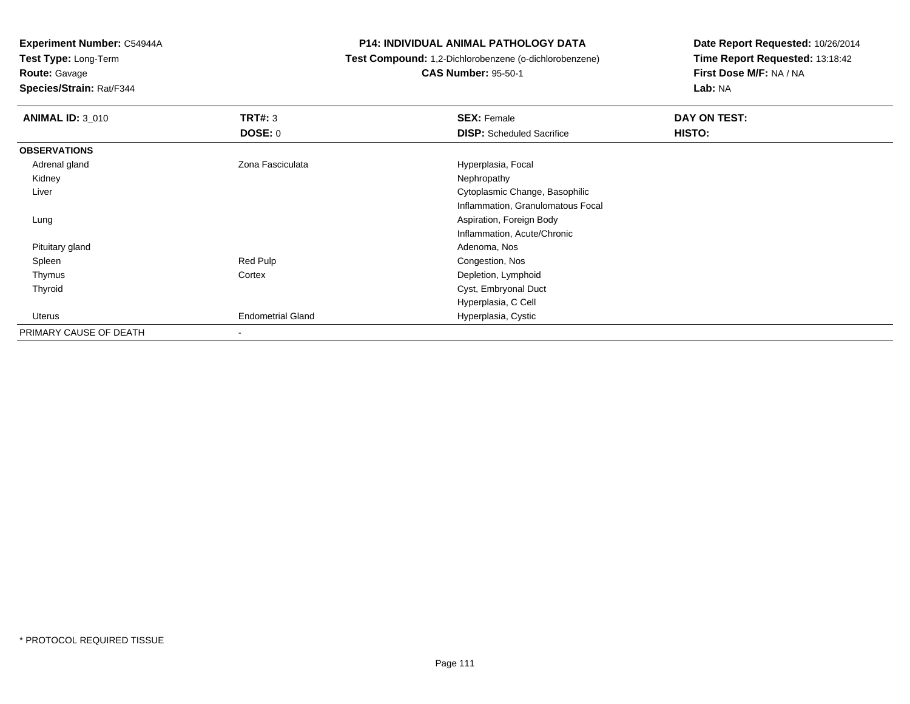**Experiment Number:** C54944A
**Test Type:** Long-Term
**Route:** Gavage
**Species/Strain:** Rat/F344

**P14: INDIVIDUAL ANIMAL PATHOLOGY DATA**
**Test Compound:** 1,2-Dichlorobenzene (o-dichlorobenzene)
**CAS Number:** 95-50-1

**Date Report Requested:** 10/26/2014
**Time Report Requested:** 13:18:42
**First Dose M/F:** NA / NA
**Lab:** NA

| **ANIMAL ID:** 3_010 | **TRT#:** 3 | **SEX:** Female | **DAY ON TEST:** |
|---|---|---|---|
| | **DOSE:** 0 | **DISP:** Scheduled Sacrifice | **HISTO:** |
| **OBSERVATIONS** | | | |
| Adrenal gland | Zona Fasciculata | Hyperplasia, Focal | |
| Kidney | | Nephropathy | |
| Liver | | Cytoplasmic Change, Basophilic | |
| | | Inflammation, Granulomatous Focal | |
| Lung | | Aspiration, Foreign Body | |
| | | Inflammation, Acute/Chronic | |
| Pituitary gland | | Adenoma, Nos | |
| Spleen | Red Pulp | Congestion, Nos | |
| Thymus | Cortex | Depletion, Lymphoid | |
| Thyroid | | Cyst, Embryonal Duct | |
| | | Hyperplasia, C Cell | |
| Uterus | Endometrial Gland | Hyperplasia, Cystic | |
| PRIMARY CAUSE OF DEATH | - | | |

* PROTOCOL REQUIRED TISSUE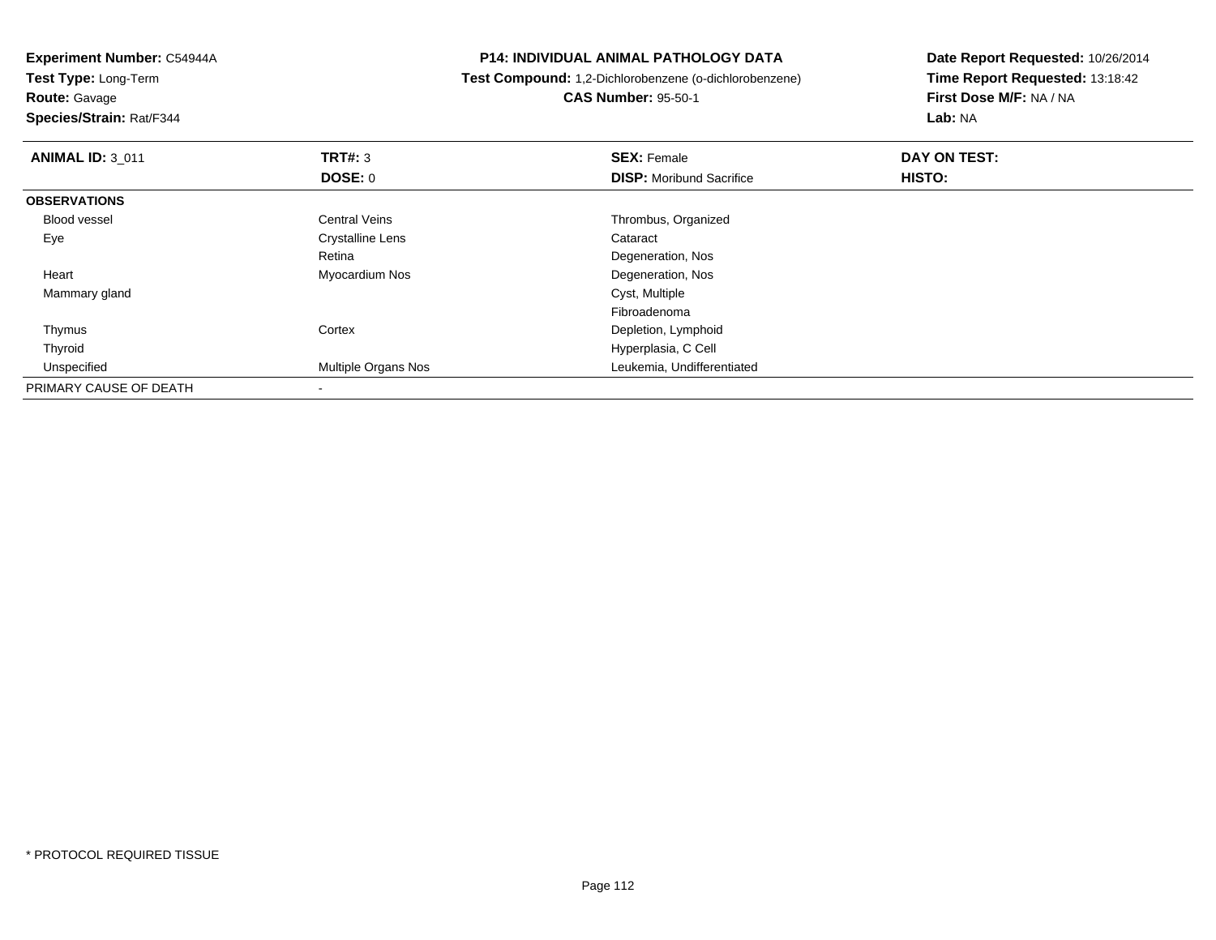**Experiment Number:** C54944A
**Test Type:** Long-Term
**Route:** Gavage
**Species/Strain:** Rat/F344

**P14: INDIVIDUAL ANIMAL PATHOLOGY DATA**
**Test Compound:** 1,2-Dichlorobenzene (o-dichlorobenzene)
**CAS Number:** 95-50-1

**Date Report Requested:** 10/26/2014
**Time Report Requested:** 13:18:42
**First Dose M/F:** NA / NA
**Lab:** NA

| **ANIMAL ID:** 3_011 | **TRT#:** 3 | **SEX:** Female | **DAY ON TEST:** |
|---|---|---|---|
| | **DOSE:** 0 | **DISP:** Moribund Sacrifice | **HISTO:** |
| **OBSERVATIONS** | | | |
| Blood vessel | Central Veins | Thrombus, Organized | |
| Eye | Crystalline Lens | Cataract | |
| | Retina | Degeneration, Nos | |
| Heart | Myocardium Nos | Degeneration, Nos | |
| Mammary gland | | Cyst, Multiple | |
| | | Fibroadenoma | |
| Thymus | Cortex | Depletion, Lymphoid | |
| Thyroid | | Hyperplasia, C Cell | |
| Unspecified | Multiple Organs Nos | Leukemia, Undifferentiated | |
| PRIMARY CAUSE OF DEATH | - | | |

* PROTOCOL REQUIRED TISSUE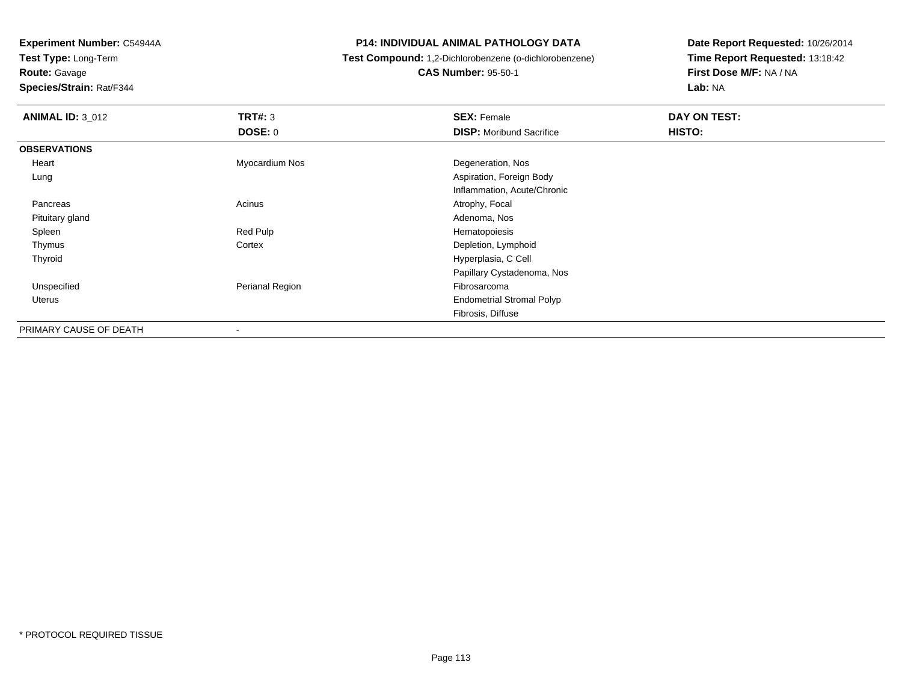**Experiment Number:** C54944A
**Test Type:** Long-Term
**Route:** Gavage
**Species/Strain:** Rat/F344

**P14: INDIVIDUAL ANIMAL PATHOLOGY DATA**
**Test Compound:** 1,2-Dichlorobenzene (o-dichlorobenzene)
**CAS Number:** 95-50-1

**Date Report Requested:** 10/26/2014
**Time Report Requested:** 13:18:42
**First Dose M/F:** NA / NA
**Lab:** NA

| **ANIMAL ID:** 3_012 | **TRT#:** 3 | **SEX:** Female | **DAY ON TEST:** |
|---|---|---|---|
| | **DOSE:** 0 | **DISP:** Moribund Sacrifice | **HISTO:** |
| **OBSERVATIONS** | | | |
| Heart | Myocardium Nos | Degeneration, Nos | |
| Lung | | Aspiration, Foreign Body | |
| | | Inflammation, Acute/Chronic | |
| Pancreas | Acinus | Atrophy, Focal | |
| Pituitary gland | | Adenoma, Nos | |
| Spleen | Red Pulp | Hematopoiesis | |
| Thymus | Cortex | Depletion, Lymphoid | |
| Thyroid | | Hyperplasia, C Cell | |
| | | Papillary Cystadenoma, Nos | |
| Unspecified | Perianal Region | Fibrosarcoma | |
| Uterus | | Endometrial Stromal Polyp | |
| | | Fibrosis, Diffuse | |
| PRIMARY CAUSE OF DEATH | - | | |

* PROTOCOL REQUIRED TISSUE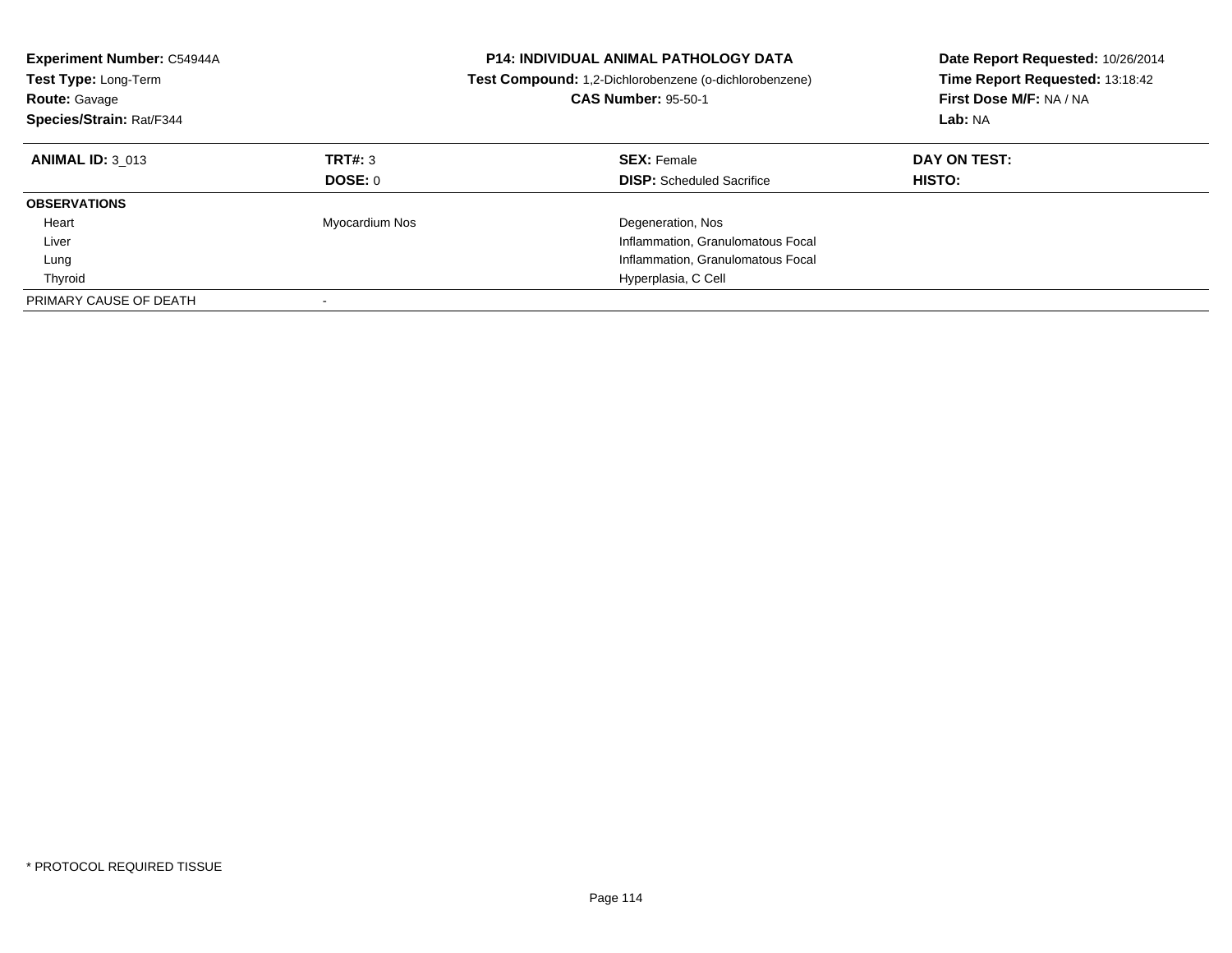**Experiment Number:** C54944A
**Test Type:** Long-Term
**Route:** Gavage
**Species/Strain:** Rat/F344

**P14: INDIVIDUAL ANIMAL PATHOLOGY DATA**
**Test Compound:** 1,2-Dichlorobenzene (o-dichlorobenzene)
**CAS Number:** 95-50-1

**Date Report Requested:** 10/26/2014
**Time Report Requested:** 13:18:42
**First Dose M/F:** NA / NA
**Lab:** NA

| **ANIMAL ID:** 3_013 | **TRT#:** 3 | **SEX:** Female | **DAY ON TEST:** |
|---|---|---|---|
| | **DOSE:** 0 | **DISP:** Scheduled Sacrifice | **HISTO:** |
| **OBSERVATIONS** | | | |
| Heart | Myocardium Nos | Degeneration, Nos | |
| Liver | | Inflammation, Granulomatous Focal | |
| Lung | | Inflammation, Granulomatous Focal | |
| Thyroid | | Hyperplasia, C Cell | |
| PRIMARY CAUSE OF DEATH | - | | |

\* PROTOCOL REQUIRED TISSUE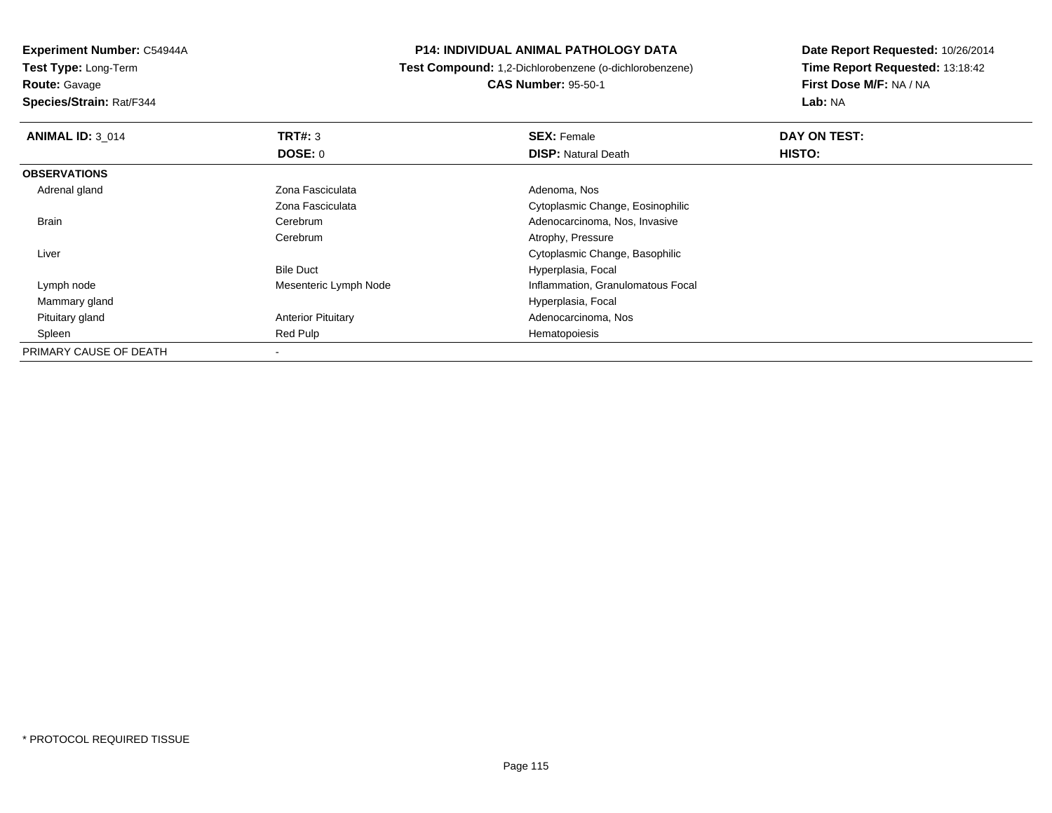**Experiment Number:** C54944A
**Test Type:** Long-Term
**Route:** Gavage
**Species/Strain:** Rat/F344

**P14: INDIVIDUAL ANIMAL PATHOLOGY DATA**
**Test Compound:** 1,2-Dichlorobenzene (o-dichlorobenzene)
**CAS Number:** 95-50-1

**Date Report Requested:** 10/26/2014
**Time Report Requested:** 13:18:42
**First Dose M/F:** NA / NA
**Lab:** NA

| **ANIMAL ID:** 3_014 | **TRT#:** 3 | **SEX:** Female | **DAY ON TEST:** |
|---|---|---|---|
| | **DOSE:** 0 | **DISP:** Natural Death | **HISTO:** |
| **OBSERVATIONS** | | | |
| Adrenal gland | Zona Fasciculata | Adenoma, Nos | |
| | Zona Fasciculata | Cytoplasmic Change, Eosinophilic | |
| Brain | Cerebrum | Adenocarcinoma, Nos, Invasive | |
| | Cerebrum | Atrophy, Pressure | |
| Liver | | Cytoplasmic Change, Basophilic | |
| | Bile Duct | Hyperplasia, Focal | |
| Lymph node | Mesenteric Lymph Node | Inflammation, Granulomatous Focal | |
| Mammary gland | | Hyperplasia, Focal | |
| Pituitary gland | Anterior Pituitary | Adenocarcinoma, Nos | |
| Spleen | Red Pulp | Hematopoiesis | |
| PRIMARY CAUSE OF DEATH | - | | |

* PROTOCOL REQUIRED TISSUE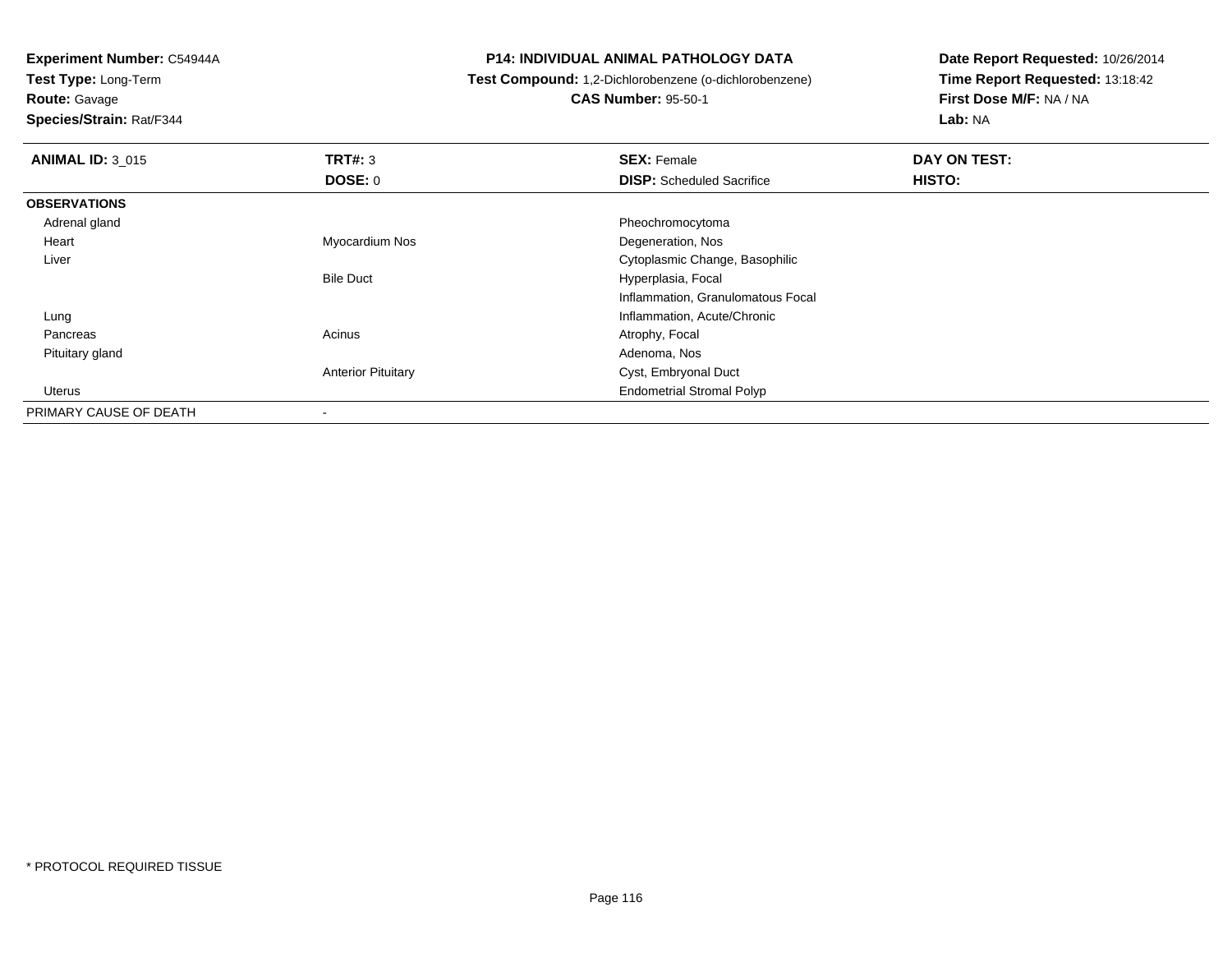**Experiment Number:** C54944A
**Test Type:** Long-Term
**Route:** Gavage
**Species/Strain:** Rat/F344

**P14: INDIVIDUAL ANIMAL PATHOLOGY DATA**
**Test Compound:** 1,2-Dichlorobenzene (o-dichlorobenzene)
**CAS Number:** 95-50-1

**Date Report Requested:** 10/26/2014
**Time Report Requested:** 13:18:42
**First Dose M/F:** NA / NA
**Lab:** NA

| **ANIMAL ID:** 3_015 | **TRT#:** 3 | **SEX:** Female | **DAY ON TEST:** |
|---|---|---|---|
| | **DOSE:** 0 | **DISP:** Scheduled Sacrifice | **HISTO:** |
| **OBSERVATIONS** | | | |
| Adrenal gland | | Pheochromocytoma | |
| Heart | Myocardium Nos | Degeneration, Nos | |
| Liver | | Cytoplasmic Change, Basophilic | |
| | Bile Duct | Hyperplasia, Focal | |
| | | Inflammation, Granulomatous Focal | |
| Lung | | Inflammation, Acute/Chronic | |
| Pancreas | Acinus | Atrophy, Focal | |
| Pituitary gland | | Adenoma, Nos | |
| | Anterior Pituitary | Cyst, Embryonal Duct | |
| Uterus | | Endometrial Stromal Polyp | |
| PRIMARY CAUSE OF DEATH | - | | |

* PROTOCOL REQUIRED TISSUE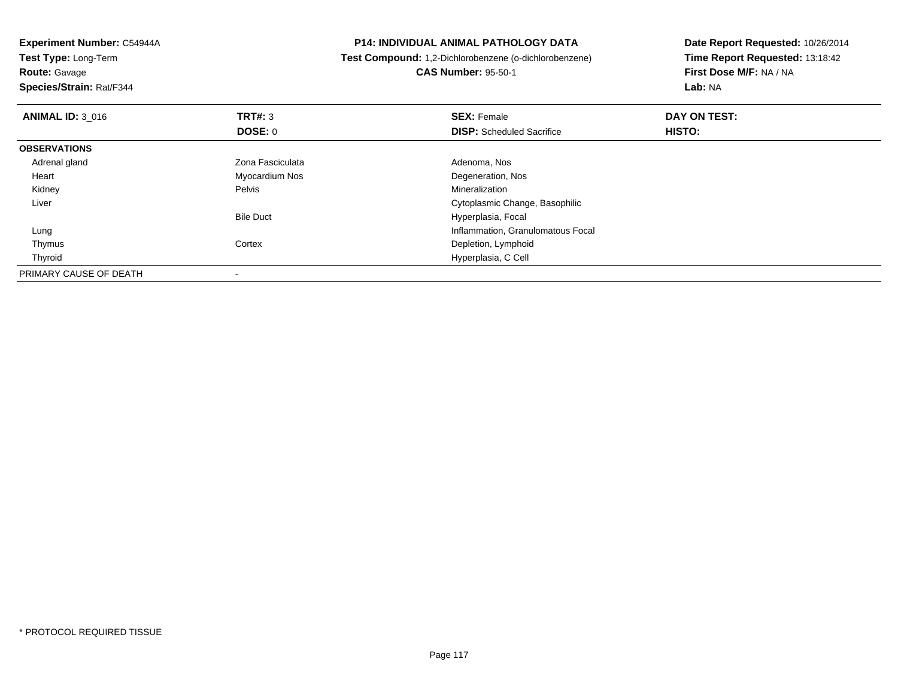**Experiment Number:** C54944A
**Test Type:** Long-Term
**Route:** Gavage
**Species/Strain:** Rat/F344

**P14: INDIVIDUAL ANIMAL PATHOLOGY DATA**
**Test Compound:** 1,2-Dichlorobenzene (o-dichlorobenzene)
**CAS Number:** 95-50-1

**Date Report Requested:** 10/26/2014
**Time Report Requested:** 13:18:42
**First Dose M/F:** NA / NA
**Lab:** NA

| **ANIMAL ID:** 3_016 | **TRT#:** 3 | **SEX:** Female | **DAY ON TEST:** |
|---|---|---|---|
| | **DOSE:** 0 | **DISP:** Scheduled Sacrifice | **HISTO:** |
| **OBSERVATIONS** | | | |
| Adrenal gland | Zona Fasciculata | Adenoma, Nos | |
| Heart | Myocardium Nos | Degeneration, Nos | |
| Kidney | Pelvis | Mineralization | |
| Liver | | Cytoplasmic Change, Basophilic | |
| | Bile Duct | Hyperplasia, Focal | |
| Lung | | Inflammation, Granulomatous Focal | |
| Thymus | Cortex | Depletion, Lymphoid | |
| Thyroid | | Hyperplasia, C Cell | |
| PRIMARY CAUSE OF DEATH | - | | |

* PROTOCOL REQUIRED TISSUE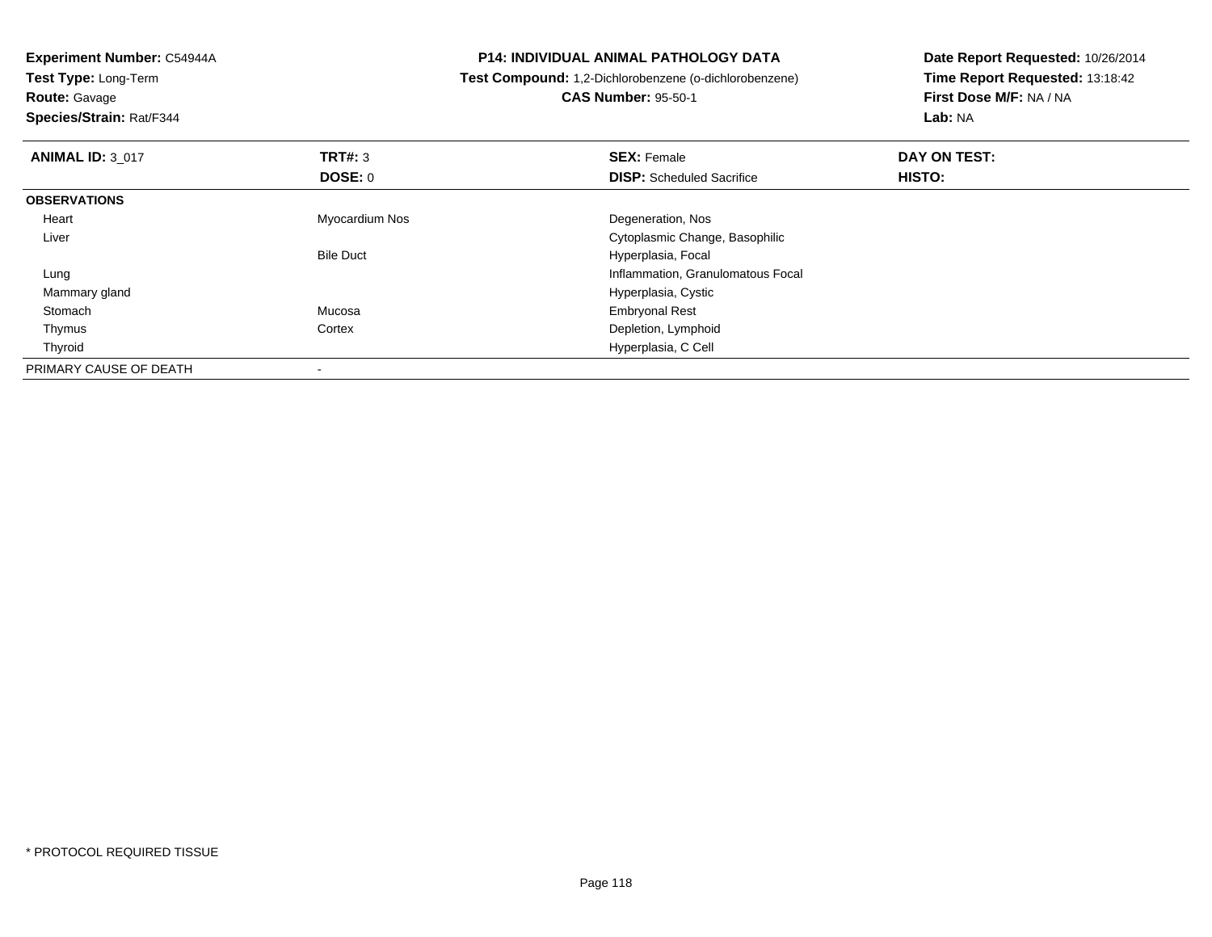**Experiment Number:** C54944A
**Test Type:** Long-Term
**Route:** Gavage
**Species/Strain:** Rat/F344

**P14: INDIVIDUAL ANIMAL PATHOLOGY DATA**
**Test Compound:** 1,2-Dichlorobenzene (o-dichlorobenzene)
**CAS Number:** 95-50-1

**Date Report Requested:** 10/26/2014
**Time Report Requested:** 13:18:42
**First Dose M/F:** NA / NA
**Lab:** NA

| **ANIMAL ID:** 3_017 | **TRT#:** 3 | **SEX:** Female | **DAY ON TEST:** |
|---|---|---|---|
| | **DOSE:** 0 | **DISP:** Scheduled Sacrifice | **HISTO:** |
| **OBSERVATIONS** | | | |
| Heart | Myocardium Nos | Degeneration, Nos | |
| Liver | | Cytoplasmic Change, Basophilic | |
| | Bile Duct | Hyperplasia, Focal | |
| Lung | | Inflammation, Granulomatous Focal | |
| Mammary gland | | Hyperplasia, Cystic | |
| Stomach | Mucosa | Embryonal Rest | |
| Thymus | Cortex | Depletion, Lymphoid | |
| Thyroid | | Hyperplasia, C Cell | |
| PRIMARY CAUSE OF DEATH | - | | |

* PROTOCOL REQUIRED TISSUE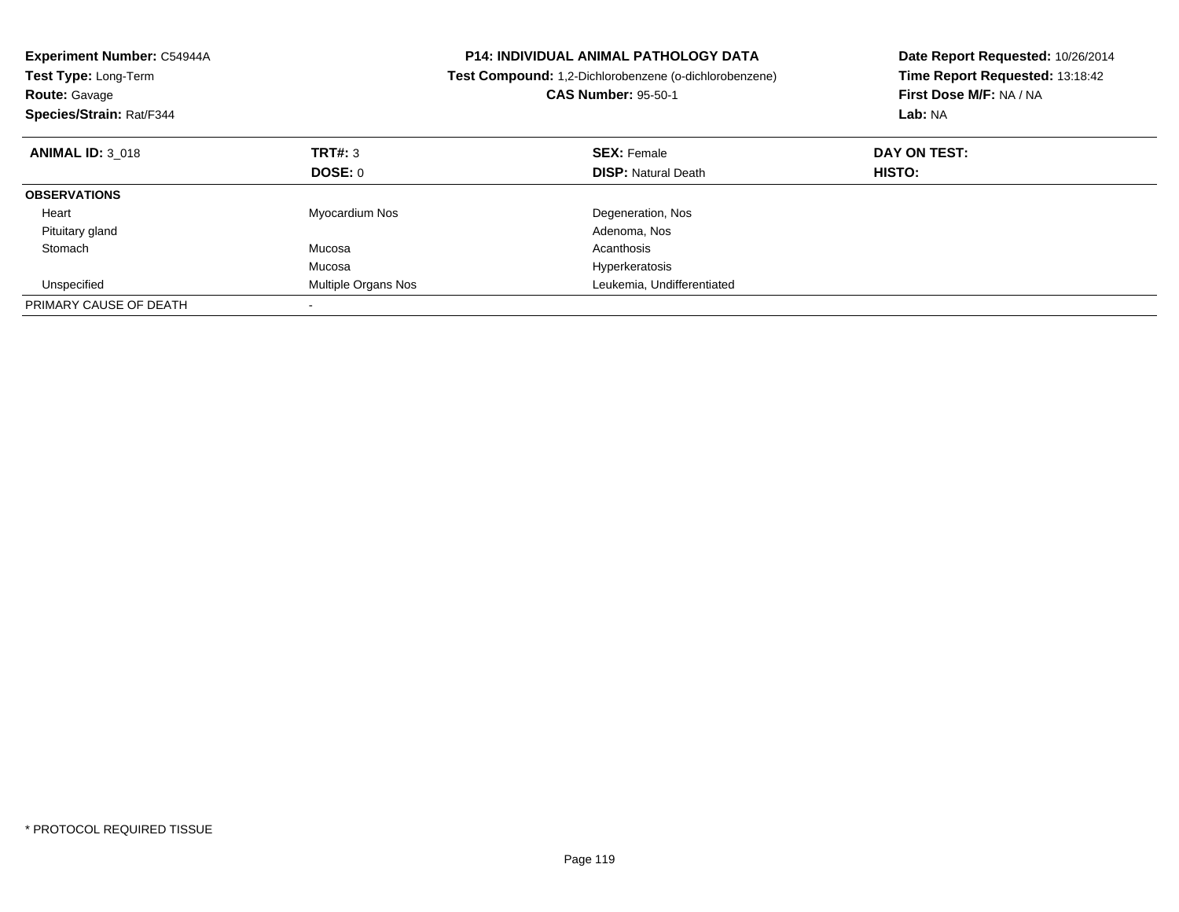**Experiment Number:** C54944A
**Test Type:** Long-Term
**Route:** Gavage
**Species/Strain:** Rat/F344

**P14: INDIVIDUAL ANIMAL PATHOLOGY DATA**
**Test Compound:** 1,2-Dichlorobenzene (o-dichlorobenzene)
**CAS Number:** 95-50-1

**Date Report Requested:** 10/26/2014
**Time Report Requested:** 13:18:42
**First Dose M/F:** NA / NA
**Lab:** NA

| **ANIMAL ID:** 3_018 | **TRT#:** 3 | **SEX:** Female | **DAY ON TEST:** |
|---|---|---|---|
| | **DOSE:** 0 | **DISP:** Natural Death | **HISTO:** |
| **OBSERVATIONS** | | | |
| Heart | Myocardium Nos | Degeneration, Nos | |
| Pituitary gland | | Adenoma, Nos | |
| Stomach | Mucosa | Acanthosis | |
| | Mucosa | Hyperkeratosis | |
| Unspecified | Multiple Organs Nos | Leukemia, Undifferentiated | |
| PRIMARY CAUSE OF DEATH | - | | |

* PROTOCOL REQUIRED TISSUE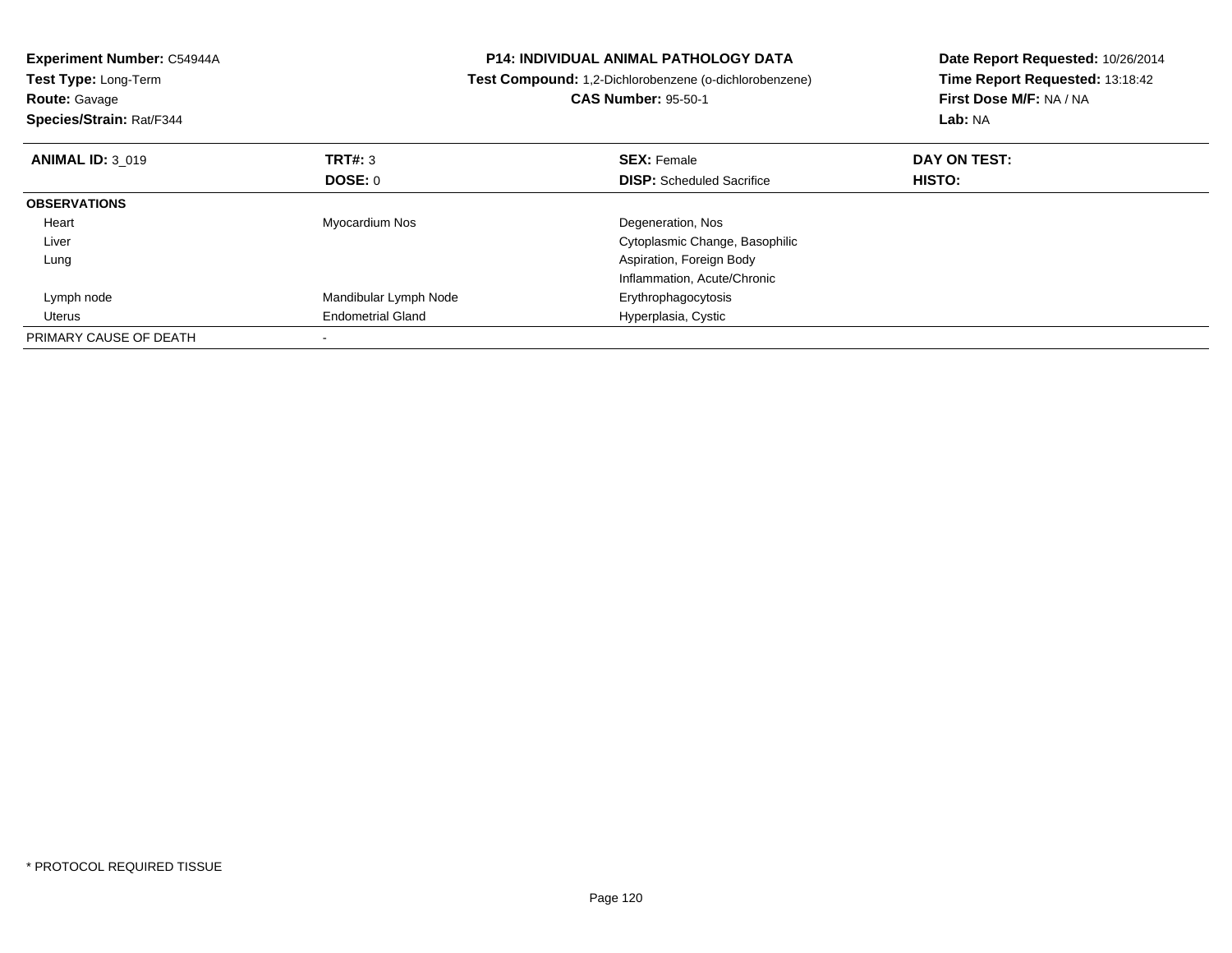**Experiment Number:** C54944A
**Test Type:** Long-Term
**Route:** Gavage
**Species/Strain:** Rat/F344

**P14: INDIVIDUAL ANIMAL PATHOLOGY DATA**
**Test Compound:** 1,2-Dichlorobenzene (o-dichlorobenzene)
**CAS Number:** 95-50-1

**Date Report Requested:** 10/26/2014
**Time Report Requested:** 13:18:42
**First Dose M/F:** NA / NA
**Lab:** NA

| **ANIMAL ID:** 3_019 | **TRT#:** 3 | **SEX:** Female | **DAY ON TEST:** |
|---|---|---|---|
| | **DOSE:** 0 | **DISP:** Scheduled Sacrifice | **HISTO:** |
| **OBSERVATIONS** | | | |
| Heart | Myocardium Nos | Degeneration, Nos | |
| Liver | | Cytoplasmic Change, Basophilic | |
| Lung | | Aspiration, Foreign Body | |
| | | Inflammation, Acute/Chronic | |
| Lymph node | Mandibular Lymph Node | Erythrophagocytosis | |
| Uterus | Endometrial Gland | Hyperplasia, Cystic | |
| PRIMARY CAUSE OF DEATH | - | | |

* PROTOCOL REQUIRED TISSUE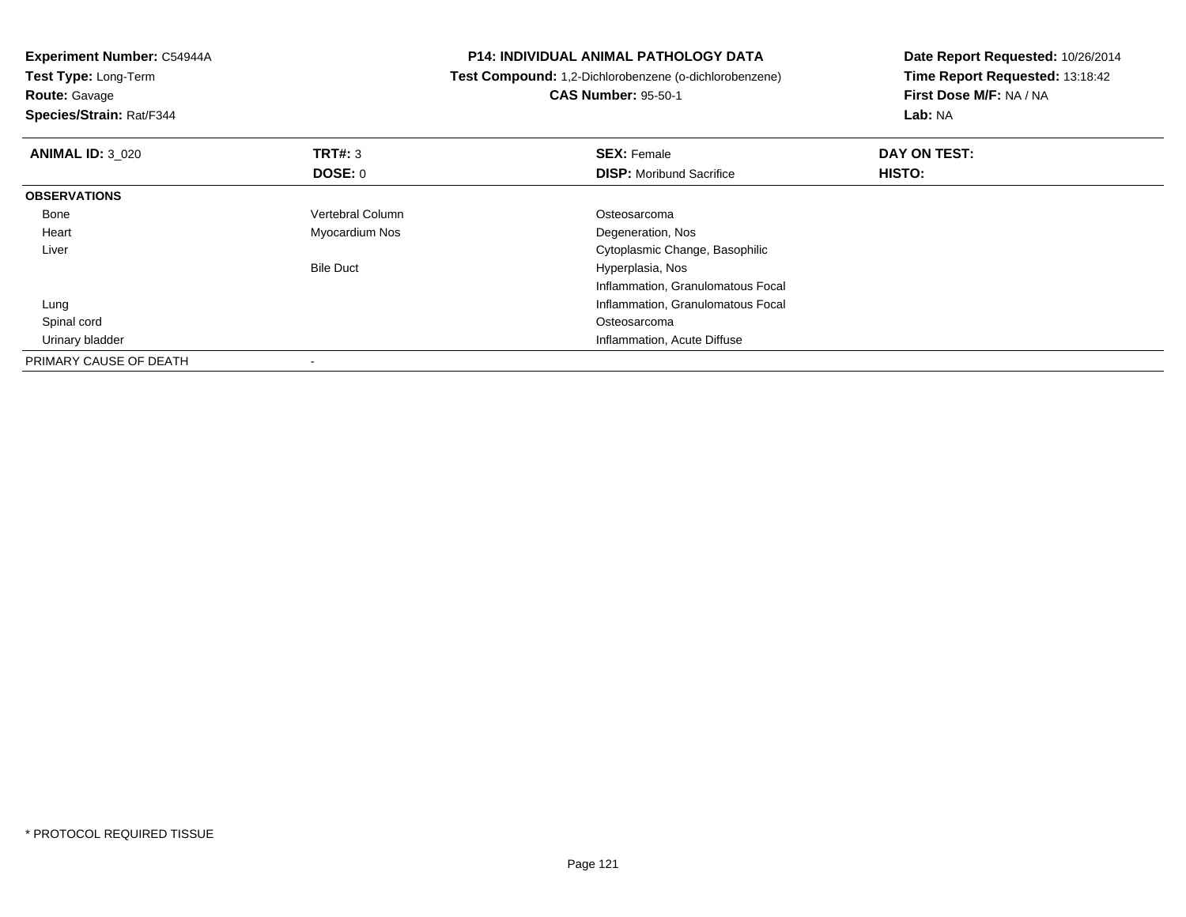**Experiment Number:** C54944A
**Test Type:** Long-Term
**Route:** Gavage
**Species/Strain:** Rat/F344

**P14: INDIVIDUAL ANIMAL PATHOLOGY DATA**
**Test Compound:** 1,2-Dichlorobenzene (o-dichlorobenzene)
**CAS Number:** 95-50-1

**Date Report Requested:** 10/26/2014
**Time Report Requested:** 13:18:42
**First Dose M/F:** NA / NA
**Lab:** NA

| **ANIMAL ID:** 3_020 | **TRT#:** 3 | **SEX:** Female | **DAY ON TEST:** |
|---|---|---|---|
| | **DOSE:** 0 | **DISP:** Moribund Sacrifice | **HISTO:** |
| **OBSERVATIONS** | | | |
| Bone | Vertebral Column | Osteosarcoma | |
| Heart | Myocardium Nos | Degeneration, Nos | |
| Liver | | Cytoplasmic Change, Basophilic | |
| | Bile Duct | Hyperplasia, Nos | |
| | | Inflammation, Granulomatous Focal | |
| Lung | | Inflammation, Granulomatous Focal | |
| Spinal cord | | Osteosarcoma | |
| Urinary bladder | | Inflammation, Acute Diffuse | |
| PRIMARY CAUSE OF DEATH | - | | |

\* PROTOCOL REQUIRED TISSUE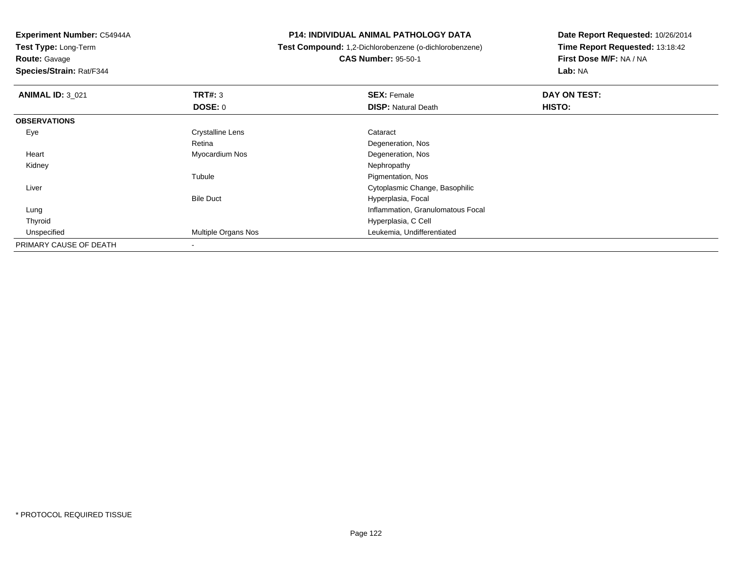**Experiment Number:** C54944A
**Test Type:** Long-Term
**Route:** Gavage
**Species/Strain:** Rat/F344

**P14: INDIVIDUAL ANIMAL PATHOLOGY DATA**
**Test Compound:** 1,2-Dichlorobenzene (o-dichlorobenzene)
**CAS Number:** 95-50-1

**Date Report Requested:** 10/26/2014
**Time Report Requested:** 13:18:42
**First Dose M/F:** NA / NA
**Lab:** NA

| **ANIMAL ID:** 3_021 | **TRT#:** 3 | **SEX:** Female | **DAY ON TEST:** |
|---|---|---|---|
| | **DOSE:** 0 | **DISP:** Natural Death | **HISTO:** |
| **OBSERVATIONS** | | | |
| Eye | Crystalline Lens | Cataract | |
| | Retina | Degeneration, Nos | |
| Heart | Myocardium Nos | Degeneration, Nos | |
| Kidney | | Nephropathy | |
| | Tubule | Pigmentation, Nos | |
| Liver | | Cytoplasmic Change, Basophilic | |
| | Bile Duct | Hyperplasia, Focal | |
| Lung | | Inflammation, Granulomatous Focal | |
| Thyroid | | Hyperplasia, C Cell | |
| Unspecified | Multiple Organs Nos | Leukemia, Undifferentiated | |
| PRIMARY CAUSE OF DEATH | - | | |

* PROTOCOL REQUIRED TISSUE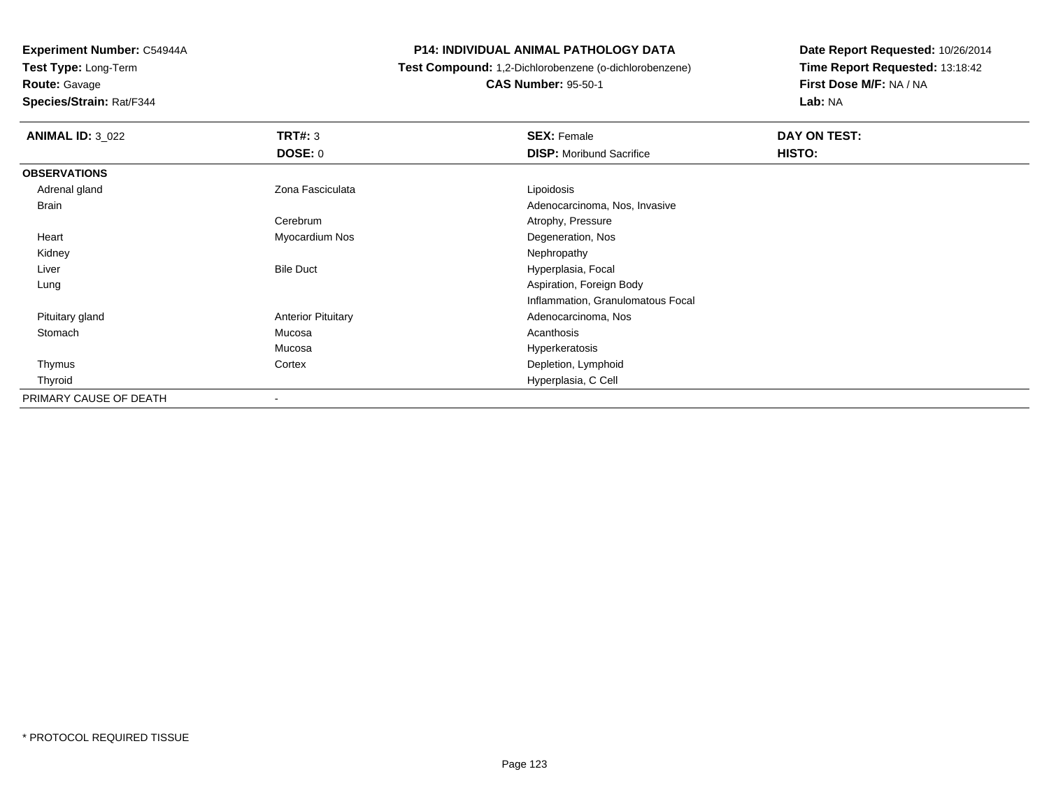**Experiment Number:** C54944A
**Test Type:** Long-Term
**Route:** Gavage
**Species/Strain:** Rat/F344

# P14: INDIVIDUAL ANIMAL PATHOLOGY DATA

**Test Compound:** 1,2-Dichlorobenzene (o-dichlorobenzene)
**CAS Number:** 95-50-1

**Date Report Requested:** 10/26/2014
**Time Report Requested:** 13:18:42
**First Dose M/F:** NA / NA
**Lab:** NA

| **ANIMAL ID:** 3_022 | **TRT#:** 3 | **SEX:** Female | **DAY ON TEST:** |
|---|---|---|---|
| | **DOSE:** 0 | **DISP:** Moribund Sacrifice | **HISTO:** |
| **OBSERVATIONS** | | | |
| Adrenal gland | Zona Fasciculata | Lipoidosis | |
| Brain | | Adenocarcinoma, Nos, Invasive | |
| | Cerebrum | Atrophy, Pressure | |
| Heart | Myocardium Nos | Degeneration, Nos | |
| Kidney | | Nephropathy | |
| Liver | Bile Duct | Hyperplasia, Focal | |
| Lung | | Aspiration, Foreign Body | |
| | | Inflammation, Granulomatous Focal | |
| Pituitary gland | Anterior Pituitary | Adenocarcinoma, Nos | |
| Stomach | Mucosa | Acanthosis | |
| | Mucosa | Hyperkeratosis | |
| Thymus | Cortex | Depletion, Lymphoid | |
| Thyroid | | Hyperplasia, C Cell | |
| PRIMARY CAUSE OF DEATH | - | | |

* PROTOCOL REQUIRED TISSUE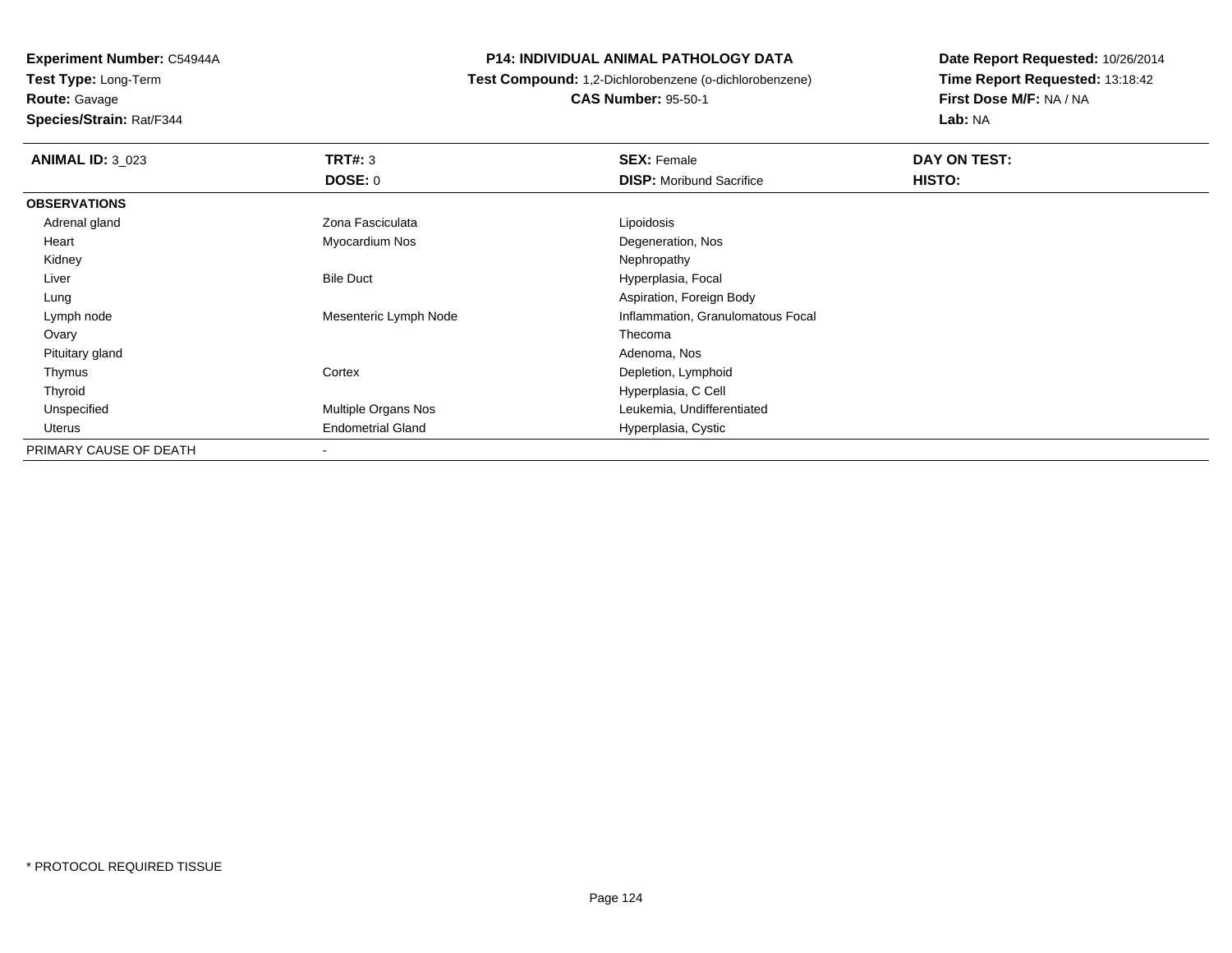**Experiment Number:** C54944A
**Test Type:** Long-Term
**Route:** Gavage
**Species/Strain:** Rat/F344

**P14: INDIVIDUAL ANIMAL PATHOLOGY DATA**
**Test Compound:** 1,2-Dichlorobenzene (o-dichlorobenzene)
**CAS Number:** 95-50-1

**Date Report Requested:** 10/26/2014
**Time Report Requested:** 13:18:42
**First Dose M/F:** NA / NA
**Lab:** NA

| **ANIMAL ID:** 3_023 | **TRT#:** 3 | **SEX:** Female | **DAY ON TEST:** |
|---|---|---|---|
| | **DOSE:** 0 | **DISP:** Moribund Sacrifice | **HISTO:** |
| **OBSERVATIONS** | | | |
| Adrenal gland | Zona Fasciculata | Lipoidosis | |
| Heart | Myocardium Nos | Degeneration, Nos | |
| Kidney | | Nephropathy | |
| Liver | Bile Duct | Hyperplasia, Focal | |
| Lung | | Aspiration, Foreign Body | |
| Lymph node | Mesenteric Lymph Node | Inflammation, Granulomatous Focal | |
| Ovary | | Thecoma | |
| Pituitary gland | | Adenoma, Nos | |
| Thymus | Cortex | Depletion, Lymphoid | |
| Thyroid | | Hyperplasia, C Cell | |
| Unspecified | Multiple Organs Nos | Leukemia, Undifferentiated | |
| Uterus | Endometrial Gland | Hyperplasia, Cystic | |
| PRIMARY CAUSE OF DEATH | - | | |

* PROTOCOL REQUIRED TISSUE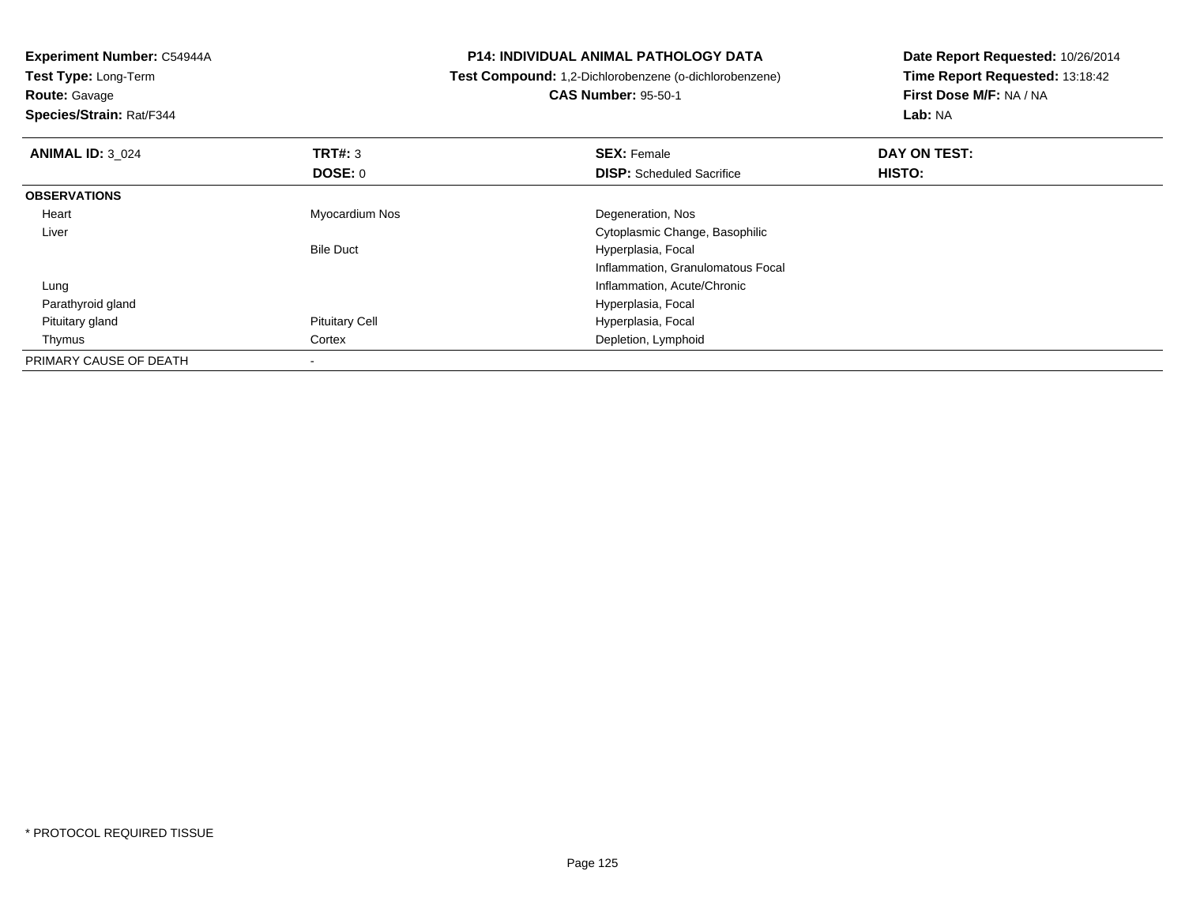**Experiment Number:** C54944A
**Test Type:** Long-Term
**Route:** Gavage
**Species/Strain:** Rat/F344

**P14: INDIVIDUAL ANIMAL PATHOLOGY DATA**
**Test Compound:** 1,2-Dichlorobenzene (o-dichlorobenzene)
**CAS Number:** 95-50-1

**Date Report Requested:** 10/26/2014
**Time Report Requested:** 13:18:42
**First Dose M/F:** NA / NA
**Lab:** NA

| **ANIMAL ID:** 3_024 | **TRT#:** 3 | **SEX:** Female | **DAY ON TEST:** |
|---|---|---|---|
| | **DOSE:** 0 | **DISP:** Scheduled Sacrifice | **HISTO:** |
| **OBSERVATIONS** | | | |
| Heart | Myocardium Nos | Degeneration, Nos | |
| Liver | | Cytoplasmic Change, Basophilic | |
| | Bile Duct | Hyperplasia, Focal | |
| | | Inflammation, Granulomatous Focal | |
| Lung | | Inflammation, Acute/Chronic | |
| Parathyroid gland | | Hyperplasia, Focal | |
| Pituitary gland | Pituitary Cell | Hyperplasia, Focal | |
| Thymus | Cortex | Depletion, Lymphoid | |
| PRIMARY CAUSE OF DEATH | - | | |

\* PROTOCOL REQUIRED TISSUE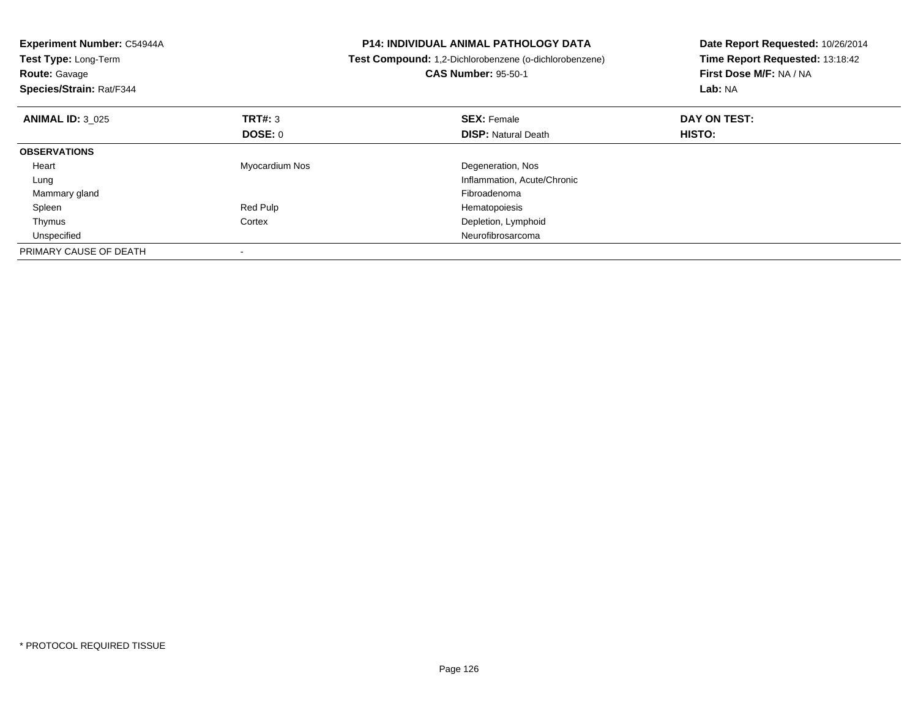**Experiment Number:** C54944A
**Test Type:** Long-Term
**Route:** Gavage
**Species/Strain:** Rat/F344

**P14: INDIVIDUAL ANIMAL PATHOLOGY DATA**
**Test Compound:** 1,2-Dichlorobenzene (o-dichlorobenzene)
**CAS Number:** 95-50-1

**Date Report Requested:** 10/26/2014
**Time Report Requested:** 13:18:42
**First Dose M/F:** NA / NA
**Lab:** NA

| **ANIMAL ID:** 3_025 | **TRT#:** 3 | **SEX:** Female | **DAY ON TEST:** |
|---|---|---|---|
| | **DOSE:** 0 | **DISP:** Natural Death | **HISTO:** |
| **OBSERVATIONS** | | | |
| Heart | Myocardium Nos | Degeneration, Nos | |
| Lung | | Inflammation, Acute/Chronic | |
| Mammary gland | | Fibroadenoma | |
| Spleen | Red Pulp | Hematopoiesis | |
| Thymus | Cortex | Depletion, Lymphoid | |
| Unspecified | | Neurofibrosarcoma | |
| PRIMARY CAUSE OF DEATH | - | | |

* PROTOCOL REQUIRED TISSUE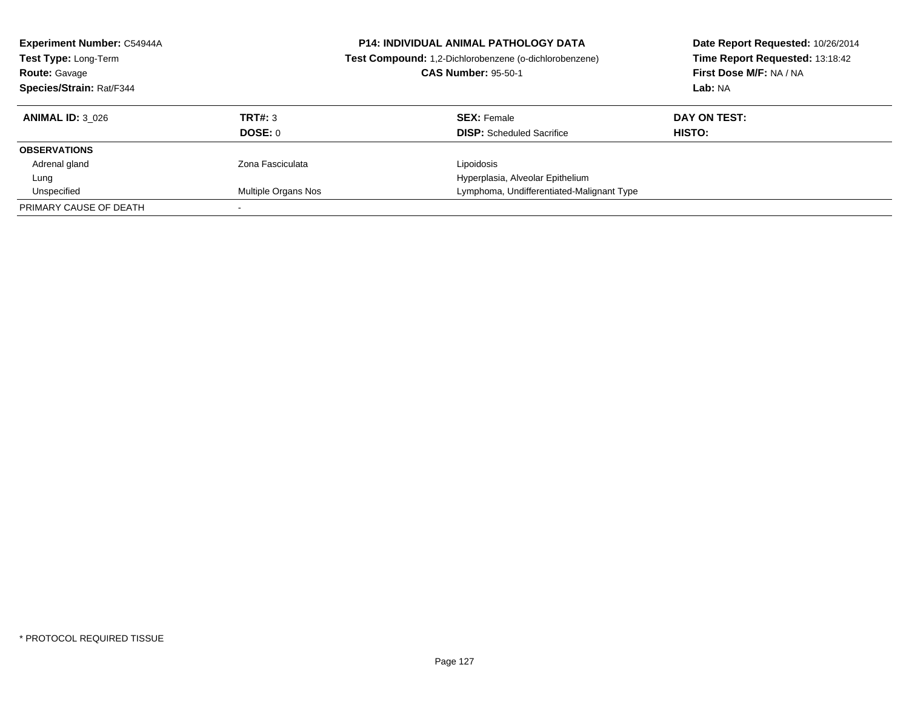**Experiment Number:** C54944A
**Test Type:** Long-Term
**Route:** Gavage
**Species/Strain:** Rat/F344

**P14: INDIVIDUAL ANIMAL PATHOLOGY DATA**
**Test Compound:** 1,2-Dichlorobenzene (o-dichlorobenzene)
**CAS Number:** 95-50-1

**Date Report Requested:** 10/26/2014
**Time Report Requested:** 13:18:42
**First Dose M/F:** NA / NA
**Lab:** NA

| **ANIMAL ID:** 3_026 | **TRT#:** 3 | **SEX:** Female | **DAY ON TEST:** |
|---|---|---|---|
| | **DOSE:** 0 | **DISP:** Scheduled Sacrifice | **HISTO:** |
| **OBSERVATIONS** | | | |
| Adrenal gland | Zona Fasciculata | Lipoidosis | |
| Lung | | Hyperplasia, Alveolar Epithelium | |
| Unspecified | Multiple Organs Nos | Lymphoma, Undifferentiated-Malignant Type | |
| PRIMARY CAUSE OF DEATH | - | | |

* PROTOCOL REQUIRED TISSUE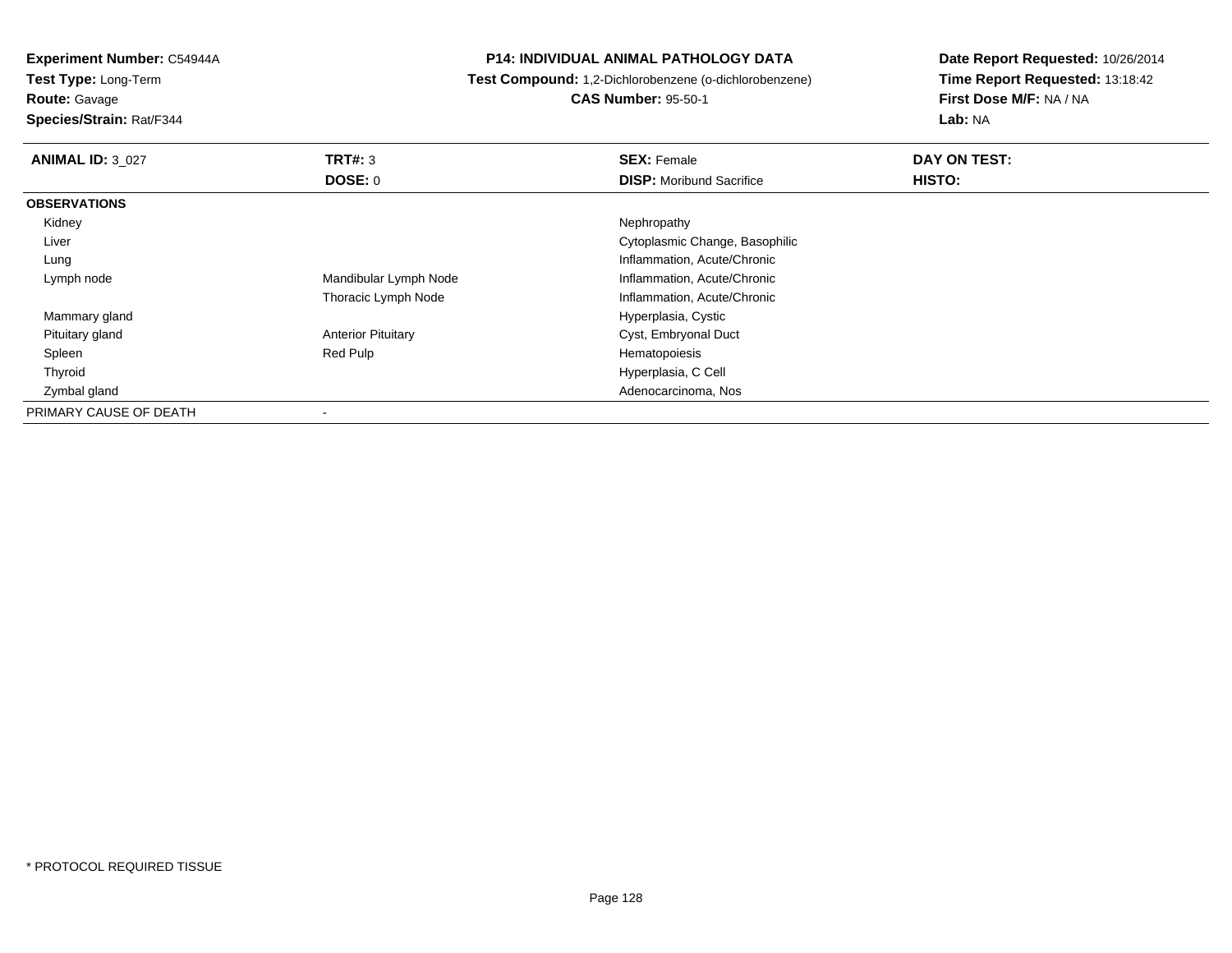**Experiment Number:** C54944A
**Test Type:** Long-Term
**Route:** Gavage
**Species/Strain:** Rat/F344

**P14: INDIVIDUAL ANIMAL PATHOLOGY DATA**
**Test Compound:** 1,2-Dichlorobenzene (o-dichlorobenzene)
**CAS Number:** 95-50-1

**Date Report Requested:** 10/26/2014
**Time Report Requested:** 13:18:42
**First Dose M/F:** NA / NA
**Lab:** NA

| **ANIMAL ID:** 3_027 | **TRT#:** 3 | **SEX:** Female | **DAY ON TEST:** |
|---|---|---|---|
| | **DOSE:** 0 | **DISP:** Moribund Sacrifice | **HISTO:** |
| **OBSERVATIONS** | | | |
| Kidney | | Nephropathy | |
| Liver | | Cytoplasmic Change, Basophilic | |
| Lung | | Inflammation, Acute/Chronic | |
| Lymph node | Mandibular Lymph Node | Inflammation, Acute/Chronic | |
| | Thoracic Lymph Node | Inflammation, Acute/Chronic | |
| Mammary gland | | Hyperplasia, Cystic | |
| Pituitary gland | Anterior Pituitary | Cyst, Embryonal Duct | |
| Spleen | Red Pulp | Hematopoiesis | |
| Thyroid | | Hyperplasia, C Cell | |
| Zymbal gland | | Adenocarcinoma, Nos | |
| PRIMARY CAUSE OF DEATH | - | | |

* PROTOCOL REQUIRED TISSUE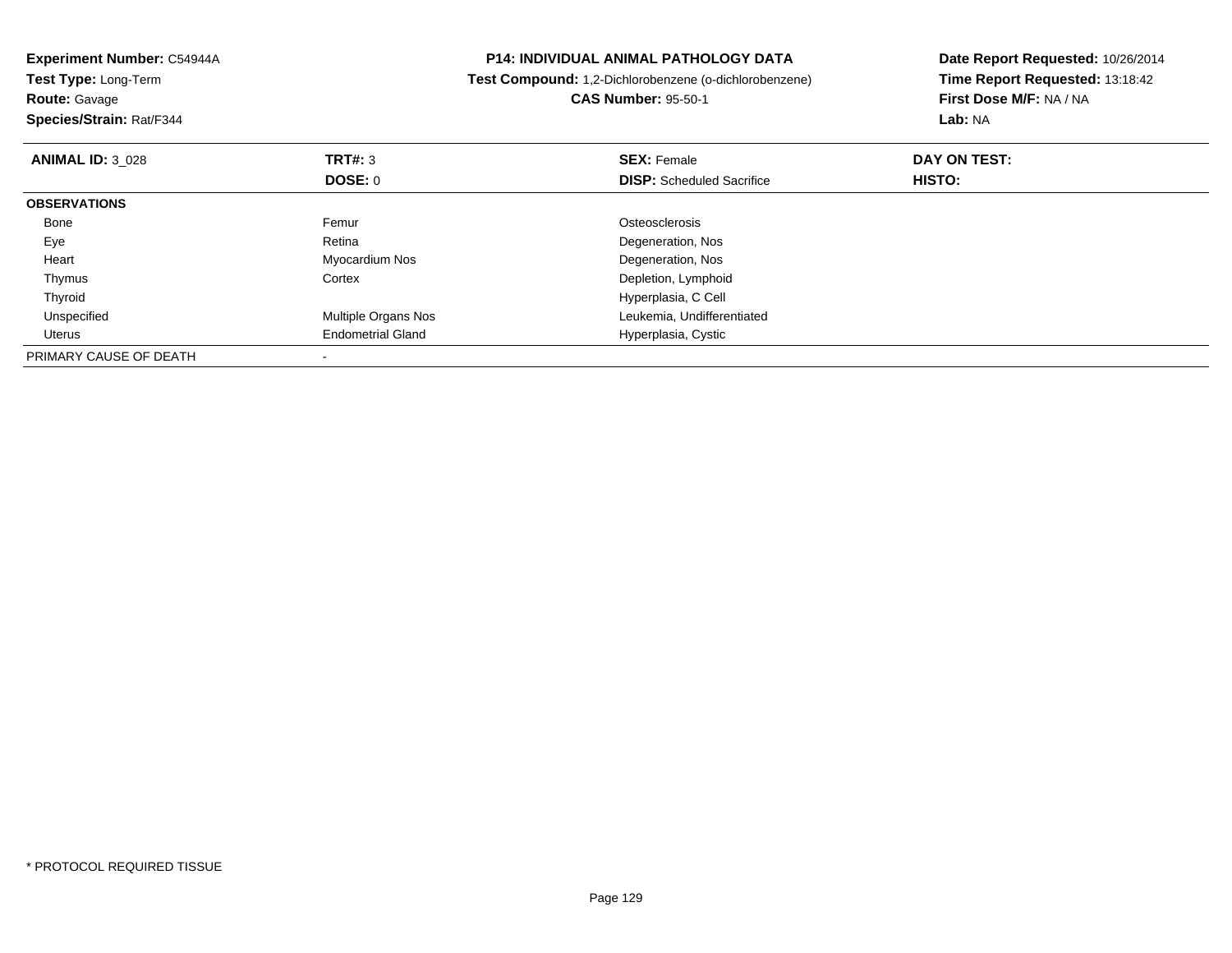**Experiment Number:** C54944A
**Test Type:** Long-Term
**Route:** Gavage
**Species/Strain:** Rat/F344

**P14: INDIVIDUAL ANIMAL PATHOLOGY DATA**
**Test Compound:** 1,2-Dichlorobenzene (o-dichlorobenzene)
**CAS Number:** 95-50-1

**Date Report Requested:** 10/26/2014
**Time Report Requested:** 13:18:42
**First Dose M/F:** NA / NA
**Lab:** NA

| **ANIMAL ID:** 3_028 | **TRT#:** 3 | **SEX:** Female | **DAY ON TEST:** |
|---|---|---|---|
| | **DOSE:** 0 | **DISP:** Scheduled Sacrifice | **HISTO:** |
| **OBSERVATIONS** | | | |
| Bone | Femur | Osteosclerosis | |
| Eye | Retina | Degeneration, Nos | |
| Heart | Myocardium Nos | Degeneration, Nos | |
| Thymus | Cortex | Depletion, Lymphoid | |
| Thyroid | | Hyperplasia, C Cell | |
| Unspecified | Multiple Organs Nos | Leukemia, Undifferentiated | |
| Uterus | Endometrial Gland | Hyperplasia, Cystic | |
| PRIMARY CAUSE OF DEATH | - | | |

* PROTOCOL REQUIRED TISSUE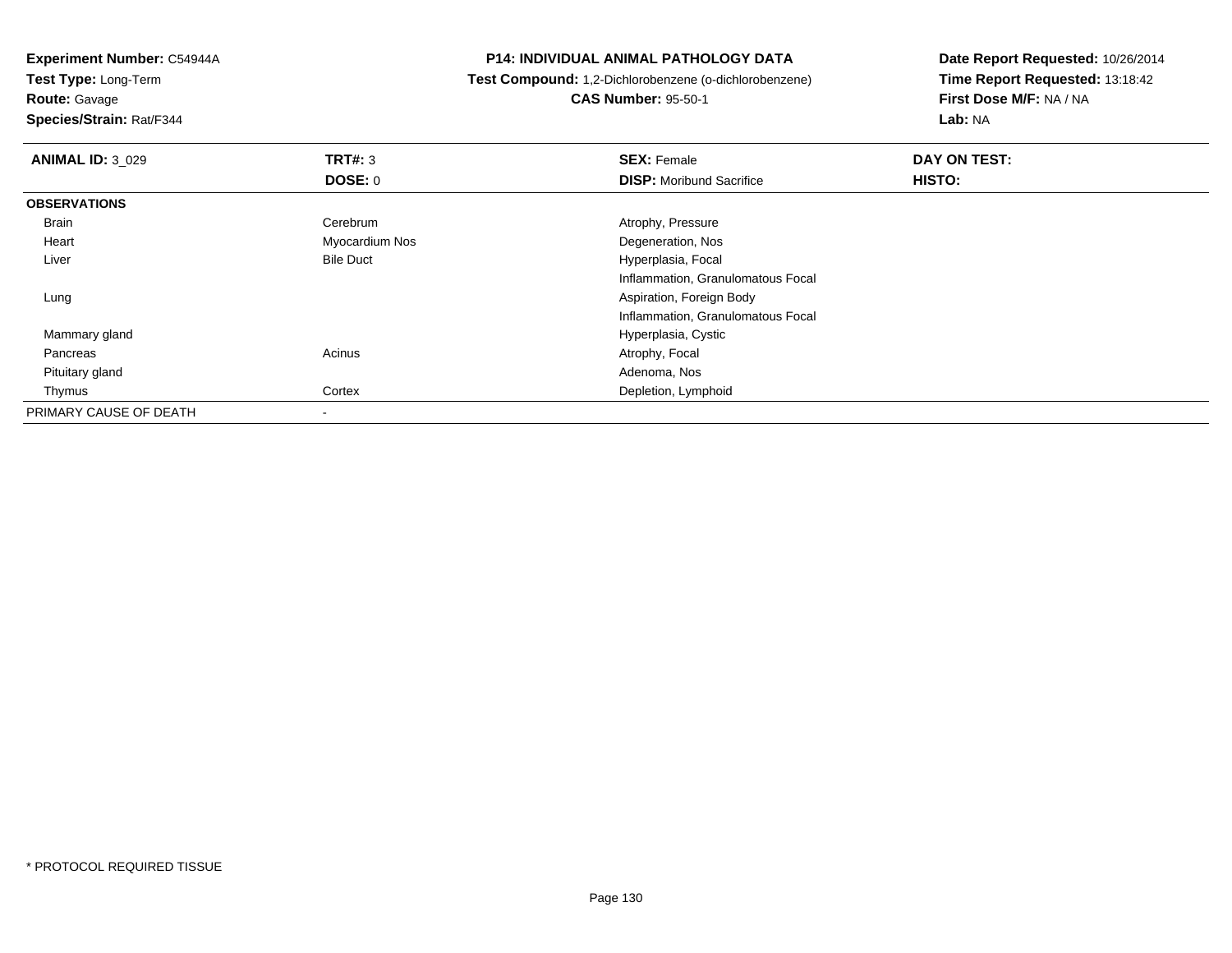**Experiment Number:** C54944A
**Test Type:** Long-Term
**Route:** Gavage
**Species/Strain:** Rat/F344

**P14: INDIVIDUAL ANIMAL PATHOLOGY DATA**
**Test Compound:** 1,2-Dichlorobenzene (o-dichlorobenzene)
**CAS Number:** 95-50-1

**Date Report Requested:** 10/26/2014
**Time Report Requested:** 13:18:42
**First Dose M/F:** NA / NA
**Lab:** NA

| **ANIMAL ID:** 3_029 | **TRT#:** 3 | **SEX:** Female | **DAY ON TEST:** |
|---|---|---|---|
| | **DOSE:** 0 | **DISP:** Moribund Sacrifice | **HISTO:** |
| **OBSERVATIONS** | | | |
| Brain | Cerebrum | Atrophy, Pressure | |
| Heart | Myocardium Nos | Degeneration, Nos | |
| Liver | Bile Duct | Hyperplasia, Focal | |
| | | Inflammation, Granulomatous Focal | |
| Lung | | Aspiration, Foreign Body | |
| | | Inflammation, Granulomatous Focal | |
| Mammary gland | | Hyperplasia, Cystic | |
| Pancreas | Acinus | Atrophy, Focal | |
| Pituitary gland | | Adenoma, Nos | |
| Thymus | Cortex | Depletion, Lymphoid | |
| PRIMARY CAUSE OF DEATH | - | | |

* PROTOCOL REQUIRED TISSUE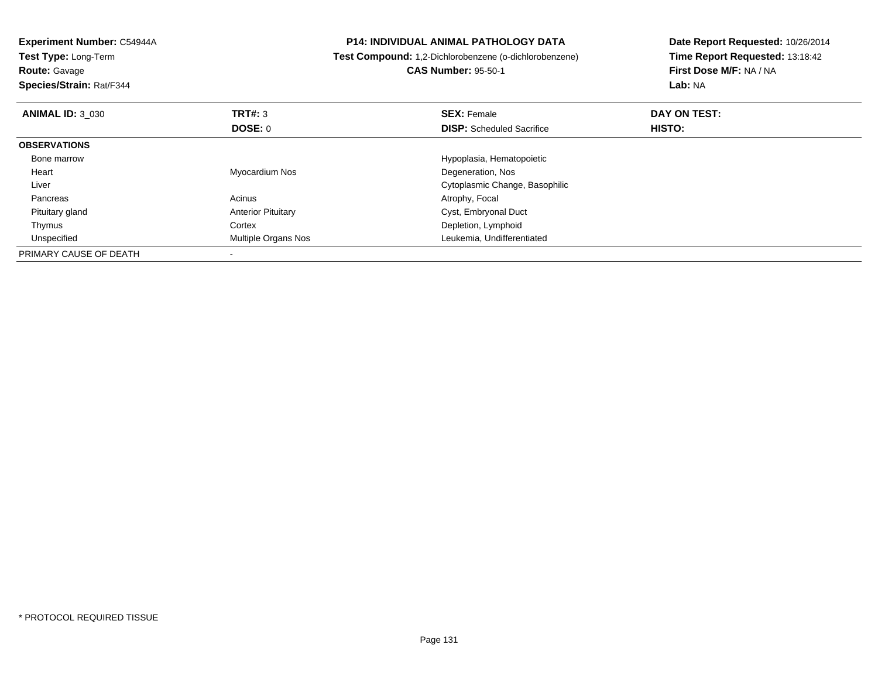**Experiment Number:** C54944A
**Test Type:** Long-Term
**Route:** Gavage
**Species/Strain:** Rat/F344

**P14: INDIVIDUAL ANIMAL PATHOLOGY DATA**
**Test Compound:** 1,2-Dichlorobenzene (o-dichlorobenzene)
**CAS Number:** 95-50-1

**Date Report Requested:** 10/26/2014
**Time Report Requested:** 13:18:42
**First Dose M/F:** NA / NA
**Lab:** NA

| **ANIMAL ID:** 3_030 | **TRT#:** 3 | **SEX:** Female | **DAY ON TEST:** |
|---|---|---|---|
| | **DOSE:** 0 | **DISP:** Scheduled Sacrifice | **HISTO:** |
| **OBSERVATIONS** | | | |
| Bone marrow | | Hypoplasia, Hematopoietic | |
| Heart | Myocardium Nos | Degeneration, Nos | |
| Liver | | Cytoplasmic Change, Basophilic | |
| Pancreas | Acinus | Atrophy, Focal | |
| Pituitary gland | Anterior Pituitary | Cyst, Embryonal Duct | |
| Thymus | Cortex | Depletion, Lymphoid | |
| Unspecified | Multiple Organs Nos | Leukemia, Undifferentiated | |
| PRIMARY CAUSE OF DEATH | - | | |

* PROTOCOL REQUIRED TISSUE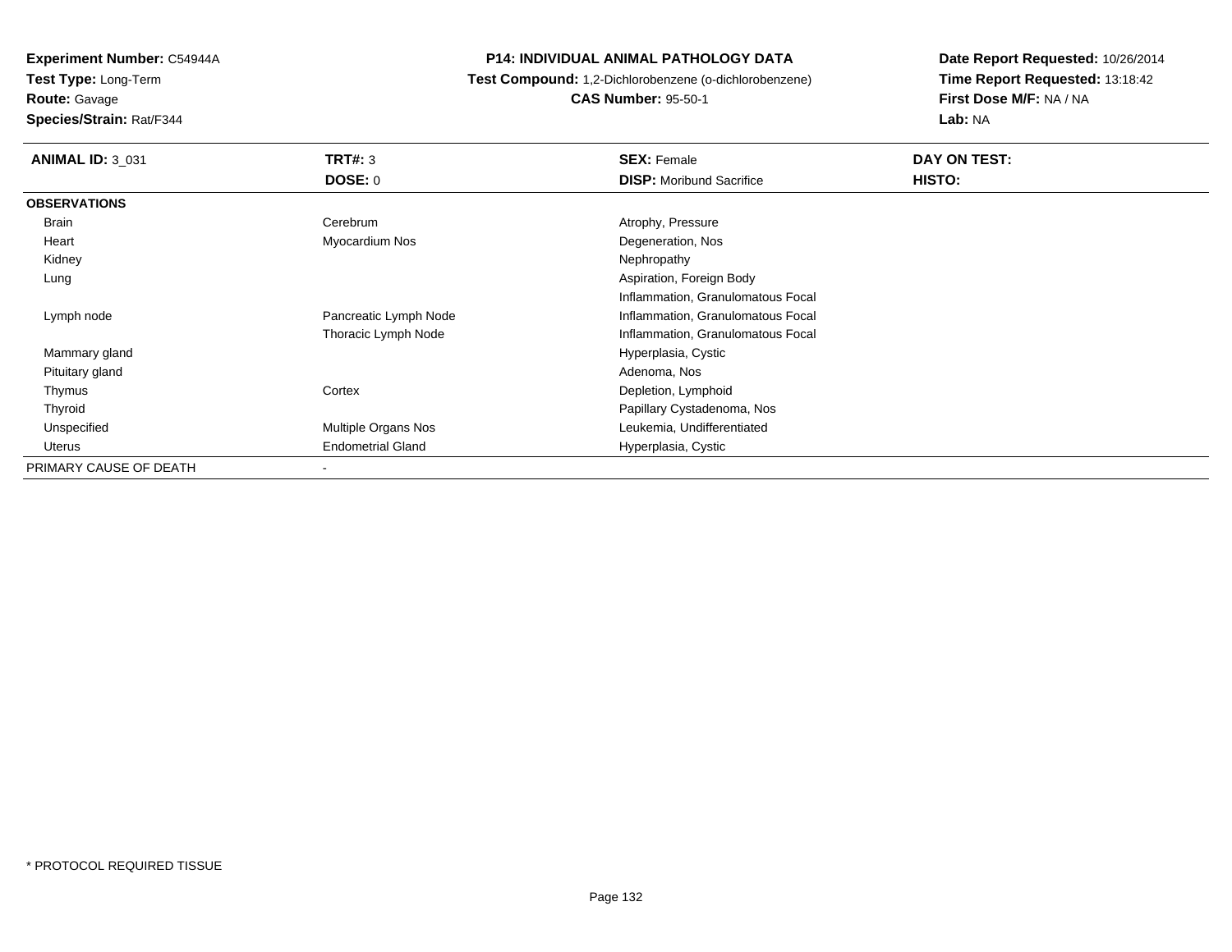**Experiment Number:** C54944A
**Test Type:** Long-Term
**Route:** Gavage
**Species/Strain:** Rat/F344

**P14: INDIVIDUAL ANIMAL PATHOLOGY DATA**
**Test Compound:** 1,2-Dichlorobenzene (o-dichlorobenzene)
**CAS Number:** 95-50-1

**Date Report Requested:** 10/26/2014
**Time Report Requested:** 13:18:42
**First Dose M/F:** NA / NA
**Lab:** NA

| **ANIMAL ID:** 3_031 | **TRT#:** 3 | **SEX:** Female | **DAY ON TEST:** |
|---|---|---|---|
| | **DOSE:** 0 | **DISP:** Moribund Sacrifice | **HISTO:** |
| **OBSERVATIONS** | | | |
| Brain | Cerebrum | Atrophy, Pressure | |
| Heart | Myocardium Nos | Degeneration, Nos | |
| Kidney | | Nephropathy | |
| Lung | | Aspiration, Foreign Body | |
| | | Inflammation, Granulomatous Focal | |
| Lymph node | Pancreatic Lymph Node | Inflammation, Granulomatous Focal | |
| | Thoracic Lymph Node | Inflammation, Granulomatous Focal | |
| Mammary gland | | Hyperplasia, Cystic | |
| Pituitary gland | | Adenoma, Nos | |
| Thymus | Cortex | Depletion, Lymphoid | |
| Thyroid | | Papillary Cystadenoma, Nos | |
| Unspecified | Multiple Organs Nos | Leukemia, Undifferentiated | |
| Uterus | Endometrial Gland | Hyperplasia, Cystic | |
| PRIMARY CAUSE OF DEATH | - | | |

* PROTOCOL REQUIRED TISSUE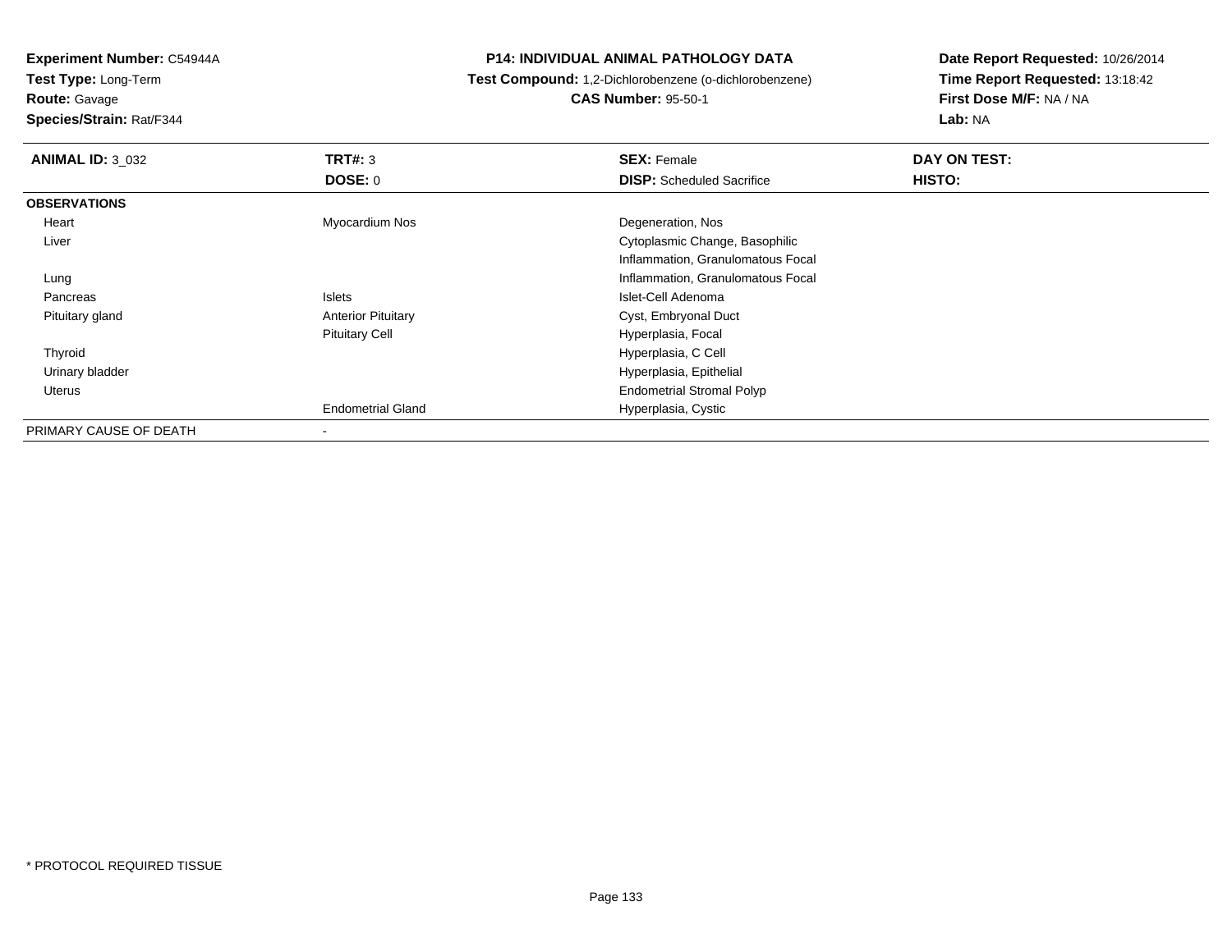**Experiment Number:** C54944A
**Test Type:** Long-Term
**Route:** Gavage
**Species/Strain:** Rat/F344

# P14: INDIVIDUAL ANIMAL PATHOLOGY DATA

**Test Compound:** 1,2-Dichlorobenzene (o-dichlorobenzene)
**CAS Number:** 95-50-1

**Date Report Requested:** 10/26/2014
**Time Report Requested:** 13:18:42
**First Dose M/F:** NA / NA
**Lab:** NA

| **ANIMAL ID:** 3_032 | **TRT#:** 3 | **SEX:** Female | **DAY ON TEST:** |
|---|---|---|---|
| | **DOSE:** 0 | **DISP:** Scheduled Sacrifice | **HISTO:** |
| **OBSERVATIONS** | | | |
| Heart | Myocardium Nos | Degeneration, Nos | |
| Liver | | Cytoplasmic Change, Basophilic | |
| | | Inflammation, Granulomatous Focal | |
| Lung | | Inflammation, Granulomatous Focal | |
| Pancreas | Islets | Islet-Cell Adenoma | |
| Pituitary gland | Anterior Pituitary | Cyst, Embryonal Duct | |
| | Pituitary Cell | Hyperplasia, Focal | |
| Thyroid | | Hyperplasia, C Cell | |
| Urinary bladder | | Hyperplasia, Epithelial | |
| Uterus | | Endometrial Stromal Polyp | |
| | Endometrial Gland | Hyperplasia, Cystic | |
| PRIMARY CAUSE OF DEATH | - | | |

* PROTOCOL REQUIRED TISSUE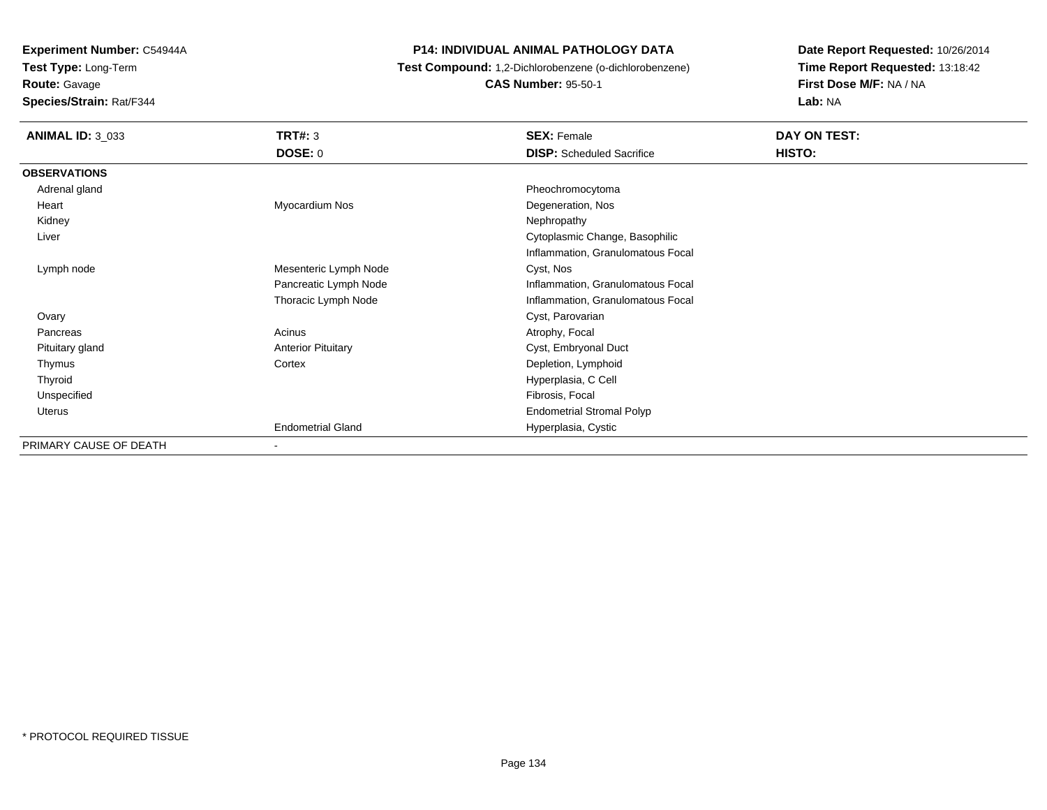**Experiment Number:** C54944A
**Test Type:** Long-Term
**Route:** Gavage
**Species/Strain:** Rat/F344

**P14: INDIVIDUAL ANIMAL PATHOLOGY DATA**
**Test Compound:** 1,2-Dichlorobenzene (o-dichlorobenzene)
**CAS Number:** 95-50-1

**Date Report Requested:** 10/26/2014
**Time Report Requested:** 13:18:42
**First Dose M/F:** NA / NA
**Lab:** NA

| **ANIMAL ID:** 3_033 | **TRT#:** 3 | **SEX:** Female | **DAY ON TEST:** |
|---|---|---|---|
| | **DOSE:** 0 | **DISP:** Scheduled Sacrifice | **HISTO:** |
| **OBSERVATIONS** | | | |
| Adrenal gland | | Pheochromocytoma | |
| Heart | Myocardium Nos | Degeneration, Nos | |
| Kidney | | Nephropathy | |
| Liver | | Cytoplasmic Change, Basophilic | |
| | | Inflammation, Granulomatous Focal | |
| Lymph node | Mesenteric Lymph Node | Cyst, Nos | |
| | Pancreatic Lymph Node | Inflammation, Granulomatous Focal | |
| | Thoracic Lymph Node | Inflammation, Granulomatous Focal | |
| Ovary | | Cyst, Parovarian | |
| Pancreas | Acinus | Atrophy, Focal | |
| Pituitary gland | Anterior Pituitary | Cyst, Embryonal Duct | |
| Thymus | Cortex | Depletion, Lymphoid | |
| Thyroid | | Hyperplasia, C Cell | |
| Unspecified | | Fibrosis, Focal | |
| Uterus | | Endometrial Stromal Polyp | |
| | Endometrial Gland | Hyperplasia, Cystic | |
| PRIMARY CAUSE OF DEATH | - | | |

* PROTOCOL REQUIRED TISSUE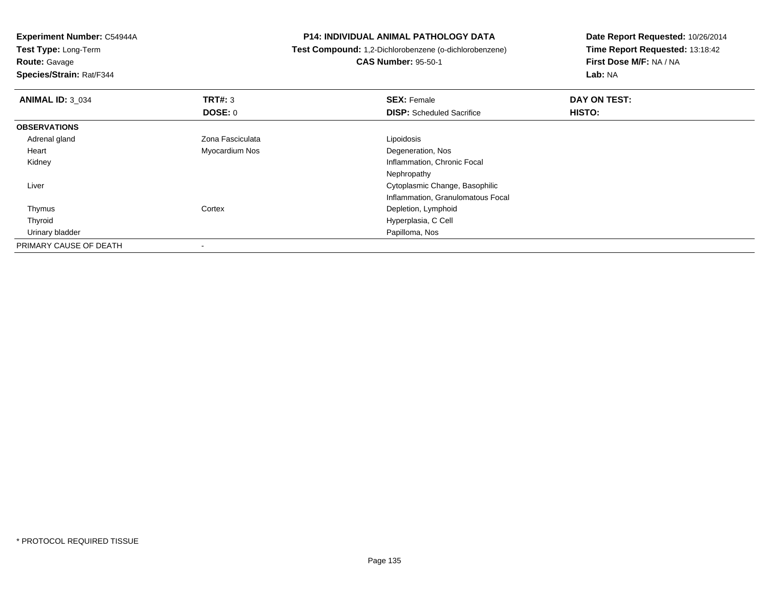**Experiment Number:** C54944A
**Test Type:** Long-Term
**Route:** Gavage
**Species/Strain:** Rat/F344

**P14: INDIVIDUAL ANIMAL PATHOLOGY DATA**
**Test Compound:** 1,2-Dichlorobenzene (o-dichlorobenzene)
**CAS Number:** 95-50-1

**Date Report Requested:** 10/26/2014
**Time Report Requested:** 13:18:42
**First Dose M/F:** NA / NA
**Lab:** NA

| **ANIMAL ID:** 3_034 | **TRT#:** 3 | **SEX:** Female | **DAY ON TEST:** |
|---|---|---|---|
| | **DOSE:** 0 | **DISP:** Scheduled Sacrifice | **HISTO:** |
| **OBSERVATIONS** | | | |
| Adrenal gland | Zona Fasciculata | Lipoidosis | |
| Heart | Myocardium Nos | Degeneration, Nos | |
| Kidney | | Inflammation, Chronic Focal | |
| | | Nephropathy | |
| Liver | | Cytoplasmic Change, Basophilic | |
| | | Inflammation, Granulomatous Focal | |
| Thymus | Cortex | Depletion, Lymphoid | |
| Thyroid | | Hyperplasia, C Cell | |
| Urinary bladder | | Papilloma, Nos | |
| PRIMARY CAUSE OF DEATH | - | | |

* PROTOCOL REQUIRED TISSUE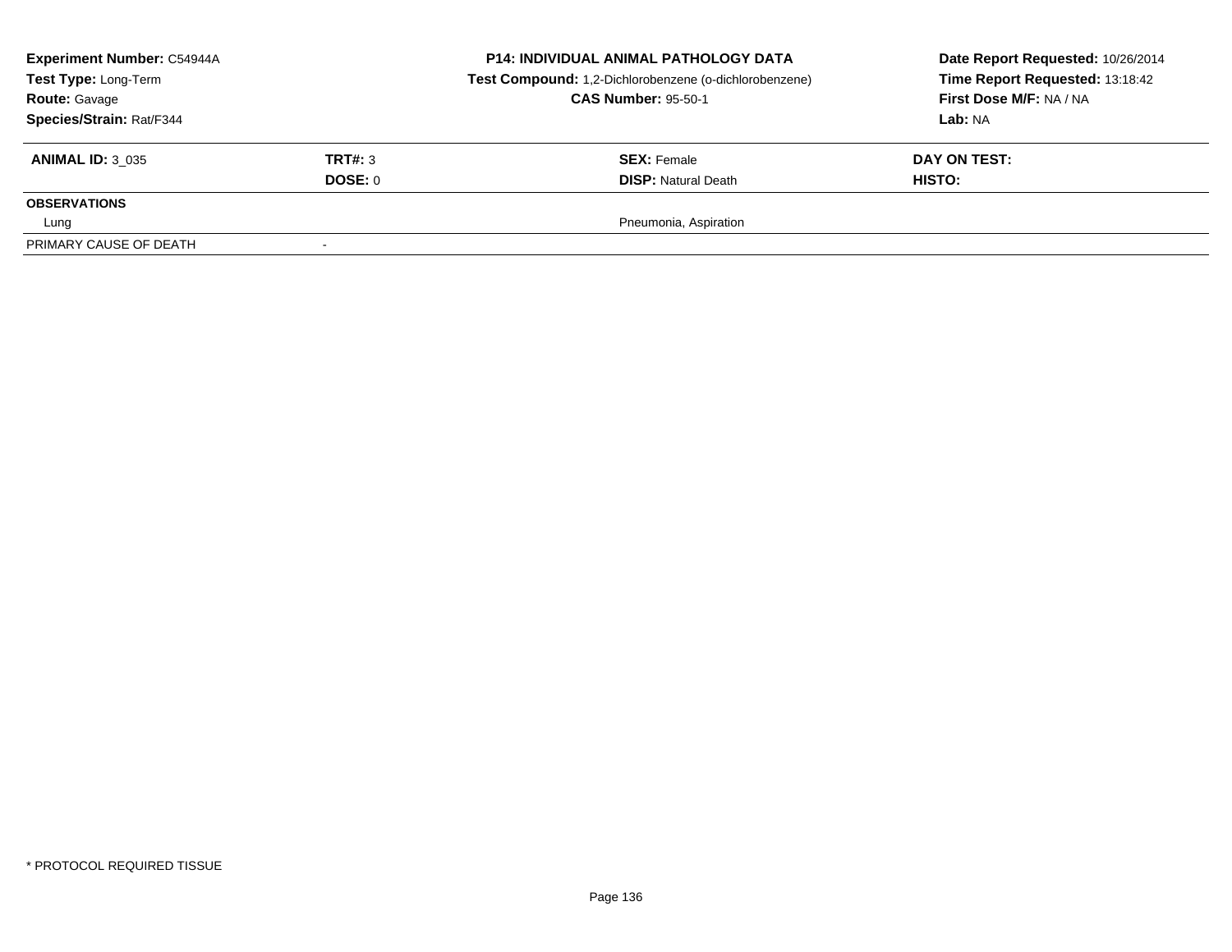**Experiment Number:** C54944A
**Test Type:** Long-Term
**Route:** Gavage
**Species/Strain:** Rat/F344

**P14: INDIVIDUAL ANIMAL PATHOLOGY DATA**
**Test Compound:** 1,2-Dichlorobenzene (o-dichlorobenzene)
**CAS Number:** 95-50-1

**Date Report Requested:** 10/26/2014
**Time Report Requested:** 13:18:42
**First Dose M/F:** NA / NA
**Lab:** NA

| **ANIMAL ID:** 3_035 | **TRT#:** 3 | **SEX:** Female | **DAY ON TEST:** |
|---|---|---|---|
| | **DOSE:** 0 | **DISP:** Natural Death | **HISTO:** |
| **OBSERVATIONS** | | | |
| Lung | | Pneumonia, Aspiration | |
| PRIMARY CAUSE OF DEATH | - | | |

* PROTOCOL REQUIRED TISSUE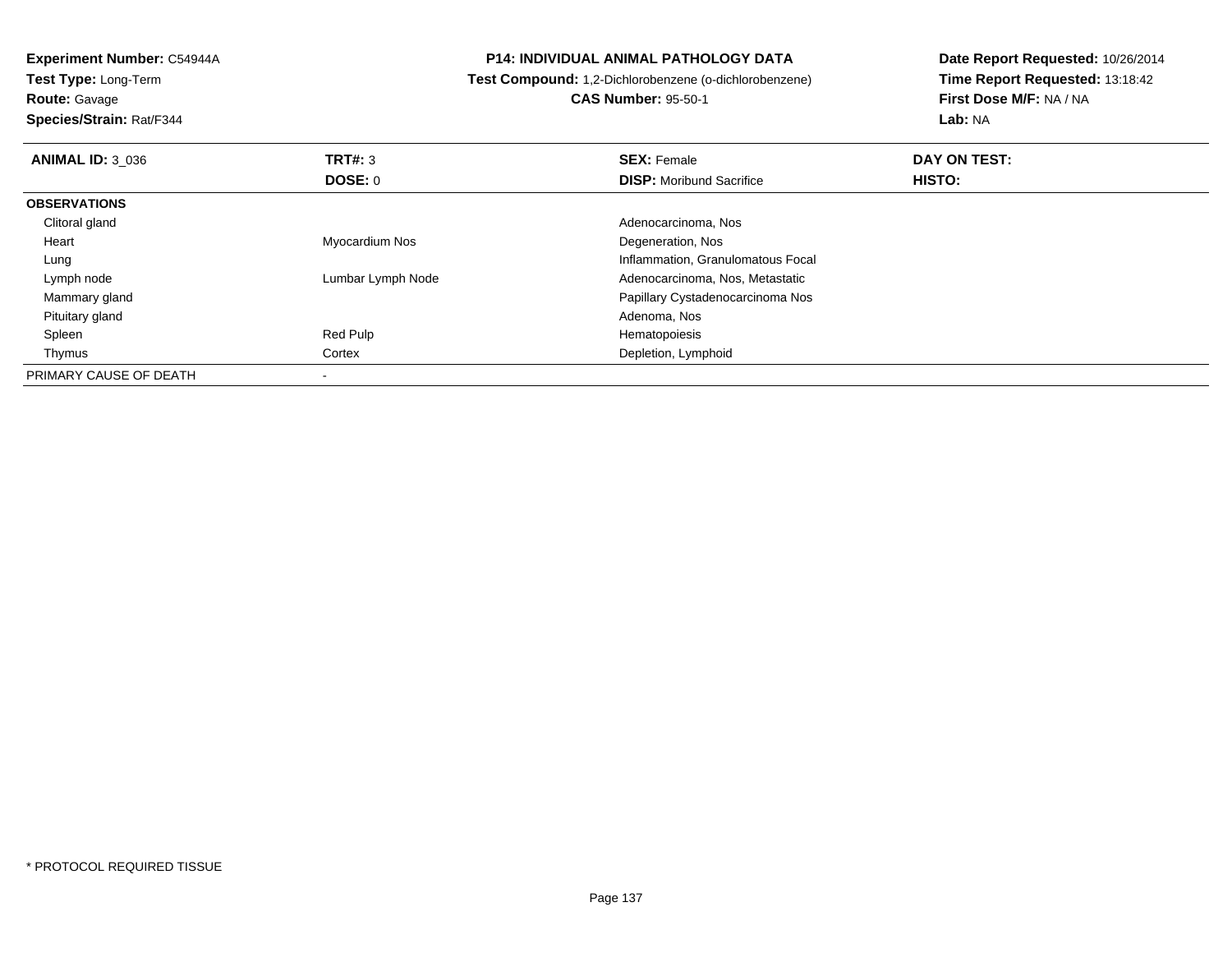**Experiment Number:** C54944A
**Test Type:** Long-Term
**Route:** Gavage
**Species/Strain:** Rat/F344

# P14: INDIVIDUAL ANIMAL PATHOLOGY DATA

**Test Compound:** 1,2-Dichlorobenzene (o-dichlorobenzene)
**CAS Number:** 95-50-1

**Date Report Requested:** 10/26/2014
**Time Report Requested:** 13:18:42
**First Dose M/F:** NA / NA
**Lab:** NA

| **ANIMAL ID:** 3_036 | **TRT#:** 3 | **SEX:** Female | **DAY ON TEST:** |
|---|---|---|---|
| | **DOSE:** 0 | **DISP:** Moribund Sacrifice | **HISTO:** |
| **OBSERVATIONS** | | | |
| Clitoral gland | | Adenocarcinoma, Nos | |
| Heart | Myocardium Nos | Degeneration, Nos | |
| Lung | | Inflammation, Granulomatous Focal | |
| Lymph node | Lumbar Lymph Node | Adenocarcinoma, Nos, Metastatic | |
| Mammary gland | | Papillary Cystadenocarcinoma Nos | |
| Pituitary gland | | Adenoma, Nos | |
| Spleen | Red Pulp | Hematopoiesis | |
| Thymus | Cortex | Depletion, Lymphoid | |
| PRIMARY CAUSE OF DEATH | - | | |

* PROTOCOL REQUIRED TISSUE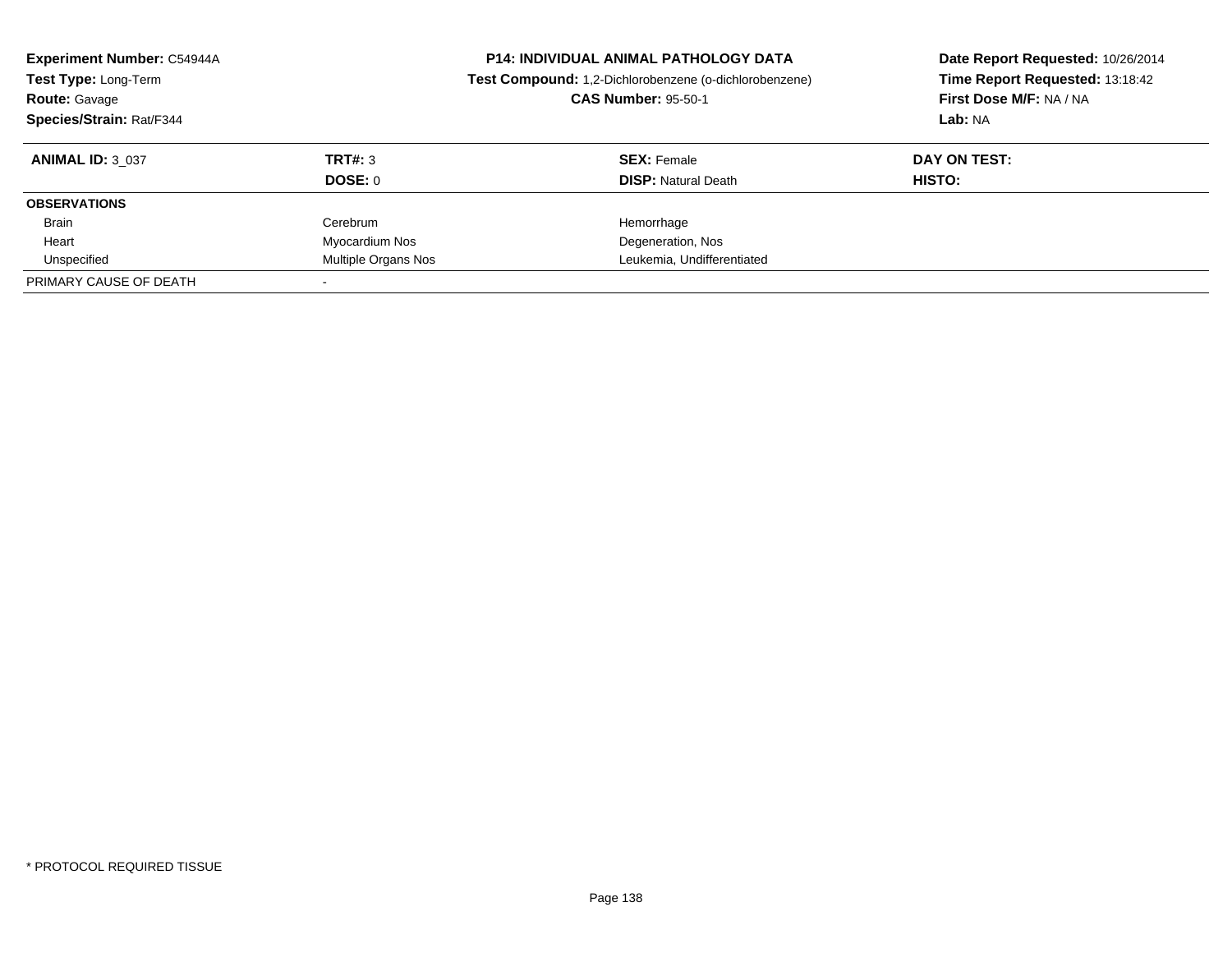**Experiment Number:** C54944A
**Test Type:** Long-Term
**Route:** Gavage
**Species/Strain:** Rat/F344

**P14: INDIVIDUAL ANIMAL PATHOLOGY DATA**
**Test Compound:** 1,2-Dichlorobenzene (o-dichlorobenzene)
**CAS Number:** 95-50-1

**Date Report Requested:** 10/26/2014
**Time Report Requested:** 13:18:42
**First Dose M/F:** NA / NA
**Lab:** NA

| **ANIMAL ID:** 3_037 | **TRT#:** 3 | **SEX:** Female | **DAY ON TEST:** |
|---|---|---|---|
| | **DOSE:** 0 | **DISP:** Natural Death | **HISTO:** |
| **OBSERVATIONS** | | | |
| Brain | Cerebrum | Hemorrhage | |
| Heart | Myocardium Nos | Degeneration, Nos | |
| Unspecified | Multiple Organs Nos | Leukemia, Undifferentiated | |
| PRIMARY CAUSE OF DEATH | - | | |

* PROTOCOL REQUIRED TISSUE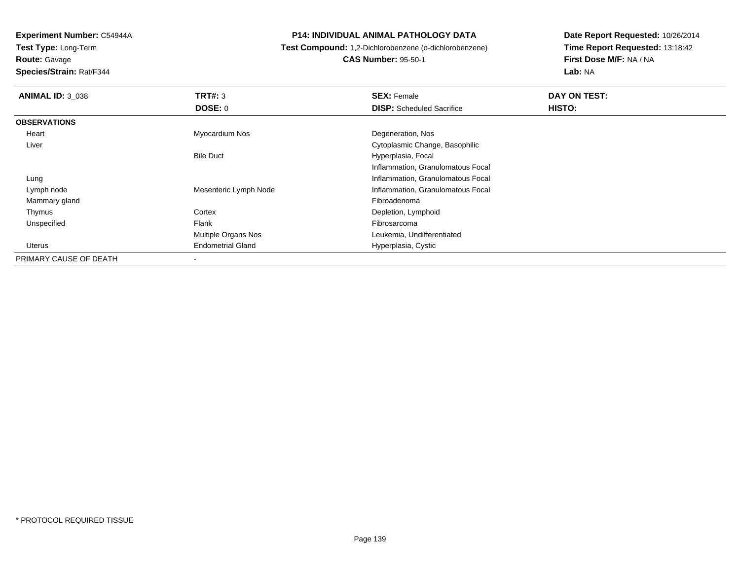**Experiment Number:** C54944A
**Test Type:** Long-Term
**Route:** Gavage
**Species/Strain:** Rat/F344

**P14: INDIVIDUAL ANIMAL PATHOLOGY DATA**
**Test Compound:** 1,2-Dichlorobenzene (o-dichlorobenzene)
**CAS Number:** 95-50-1

**Date Report Requested:** 10/26/2014
**Time Report Requested:** 13:18:42
**First Dose M/F:** NA / NA
**Lab:** NA

| **ANIMAL ID:** 3_038 | **TRT#:** 3 | **SEX:** Female | **DAY ON TEST:** |
|---|---|---|---|
| | **DOSE:** 0 | **DISP:** Scheduled Sacrifice | **HISTO:** |
| **OBSERVATIONS** | | | |
| Heart | Myocardium Nos | Degeneration, Nos | |
| Liver | | Cytoplasmic Change, Basophilic | |
| | Bile Duct | Hyperplasia, Focal | |
| | | Inflammation, Granulomatous Focal | |
| Lung | | Inflammation, Granulomatous Focal | |
| Lymph node | Mesenteric Lymph Node | Inflammation, Granulomatous Focal | |
| Mammary gland | | Fibroadenoma | |
| Thymus | Cortex | Depletion, Lymphoid | |
| Unspecified | Flank | Fibrosarcoma | |
| | Multiple Organs Nos | Leukemia, Undifferentiated | |
| Uterus | Endometrial Gland | Hyperplasia, Cystic | |
| PRIMARY CAUSE OF DEATH | - | | |

* PROTOCOL REQUIRED TISSUE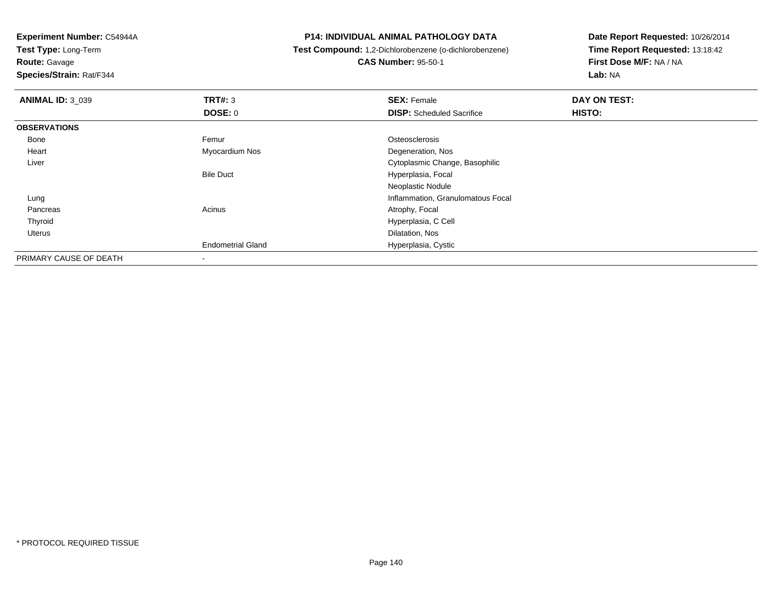**Experiment Number:** C54944A
**Test Type:** Long-Term
**Route:** Gavage
**Species/Strain:** Rat/F344

**P14: INDIVIDUAL ANIMAL PATHOLOGY DATA**
**Test Compound:** 1,2-Dichlorobenzene (o-dichlorobenzene)
**CAS Number:** 95-50-1

**Date Report Requested:** 10/26/2014
**Time Report Requested:** 13:18:42
**First Dose M/F:** NA / NA
**Lab:** NA

| **ANIMAL ID:** 3_039 | **TRT#:** 3 | **SEX:** Female | **DAY ON TEST:** |
|---|---|---|---|
| | **DOSE:** 0 | **DISP:** Scheduled Sacrifice | **HISTO:** |
| **OBSERVATIONS** | | | |
| Bone | Femur | Osteosclerosis | |
| Heart | Myocardium Nos | Degeneration, Nos | |
| Liver | | Cytoplasmic Change, Basophilic | |
| | Bile Duct | Hyperplasia, Focal | |
| | | Neoplastic Nodule | |
| Lung | | Inflammation, Granulomatous Focal | |
| Pancreas | Acinus | Atrophy, Focal | |
| Thyroid | | Hyperplasia, C Cell | |
| Uterus | | Dilatation, Nos | |
| | Endometrial Gland | Hyperplasia, Cystic | |
| PRIMARY CAUSE OF DEATH | - | | |

* PROTOCOL REQUIRED TISSUE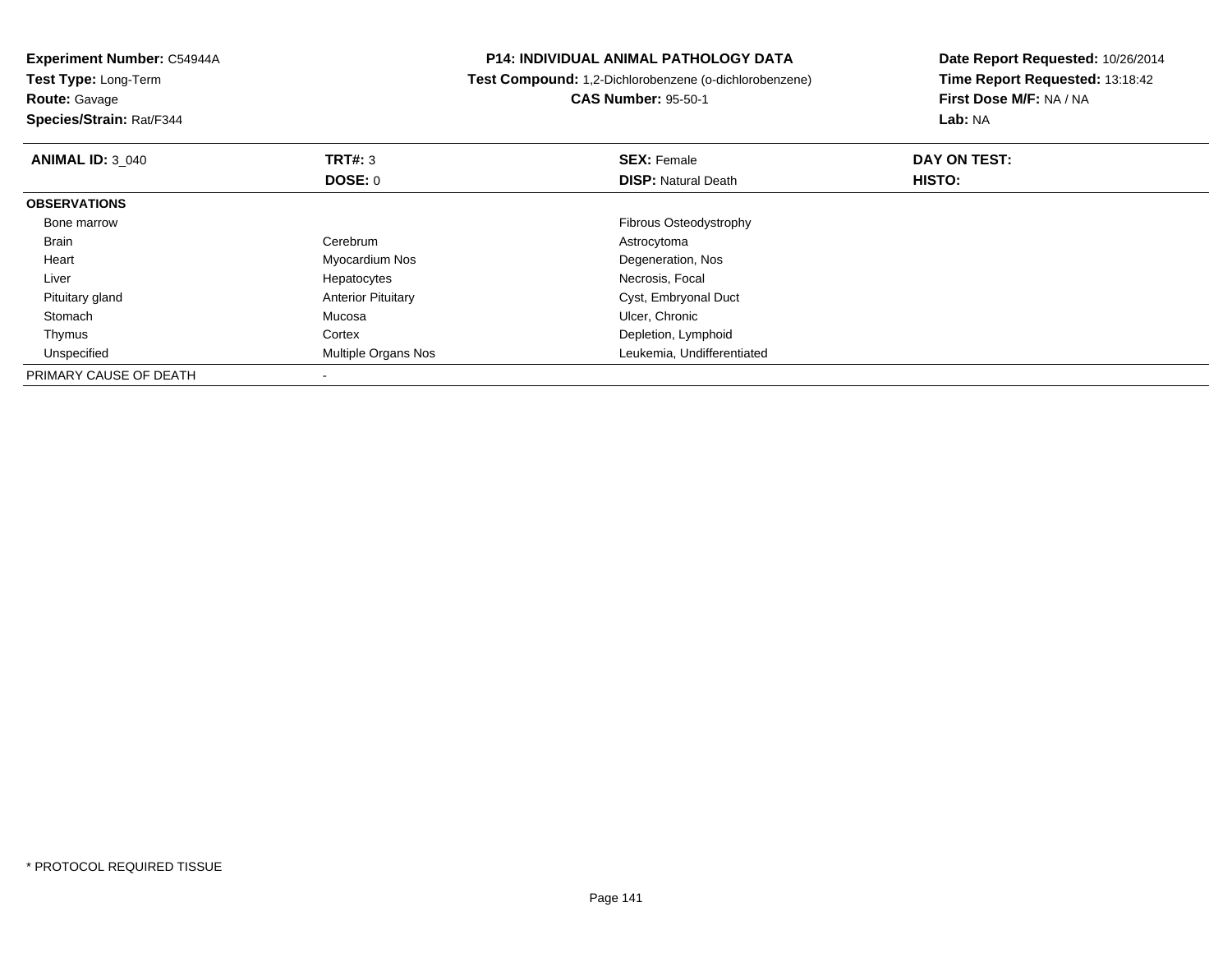**Experiment Number:** C54944A
**Test Type:** Long-Term
**Route:** Gavage
**Species/Strain:** Rat/F344

**P14: INDIVIDUAL ANIMAL PATHOLOGY DATA**
**Test Compound:** 1,2-Dichlorobenzene (o-dichlorobenzene)
**CAS Number:** 95-50-1

**Date Report Requested:** 10/26/2014
**Time Report Requested:** 13:18:42
**First Dose M/F:** NA / NA
**Lab:** NA

| **ANIMAL ID:** 3_040 | **TRT#:** 3 | **SEX:** Female | **DAY ON TEST:** |
|---|---|---|---|
| | **DOSE:** 0 | **DISP:** Natural Death | **HISTO:** |
| **OBSERVATIONS** | | | |
| Bone marrow | | Fibrous Osteodystrophy | |
| Brain | Cerebrum | Astrocytoma | |
| Heart | Myocardium Nos | Degeneration, Nos | |
| Liver | Hepatocytes | Necrosis, Focal | |
| Pituitary gland | Anterior Pituitary | Cyst, Embryonal Duct | |
| Stomach | Mucosa | Ulcer, Chronic | |
| Thymus | Cortex | Depletion, Lymphoid | |
| Unspecified | Multiple Organs Nos | Leukemia, Undifferentiated | |
| PRIMARY CAUSE OF DEATH | - | | |

* PROTOCOL REQUIRED TISSUE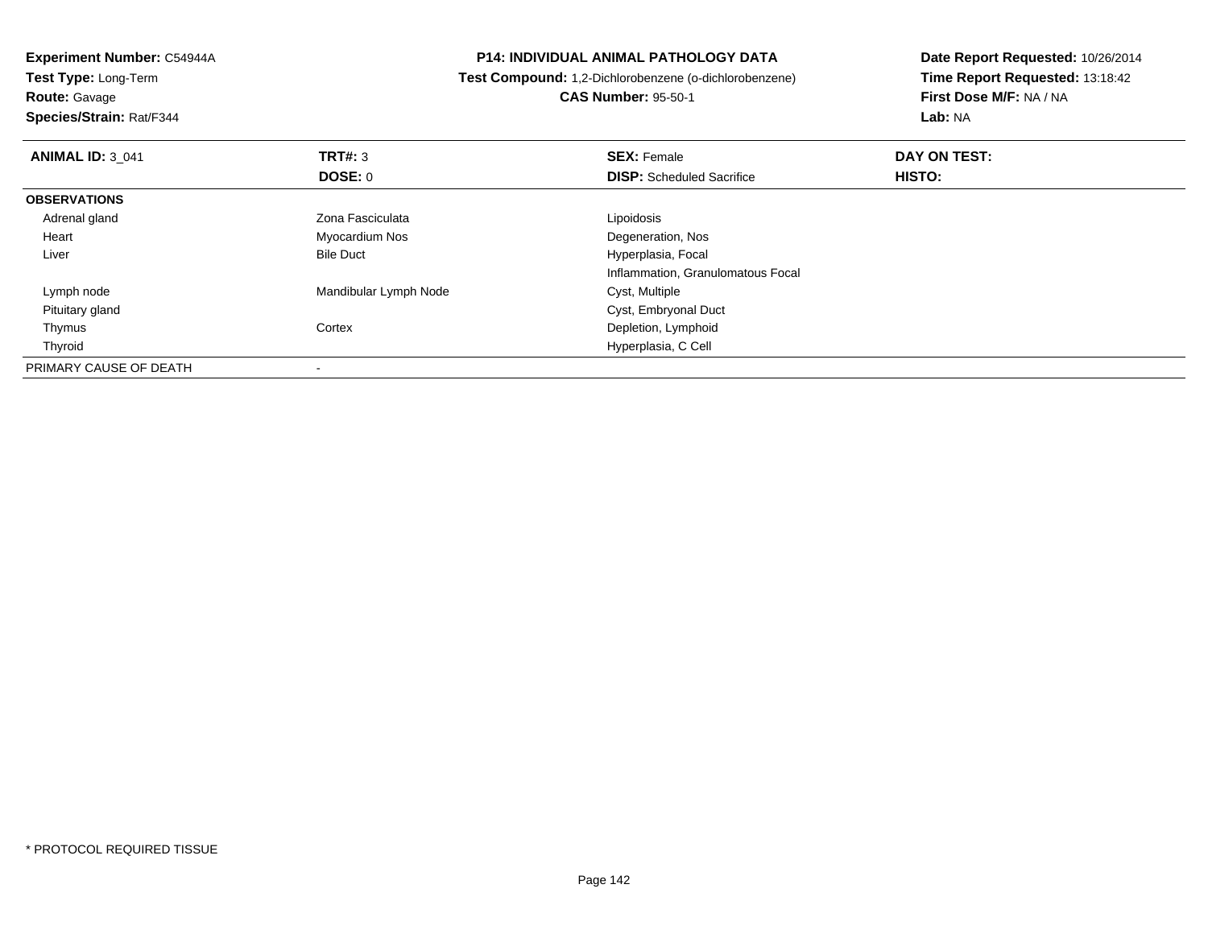**Experiment Number:** C54944A
**Test Type:** Long-Term
**Route:** Gavage
**Species/Strain:** Rat/F344

**P14: INDIVIDUAL ANIMAL PATHOLOGY DATA**
**Test Compound:** 1,2-Dichlorobenzene (o-dichlorobenzene)
**CAS Number:** 95-50-1

**Date Report Requested:** 10/26/2014
**Time Report Requested:** 13:18:42
**First Dose M/F:** NA / NA
**Lab:** NA

| **ANIMAL ID:** 3_041 | **TRT#:** 3 | **SEX:** Female | **DAY ON TEST:** |
|---|---|---|---|
| | **DOSE:** 0 | **DISP:** Scheduled Sacrifice | **HISTO:** |
| **OBSERVATIONS** | | | |
| Adrenal gland | Zona Fasciculata | Lipoidosis | |
| Heart | Myocardium Nos | Degeneration, Nos | |
| Liver | Bile Duct | Hyperplasia, Focal | |
| | | Inflammation, Granulomatous Focal | |
| Lymph node | Mandibular Lymph Node | Cyst, Multiple | |
| Pituitary gland | | Cyst, Embryonal Duct | |
| Thymus | Cortex | Depletion, Lymphoid | |
| Thyroid | | Hyperplasia, C Cell | |
| PRIMARY CAUSE OF DEATH | - | | |

\* PROTOCOL REQUIRED TISSUE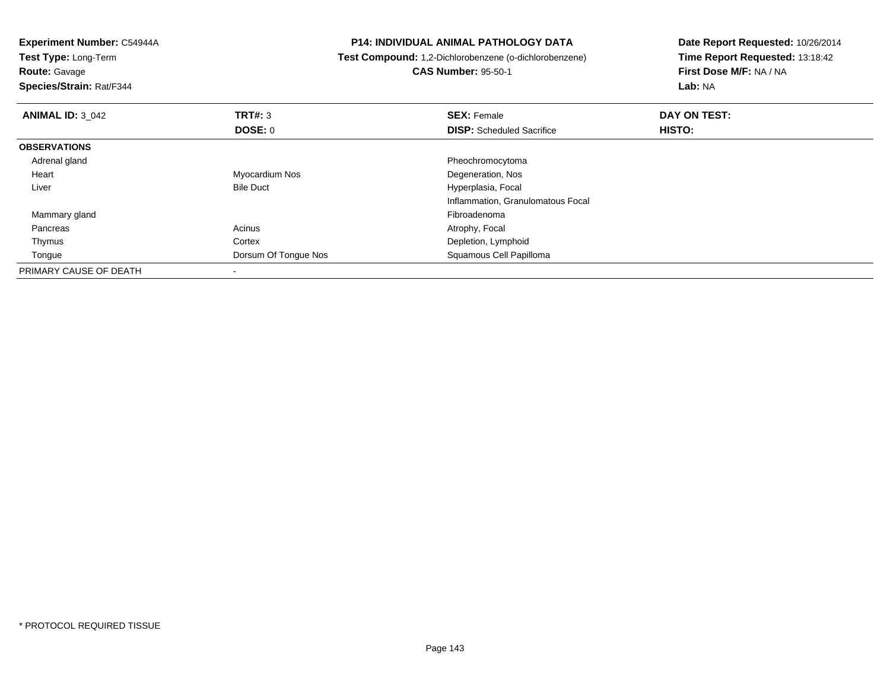**Experiment Number:** C54944A
**Test Type:** Long-Term
**Route:** Gavage
**Species/Strain:** Rat/F344

**P14: INDIVIDUAL ANIMAL PATHOLOGY DATA**
**Test Compound:** 1,2-Dichlorobenzene (o-dichlorobenzene)
**CAS Number:** 95-50-1

**Date Report Requested:** 10/26/2014
**Time Report Requested:** 13:18:42
**First Dose M/F:** NA / NA
**Lab:** NA

| **ANIMAL ID:** 3_042 | **TRT#:** 3 | **SEX:** Female | **DAY ON TEST:** |
|---|---|---|---|
| | **DOSE:** 0 | **DISP:** Scheduled Sacrifice | **HISTO:** |
| **OBSERVATIONS** | | | |
| Adrenal gland | | Pheochromocytoma | |
| Heart | Myocardium Nos | Degeneration, Nos | |
| Liver | Bile Duct | Hyperplasia, Focal | |
| | | Inflammation, Granulomatous Focal | |
| Mammary gland | | Fibroadenoma | |
| Pancreas | Acinus | Atrophy, Focal | |
| Thymus | Cortex | Depletion, Lymphoid | |
| Tongue | Dorsum Of Tongue Nos | Squamous Cell Papilloma | |
| PRIMARY CAUSE OF DEATH | - | | |

* PROTOCOL REQUIRED TISSUE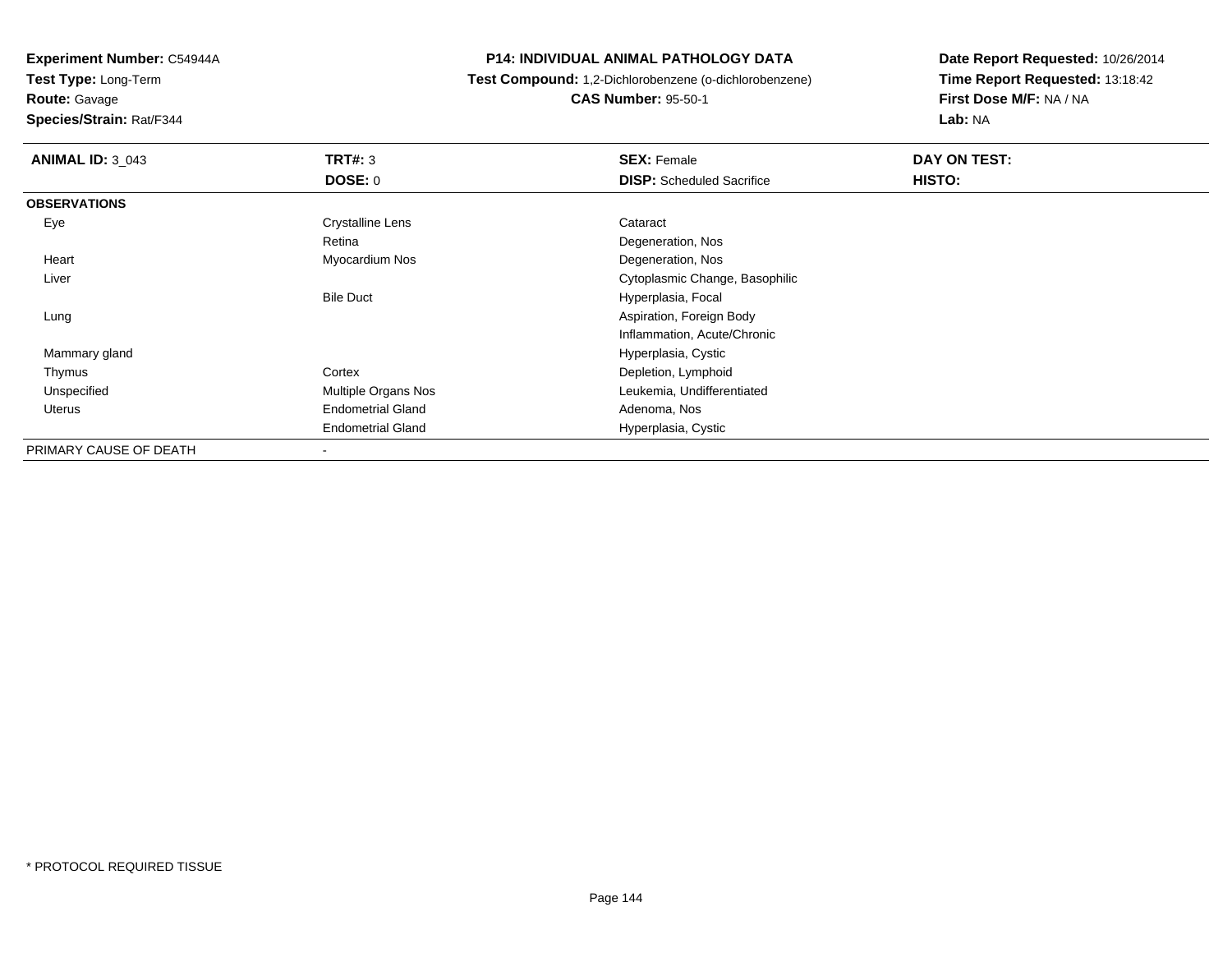**Experiment Number:** C54944A
**Test Type:** Long-Term
**Route:** Gavage
**Species/Strain:** Rat/F344

# P14: INDIVIDUAL ANIMAL PATHOLOGY DATA

**Test Compound:** 1,2-Dichlorobenzene (o-dichlorobenzene)
**CAS Number:** 95-50-1

**Date Report Requested:** 10/26/2014
**Time Report Requested:** 13:18:42
**First Dose M/F:** NA / NA
**Lab:** NA

| **ANIMAL ID:** 3_043 | **TRT#:** 3 | **SEX:** Female | **DAY ON TEST:** |
|---|---|---|---|
| | **DOSE:** 0 | **DISP:** Scheduled Sacrifice | **HISTO:** |
| **OBSERVATIONS** | | | |
| Eye | Crystalline Lens | Cataract | |
| | Retina | Degeneration, Nos | |
| Heart | Myocardium Nos | Degeneration, Nos | |
| Liver | | Cytoplasmic Change, Basophilic | |
| | Bile Duct | Hyperplasia, Focal | |
| Lung | | Aspiration, Foreign Body | |
| | | Inflammation, Acute/Chronic | |
| Mammary gland | | Hyperplasia, Cystic | |
| Thymus | Cortex | Depletion, Lymphoid | |
| Unspecified | Multiple Organs Nos | Leukemia, Undifferentiated | |
| Uterus | Endometrial Gland | Adenoma, Nos | |
| | Endometrial Gland | Hyperplasia, Cystic | |
| PRIMARY CAUSE OF DEATH | - | | |

* PROTOCOL REQUIRED TISSUE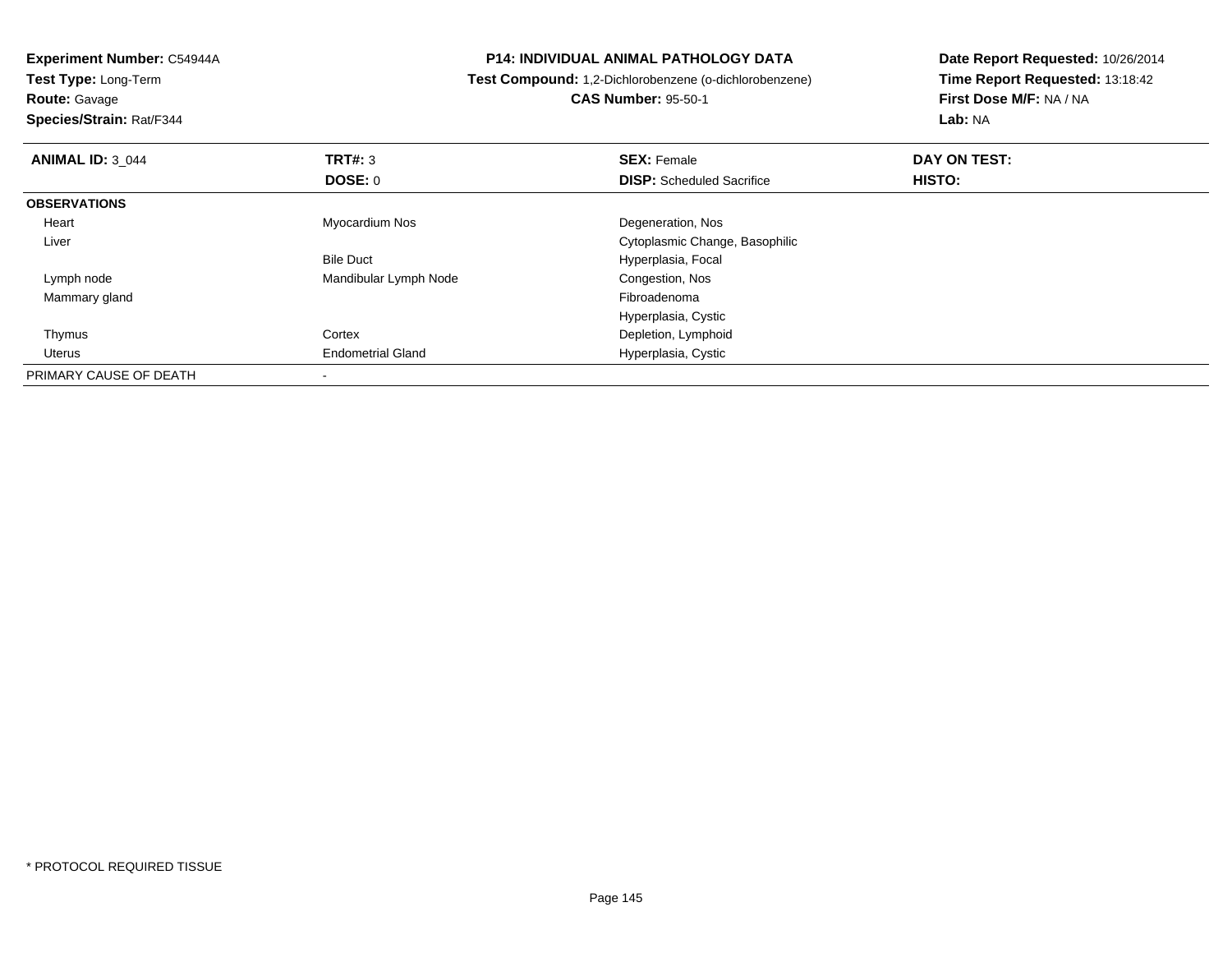**Experiment Number:** C54944A
**Test Type:** Long-Term
**Route:** Gavage
**Species/Strain:** Rat/F344

**P14: INDIVIDUAL ANIMAL PATHOLOGY DATA**
**Test Compound:** 1,2-Dichlorobenzene (o-dichlorobenzene)
**CAS Number:** 95-50-1

**Date Report Requested:** 10/26/2014
**Time Report Requested:** 13:18:42
**First Dose M/F:** NA / NA
**Lab:** NA

| **ANIMAL ID:** 3_044 | **TRT#:** 3 | **SEX:** Female | **DAY ON TEST:** |
|---|---|---|---|
| | **DOSE:** 0 | **DISP:** Scheduled Sacrifice | **HISTO:** |
| **OBSERVATIONS** | | | |
| Heart | Myocardium Nos | Degeneration, Nos | |
| Liver | | Cytoplasmic Change, Basophilic | |
| | Bile Duct | Hyperplasia, Focal | |
| Lymph node | Mandibular Lymph Node | Congestion, Nos | |
| Mammary gland | | Fibroadenoma | |
| | | Hyperplasia, Cystic | |
| Thymus | Cortex | Depletion, Lymphoid | |
| Uterus | Endometrial Gland | Hyperplasia, Cystic | |
| PRIMARY CAUSE OF DEATH | - | | |

* PROTOCOL REQUIRED TISSUE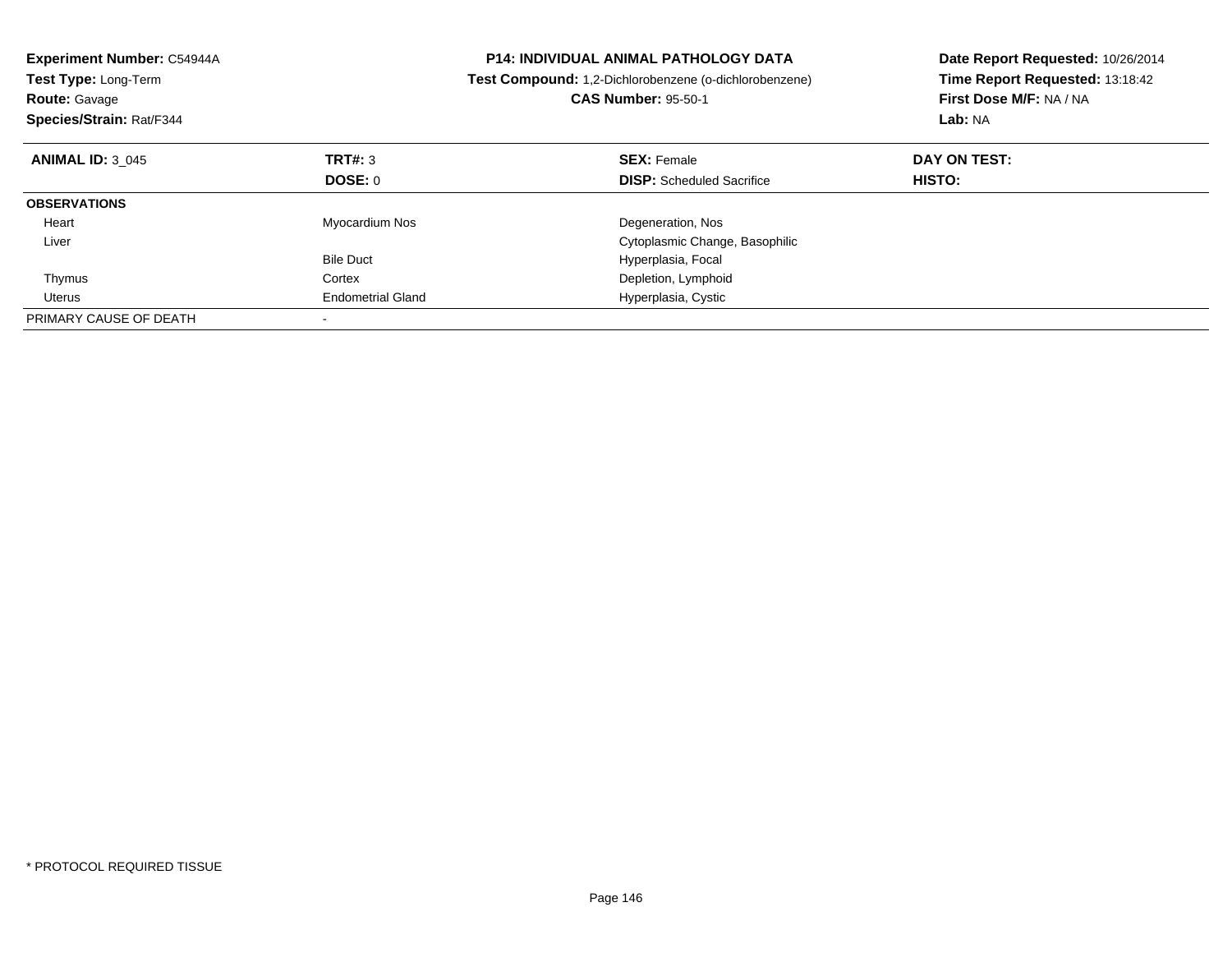**Experiment Number:** C54944A
**Test Type:** Long-Term
**Route:** Gavage
**Species/Strain:** Rat/F344

**P14: INDIVIDUAL ANIMAL PATHOLOGY DATA**
**Test Compound:** 1,2-Dichlorobenzene (o-dichlorobenzene)
**CAS Number:** 95-50-1

**Date Report Requested:** 10/26/2014
**Time Report Requested:** 13:18:42
**First Dose M/F:** NA / NA
**Lab:** NA

| **ANIMAL ID:** 3_045 | **TRT#:** 3 | **SEX:** Female | **DAY ON TEST:** |
|---|---|---|---|
| | **DOSE:** 0 | **DISP:** Scheduled Sacrifice | **HISTO:** |
| **OBSERVATIONS** | | | |
| Heart | Myocardium Nos | Degeneration, Nos | |
| Liver | | Cytoplasmic Change, Basophilic | |
| | Bile Duct | Hyperplasia, Focal | |
| Thymus | Cortex | Depletion, Lymphoid | |
| Uterus | Endometrial Gland | Hyperplasia, Cystic | |
| PRIMARY CAUSE OF DEATH | - | | |

* PROTOCOL REQUIRED TISSUE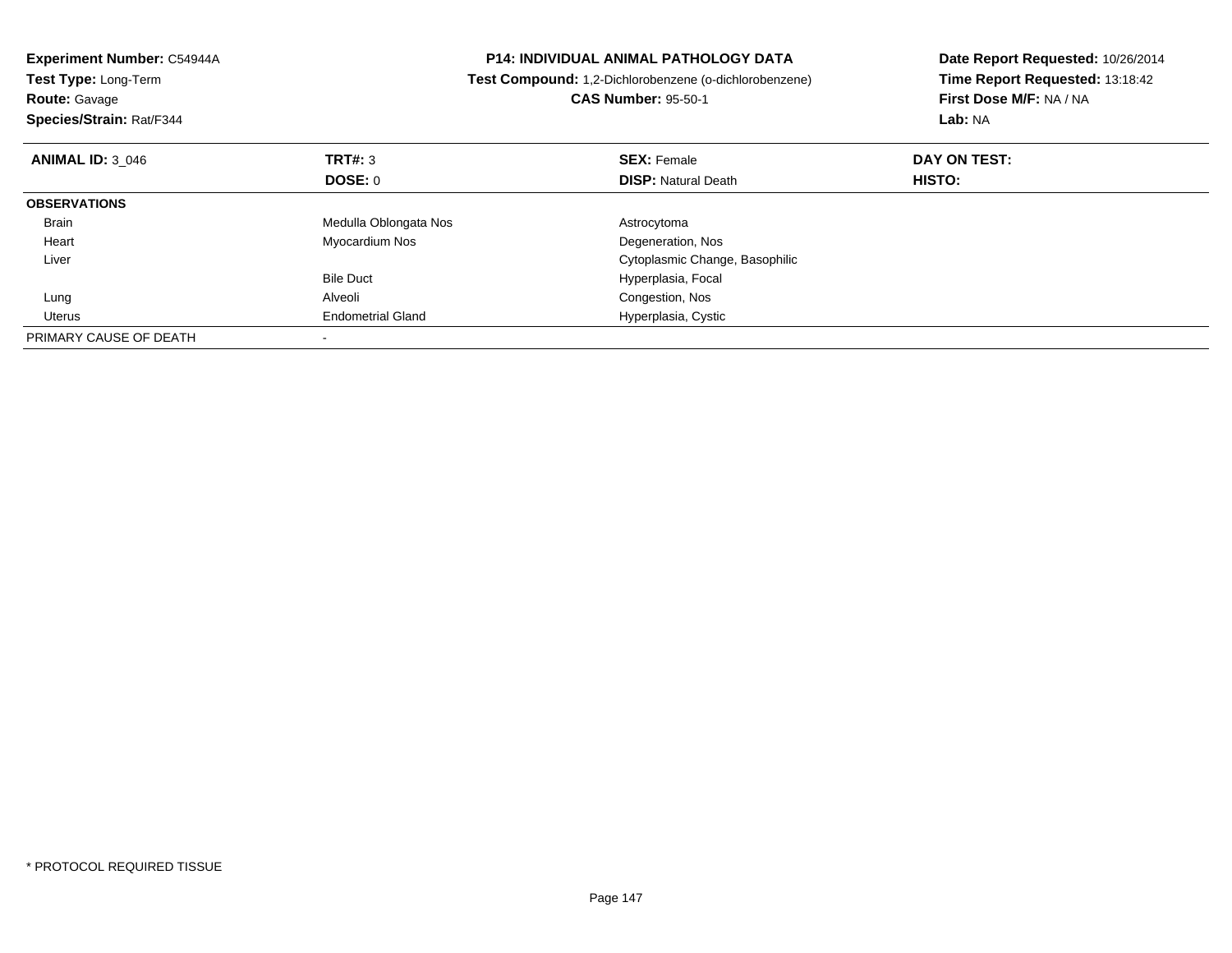**Experiment Number:** C54944A
**Test Type:** Long-Term
**Route:** Gavage
**Species/Strain:** Rat/F344

**P14: INDIVIDUAL ANIMAL PATHOLOGY DATA**
**Test Compound:** 1,2-Dichlorobenzene (o-dichlorobenzene)
**CAS Number:** 95-50-1

**Date Report Requested:** 10/26/2014
**Time Report Requested:** 13:18:42
**First Dose M/F:** NA / NA
**Lab:** NA

| **ANIMAL ID:** 3_046 | **TRT#:** 3 | **SEX:** Female | **DAY ON TEST:** |
|---|---|---|---|
| | **DOSE:** 0 | **DISP:** Natural Death | **HISTO:** |
| **OBSERVATIONS** | | | |
| Brain | Medulla Oblongata Nos | Astrocytoma | |
| Heart | Myocardium Nos | Degeneration, Nos | |
| Liver | | Cytoplasmic Change, Basophilic | |
| | Bile Duct | Hyperplasia, Focal | |
| Lung | Alveoli | Congestion, Nos | |
| Uterus | Endometrial Gland | Hyperplasia, Cystic | |
| PRIMARY CAUSE OF DEATH | - | | |

* PROTOCOL REQUIRED TISSUE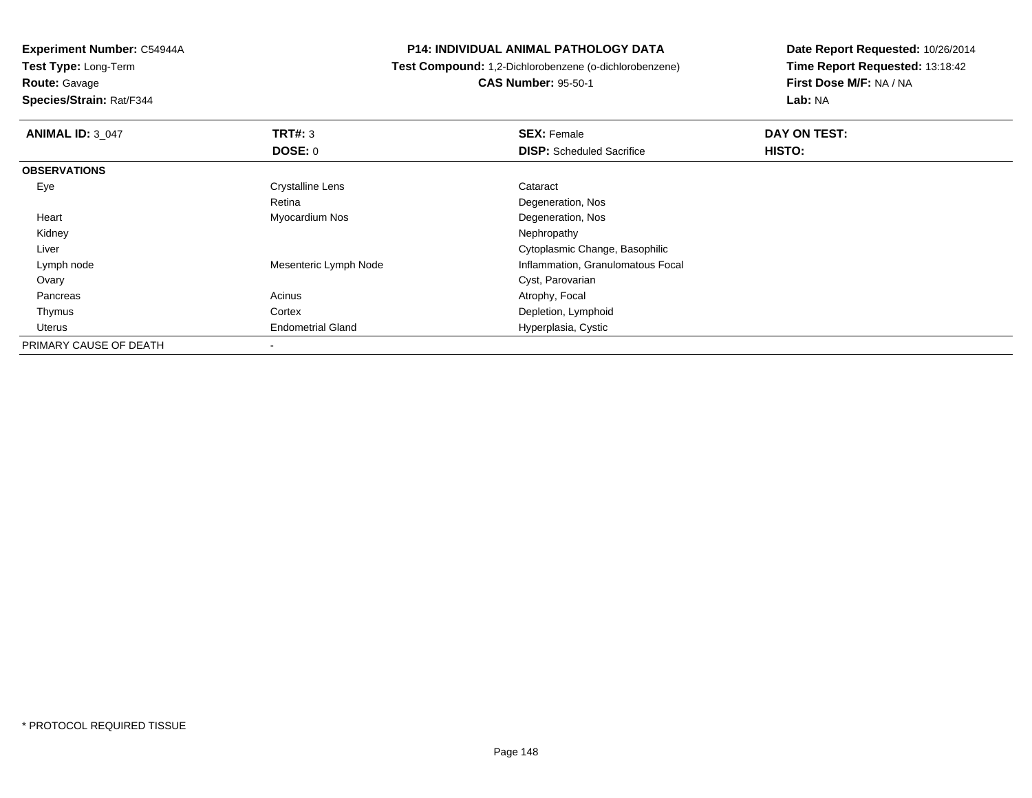**Experiment Number:** C54944A
**Test Type:** Long-Term
**Route:** Gavage
**Species/Strain:** Rat/F344

**P14: INDIVIDUAL ANIMAL PATHOLOGY DATA**
**Test Compound:** 1,2-Dichlorobenzene (o-dichlorobenzene)
**CAS Number:** 95-50-1

**Date Report Requested:** 10/26/2014
**Time Report Requested:** 13:18:42
**First Dose M/F:** NA / NA
**Lab:** NA

| **ANIMAL ID:** 3_047 | **TRT#:** 3 | **SEX:** Female | **DAY ON TEST:** |
|---|---|---|---|
| | **DOSE:** 0 | **DISP:** Scheduled Sacrifice | **HISTO:** |
| **OBSERVATIONS** | | | |
| Eye | Crystalline Lens | Cataract | |
| | Retina | Degeneration, Nos | |
| Heart | Myocardium Nos | Degeneration, Nos | |
| Kidney | | Nephropathy | |
| Liver | | Cytoplasmic Change, Basophilic | |
| Lymph node | Mesenteric Lymph Node | Inflammation, Granulomatous Focal | |
| Ovary | | Cyst, Parovarian | |
| Pancreas | Acinus | Atrophy, Focal | |
| Thymus | Cortex | Depletion, Lymphoid | |
| Uterus | Endometrial Gland | Hyperplasia, Cystic | |
| PRIMARY CAUSE OF DEATH | - | | |

* PROTOCOL REQUIRED TISSUE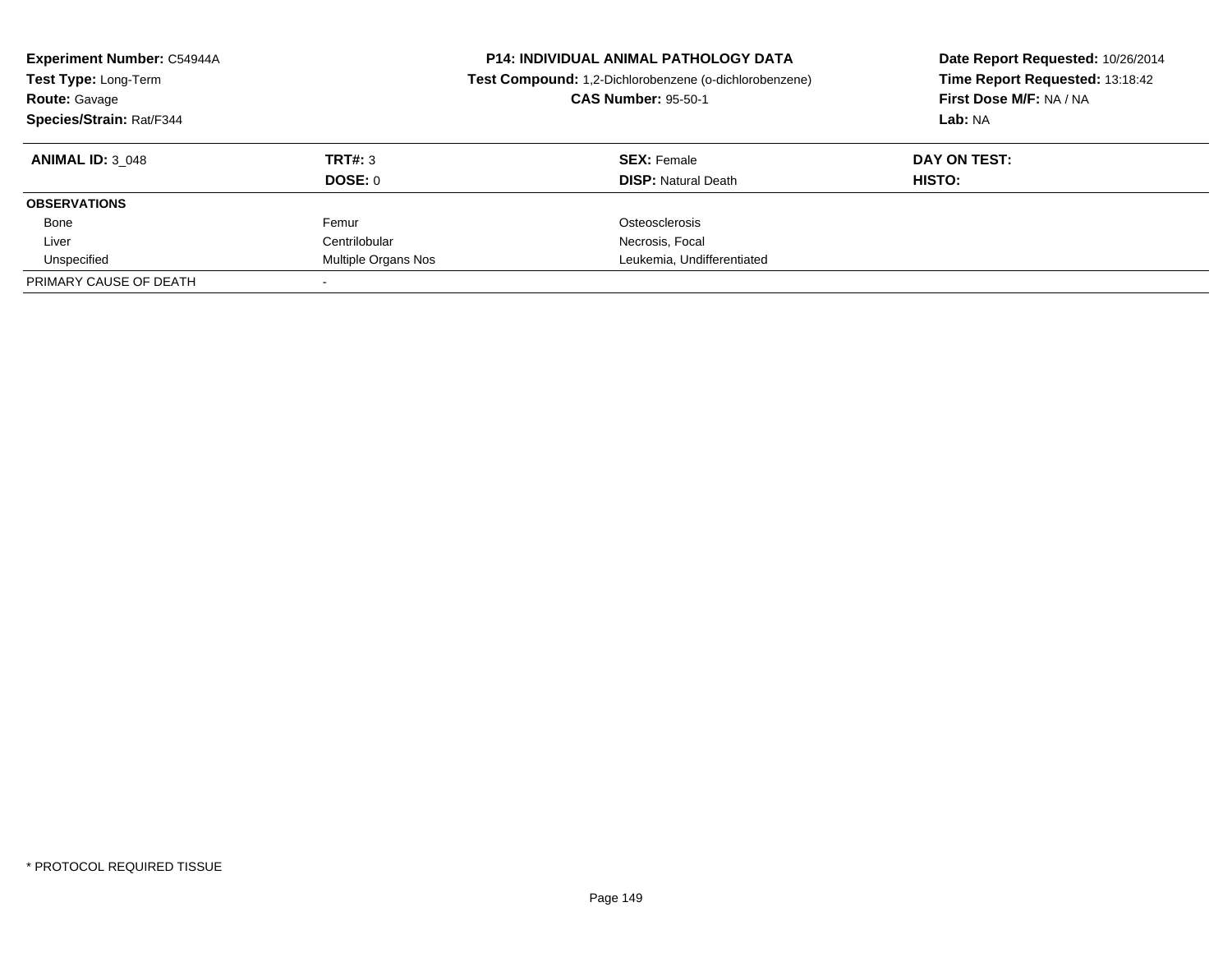**Experiment Number:** C54944A
**Test Type:** Long-Term
**Route:** Gavage
**Species/Strain:** Rat/F344

**P14: INDIVIDUAL ANIMAL PATHOLOGY DATA**
**Test Compound:** 1,2-Dichlorobenzene (o-dichlorobenzene)
**CAS Number:** 95-50-1

**Date Report Requested:** 10/26/2014
**Time Report Requested:** 13:18:42
**First Dose M/F:** NA / NA
**Lab:** NA

| **ANIMAL ID:** 3_048 | **TRT#:** 3 | **SEX:** Female | **DAY ON TEST:** |
|---|---|---|---|
| | **DOSE:** 0 | **DISP:** Natural Death | **HISTO:** |
| **OBSERVATIONS** | | | |
| Bone | Femur | Osteosclerosis | |
| Liver | Centrilobular | Necrosis, Focal | |
| Unspecified | Multiple Organs Nos | Leukemia, Undifferentiated | |
| PRIMARY CAUSE OF DEATH | - | | |

* PROTOCOL REQUIRED TISSUE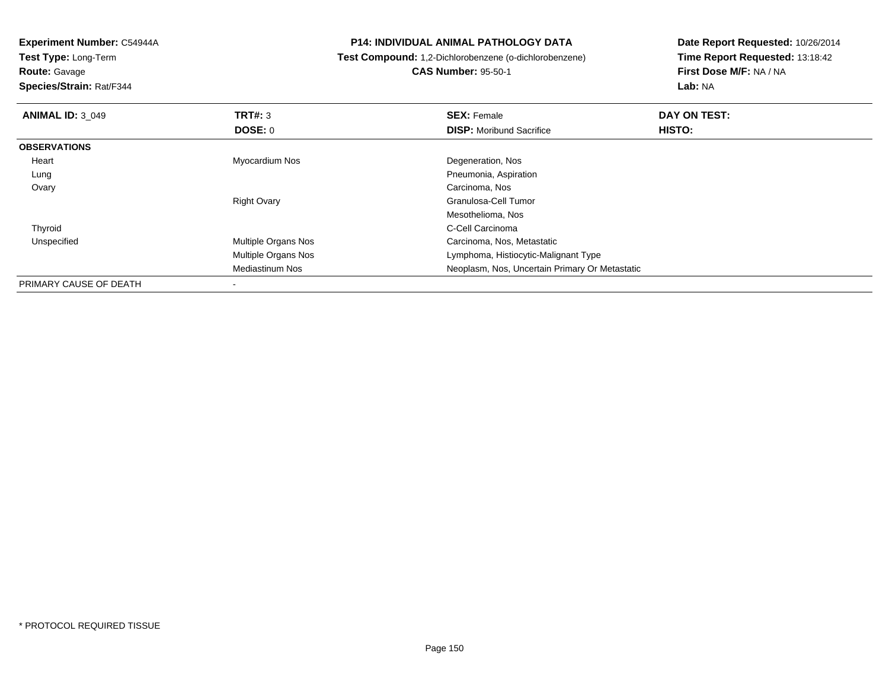**Experiment Number:** C54944A
**Test Type:** Long-Term
**Route:** Gavage
**Species/Strain:** Rat/F344

**P14: INDIVIDUAL ANIMAL PATHOLOGY DATA**
**Test Compound:** 1,2-Dichlorobenzene (o-dichlorobenzene)
**CAS Number:** 95-50-1

**Date Report Requested:** 10/26/2014
**Time Report Requested:** 13:18:42
**First Dose M/F:** NA / NA
**Lab:** NA

| **ANIMAL ID:** 3_049 | **TRT#:** 3 | **SEX:** Female | **DAY ON TEST:** |
|---|---|---|---|
| | **DOSE:** 0 | **DISP:** Moribund Sacrifice | **HISTO:** |
| **OBSERVATIONS** | | | |
| Heart | Myocardium Nos | Degeneration, Nos | |
| Lung | | Pneumonia, Aspiration | |
| Ovary | | Carcinoma, Nos | |
| | Right Ovary | Granulosa-Cell Tumor | |
| | | Mesothelioma, Nos | |
| Thyroid | | C-Cell Carcinoma | |
| Unspecified | Multiple Organs Nos | Carcinoma, Nos, Metastatic | |
| | Multiple Organs Nos | Lymphoma, Histiocytic-Malignant Type | |
| | Mediastinum Nos | Neoplasm, Nos, Uncertain Primary Or Metastatic | |
| PRIMARY CAUSE OF DEATH | - | | |

* PROTOCOL REQUIRED TISSUE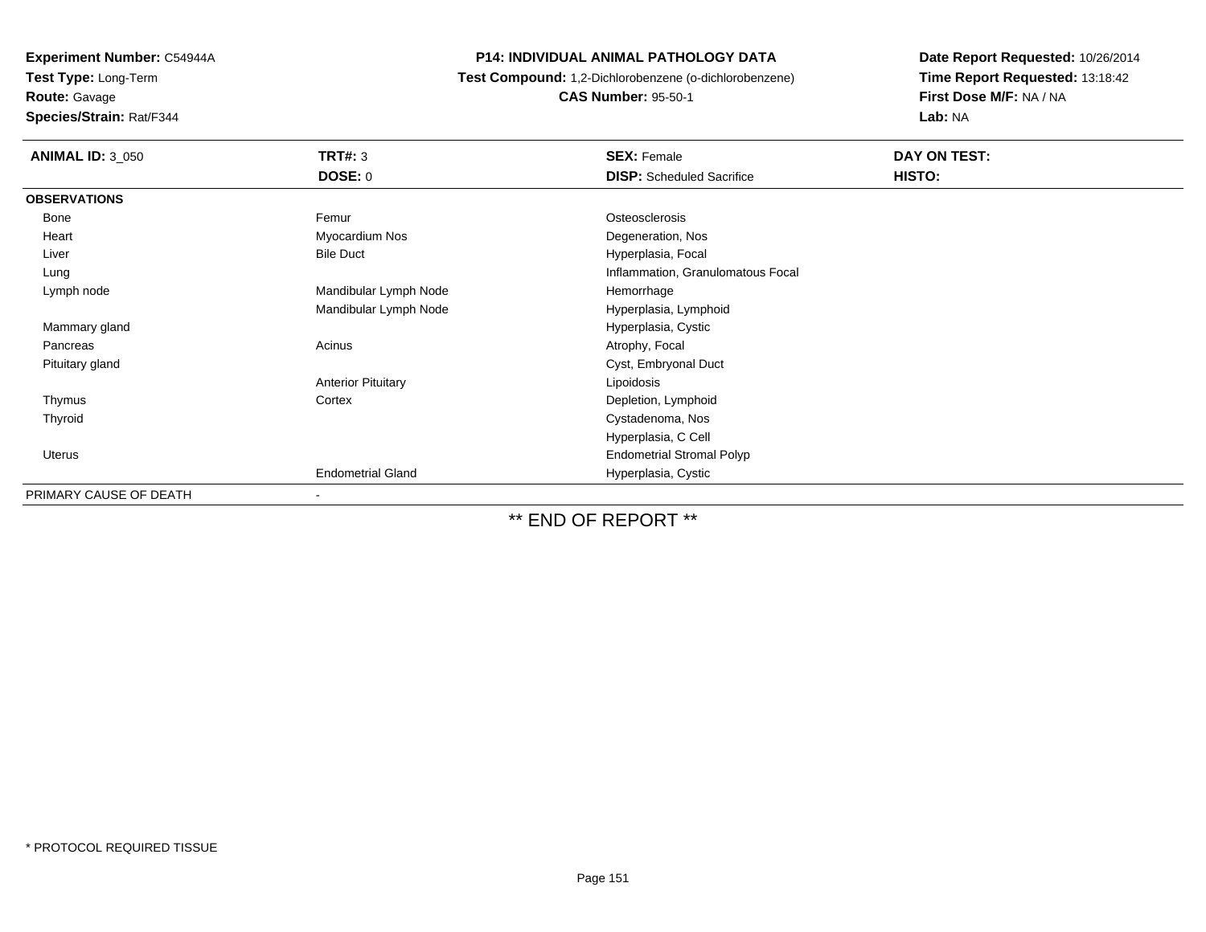**Experiment Number:** C54944A
**Test Type:** Long-Term
**Route:** Gavage
**Species/Strain:** Rat/F344

**P14: INDIVIDUAL ANIMAL PATHOLOGY DATA**
**Test Compound:** 1,2-Dichlorobenzene (o-dichlorobenzene)
**CAS Number:** 95-50-1

**Date Report Requested:** 10/26/2014
**Time Report Requested:** 13:18:42
**First Dose M/F:** NA / NA
**Lab:** NA

| **ANIMAL ID:** 3_050 | **TRT#:** 3 | **SEX:** Female | **DAY ON TEST:** |
|---|---|---|---|
| | **DOSE:** 0 | **DISP:** Scheduled Sacrifice | **HISTO:** |

| **OBSERVATIONS** | | |
|---|---|---|
| Bone | Femur | Osteosclerosis |
| Heart | Myocardium Nos | Degeneration, Nos |
| Liver | Bile Duct | Hyperplasia, Focal |
| Lung | | Inflammation, Granulomatous Focal |
| Lymph node | Mandibular Lymph Node | Hemorrhage |
| | Mandibular Lymph Node | Hyperplasia, Lymphoid |
| Mammary gland | | Hyperplasia, Cystic |
| Pancreas | Acinus | Atrophy, Focal |
| Pituitary gland | | Cyst, Embryonal Duct |
| | Anterior Pituitary | Lipoidosis |
| Thymus | Cortex | Depletion, Lymphoid |
| Thyroid | | Cystadenoma, Nos |
| | | Hyperplasia, C Cell |
| Uterus | | Endometrial Stromal Polyp |
| | Endometrial Gland | Hyperplasia, Cystic |
| PRIMARY CAUSE OF DEATH | - | |

** END OF REPORT **

* PROTOCOL REQUIRED TISSUE